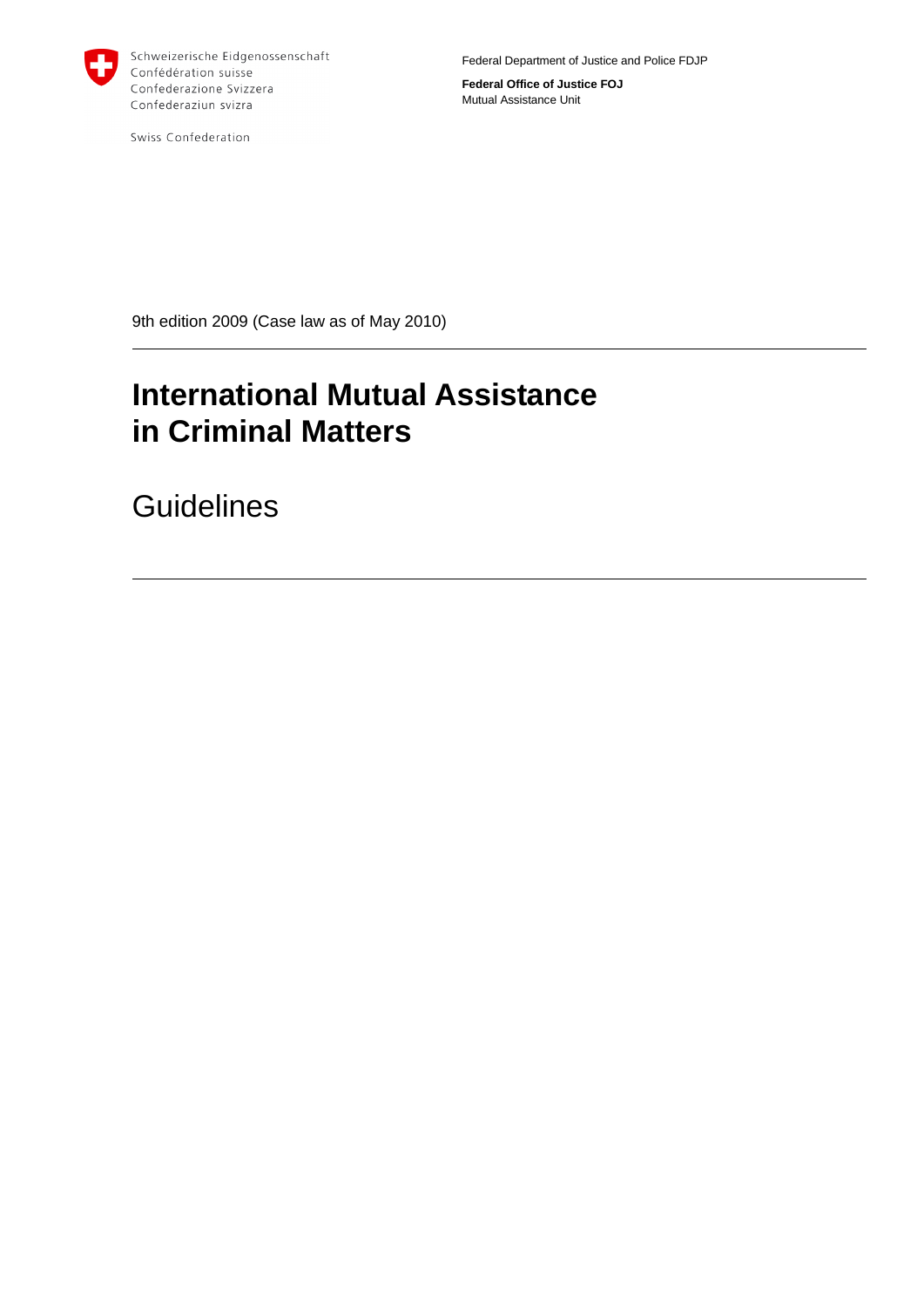Schweizerische Eidgenossenschaft
Confédération suisse
Confederazione Svizzera
Confederaziun svizra

Swiss Confederation

Federal Department of Justice and Police FDJP

**Federal Office of Justice FOJ**
Mutual Assistance Unit

9th edition 2009 (Case law as of May 2010)

# International Mutual Assistance in Criminal Matters

## Guidelines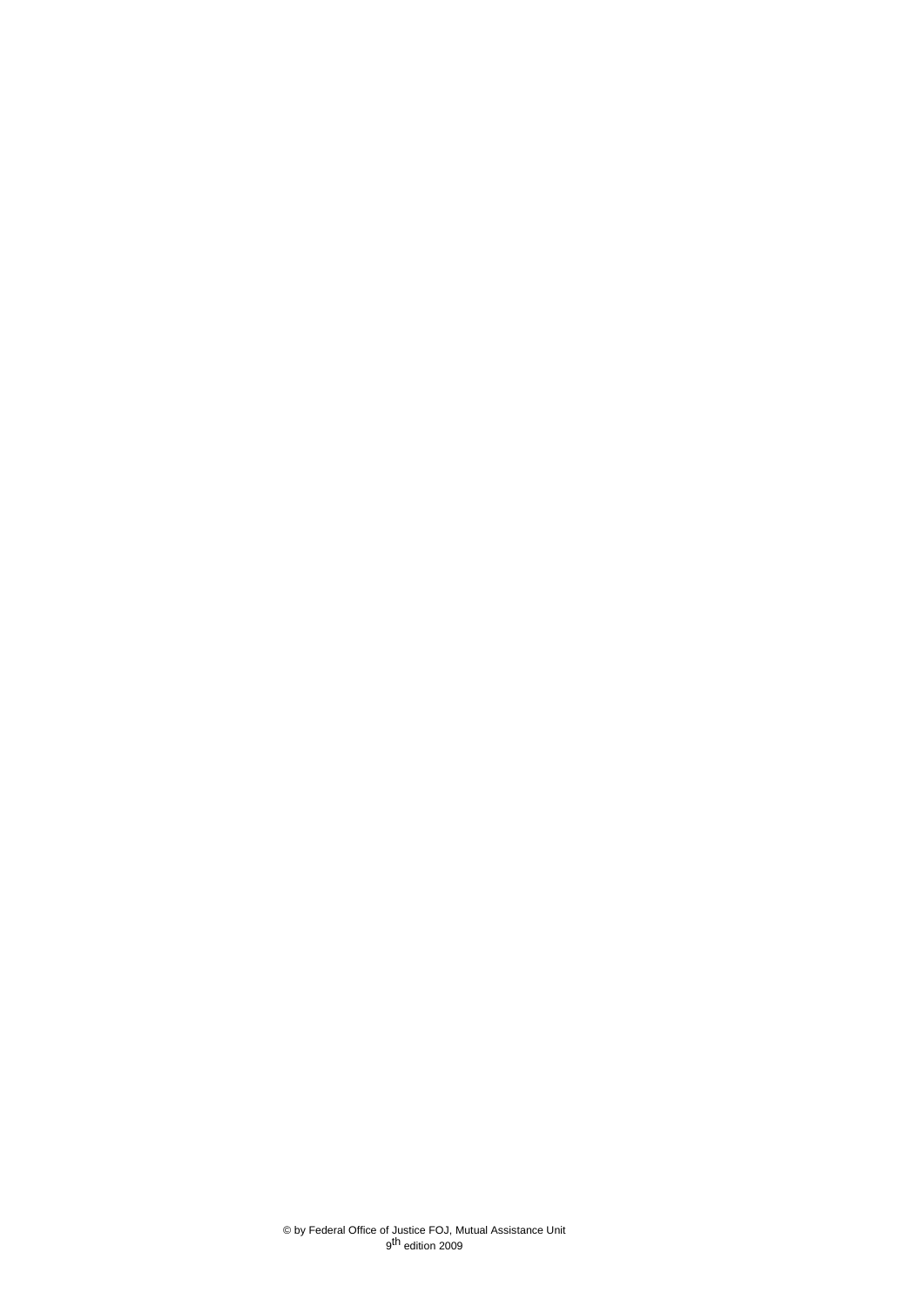© by Federal Office of Justice FOJ, Mutual Assistance Unit
9th edition 2009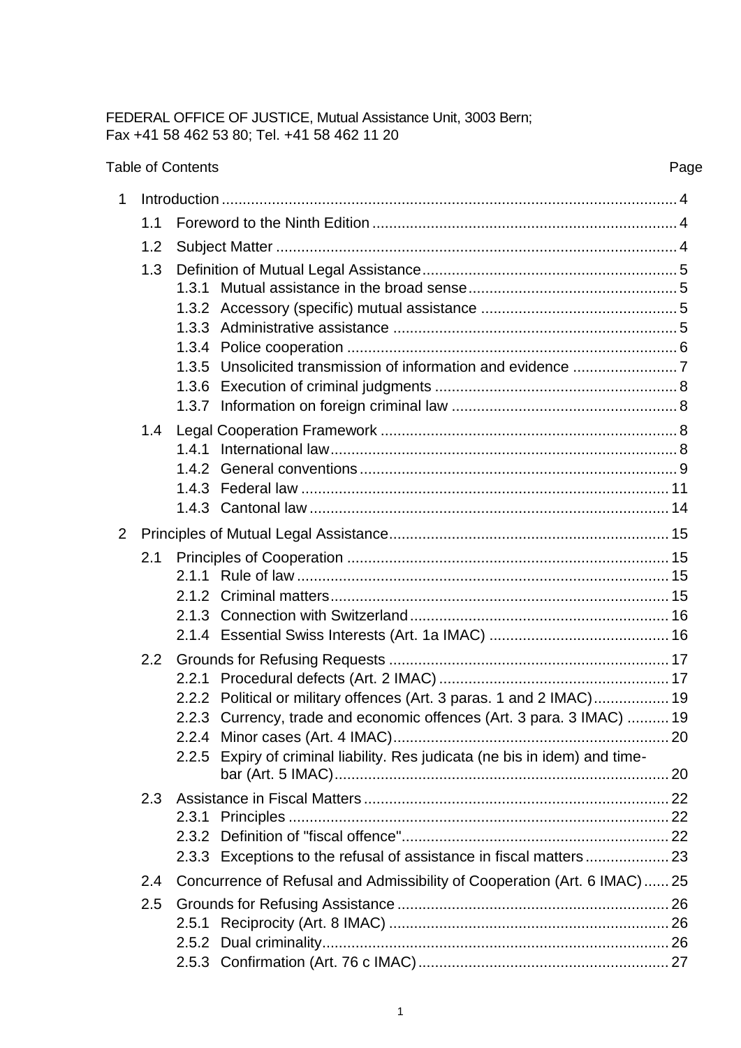FEDERAL OFFICE OF JUSTICE, Mutual Assistance Unit, 3003 Bern;
Fax +41 58 462 53 80; Tel. +41 58 462 11 20

Table of Contents Page

- 1 Introduction ... 4
  - 1.1 Foreword to the Ninth Edition ... 4
  - 1.2 Subject Matter ... 4
  - 1.3 Definition of Mutual Legal Assistance ... 5
    - 1.3.1 Mutual assistance in the broad sense ... 5
    - 1.3.2 Accessory (specific) mutual assistance ... 5
    - 1.3.3 Administrative assistance ... 5
    - 1.3.4 Police cooperation ... 6
    - 1.3.5 Unsolicited transmission of information and evidence ... 7
    - 1.3.6 Execution of criminal judgments ... 8
    - 1.3.7 Information on foreign criminal law ... 8
  - 1.4 Legal Cooperation Framework ... 8
    - 1.4.1 International law ... 8
    - 1.4.2 General conventions ... 9
    - 1.4.3 Federal law ... 11
    - 1.4.3 Cantonal law ... 14
- 2 Principles of Mutual Legal Assistance ... 15
  - 2.1 Principles of Cooperation ... 15
    - 2.1.1 Rule of law ... 15
    - 2.1.2 Criminal matters ... 15
    - 2.1.3 Connection with Switzerland ... 16
    - 2.1.4 Essential Swiss Interests (Art. 1a IMAC) ... 16
  - 2.2 Grounds for Refusing Requests ... 17
    - 2.2.1 Procedural defects (Art. 2 IMAC) ... 17
    - 2.2.2 Political or military offences (Art. 3 paras. 1 and 2 IMAC) ... 19
    - 2.2.3 Currency, trade and economic offences (Art. 3 para. 3 IMAC) ... 19
    - 2.2.4 Minor cases (Art. 4 IMAC) ... 20
    - 2.2.5 Expiry of criminal liability. Res judicata (ne bis in idem) and time-bar (Art. 5 IMAC) ... 20
  - 2.3 Assistance in Fiscal Matters ... 22
    - 2.3.1 Principles ... 22
    - 2.3.2 Definition of "fiscal offence" ... 22
    - 2.3.3 Exceptions to the refusal of assistance in fiscal matters ... 23
  - 2.4 Concurrence of Refusal and Admissibility of Cooperation (Art. 6 IMAC) ... 25
  - 2.5 Grounds for Refusing Assistance ... 26
    - 2.5.1 Reciprocity (Art. 8 IMAC) ... 26
    - 2.5.2 Dual criminality ... 26
    - 2.5.3 Confirmation (Art. 76 c IMAC) ... 27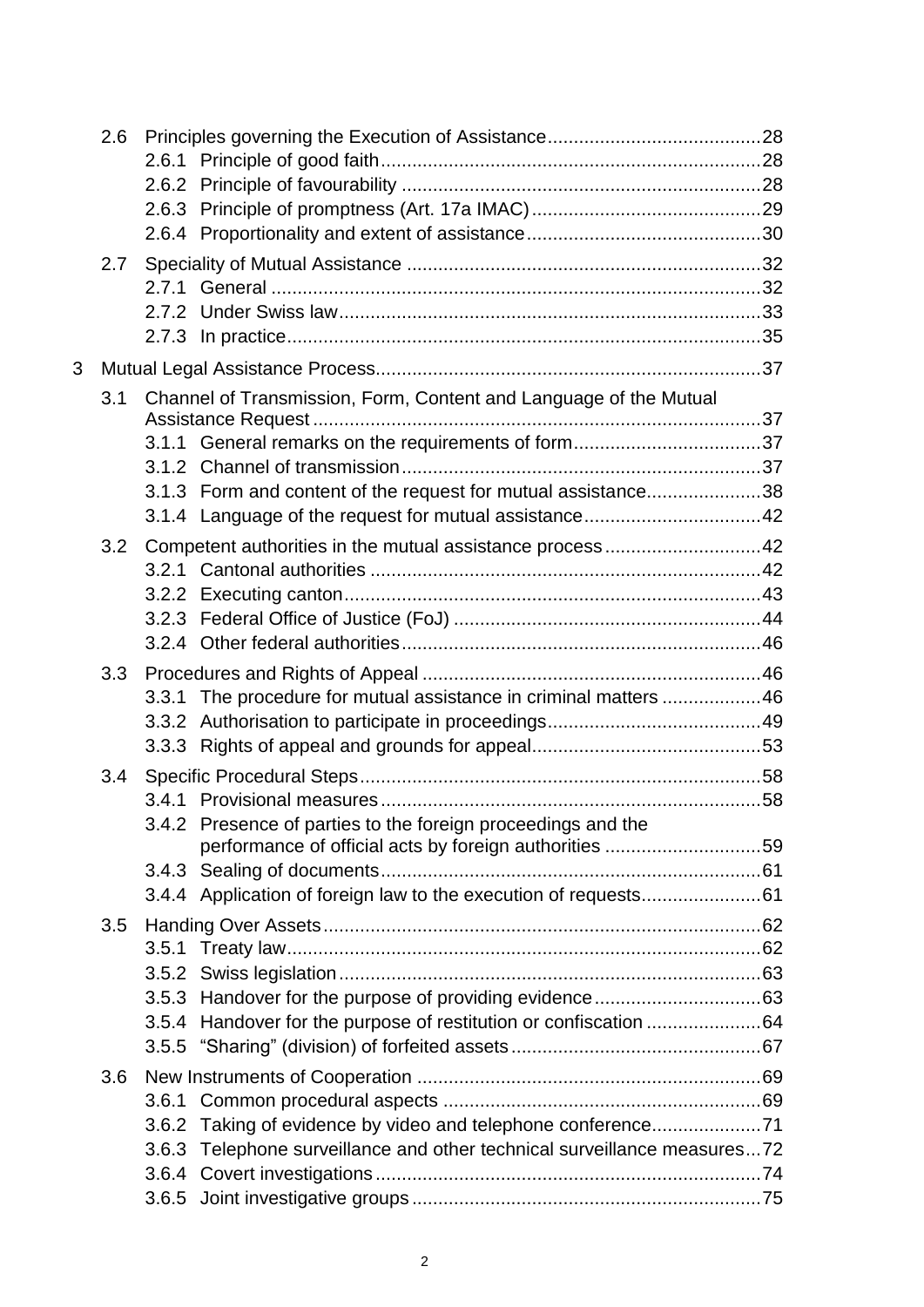- 2.6 Principles governing the Execution of Assistance........................................28
  - 2.6.1 Principle of good faith........................................................................28
  - 2.6.2 Principle of favourability ....................................................................28
  - 2.6.3 Principle of promptness (Art. 17a IMAC)............................................29
  - 2.6.4 Proportionality and extent of assistance............................................30
- 2.7 Speciality of Mutual Assistance ...................................................................32
  - 2.7.1 General ...............................................................................................32
  - 2.7.2 Under Swiss law..................................................................................33
  - 2.7.3 In practice...........................................................................................35

3 Mutual Legal Assistance Process.........................................................................37

- 3.1 Channel of Transmission, Form, Content and Language of the Mutual Assistance Request ......................................................................................37
  - 3.1.1 General remarks on the requirements of form....................................37
  - 3.1.2 Channel of transmission.....................................................................37
  - 3.1.3 Form and content of the request for mutual assistance......................38
  - 3.1.4 Language of the request for mutual assistance..................................42
- 3.2 Competent authorities in the mutual assistance process.............................42
  - 3.2.1 Cantonal authorities ...........................................................................42
  - 3.2.2 Executing canton................................................................................43
  - 3.2.3 Federal Office of Justice (FoJ) ...........................................................44
  - 3.2.4 Other federal authorities.....................................................................46
- 3.3 Procedures and Rights of Appeal ................................................................46
  - 3.3.1 The procedure for mutual assistance in criminal matters ...................46
  - 3.3.2 Authorisation to participate in proceedings.........................................49
  - 3.3.3 Rights of appeal and grounds for appeal............................................53
- 3.4 Specific Procedural Steps............................................................................58
  - 3.4.1 Provisional measures.........................................................................58
  - 3.4.2 Presence of parties to the foreign proceedings and the performance of official acts by foreign authorities ..............................59
  - 3.4.3 Sealing of documents.........................................................................61
  - 3.4.4 Application of foreign law to the execution of requests.......................61
- 3.5 Handing Over Assets...................................................................................62
  - 3.5.1 Treaty law...........................................................................................62
  - 3.5.2 Swiss legislation.................................................................................63
  - 3.5.3 Handover for the purpose of providing evidence................................63
  - 3.5.4 Handover for the purpose of restitution or confiscation ......................64
  - 3.5.5 “Sharing” (division) of forfeited assets................................................67
- 3.6 New Instruments of Cooperation ..................................................................69
  - 3.6.1 Common procedural aspects .............................................................69
  - 3.6.2 Taking of evidence by video and telephone conference.....................71
  - 3.6.3 Telephone surveillance and other technical surveillance measures...72
  - 3.6.4 Covert investigations..........................................................................74
  - 3.6.5 Joint investigative groups...................................................................75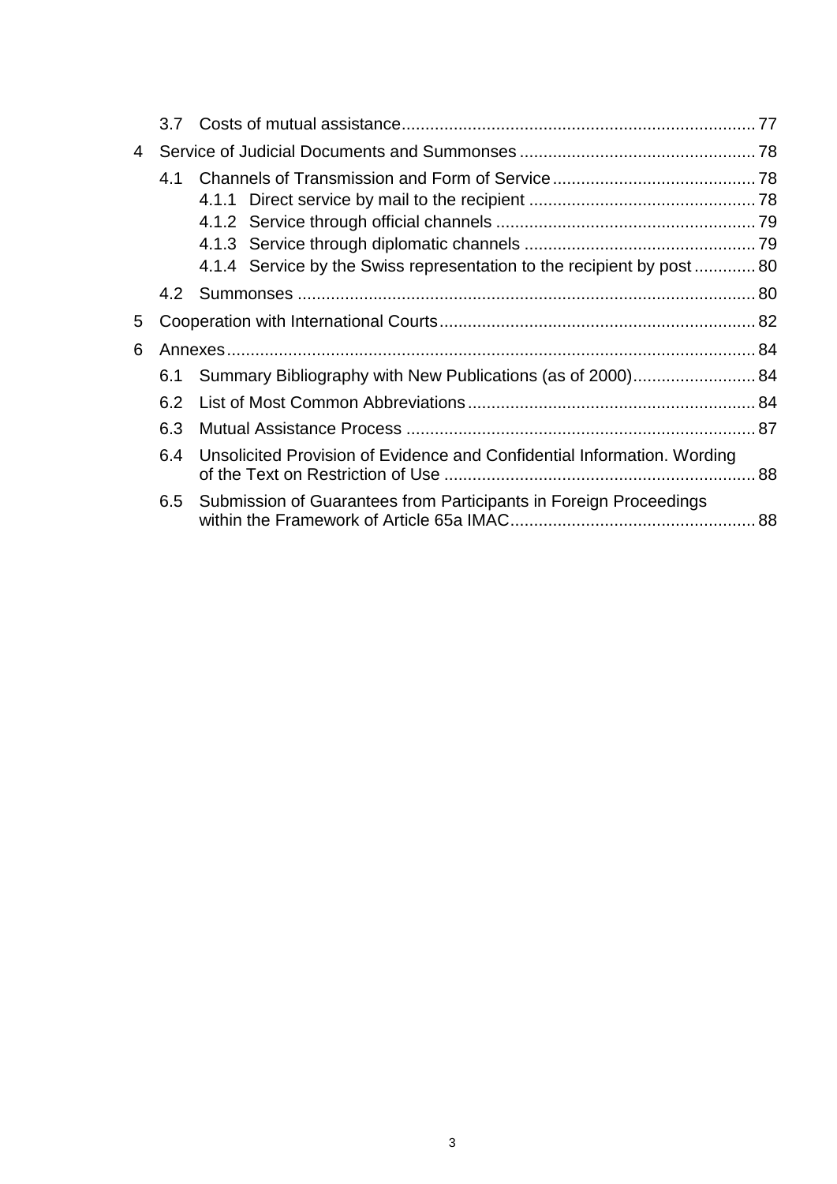- 3.7 Costs of mutual assistance .......... 77
- 4 Service of Judicial Documents and Summonses .......... 78
  - 4.1 Channels of Transmission and Form of Service .......... 78
    - 4.1.1 Direct service by mail to the recipient .......... 78
    - 4.1.2 Service through official channels .......... 79
    - 4.1.3 Service through diplomatic channels .......... 79
    - 4.1.4 Service by the Swiss representation to the recipient by post .......... 80
  - 4.2 Summonses .......... 80
- 5 Cooperation with International Courts .......... 82
- 6 Annexes .......... 84
  - 6.1 Summary Bibliography with New Publications (as of 2000) .......... 84
  - 6.2 List of Most Common Abbreviations .......... 84
  - 6.3 Mutual Assistance Process .......... 87
  - 6.4 Unsolicited Provision of Evidence and Confidential Information. Wording of the Text on Restriction of Use .......... 88
  - 6.5 Submission of Guarantees from Participants in Foreign Proceedings within the Framework of Article 65a IMAC .......... 88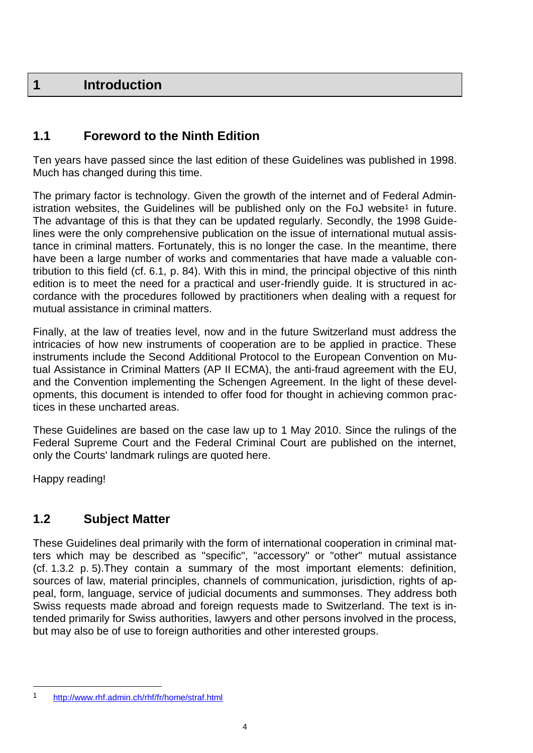# 1 Introduction

## 1.1 Foreword to the Ninth Edition

Ten years have passed since the last edition of these Guidelines was published in 1998. Much has changed during this time.

The primary factor is technology. Given the growth of the internet and of Federal Administration websites, the Guidelines will be published only on the FoJ website[1] in future. The advantage of this is that they can be updated regularly. Secondly, the 1998 Guidelines were the only comprehensive publication on the issue of international mutual assistance in criminal matters. Fortunately, this is no longer the case. In the meantime, there have been a large number of works and commentaries that have made a valuable contribution to this field (cf. 6.1, p. 84). With this in mind, the principal objective of this ninth edition is to meet the need for a practical and user-friendly guide. It is structured in accordance with the procedures followed by practitioners when dealing with a request for mutual assistance in criminal matters.

Finally, at the law of treaties level, now and in the future Switzerland must address the intricacies of how new instruments of cooperation are to be applied in practice. These instruments include the Second Additional Protocol to the European Convention on Mutual Assistance in Criminal Matters (AP II ECMA), the anti-fraud agreement with the EU, and the Convention implementing the Schengen Agreement. In the light of these developments, this document is intended to offer food for thought in achieving common practices in these uncharted areas.

These Guidelines are based on the case law up to 1 May 2010. Since the rulings of the Federal Supreme Court and the Federal Criminal Court are published on the internet, only the Courts' landmark rulings are quoted here.

Happy reading!

## 1.2 Subject Matter

These Guidelines deal primarily with the form of international cooperation in criminal matters which may be described as "specific", "accessory" or "other" mutual assistance (cf. 1.3.2 p. 5).They contain a summary of the most important elements: definition, sources of law, material principles, channels of communication, jurisdiction, rights of appeal, form, language, service of judicial documents and summonses. They address both Swiss requests made abroad and foreign requests made to Switzerland. The text is intended primarily for Swiss authorities, lawyers and other persons involved in the process, but may also be of use to foreign authorities and other interested groups.

---

[1] http://www.rhf.admin.ch/rhf/fr/home/straf.html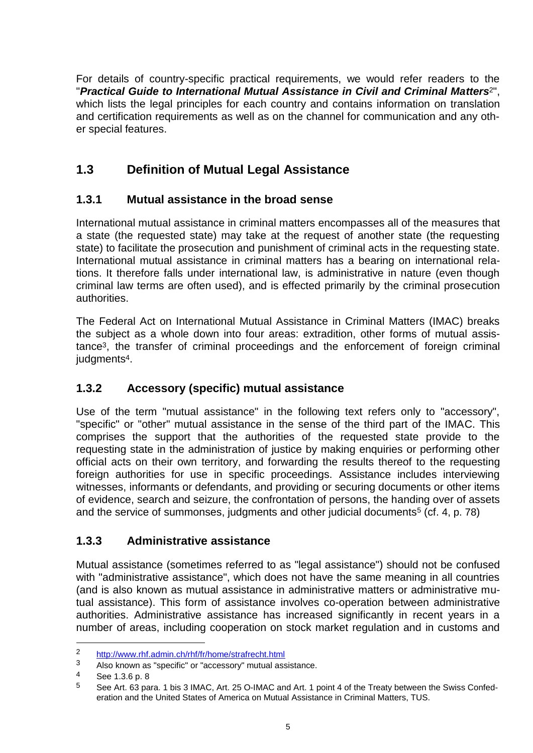For details of country-specific practical requirements, we would refer readers to the "***Practical Guide to International Mutual Assistance in Civil and Criminal Matters***[2]", which lists the legal principles for each country and contains information on translation and certification requirements as well as on the channel for communication and any other special features.

## 1.3 Definition of Mutual Legal Assistance

### 1.3.1 Mutual assistance in the broad sense

International mutual assistance in criminal matters encompasses all of the measures that a state (the requested state) may take at the request of another state (the requesting state) to facilitate the prosecution and punishment of criminal acts in the requesting state. International mutual assistance in criminal matters has a bearing on international relations. It therefore falls under international law, is administrative in nature (even though criminal law terms are often used), and is effected primarily by the criminal prosecution authorities.

The Federal Act on International Mutual Assistance in Criminal Matters (IMAC) breaks the subject as a whole down into four areas: extradition, other forms of mutual assistance[3], the transfer of criminal proceedings and the enforcement of foreign criminal judgments[4].

### 1.3.2 Accessory (specific) mutual assistance

Use of the term "mutual assistance" in the following text refers only to "accessory", "specific" or "other" mutual assistance in the sense of the third part of the IMAC. This comprises the support that the authorities of the requested state provide to the requesting state in the administration of justice by making enquiries or performing other official acts on their own territory, and forwarding the results thereof to the requesting foreign authorities for use in specific proceedings. Assistance includes interviewing witnesses, informants or defendants, and providing or securing documents or other items of evidence, search and seizure, the confrontation of persons, the handing over of assets and the service of summonses, judgments and other judicial documents[5] (cf. 4, p. 78)

### 1.3.3 Administrative assistance

Mutual assistance (sometimes referred to as "legal assistance") should not be confused with "administrative assistance", which does not have the same meaning in all countries (and is also known as mutual assistance in administrative matters or administrative mutual assistance). This form of assistance involves co-operation between administrative authorities. Administrative assistance has increased significantly in recent years in a number of areas, including cooperation on stock market regulation and in customs and

---

[2] http://www.rhf.admin.ch/rhf/fr/home/strafrecht.html

[3] Also known as "specific" or "accessory" mutual assistance.

[4] See 1.3.6 p. 8

[5] See Art. 63 para. 1 bis 3 IMAC, Art. 25 O-IMAC and Art. 1 point 4 of the Treaty between the Swiss Confederation and the United States of America on Mutual Assistance in Criminal Matters, TUS.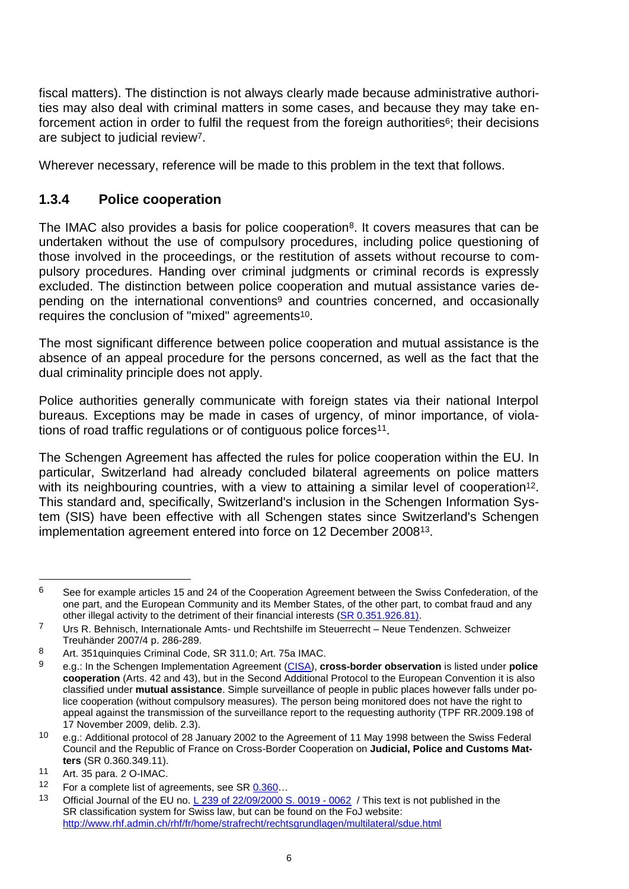fiscal matters). The distinction is not always clearly made because administrative authorities may also deal with criminal matters in some cases, and because they may take enforcement action in order to fulfil the request from the foreign authorities[6]; their decisions are subject to judicial review[7].

Wherever necessary, reference will be made to this problem in the text that follows.

### 1.3.4 Police cooperation

The IMAC also provides a basis for police cooperation[8]. It covers measures that can be undertaken without the use of compulsory procedures, including police questioning of those involved in the proceedings, or the restitution of assets without recourse to compulsory procedures. Handing over criminal judgments or criminal records is expressly excluded. The distinction between police cooperation and mutual assistance varies depending on the international conventions[9] and countries concerned, and occasionally requires the conclusion of "mixed" agreements[10].

The most significant difference between police cooperation and mutual assistance is the absence of an appeal procedure for the persons concerned, as well as the fact that the dual criminality principle does not apply.

Police authorities generally communicate with foreign states via their national Interpol bureaus. Exceptions may be made in cases of urgency, of minor importance, of violations of road traffic regulations or of contiguous police forces[11].

The Schengen Agreement has affected the rules for police cooperation within the EU. In particular, Switzerland had already concluded bilateral agreements on police matters with its neighbouring countries, with a view to attaining a similar level of cooperation[12]. This standard and, specifically, Switzerland's inclusion in the Schengen Information System (SIS) have been effective with all Schengen states since Switzerland's Schengen implementation agreement entered into force on 12 December 2008[13].

---

[6] See for example articles 15 and 24 of the Cooperation Agreement between the Swiss Confederation, of the one part, and the European Community and its Member States, of the other part, to combat fraud and any other illegal activity to the detriment of their financial interests (SR 0.351.926.81).

[7] Urs R. Behnisch, Internationale Amts- und Rechtshilfe im Steuerrecht – Neue Tendenzen. Schweizer Treuhänder 2007/4 p. 286-289.

[8] Art. 351quinquies Criminal Code, SR 311.0; Art. 75a IMAC.

[9] e.g.: In the Schengen Implementation Agreement (CISA), **cross-border observation** is listed under **police cooperation** (Arts. 42 and 43), but in the Second Additional Protocol to the European Convention it is also classified under **mutual assistance**. Simple surveillance of people in public places however falls under police cooperation (without compulsory measures). The person being monitored does not have the right to appeal against the transmission of the surveillance report to the requesting authority (TPF RR.2009.198 of 17 November 2009, delib. 2.3).

[10] e.g.: Additional protocol of 28 January 2002 to the Agreement of 11 May 1998 between the Swiss Federal Council and the Republic of France on Cross-Border Cooperation on **Judicial, Police and Customs Matters** (SR 0.360.349.11).

[11] Art. 35 para. 2 O-IMAC.

[12] For a complete list of agreements, see SR 0.360…

[13] Official Journal of the EU no. L 239 of 22/09/2000 S. 0019 - 0062 / This text is not published in the SR classification system for Swiss law, but can be found on the FoJ website: http://www.rhf.admin.ch/rhf/fr/home/strafrecht/rechtsgrundlagen/multilateral/sdue.html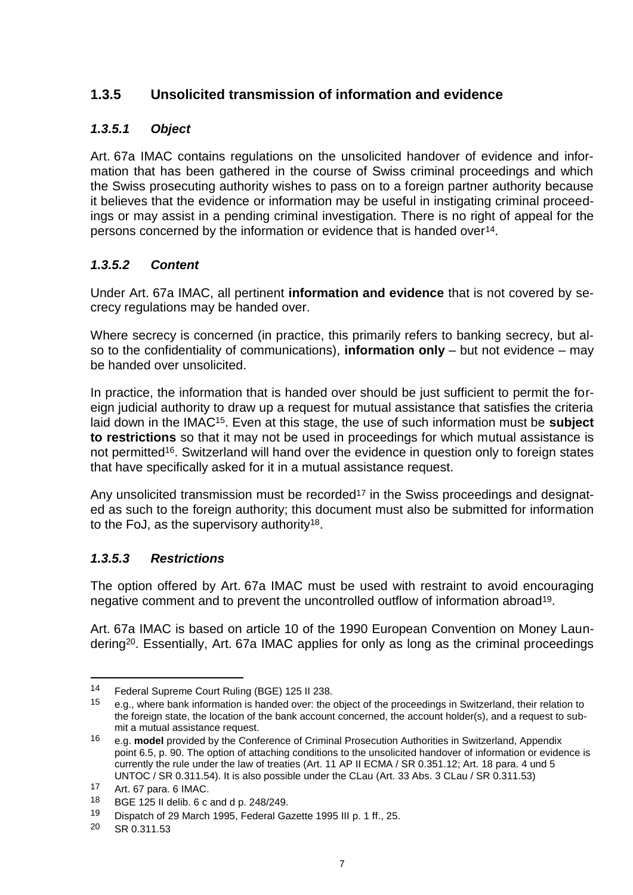### 1.3.5 Unsolicited transmission of information and evidence

#### *1.3.5.1 Object*

Art. 67a IMAC contains regulations on the unsolicited handover of evidence and information that has been gathered in the course of Swiss criminal proceedings and which the Swiss prosecuting authority wishes to pass on to a foreign partner authority because it believes that the evidence or information may be useful in instigating criminal proceedings or may assist in a pending criminal investigation. There is no right of appeal for the persons concerned by the information or evidence that is handed over[14].

#### *1.3.5.2 Content*

Under Art. 67a IMAC, all pertinent **information and evidence** that is not covered by secrecy regulations may be handed over.

Where secrecy is concerned (in practice, this primarily refers to banking secrecy, but also to the confidentiality of communications), **information only** – but not evidence – may be handed over unsolicited.

In practice, the information that is handed over should be just sufficient to permit the foreign judicial authority to draw up a request for mutual assistance that satisfies the criteria laid down in the IMAC[15]. Even at this stage, the use of such information must be **subject to restrictions** so that it may not be used in proceedings for which mutual assistance is not permitted[16]. Switzerland will hand over the evidence in question only to foreign states that have specifically asked for it in a mutual assistance request.

Any unsolicited transmission must be recorded[17] in the Swiss proceedings and designated as such to the foreign authority; this document must also be submitted for information to the FoJ, as the supervisory authority[18].

#### *1.3.5.3 Restrictions*

The option offered by Art. 67a IMAC must be used with restraint to avoid encouraging negative comment and to prevent the uncontrolled outflow of information abroad[19].

Art. 67a IMAC is based on article 10 of the 1990 European Convention on Money Laundering[20]. Essentially, Art. 67a IMAC applies for only as long as the criminal proceedings

---

[14] Federal Supreme Court Ruling (BGE) 125 II 238.

[15] e.g., where bank information is handed over: the object of the proceedings in Switzerland, their relation to the foreign state, the location of the bank account concerned, the account holder(s), and a request to submit a mutual assistance request.

[16] e.g. **model** provided by the Conference of Criminal Prosecution Authorities in Switzerland, Appendix point 6.5, p. 90. The option of attaching conditions to the unsolicited handover of information or evidence is currently the rule under the law of treaties (Art. 11 AP II ECMA / SR 0.351.12; Art. 18 para. 4 und 5 UNTOC / SR 0.311.54). It is also possible under the CLau (Art. 33 Abs. 3 CLau / SR 0.311.53)

[17] Art. 67 para. 6 IMAC.

[18] BGE 125 II delib. 6 c and d p. 248/249.

[19] Dispatch of 29 March 1995, Federal Gazette 1995 III p. 1 ff., 25.

[20] SR 0.311.53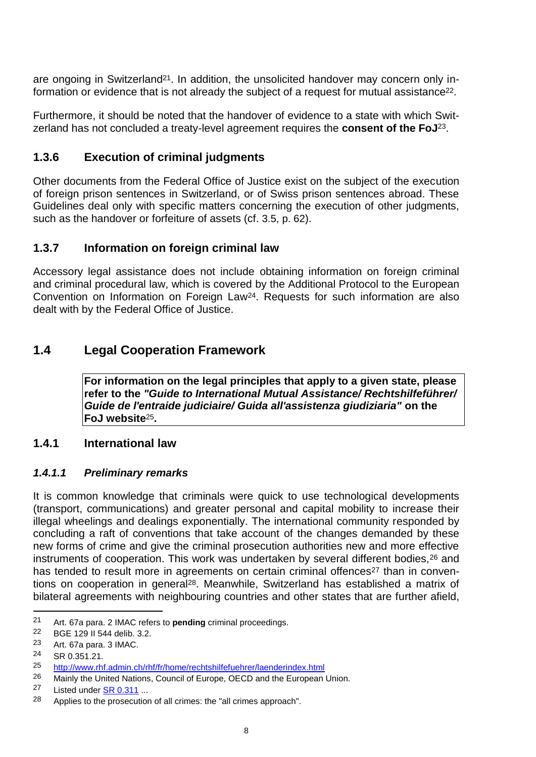are ongoing in Switzerland[21]. In addition, the unsolicited handover may concern only information or evidence that is not already the subject of a request for mutual assistance[22].

Furthermore, it should be noted that the handover of evidence to a state with which Switzerland has not concluded a treaty-level agreement requires the **consent of the FoJ**[23].

### 1.3.6 Execution of criminal judgments

Other documents from the Federal Office of Justice exist on the subject of the execution of foreign prison sentences in Switzerland, or of Swiss prison sentences abroad. These Guidelines deal only with specific matters concerning the execution of other judgments, such as the handover or forfeiture of assets (cf. 3.5, p. 62).

### 1.3.7 Information on foreign criminal law

Accessory legal assistance does not include obtaining information on foreign criminal and criminal procedural law, which is covered by the Additional Protocol to the European Convention on Information on Foreign Law[24]. Requests for such information are also dealt with by the Federal Office of Justice.

## 1.4 Legal Cooperation Framework

> **For information on the legal principles that apply to a given state, please refer to the *"Guide to International Mutual Assistance/ Rechtshilfeführer/ Guide de l'entraide judiciaire/ Guida all'assistenza giudiziaria"* on the FoJ website[25].**

### 1.4.1 International law

#### *1.4.1.1 Preliminary remarks*

It is common knowledge that criminals were quick to use technological developments (transport, communications) and greater personal and capital mobility to increase their illegal wheelings and dealings exponentially. The international community responded by concluding a raft of conventions that take account of the changes demanded by these new forms of crime and give the criminal prosecution authorities new and more effective instruments of cooperation. This work was undertaken by several different bodies,[26] and has tended to result more in agreements on certain criminal offences[27] than in conventions on cooperation in general[28]. Meanwhile, Switzerland has established a matrix of bilateral agreements with neighbouring countries and other states that are further afield,

---

[21] Art. 67a para. 2 IMAC refers to **pending** criminal proceedings.

[22] BGE 129 II 544 delib. 3.2.

[23] Art. 67a para. 3 IMAC.

[24] SR 0.351.21.

[25] http://www.rhf.admin.ch/rhf/fr/home/rechtshilfefuehrer/laenderindex.html

[26] Mainly the United Nations, Council of Europe, OECD and the European Union.

[27] Listed under SR 0.311 ...

[28] Applies to the prosecution of all crimes: the "all crimes approach".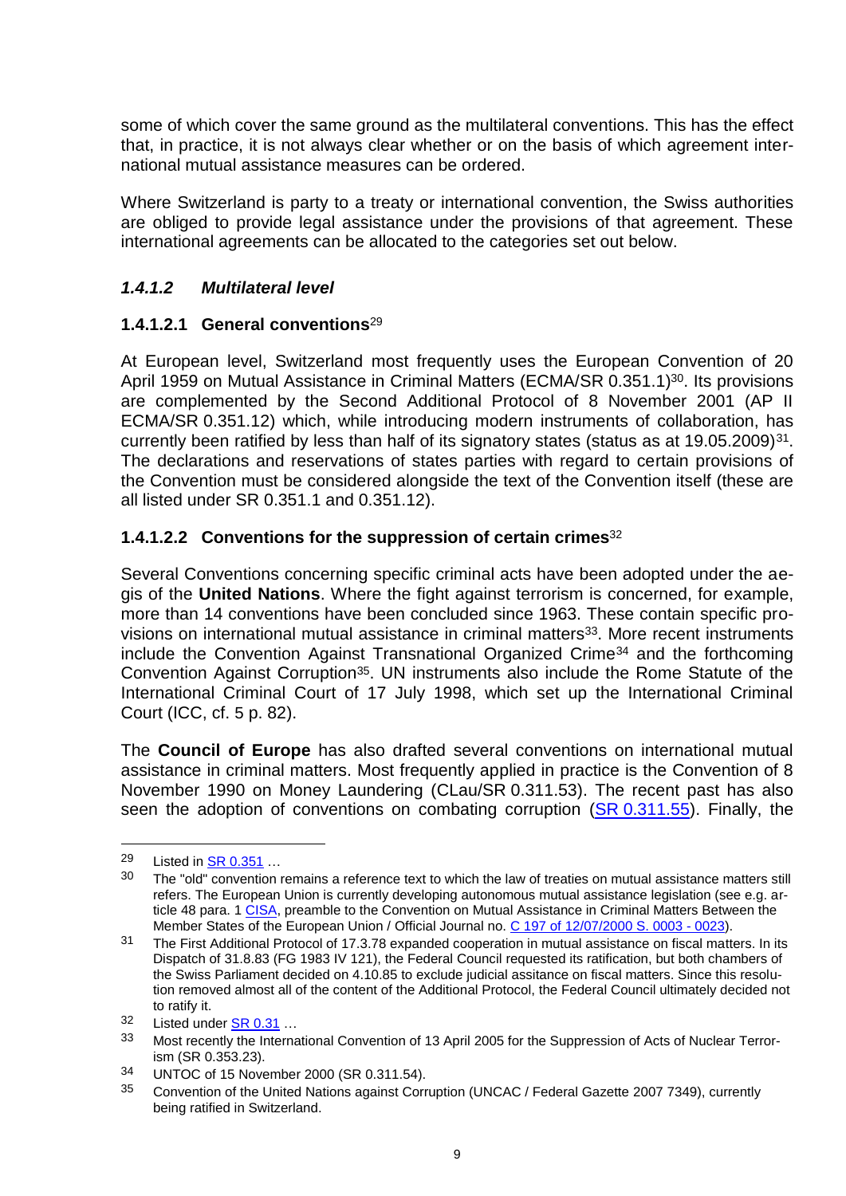some of which cover the same ground as the multilateral conventions. This has the effect that, in practice, it is not always clear whether or on the basis of which agreement international mutual assistance measures can be ordered.

Where Switzerland is party to a treaty or international convention, the Swiss authorities are obliged to provide legal assistance under the provisions of that agreement. These international agreements can be allocated to the categories set out below.

### *1.4.1.2 Multilateral level*

#### 1.4.1.2.1 General conventions[29]

At European level, Switzerland most frequently uses the European Convention of 20 April 1959 on Mutual Assistance in Criminal Matters (ECMA/SR 0.351.1)[30]. Its provisions are complemented by the Second Additional Protocol of 8 November 2001 (AP II ECMA/SR 0.351.12) which, while introducing modern instruments of collaboration, has currently been ratified by less than half of its signatory states (status as at 19.05.2009)[31]. The declarations and reservations of states parties with regard to certain provisions of the Convention must be considered alongside the text of the Convention itself (these are all listed under SR 0.351.1 and 0.351.12).

#### 1.4.1.2.2 Conventions for the suppression of certain crimes[32]

Several Conventions concerning specific criminal acts have been adopted under the aegis of the **United Nations**. Where the fight against terrorism is concerned, for example, more than 14 conventions have been concluded since 1963. These contain specific provisions on international mutual assistance in criminal matters[33]. More recent instruments include the Convention Against Transnational Organized Crime[34] and the forthcoming Convention Against Corruption[35]. UN instruments also include the Rome Statute of the International Criminal Court of 17 July 1998, which set up the International Criminal Court (ICC, cf. 5 p. 82).

The **Council of Europe** has also drafted several conventions on international mutual assistance in criminal matters. Most frequently applied in practice is the Convention of 8 November 1990 on Money Laundering (CLau/SR 0.311.53). The recent past has also seen the adoption of conventions on combating corruption (SR 0.311.55). Finally, the

---

[29] Listed in SR 0.351 …

[30] The "old" convention remains a reference text to which the law of treaties on mutual assistance matters still refers. The European Union is currently developing autonomous mutual assistance legislation (see e.g. article 48 para. 1 CISA, preamble to the Convention on Mutual Assistance in Criminal Matters Between the Member States of the European Union / Official Journal no. C 197 of 12/07/2000 S. 0003 - 0023).

[31] The First Additional Protocol of 17.3.78 expanded cooperation in mutual assistance on fiscal matters. In its Dispatch of 31.8.83 (FG 1983 IV 121), the Federal Council requested its ratification, but both chambers of the Swiss Parliament decided on 4.10.85 to exclude judicial assitance on fiscal matters. Since this resolution removed almost all of the content of the Additional Protocol, the Federal Council ultimately decided not to ratify it.

[32] Listed under SR 0.31 …

[33] Most recently the International Convention of 13 April 2005 for the Suppression of Acts of Nuclear Terrorism (SR 0.353.23).

[34] UNTOC of 15 November 2000 (SR 0.311.54).

[35] Convention of the United Nations against Corruption (UNCAC / Federal Gazette 2007 7349), currently being ratified in Switzerland.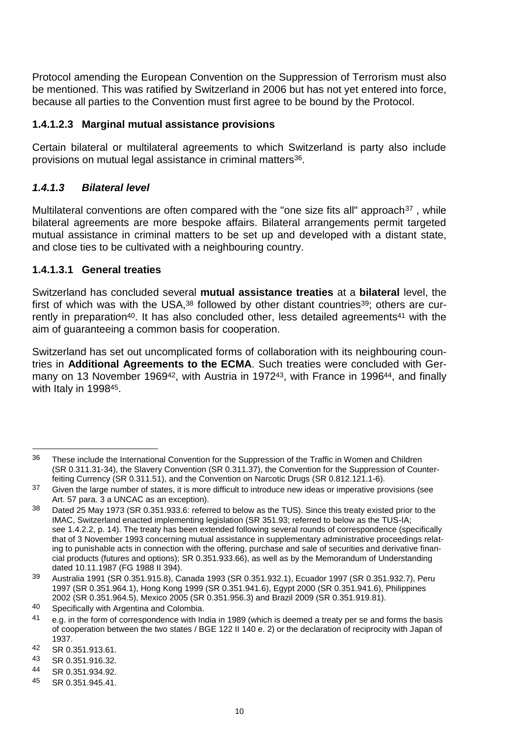Protocol amending the European Convention on the Suppression of Terrorism must also be mentioned. This was ratified by Switzerland in 2006 but has not yet entered into force, because all parties to the Convention must first agree to be bound by the Protocol.

#### 1.4.1.2.3 Marginal mutual assistance provisions

Certain bilateral or multilateral agreements to which Switzerland is party also include provisions on mutual legal assistance in criminal matters[36].

### *1.4.1.3 Bilateral level*

Multilateral conventions are often compared with the "one size fits all" approach[37] , while bilateral agreements are more bespoke affairs. Bilateral arrangements permit targeted mutual assistance in criminal matters to be set up and developed with a distant state, and close ties to be cultivated with a neighbouring country.

#### 1.4.1.3.1 General treaties

Switzerland has concluded several **mutual assistance treaties** at a **bilateral** level, the first of which was with the USA,[38] followed by other distant countries[39]; others are currently in preparation[40]. It has also concluded other, less detailed agreements[41] with the aim of guaranteeing a common basis for cooperation.

Switzerland has set out uncomplicated forms of collaboration with its neighbouring countries in **Additional Agreements to the ECMA**. Such treaties were concluded with Germany on 13 November 1969[42], with Austria in 1972[43], with France in 1996[44], and finally with Italy in 1998[45].

---

[36] These include the International Convention for the Suppression of the Traffic in Women and Children (SR 0.311.31-34), the Slavery Convention (SR 0.311.37), the Convention for the Suppression of Counterfeiting Currency (SR 0.311.51), and the Convention on Narcotic Drugs (SR 0.812.121.1-6).

[37] Given the large number of states, it is more difficult to introduce new ideas or imperative provisions (see Art. 57 para. 3 a UNCAC as an exception).

[38] Dated 25 May 1973 (SR 0.351.933.6: referred to below as the TUS). Since this treaty existed prior to the IMAC, Switzerland enacted implementing legislation (SR 351.93; referred to below as the TUS-IA; see 1.4.2.2, p. 14). The treaty has been extended following several rounds of correspondence (specifically that of 3 November 1993 concerning mutual assistance in supplementary administrative proceedings relating to punishable acts in connection with the offering, purchase and sale of securities and derivative financial products (futures and options); SR 0.351.933.66), as well as by the Memorandum of Understanding dated 10.11.1987 (FG 1988 II 394).

[39] Australia 1991 (SR 0.351.915.8), Canada 1993 (SR 0.351.932.1), Ecuador 1997 (SR 0.351.932.7), Peru 1997 (SR 0.351.964.1), Hong Kong 1999 (SR 0.351.941.6), Egypt 2000 (SR 0.351.941.6), Philippines 2002 (SR 0.351.964.5), Mexico 2005 (SR 0.351.956.3) and Brazil 2009 (SR 0.351.919.81).

[40] Specifically with Argentina and Colombia.

[41] e.g. in the form of correspondence with India in 1989 (which is deemed a treaty per se and forms the basis of cooperation between the two states / BGE 122 II 140 e. 2) or the declaration of reciprocity with Japan of 1937.

[42] SR 0.351.913.61.

[43] SR 0.351.916.32.

[44] SR 0.351.934.92.

[45] SR 0.351.945.41.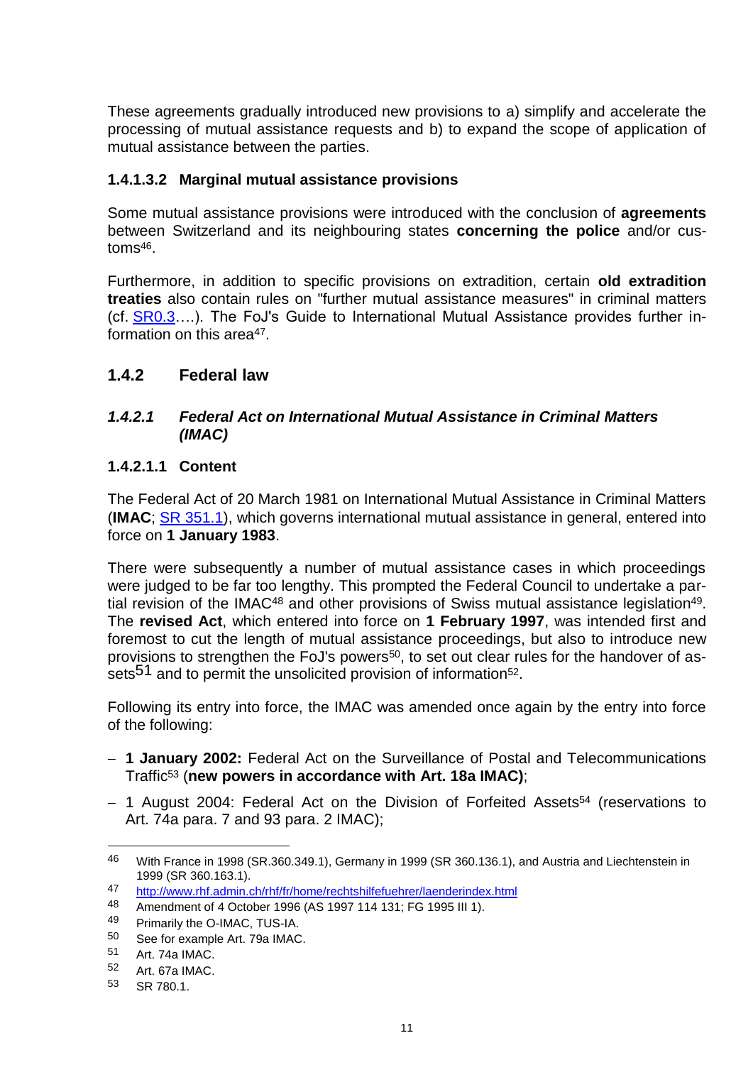These agreements gradually introduced new provisions to a) simplify and accelerate the processing of mutual assistance requests and b) to expand the scope of application of mutual assistance between the parties.

#### 1.4.1.3.2 Marginal mutual assistance provisions

Some mutual assistance provisions were introduced with the conclusion of **agreements** between Switzerland and its neighbouring states **concerning the police** and/or customs[46].

Furthermore, in addition to specific provisions on extradition, certain **old extradition treaties** also contain rules on "further mutual assistance measures" in criminal matters (cf. SR0.3….). The FoJ's Guide to International Mutual Assistance provides further information on this area[47].

## 1.4.2 Federal law

### *1.4.2.1 Federal Act on International Mutual Assistance in Criminal Matters (IMAC)*

#### 1.4.2.1.1 Content

The Federal Act of 20 March 1981 on International Mutual Assistance in Criminal Matters (**IMAC**; SR 351.1), which governs international mutual assistance in general, entered into force on **1 January 1983**.

There were subsequently a number of mutual assistance cases in which proceedings were judged to be far too lengthy. This prompted the Federal Council to undertake a partial revision of the IMAC[48] and other provisions of Swiss mutual assistance legislation[49]. The **revised Act**, which entered into force on **1 February 1997**, was intended first and foremost to cut the length of mutual assistance proceedings, but also to introduce new provisions to strengthen the FoJ's powers[50], to set out clear rules for the handover of assets[51] and to permit the unsolicited provision of information[52].

Following its entry into force, the IMAC was amended once again by the entry into force of the following:

- **1 January 2002:** Federal Act on the Surveillance of Postal and Telecommunications Traffic[53] (**new powers in accordance with Art. 18a IMAC)**;
- 1 August 2004: Federal Act on the Division of Forfeited Assets[54] (reservations to Art. 74a para. 7 and 93 para. 2 IMAC);

---

[46] With France in 1998 (SR.360.349.1), Germany in 1999 (SR 360.136.1), and Austria and Liechtenstein in 1999 (SR 360.163.1).

[47] http://www.rhf.admin.ch/rhf/fr/home/rechtshilfefuehrer/laenderindex.html

[48] Amendment of 4 October 1996 (AS 1997 114 131; FG 1995 III 1).

[49] Primarily the O-IMAC, TUS-IA.

[50] See for example Art. 79a IMAC.

[51] Art. 74a IMAC.

[52] Art. 67a IMAC.

[53] SR 780.1.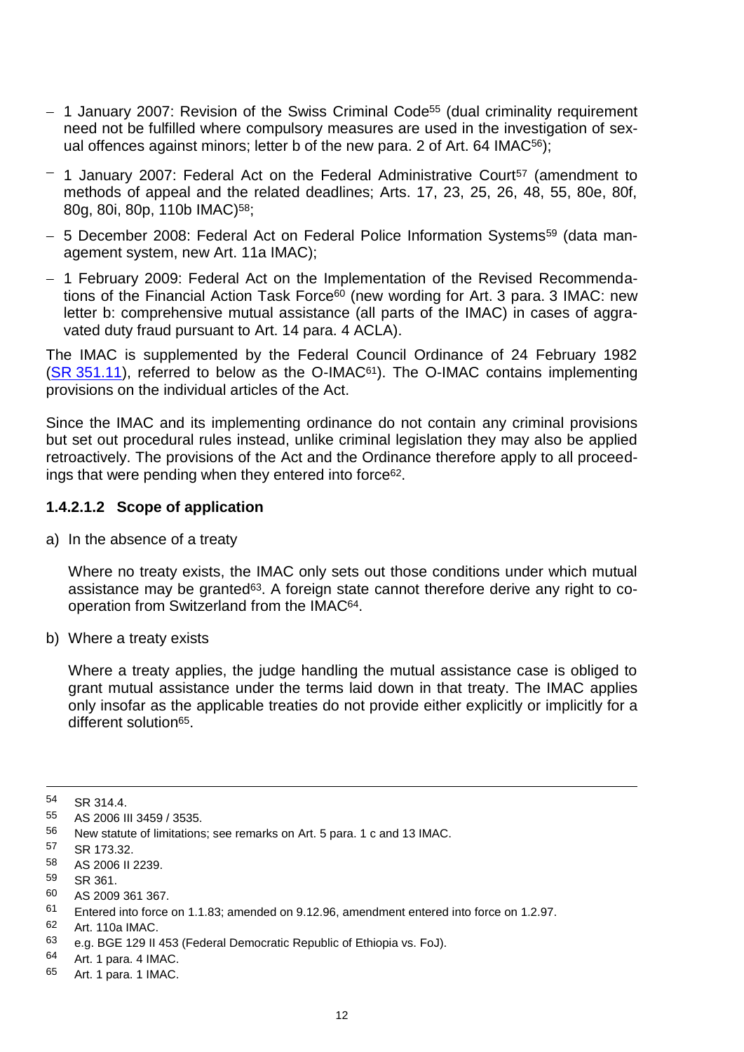- 1 January 2007: Revision of the Swiss Criminal Code[55] (dual criminality requirement need not be fulfilled where compulsory measures are used in the investigation of sexual offences against minors; letter b of the new para. 2 of Art. 64 IMAC[56]);
- 1 January 2007: Federal Act on the Federal Administrative Court[57] (amendment to methods of appeal and the related deadlines; Arts. 17, 23, 25, 26, 48, 55, 80e, 80f, 80g, 80i, 80p, 110b IMAC)[58];
- 5 December 2008: Federal Act on Federal Police Information Systems[59] (data management system, new Art. 11a IMAC);
- 1 February 2009: Federal Act on the Implementation of the Revised Recommendations of the Financial Action Task Force[60] (new wording for Art. 3 para. 3 IMAC: new letter b: comprehensive mutual assistance (all parts of the IMAC) in cases of aggravated duty fraud pursuant to Art. 14 para. 4 ACLA).

The IMAC is supplemented by the Federal Council Ordinance of 24 February 1982 (SR 351.11), referred to below as the O-IMAC[61]). The O-IMAC contains implementing provisions on the individual articles of the Act.

Since the IMAC and its implementing ordinance do not contain any criminal provisions but set out procedural rules instead, unlike criminal legislation they may also be applied retroactively. The provisions of the Act and the Ordinance therefore apply to all proceedings that were pending when they entered into force[62].

#### 1.4.2.1.2 Scope of application

a) In the absence of a treaty

   Where no treaty exists, the IMAC only sets out those conditions under which mutual assistance may be granted[63]. A foreign state cannot therefore derive any right to cooperation from Switzerland from the IMAC[64].

b) Where a treaty exists

   Where a treaty applies, the judge handling the mutual assistance case is obliged to grant mutual assistance under the terms laid down in that treaty. The IMAC applies only insofar as the applicable treaties do not provide either explicitly or implicitly for a different solution[65].

---

[54] SR 314.4.
[55] AS 2006 III 3459 / 3535.
[56] New statute of limitations; see remarks on Art. 5 para. 1 c and 13 IMAC.
[57] SR 173.32.
[58] AS 2006 II 2239.
[59] SR 361.
[60] AS 2009 361 367.
[61] Entered into force on 1.1.83; amended on 9.12.96, amendment entered into force on 1.2.97.
[62] Art. 110a IMAC.
[63] e.g. BGE 129 II 453 (Federal Democratic Republic of Ethiopia vs. FoJ).
[64] Art. 1 para. 4 IMAC.
[65] Art. 1 para. 1 IMAC.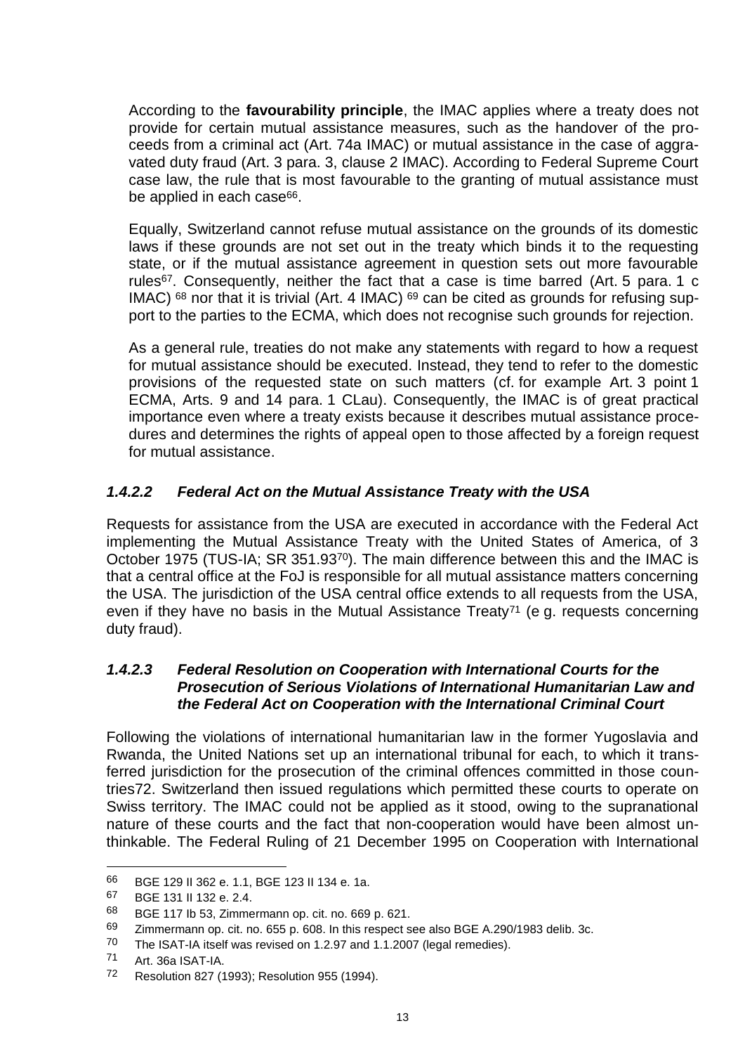According to the **favourability principle**, the IMAC applies where a treaty does not provide for certain mutual assistance measures, such as the handover of the proceeds from a criminal act (Art. 74a IMAC) or mutual assistance in the case of aggravated duty fraud (Art. 3 para. 3, clause 2 IMAC). According to Federal Supreme Court case law, the rule that is most favourable to the granting of mutual assistance must be applied in each case[66].

Equally, Switzerland cannot refuse mutual assistance on the grounds of its domestic laws if these grounds are not set out in the treaty which binds it to the requesting state, or if the mutual assistance agreement in question sets out more favourable rules[67]. Consequently, neither the fact that a case is time barred (Art. 5 para. 1 c IMAC) [68] nor that it is trivial (Art. 4 IMAC) [69] can be cited as grounds for refusing support to the parties to the ECMA, which does not recognise such grounds for rejection.

As a general rule, treaties do not make any statements with regard to how a request for mutual assistance should be executed. Instead, they tend to refer to the domestic provisions of the requested state on such matters (cf. for example Art. 3 point 1 ECMA, Arts. 9 and 14 para. 1 CLau). Consequently, the IMAC is of great practical importance even where a treaty exists because it describes mutual assistance procedures and determines the rights of appeal open to those affected by a foreign request for mutual assistance.

#### *1.4.2.2 Federal Act on the Mutual Assistance Treaty with the USA*

Requests for assistance from the USA are executed in accordance with the Federal Act implementing the Mutual Assistance Treaty with the United States of America, of 3 October 1975 (TUS-IA; SR 351.93[70]). The main difference between this and the IMAC is that a central office at the FoJ is responsible for all mutual assistance matters concerning the USA. The jurisdiction of the USA central office extends to all requests from the USA, even if they have no basis in the Mutual Assistance Treaty[71] (e g. requests concerning duty fraud).

#### *1.4.2.3 Federal Resolution on Cooperation with International Courts for the Prosecution of Serious Violations of International Humanitarian Law and the Federal Act on Cooperation with the International Criminal Court*

Following the violations of international humanitarian law in the former Yugoslavia and Rwanda, the United Nations set up an international tribunal for each, to which it transferred jurisdiction for the prosecution of the criminal offences committed in those countries72. Switzerland then issued regulations which permitted these courts to operate on Swiss territory. The IMAC could not be applied as it stood, owing to the supranational nature of these courts and the fact that non-cooperation would have been almost unthinkable. The Federal Ruling of 21 December 1995 on Cooperation with International

---

[66] BGE 129 II 362 e. 1.1, BGE 123 II 134 e. 1a.

[67] BGE 131 II 132 e. 2.4.

[68] BGE 117 Ib 53, Zimmermann op. cit. no. 669 p. 621.

[69] Zimmermann op. cit. no. 655 p. 608. In this respect see also BGE A.290/1983 delib. 3c.

[70] The ISAT-IA itself was revised on 1.2.97 and 1.1.2007 (legal remedies).

[71] Art. 36a ISAT-IA.

[72] Resolution 827 (1993); Resolution 955 (1994).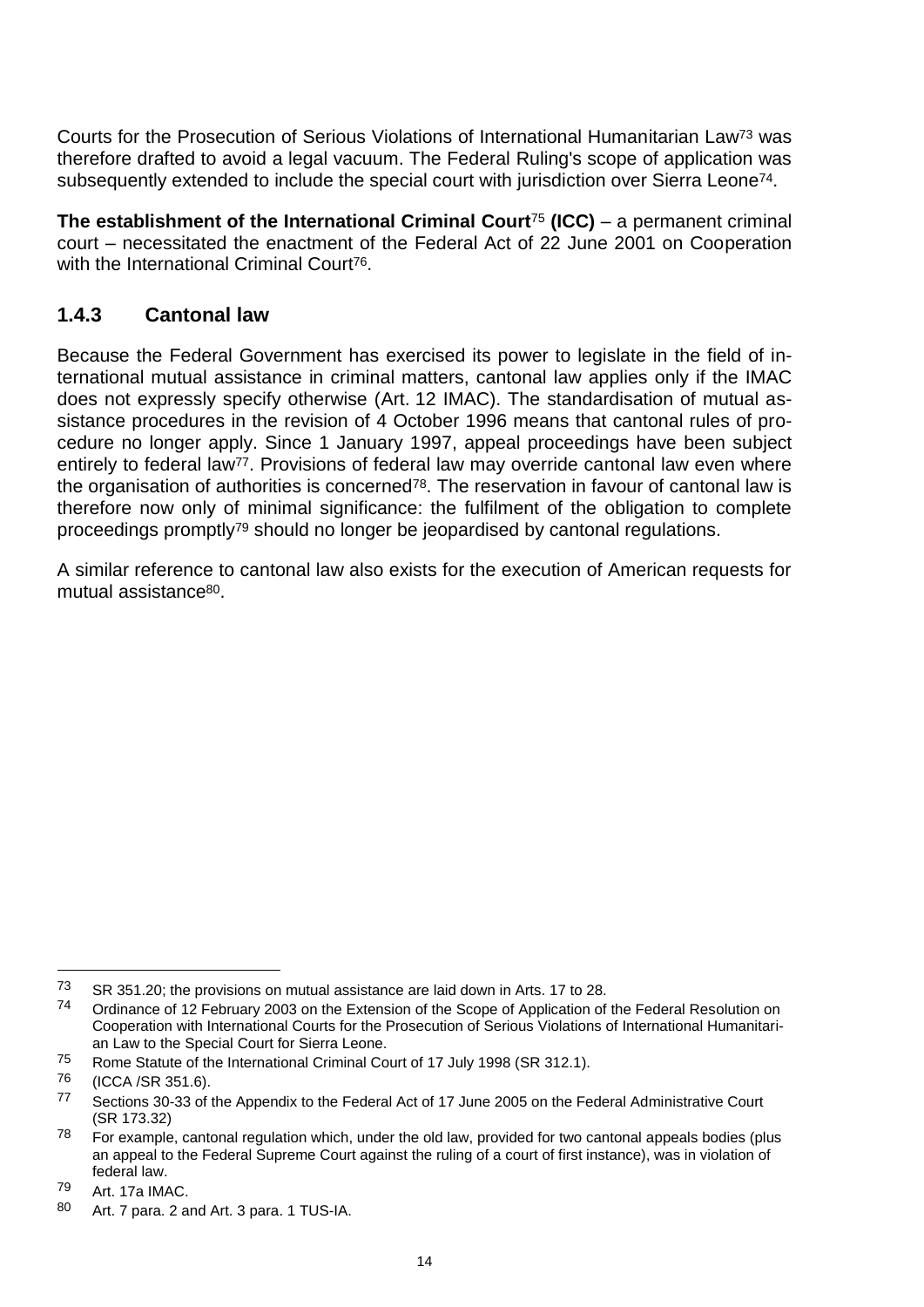Courts for the Prosecution of Serious Violations of International Humanitarian Law[73] was therefore drafted to avoid a legal vacuum. The Federal Ruling's scope of application was subsequently extended to include the special court with jurisdiction over Sierra Leone[74].

**The establishment of the International Criminal Court**[75] **(ICC)** – a permanent criminal court – necessitated the enactment of the Federal Act of 22 June 2001 on Cooperation with the International Criminal Court[76].

### 1.4.3 Cantonal law

Because the Federal Government has exercised its power to legislate in the field of international mutual assistance in criminal matters, cantonal law applies only if the IMAC does not expressly specify otherwise (Art. 12 IMAC). The standardisation of mutual assistance procedures in the revision of 4 October 1996 means that cantonal rules of procedure no longer apply. Since 1 January 1997, appeal proceedings have been subject entirely to federal law[77]. Provisions of federal law may override cantonal law even where the organisation of authorities is concerned[78]. The reservation in favour of cantonal law is therefore now only of minimal significance: the fulfilment of the obligation to complete proceedings promptly[79] should no longer be jeopardised by cantonal regulations.

A similar reference to cantonal law also exists for the execution of American requests for mutual assistance[80].

---

[73] SR 351.20; the provisions on mutual assistance are laid down in Arts. 17 to 28.

[74] Ordinance of 12 February 2003 on the Extension of the Scope of Application of the Federal Resolution on Cooperation with International Courts for the Prosecution of Serious Violations of International Humanitarian Law to the Special Court for Sierra Leone.

[75] Rome Statute of the International Criminal Court of 17 July 1998 (SR 312.1).

[76] (ICCA /SR 351.6).

[77] Sections 30-33 of the Appendix to the Federal Act of 17 June 2005 on the Federal Administrative Court (SR 173.32)

[78] For example, cantonal regulation which, under the old law, provided for two cantonal appeals bodies (plus an appeal to the Federal Supreme Court against the ruling of a court of first instance), was in violation of federal law.

[79] Art. 17a IMAC.

[80] Art. 7 para. 2 and Art. 3 para. 1 TUS-IA.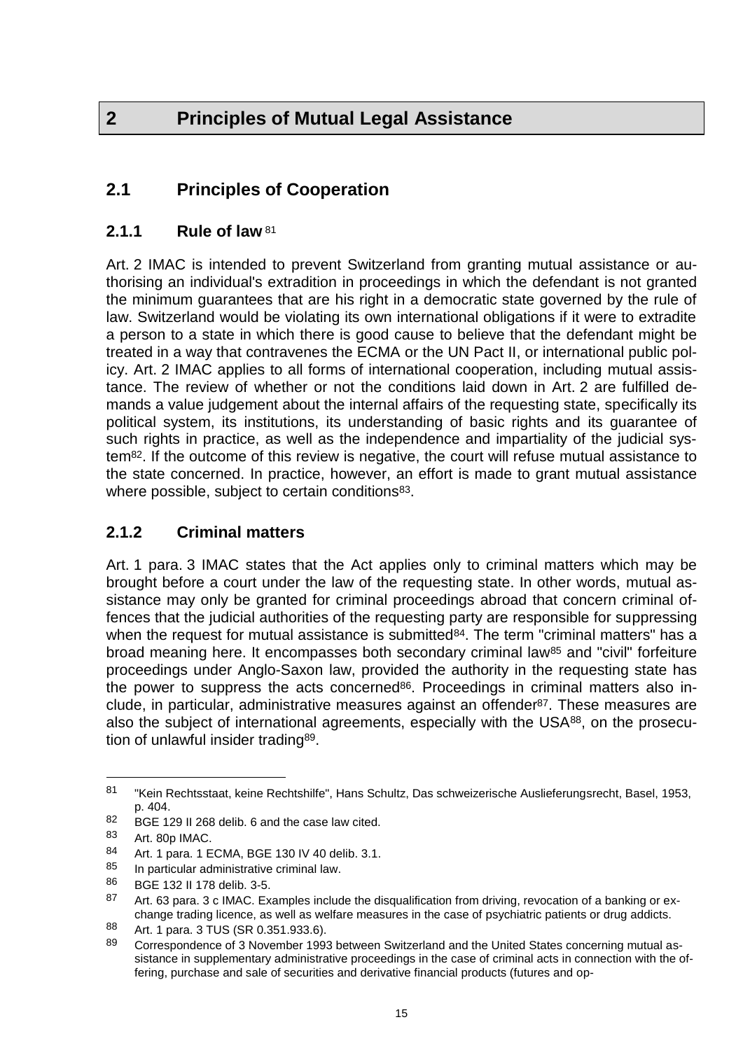# 2 Principles of Mutual Legal Assistance

## 2.1 Principles of Cooperation

### 2.1.1 Rule of law [81]

Art. 2 IMAC is intended to prevent Switzerland from granting mutual assistance or authorising an individual's extradition in proceedings in which the defendant is not granted the minimum guarantees that are his right in a democratic state governed by the rule of law. Switzerland would be violating its own international obligations if it were to extradite a person to a state in which there is good cause to believe that the defendant might be treated in a way that contravenes the ECMA or the UN Pact II, or international public policy. Art. 2 IMAC applies to all forms of international cooperation, including mutual assistance. The review of whether or not the conditions laid down in Art. 2 are fulfilled demands a value judgement about the internal affairs of the requesting state, specifically its political system, its institutions, its understanding of basic rights and its guarantee of such rights in practice, as well as the independence and impartiality of the judicial system[82]. If the outcome of this review is negative, the court will refuse mutual assistance to the state concerned. In practice, however, an effort is made to grant mutual assistance where possible, subject to certain conditions[83].

### 2.1.2 Criminal matters

Art. 1 para. 3 IMAC states that the Act applies only to criminal matters which may be brought before a court under the law of the requesting state. In other words, mutual assistance may only be granted for criminal proceedings abroad that concern criminal offences that the judicial authorities of the requesting party are responsible for suppressing when the request for mutual assistance is submitted[84]. The term "criminal matters" has a broad meaning here. It encompasses both secondary criminal law[85] and "civil" forfeiture proceedings under Anglo-Saxon law, provided the authority in the requesting state has the power to suppress the acts concerned[86]. Proceedings in criminal matters also include, in particular, administrative measures against an offender[87]. These measures are also the subject of international agreements, especially with the USA[88], on the prosecution of unlawful insider trading[89].

---

[81] "Kein Rechtsstaat, keine Rechtshilfe", Hans Schultz, Das schweizerische Auslieferungsrecht, Basel, 1953, p. 404.

[82] BGE 129 II 268 delib. 6 and the case law cited.

[83] Art. 80p IMAC.

[84] Art. 1 para. 1 ECMA, BGE 130 IV 40 delib. 3.1.

[85] In particular administrative criminal law.

[86] BGE 132 II 178 delib. 3-5.

[87] Art. 63 para. 3 c IMAC. Examples include the disqualification from driving, revocation of a banking or exchange trading licence, as well as welfare measures in the case of psychiatric patients or drug addicts.

[88] Art. 1 para. 3 TUS (SR 0.351.933.6).

[89] Correspondence of 3 November 1993 between Switzerland and the United States concerning mutual assistance in supplementary administrative proceedings in the case of criminal acts in connection with the offering, purchase and sale of securities and derivative financial products (futures and op-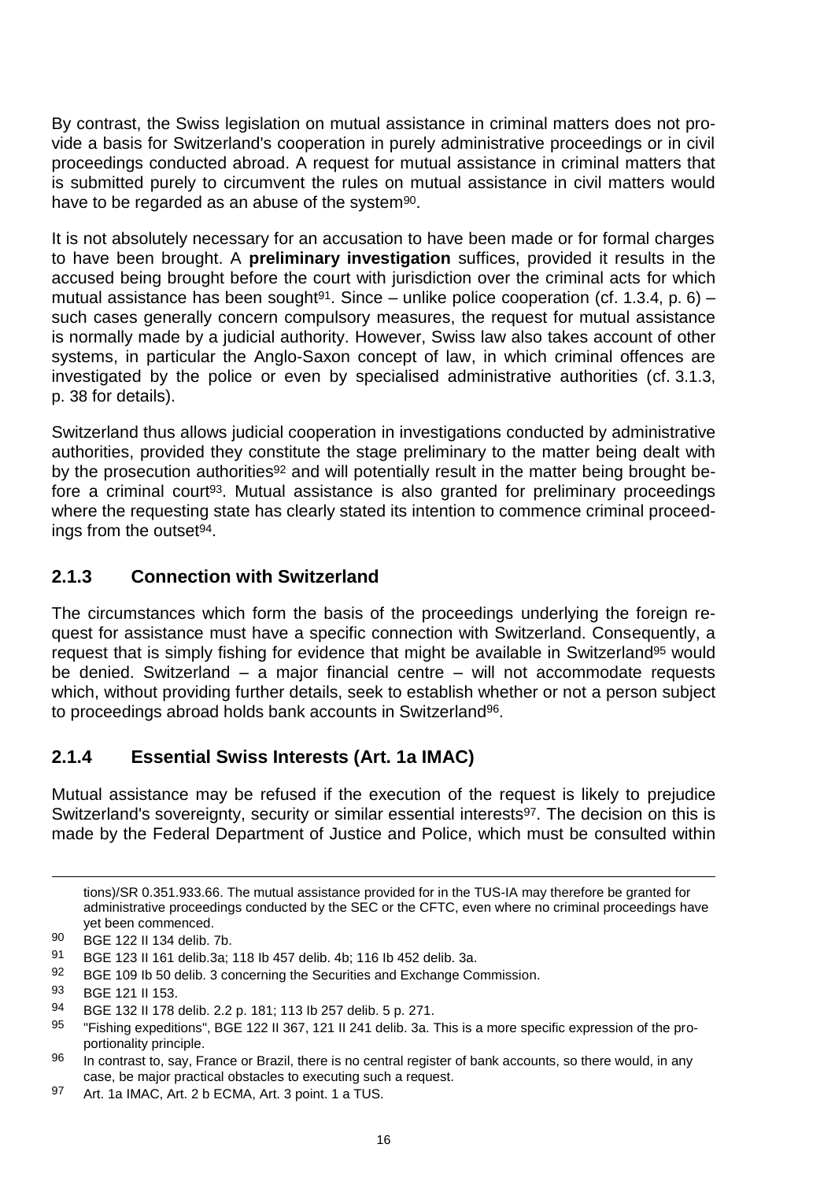By contrast, the Swiss legislation on mutual assistance in criminal matters does not provide a basis for Switzerland's cooperation in purely administrative proceedings or in civil proceedings conducted abroad. A request for mutual assistance in criminal matters that is submitted purely to circumvent the rules on mutual assistance in civil matters would have to be regarded as an abuse of the system[90].

It is not absolutely necessary for an accusation to have been made or for formal charges to have been brought. A **preliminary investigation** suffices, provided it results in the accused being brought before the court with jurisdiction over the criminal acts for which mutual assistance has been sought[91]. Since – unlike police cooperation (cf. 1.3.4, p. 6) – such cases generally concern compulsory measures, the request for mutual assistance is normally made by a judicial authority. However, Swiss law also takes account of other systems, in particular the Anglo-Saxon concept of law, in which criminal offences are investigated by the police or even by specialised administrative authorities (cf. 3.1.3, p. 38 for details).

Switzerland thus allows judicial cooperation in investigations conducted by administrative authorities, provided they constitute the stage preliminary to the matter being dealt with by the prosecution authorities[92] and will potentially result in the matter being brought before a criminal court[93]. Mutual assistance is also granted for preliminary proceedings where the requesting state has clearly stated its intention to commence criminal proceedings from the outset[94].

### 2.1.3 Connection with Switzerland

The circumstances which form the basis of the proceedings underlying the foreign request for assistance must have a specific connection with Switzerland. Consequently, a request that is simply fishing for evidence that might be available in Switzerland[95] would be denied. Switzerland – a major financial centre – will not accommodate requests which, without providing further details, seek to establish whether or not a person subject to proceedings abroad holds bank accounts in Switzerland[96].

### 2.1.4 Essential Swiss Interests (Art. 1a IMAC)

Mutual assistance may be refused if the execution of the request is likely to prejudice Switzerland's sovereignty, security or similar essential interests[97]. The decision on this is made by the Federal Department of Justice and Police, which must be consulted within

---

tions)/SR 0.351.933.66. The mutual assistance provided for in the TUS-IA may therefore be granted for administrative proceedings conducted by the SEC or the CFTC, even where no criminal proceedings have yet been commenced.

[90] BGE 122 II 134 delib. 7b.

[91] BGE 123 II 161 delib.3a; 118 Ib 457 delib. 4b; 116 Ib 452 delib. 3a.

[92] BGE 109 Ib 50 delib. 3 concerning the Securities and Exchange Commission.

[93] BGE 121 II 153.

[94] BGE 132 II 178 delib. 2.2 p. 181; 113 Ib 257 delib. 5 p. 271.

[95] "Fishing expeditions", BGE 122 II 367, 121 II 241 delib. 3a. This is a more specific expression of the proportionality principle.

[96] In contrast to, say, France or Brazil, there is no central register of bank accounts, so there would, in any case, be major practical obstacles to executing such a request.

[97] Art. 1a IMAC, Art. 2 b ECMA, Art. 3 point. 1 a TUS.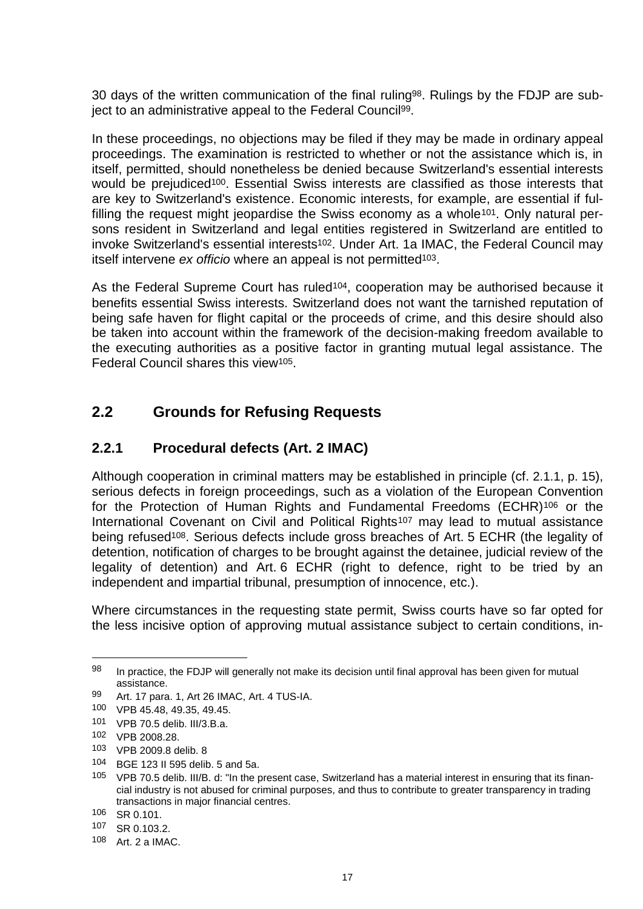30 days of the written communication of the final ruling[98]. Rulings by the FDJP are subject to an administrative appeal to the Federal Council[99].

In these proceedings, no objections may be filed if they may be made in ordinary appeal proceedings. The examination is restricted to whether or not the assistance which is, in itself, permitted, should nonetheless be denied because Switzerland's essential interests would be prejudiced[100]. Essential Swiss interests are classified as those interests that are key to Switzerland's existence. Economic interests, for example, are essential if fulfilling the request might jeopardise the Swiss economy as a whole[101]. Only natural persons resident in Switzerland and legal entities registered in Switzerland are entitled to invoke Switzerland's essential interests[102]. Under Art. 1a IMAC, the Federal Council may itself intervene *ex officio* where an appeal is not permitted[103].

As the Federal Supreme Court has ruled[104], cooperation may be authorised because it benefits essential Swiss interests. Switzerland does not want the tarnished reputation of being safe haven for flight capital or the proceeds of crime, and this desire should also be taken into account within the framework of the decision-making freedom available to the executing authorities as a positive factor in granting mutual legal assistance. The Federal Council shares this view[105].

## 2.2 Grounds for Refusing Requests

### 2.2.1 Procedural defects (Art. 2 IMAC)

Although cooperation in criminal matters may be established in principle (cf. 2.1.1, p. 15), serious defects in foreign proceedings, such as a violation of the European Convention for the Protection of Human Rights and Fundamental Freedoms (ECHR)[106] or the International Covenant on Civil and Political Rights[107] may lead to mutual assistance being refused[108]. Serious defects include gross breaches of Art. 5 ECHR (the legality of detention, notification of charges to be brought against the detainee, judicial review of the legality of detention) and Art. 6 ECHR (right to defence, right to be tried by an independent and impartial tribunal, presumption of innocence, etc.).

Where circumstances in the requesting state permit, Swiss courts have so far opted for the less incisive option of approving mutual assistance subject to certain conditions, in-

---

[98] In practice, the FDJP will generally not make its decision until final approval has been given for mutual assistance.

[99] Art. 17 para. 1, Art 26 IMAC, Art. 4 TUS-IA.

[100] VPB 45.48, 49.35, 49.45.

[101] VPB 70.5 delib. III/3.B.a.

[102] VPB 2008.28.

[103] VPB 2009.8 delib. 8

[104] BGE 123 II 595 delib. 5 and 5a.

[105] VPB 70.5 delib. III/B. d: "In the present case, Switzerland has a material interest in ensuring that its financial industry is not abused for criminal purposes, and thus to contribute to greater transparency in trading transactions in major financial centres.

[106] SR 0.101.

[107] SR 0.103.2.

[108] Art. 2 a IMAC.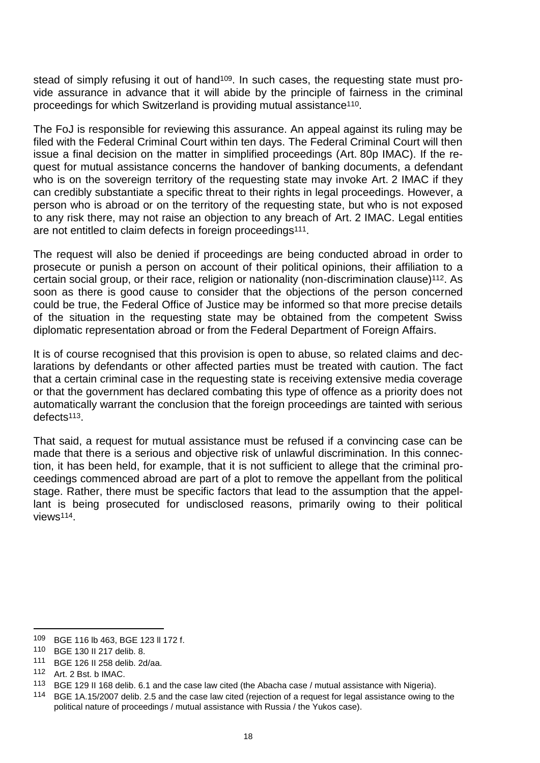stead of simply refusing it out of hand[109]. In such cases, the requesting state must provide assurance in advance that it will abide by the principle of fairness in the criminal proceedings for which Switzerland is providing mutual assistance[110].

The FoJ is responsible for reviewing this assurance. An appeal against its ruling may be filed with the Federal Criminal Court within ten days. The Federal Criminal Court will then issue a final decision on the matter in simplified proceedings (Art. 80p IMAC). If the request for mutual assistance concerns the handover of banking documents, a defendant who is on the sovereign territory of the requesting state may invoke Art. 2 IMAC if they can credibly substantiate a specific threat to their rights in legal proceedings. However, a person who is abroad or on the territory of the requesting state, but who is not exposed to any risk there, may not raise an objection to any breach of Art. 2 IMAC. Legal entities are not entitled to claim defects in foreign proceedings[111].

The request will also be denied if proceedings are being conducted abroad in order to prosecute or punish a person on account of their political opinions, their affiliation to a certain social group, or their race, religion or nationality (non-discrimination clause)[112]. As soon as there is good cause to consider that the objections of the person concerned could be true, the Federal Office of Justice may be informed so that more precise details of the situation in the requesting state may be obtained from the competent Swiss diplomatic representation abroad or from the Federal Department of Foreign Affairs.

It is of course recognised that this provision is open to abuse, so related claims and declarations by defendants or other affected parties must be treated with caution. The fact that a certain criminal case in the requesting state is receiving extensive media coverage or that the government has declared combating this type of offence as a priority does not automatically warrant the conclusion that the foreign proceedings are tainted with serious defects[113].

That said, a request for mutual assistance must be refused if a convincing case can be made that there is a serious and objective risk of unlawful discrimination. In this connection, it has been held, for example, that it is not sufficient to allege that the criminal proceedings commenced abroad are part of a plot to remove the appellant from the political stage. Rather, there must be specific factors that lead to the assumption that the appellant is being prosecuted for undisclosed reasons, primarily owing to their political views[114].

---

[109] BGE 116 lb 463, BGE 123 ll 172 f.

[110] BGE 130 II 217 delib. 8.

[111] BGE 126 II 258 delib. 2d/aa.

[112] Art. 2 Bst. b IMAC.

[113] BGE 129 II 168 delib. 6.1 and the case law cited (the Abacha case / mutual assistance with Nigeria).

[114] BGE 1A.15/2007 delib. 2.5 and the case law cited (rejection of a request for legal assistance owing to the political nature of proceedings / mutual assistance with Russia / the Yukos case).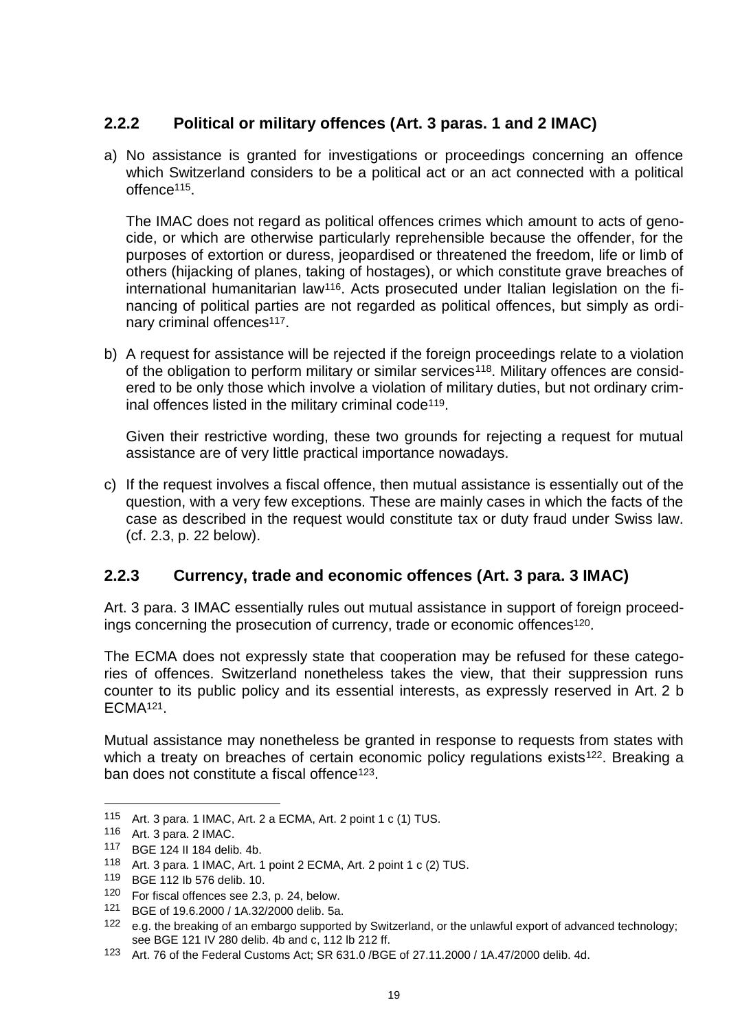### 2.2.2 Political or military offences (Art. 3 paras. 1 and 2 IMAC)

a) No assistance is granted for investigations or proceedings concerning an offence which Switzerland considers to be a political act or an act connected with a political offence[115].

   The IMAC does not regard as political offences crimes which amount to acts of genocide, or which are otherwise particularly reprehensible because the offender, for the purposes of extortion or duress, jeopardised or threatened the freedom, life or limb of others (hijacking of planes, taking of hostages), or which constitute grave breaches of international humanitarian law[116]. Acts prosecuted under Italian legislation on the financing of political parties are not regarded as political offences, but simply as ordinary criminal offences[117].

b) A request for assistance will be rejected if the foreign proceedings relate to a violation of the obligation to perform military or similar services[118]. Military offences are considered to be only those which involve a violation of military duties, but not ordinary criminal offences listed in the military criminal code[119].

   Given their restrictive wording, these two grounds for rejecting a request for mutual assistance are of very little practical importance nowadays.

c) If the request involves a fiscal offence, then mutual assistance is essentially out of the question, with a very few exceptions. These are mainly cases in which the facts of the case as described in the request would constitute tax or duty fraud under Swiss law. (cf. 2.3, p. 22 below).

### 2.2.3 Currency, trade and economic offences (Art. 3 para. 3 IMAC)

Art. 3 para. 3 IMAC essentially rules out mutual assistance in support of foreign proceedings concerning the prosecution of currency, trade or economic offences[120].

The ECMA does not expressly state that cooperation may be refused for these categories of offences. Switzerland nonetheless takes the view, that their suppression runs counter to its public policy and its essential interests, as expressly reserved in Art. 2 b ECMA[121].

Mutual assistance may nonetheless be granted in response to requests from states with which a treaty on breaches of certain economic policy regulations exists[122]. Breaking a ban does not constitute a fiscal offence[123].

---

115 Art. 3 para. 1 IMAC, Art. 2 a ECMA, Art. 2 point 1 c (1) TUS.

116 Art. 3 para. 2 IMAC.

117 BGE 124 II 184 delib. 4b.

118 Art. 3 para. 1 IMAC, Art. 1 point 2 ECMA, Art. 2 point 1 c (2) TUS.

119 BGE 112 Ib 576 delib. 10.

120 For fiscal offences see 2.3, p. 24, below.

121 BGE of 19.6.2000 / 1A.32/2000 delib. 5a.

122 e.g. the breaking of an embargo supported by Switzerland, or the unlawful export of advanced technology; see BGE 121 IV 280 delib. 4b and c, 112 Ib 212 ff.

123 Art. 76 of the Federal Customs Act; SR 631.0 /BGE of 27.11.2000 / 1A.47/2000 delib. 4d.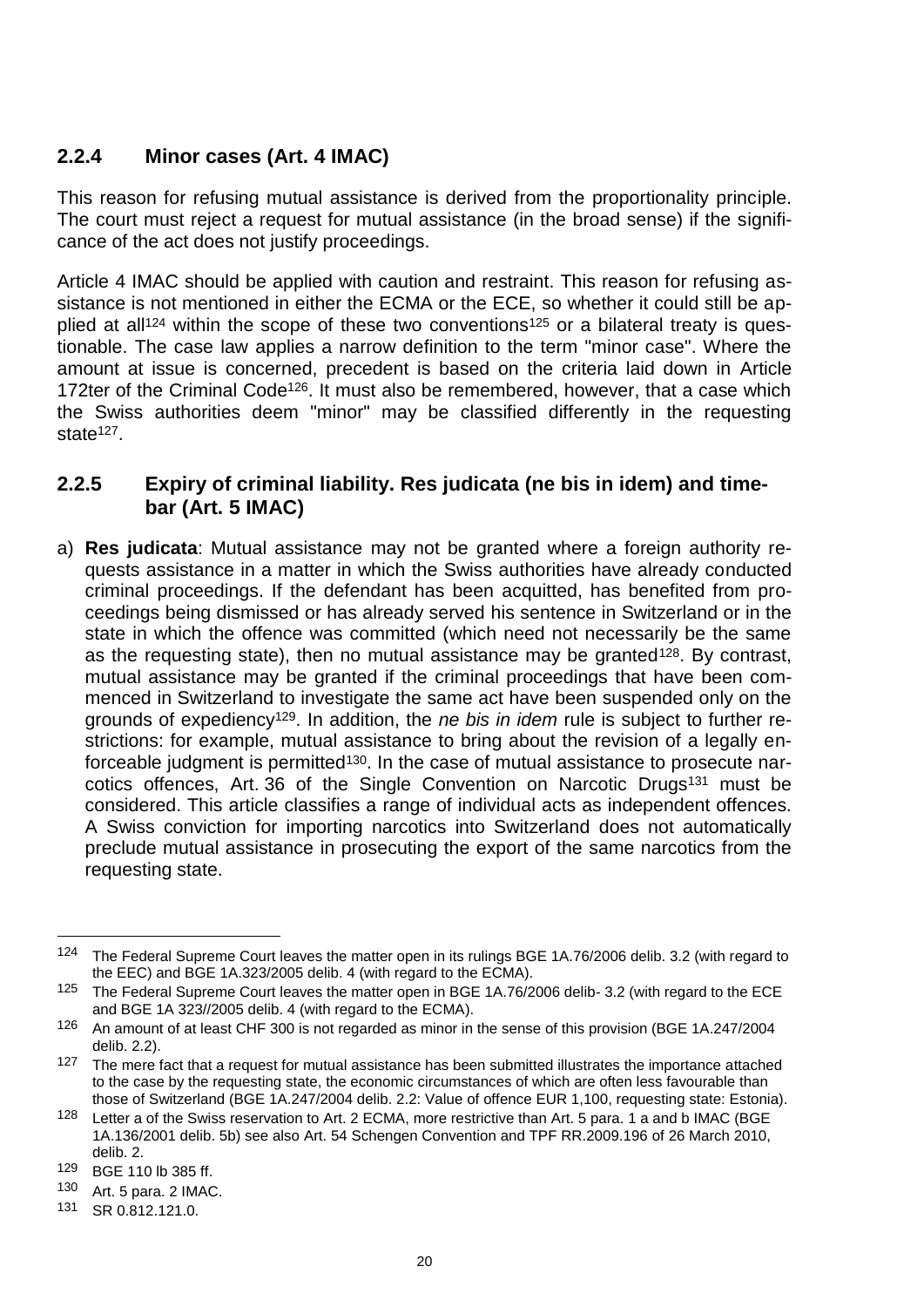### 2.2.4 Minor cases (Art. 4 IMAC)

This reason for refusing mutual assistance is derived from the proportionality principle. The court must reject a request for mutual assistance (in the broad sense) if the significance of the act does not justify proceedings.

Article 4 IMAC should be applied with caution and restraint. This reason for refusing assistance is not mentioned in either the ECMA or the ECE, so whether it could still be applied at all[124] within the scope of these two conventions[125] or a bilateral treaty is questionable. The case law applies a narrow definition to the term "minor case". Where the amount at issue is concerned, precedent is based on the criteria laid down in Article 172ter of the Criminal Code[126]. It must also be remembered, however, that a case which the Swiss authorities deem "minor" may be classified differently in the requesting state[127].

### 2.2.5 Expiry of criminal liability. Res judicata (ne bis in idem) and time-bar (Art. 5 IMAC)

a) **Res judicata**: Mutual assistance may not be granted where a foreign authority requests assistance in a matter in which the Swiss authorities have already conducted criminal proceedings. If the defendant has been acquitted, has benefited from proceedings being dismissed or has already served his sentence in Switzerland or in the state in which the offence was committed (which need not necessarily be the same as the requesting state), then no mutual assistance may be granted[128]. By contrast, mutual assistance may be granted if the criminal proceedings that have been commenced in Switzerland to investigate the same act have been suspended only on the grounds of expediency[129]. In addition, the *ne bis in idem* rule is subject to further restrictions: for example, mutual assistance to bring about the revision of a legally enforceable judgment is permitted[130]. In the case of mutual assistance to prosecute narcotics offences, Art. 36 of the Single Convention on Narcotic Drugs[131] must be considered. This article classifies a range of individual acts as independent offences. A Swiss conviction for importing narcotics into Switzerland does not automatically preclude mutual assistance in prosecuting the export of the same narcotics from the requesting state.

---

[124] The Federal Supreme Court leaves the matter open in its rulings BGE 1A.76/2006 delib. 3.2 (with regard to the EEC) and BGE 1A.323/2005 delib. 4 (with regard to the ECMA).

[125] The Federal Supreme Court leaves the matter open in BGE 1A.76/2006 delib- 3.2 (with regard to the ECE and BGE 1A 323//2005 delib. 4 (with regard to the ECMA).

[126] An amount of at least CHF 300 is not regarded as minor in the sense of this provision (BGE 1A.247/2004 delib. 2.2).

[127] The mere fact that a request for mutual assistance has been submitted illustrates the importance attached to the case by the requesting state, the economic circumstances of which are often less favourable than those of Switzerland (BGE 1A.247/2004 delib. 2.2: Value of offence EUR 1,100, requesting state: Estonia).

[128] Letter a of the Swiss reservation to Art. 2 ECMA, more restrictive than Art. 5 para. 1 a and b IMAC (BGE 1A.136/2001 delib. 5b) see also Art. 54 Schengen Convention and TPF RR.2009.196 of 26 March 2010, delib. 2.

[129] BGE 110 lb 385 ff.

[130] Art. 5 para. 2 IMAC.

[131] SR 0.812.121.0.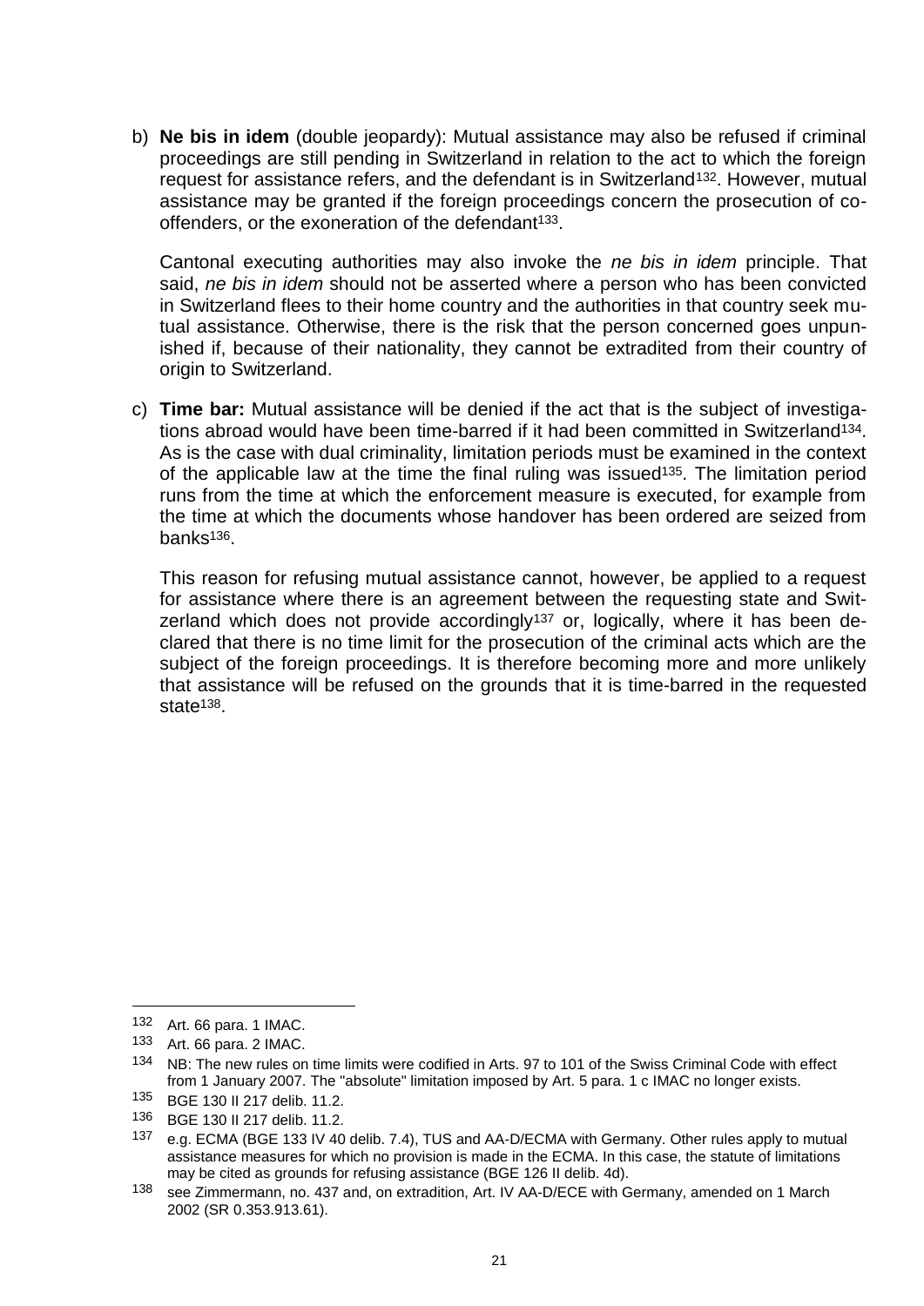b) **Ne bis in idem** (double jeopardy): Mutual assistance may also be refused if criminal proceedings are still pending in Switzerland in relation to the act to which the foreign request for assistance refers, and the defendant is in Switzerland[132]. However, mutual assistance may be granted if the foreign proceedings concern the prosecution of co-offenders, or the exoneration of the defendant[133].

   Cantonal executing authorities may also invoke the *ne bis in idem* principle. That said, *ne bis in idem* should not be asserted where a person who has been convicted in Switzerland flees to their home country and the authorities in that country seek mutual assistance. Otherwise, there is the risk that the person concerned goes unpunished if, because of their nationality, they cannot be extradited from their country of origin to Switzerland.

c) **Time bar:** Mutual assistance will be denied if the act that is the subject of investigations abroad would have been time-barred if it had been committed in Switzerland[134]. As is the case with dual criminality, limitation periods must be examined in the context of the applicable law at the time the final ruling was issued[135]. The limitation period runs from the time at which the enforcement measure is executed, for example from the time at which the documents whose handover has been ordered are seized from banks[136].

   This reason for refusing mutual assistance cannot, however, be applied to a request for assistance where there is an agreement between the requesting state and Switzerland which does not provide accordingly[137] or, logically, where it has been declared that there is no time limit for the prosecution of the criminal acts which are the subject of the foreign proceedings. It is therefore becoming more and more unlikely that assistance will be refused on the grounds that it is time-barred in the requested state[138].

---

[132] Art. 66 para. 1 IMAC.

[133] Art. 66 para. 2 IMAC.

[134] NB: The new rules on time limits were codified in Arts. 97 to 101 of the Swiss Criminal Code with effect from 1 January 2007. The "absolute" limitation imposed by Art. 5 para. 1 c IMAC no longer exists.

[135] BGE 130 II 217 delib. 11.2.

[136] BGE 130 II 217 delib. 11.2.

[137] e.g. ECMA (BGE 133 IV 40 delib. 7.4), TUS and AA-D/ECMA with Germany. Other rules apply to mutual assistance measures for which no provision is made in the ECMA. In this case, the statute of limitations may be cited as grounds for refusing assistance (BGE 126 II delib. 4d).

[138] see Zimmermann, no. 437 and, on extradition, Art. IV AA-D/ECE with Germany, amended on 1 March 2002 (SR 0.353.913.61).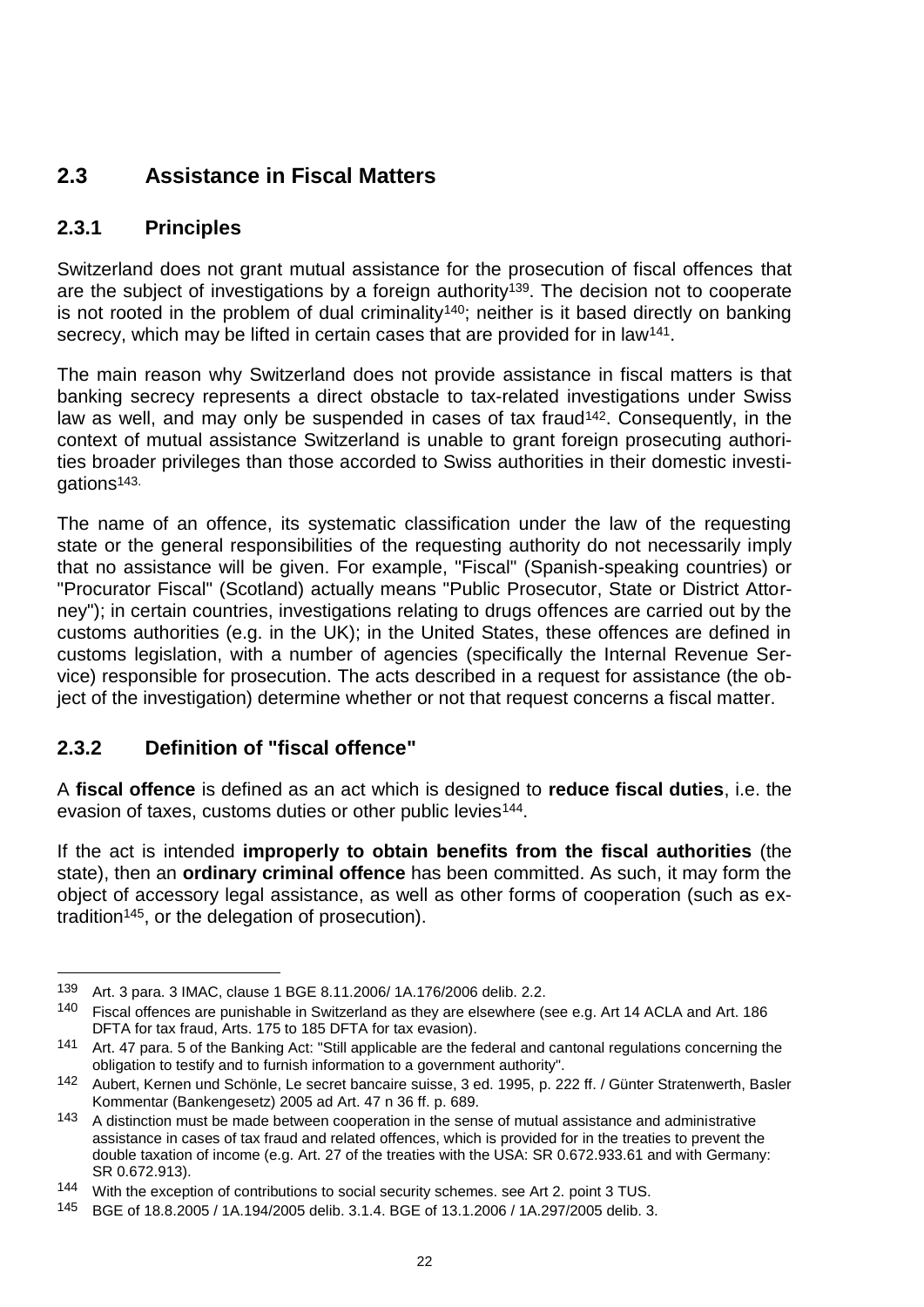## 2.3 Assistance in Fiscal Matters

### 2.3.1 Principles

Switzerland does not grant mutual assistance for the prosecution of fiscal offences that are the subject of investigations by a foreign authority[139]. The decision not to cooperate is not rooted in the problem of dual criminality[140]; neither is it based directly on banking secrecy, which may be lifted in certain cases that are provided for in law[141].

The main reason why Switzerland does not provide assistance in fiscal matters is that banking secrecy represents a direct obstacle to tax-related investigations under Swiss law as well, and may only be suspended in cases of tax fraud[142]. Consequently, in the context of mutual assistance Switzerland is unable to grant foreign prosecuting authorities broader privileges than those accorded to Swiss authorities in their domestic investigations[143].

The name of an offence, its systematic classification under the law of the requesting state or the general responsibilities of the requesting authority do not necessarily imply that no assistance will be given. For example, "Fiscal" (Spanish-speaking countries) or "Procurator Fiscal" (Scotland) actually means "Public Prosecutor, State or District Attorney"); in certain countries, investigations relating to drugs offences are carried out by the customs authorities (e.g. in the UK); in the United States, these offences are defined in customs legislation, with a number of agencies (specifically the Internal Revenue Service) responsible for prosecution. The acts described in a request for assistance (the object of the investigation) determine whether or not that request concerns a fiscal matter.

### 2.3.2 Definition of "fiscal offence"

A **fiscal offence** is defined as an act which is designed to **reduce fiscal duties**, i.e. the evasion of taxes, customs duties or other public levies[144].

If the act is intended **improperly to obtain benefits from the fiscal authorities** (the state), then an **ordinary criminal offence** has been committed. As such, it may form the object of accessory legal assistance, as well as other forms of cooperation (such as extradition[145], or the delegation of prosecution).

---

139 Art. 3 para. 3 IMAC, clause 1 BGE 8.11.2006/ 1A.176/2006 delib. 2.2.

140 Fiscal offences are punishable in Switzerland as they are elsewhere (see e.g. Art 14 ACLA and Art. 186 DFTA for tax fraud, Arts. 175 to 185 DFTA for tax evasion).

141 Art. 47 para. 5 of the Banking Act: "Still applicable are the federal and cantonal regulations concerning the obligation to testify and to furnish information to a government authority".

142 Aubert, Kernen und Schönle, Le secret bancaire suisse, 3 ed. 1995, p. 222 ff. / Günter Stratenwerth, Basler Kommentar (Bankengesetz) 2005 ad Art. 47 n 36 ff. p. 689.

143 A distinction must be made between cooperation in the sense of mutual assistance and administrative assistance in cases of tax fraud and related offences, which is provided for in the treaties to prevent the double taxation of income (e.g. Art. 27 of the treaties with the USA: SR 0.672.933.61 and with Germany: SR 0.672.913).

144 With the exception of contributions to social security schemes. see Art 2. point 3 TUS.

145 BGE of 18.8.2005 / 1A.194/2005 delib. 3.1.4. BGE of 13.1.2006 / 1A.297/2005 delib. 3.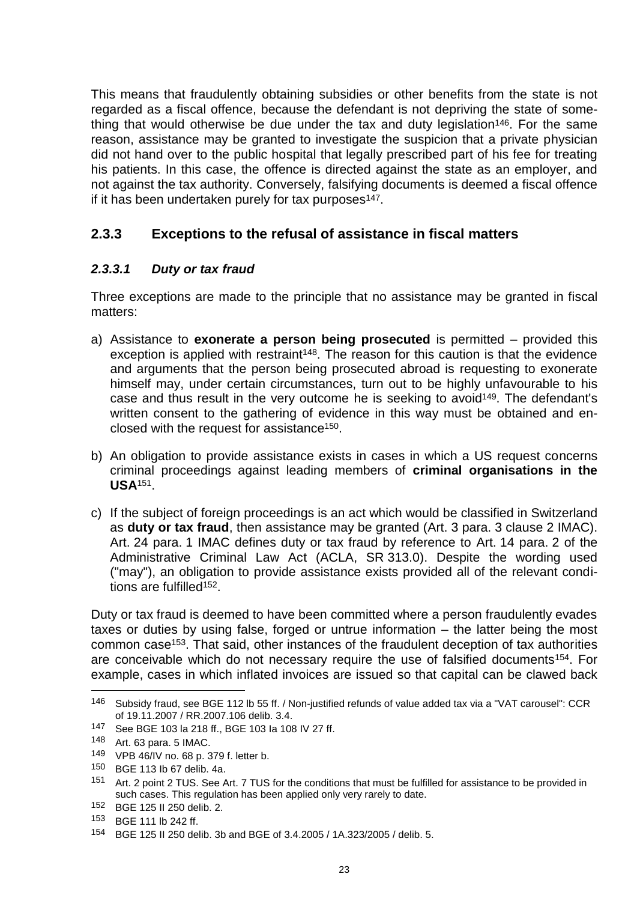This means that fraudulently obtaining subsidies or other benefits from the state is not regarded as a fiscal offence, because the defendant is not depriving the state of something that would otherwise be due under the tax and duty legislation[146]. For the same reason, assistance may be granted to investigate the suspicion that a private physician did not hand over to the public hospital that legally prescribed part of his fee for treating his patients. In this case, the offence is directed against the state as an employer, and not against the tax authority. Conversely, falsifying documents is deemed a fiscal offence if it has been undertaken purely for tax purposes[147].

### 2.3.3 Exceptions to the refusal of assistance in fiscal matters

#### *2.3.3.1 Duty or tax fraud*

Three exceptions are made to the principle that no assistance may be granted in fiscal matters:

a) Assistance to **exonerate a person being prosecuted** is permitted – provided this exception is applied with restraint[148]. The reason for this caution is that the evidence and arguments that the person being prosecuted abroad is requesting to exonerate himself may, under certain circumstances, turn out to be highly unfavourable to his case and thus result in the very outcome he is seeking to avoid[149]. The defendant's written consent to the gathering of evidence in this way must be obtained and enclosed with the request for assistance[150].

b) An obligation to provide assistance exists in cases in which a US request concerns criminal proceedings against leading members of **criminal organisations in the USA**[151].

c) If the subject of foreign proceedings is an act which would be classified in Switzerland as **duty or tax fraud**, then assistance may be granted (Art. 3 para. 3 clause 2 IMAC). Art. 24 para. 1 IMAC defines duty or tax fraud by reference to Art. 14 para. 2 of the Administrative Criminal Law Act (ACLA, SR 313.0). Despite the wording used ("may"), an obligation to provide assistance exists provided all of the relevant conditions are fulfilled[152].

Duty or tax fraud is deemed to have been committed where a person fraudulently evades taxes or duties by using false, forged or untrue information – the latter being the most common case[153]. That said, other instances of the fraudulent deception of tax authorities are conceivable which do not necessary require the use of falsified documents[154]. For example, cases in which inflated invoices are issued so that capital can be clawed back

---

[146] Subsidy fraud, see BGE 112 Ib 55 ff. / Non-justified refunds of value added tax via a "VAT carousel": CCR of 19.11.2007 / RR.2007.106 delib. 3.4.

[147] See BGE 103 Ia 218 ff., BGE 103 Ia 108 IV 27 ff.

[148] Art. 63 para. 5 IMAC.

[149] VPB 46/IV no. 68 p. 379 f. letter b.

[150] BGE 113 Ib 67 delib. 4a.

[151] Art. 2 point 2 TUS. See Art. 7 TUS for the conditions that must be fulfilled for assistance to be provided in such cases. This regulation has been applied only very rarely to date.

[152] BGE 125 II 250 delib. 2.

[153] BGE 111 Ib 242 ff.

[154] BGE 125 II 250 delib. 3b and BGE of 3.4.2005 / 1A.323/2005 / delib. 5.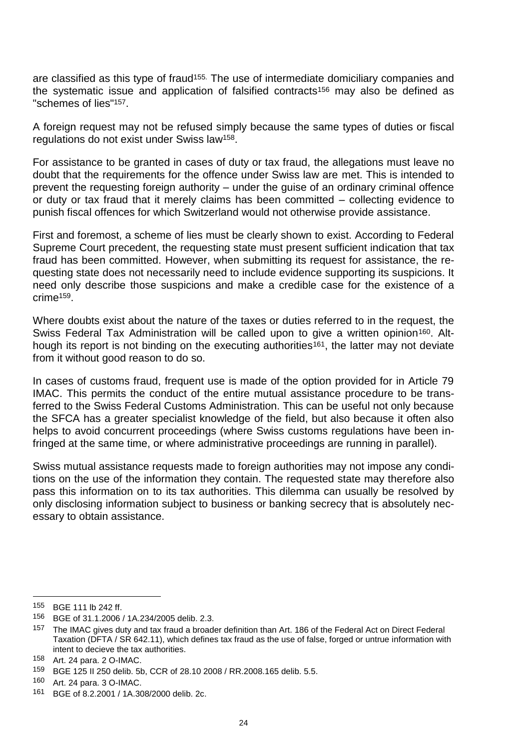are classified as this type of fraud[155]. The use of intermediate domiciliary companies and the systematic issue and application of falsified contracts[156] may also be defined as "schemes of lies"[157].

A foreign request may not be refused simply because the same types of duties or fiscal regulations do not exist under Swiss law[158].

For assistance to be granted in cases of duty or tax fraud, the allegations must leave no doubt that the requirements for the offence under Swiss law are met. This is intended to prevent the requesting foreign authority – under the guise of an ordinary criminal offence or duty or tax fraud that it merely claims has been committed – collecting evidence to punish fiscal offences for which Switzerland would not otherwise provide assistance.

First and foremost, a scheme of lies must be clearly shown to exist. According to Federal Supreme Court precedent, the requesting state must present sufficient indication that tax fraud has been committed. However, when submitting its request for assistance, the requesting state does not necessarily need to include evidence supporting its suspicions. It need only describe those suspicions and make a credible case for the existence of a crime[159].

Where doubts exist about the nature of the taxes or duties referred to in the request, the Swiss Federal Tax Administration will be called upon to give a written opinion[160]. Although its report is not binding on the executing authorities[161], the latter may not deviate from it without good reason to do so.

In cases of customs fraud, frequent use is made of the option provided for in Article 79 IMAC. This permits the conduct of the entire mutual assistance procedure to be transferred to the Swiss Federal Customs Administration. This can be useful not only because the SFCA has a greater specialist knowledge of the field, but also because it often also helps to avoid concurrent proceedings (where Swiss customs regulations have been infringed at the same time, or where administrative proceedings are running in parallel).

Swiss mutual assistance requests made to foreign authorities may not impose any conditions on the use of the information they contain. The requested state may therefore also pass this information on to its tax authorities. This dilemma can usually be resolved by only disclosing information subject to business or banking secrecy that is absolutely necessary to obtain assistance.

---

[155] BGE 111 Ib 242 ff.

[156] BGE of 31.1.2006 / 1A.234/2005 delib. 2.3.

[157] The IMAC gives duty and tax fraud a broader definition than Art. 186 of the Federal Act on Direct Federal Taxation (DFTA / SR 642.11), which defines tax fraud as the use of false, forged or untrue information with intent to decieve the tax authorities.

[158] Art. 24 para. 2 O-IMAC.

[159] BGE 125 II 250 delib. 5b, CCR of 28.10 2008 / RR.2008.165 delib. 5.5.

[160] Art. 24 para. 3 O-IMAC.

[161] BGE of 8.2.2001 / 1A.308/2000 delib. 2c.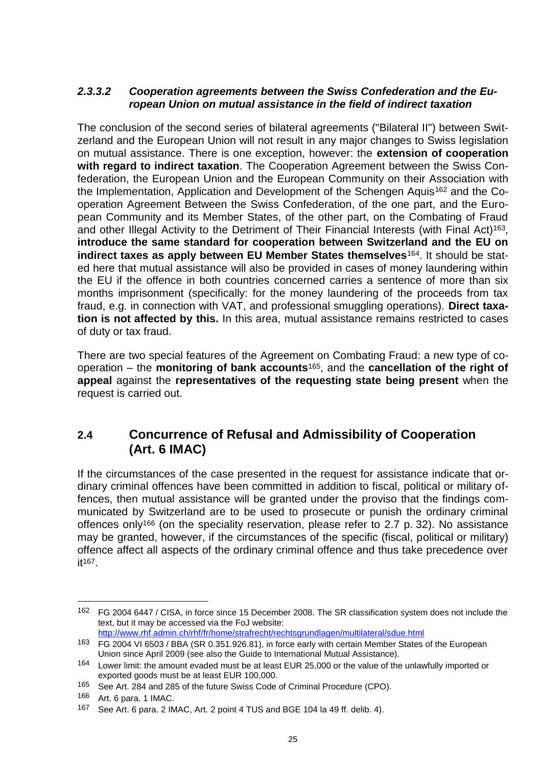#### *2.3.3.2 Cooperation agreements between the Swiss Confederation and the European Union on mutual assistance in the field of indirect taxation*

The conclusion of the second series of bilateral agreements ("Bilateral II") between Switzerland and the European Union will not result in any major changes to Swiss legislation on mutual assistance. There is one exception, however: the **extension of cooperation with regard to indirect taxation**. The Cooperation Agreement between the Swiss Confederation, the European Union and the European Community on their Association with the Implementation, Application and Development of the Schengen Aquis[162] and the Cooperation Agreement Between the Swiss Confederation, of the one part, and the European Community and its Member States, of the other part, on the Combating of Fraud and other Illegal Activity to the Detriment of Their Financial Interests (with Final Act)[163], **introduce the same standard for cooperation between Switzerland and the EU on indirect taxes as apply between EU Member States themselves**[164]. It should be stated here that mutual assistance will also be provided in cases of money laundering within the EU if the offence in both countries concerned carries a sentence of more than six months imprisonment (specifically: for the money laundering of the proceeds from tax fraud, e.g. in connection with VAT, and professional smuggling operations). **Direct taxation is not affected by this.** In this area, mutual assistance remains restricted to cases of duty or tax fraud.

There are two special features of the Agreement on Combating Fraud: a new type of cooperation – the **monitoring of bank accounts**[165], and the **cancellation of the right of appeal** against the **representatives of the requesting state being present** when the request is carried out.

## 2.4 Concurrence of Refusal and Admissibility of Cooperation (Art. 6 IMAC)

If the circumstances of the case presented in the request for assistance indicate that ordinary criminal offences have been committed in addition to fiscal, political or military offences, then mutual assistance will be granted under the proviso that the findings communicated by Switzerland are to be used to prosecute or punish the ordinary criminal offences only[166] (on the speciality reservation, please refer to 2.7 p. 32). No assistance may be granted, however, if the circumstances of the specific (fiscal, political or military) offence affect all aspects of the ordinary criminal offence and thus take precedence over it[167].

---

[162] FG 2004 6447 / CISA, in force since 15 December 2008. The SR classification system does not include the text, but it may be accessed via the FoJ website: http://www.rhf.admin.ch/rhf/fr/home/strafrecht/rechtsgrundlagen/multilateral/sdue.html

[163] FG 2004 VI 6503 / BBA (SR 0.351.926.81), in force early with certain Member States of the European Union since April 2009 (see also the Guide to International Mutual Assistance).

[164] Lower limit: the amount evaded must be at least EUR 25,000 or the value of the unlawfully imported or exported goods must be at least EUR 100,000.

[165] See Art. 284 and 285 of the future Swiss Code of Criminal Procedure (CPO).

[166] Art. 6 para. 1 IMAC.

[167] See Art. 6 para. 2 IMAC, Art. 2 point 4 TUS and BGE 104 Ia 49 ff. delib. 4).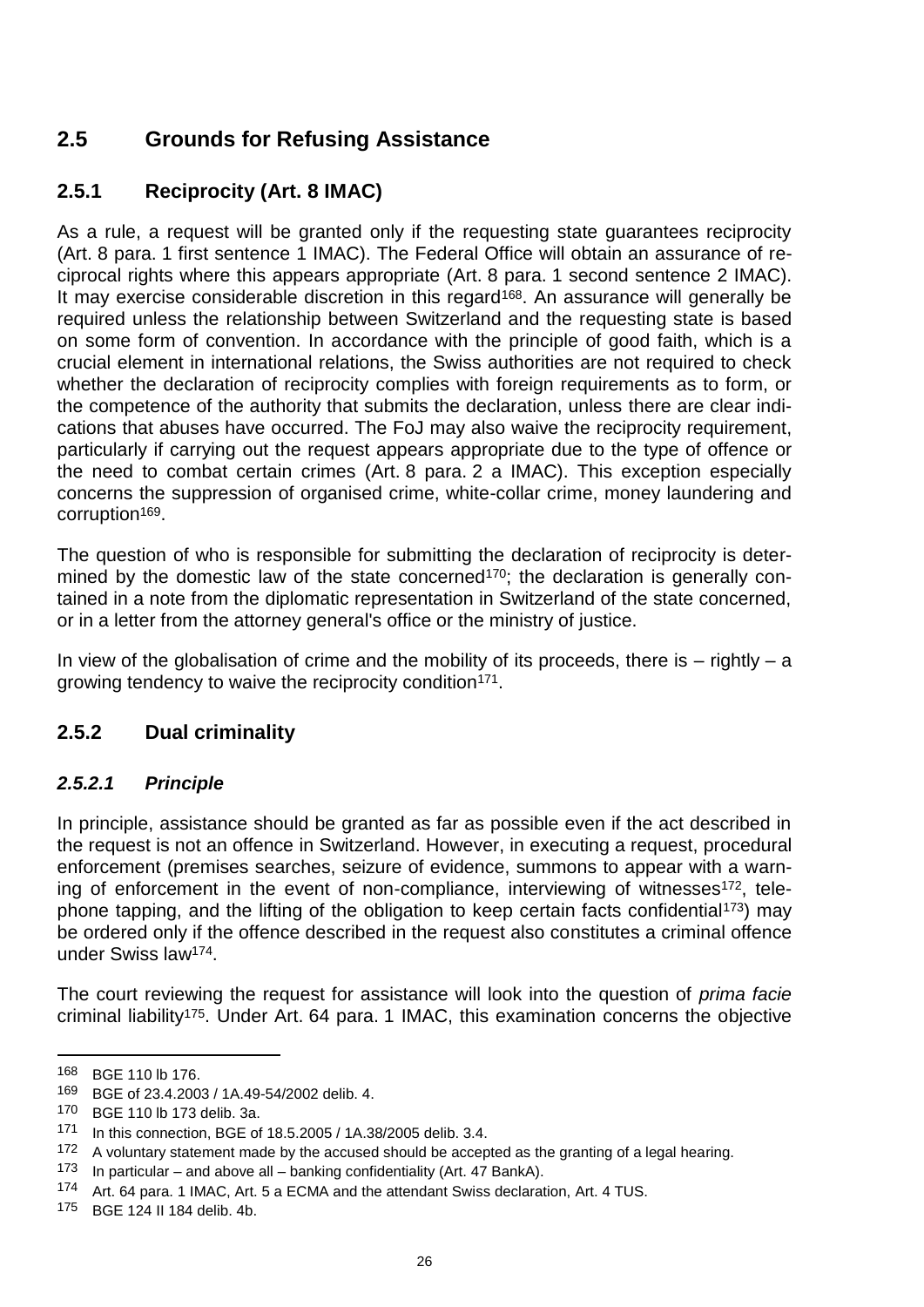## 2.5 Grounds for Refusing Assistance

### 2.5.1 Reciprocity (Art. 8 IMAC)

As a rule, a request will be granted only if the requesting state guarantees reciprocity (Art. 8 para. 1 first sentence 1 IMAC). The Federal Office will obtain an assurance of reciprocal rights where this appears appropriate (Art. 8 para. 1 second sentence 2 IMAC). It may exercise considerable discretion in this regard[168]. An assurance will generally be required unless the relationship between Switzerland and the requesting state is based on some form of convention. In accordance with the principle of good faith, which is a crucial element in international relations, the Swiss authorities are not required to check whether the declaration of reciprocity complies with foreign requirements as to form, or the competence of the authority that submits the declaration, unless there are clear indications that abuses have occurred. The FoJ may also waive the reciprocity requirement, particularly if carrying out the request appears appropriate due to the type of offence or the need to combat certain crimes (Art. 8 para. 2 a IMAC). This exception especially concerns the suppression of organised crime, white-collar crime, money laundering and corruption[169].

The question of who is responsible for submitting the declaration of reciprocity is determined by the domestic law of the state concerned[170]; the declaration is generally contained in a note from the diplomatic representation in Switzerland of the state concerned, or in a letter from the attorney general's office or the ministry of justice.

In view of the globalisation of crime and the mobility of its proceeds, there is – rightly – a growing tendency to waive the reciprocity condition[171].

### 2.5.2 Dual criminality

#### *2.5.2.1 Principle*

In principle, assistance should be granted as far as possible even if the act described in the request is not an offence in Switzerland. However, in executing a request, procedural enforcement (premises searches, seizure of evidence, summons to appear with a warning of enforcement in the event of non-compliance, interviewing of witnesses[172], telephone tapping, and the lifting of the obligation to keep certain facts confidential[173]) may be ordered only if the offence described in the request also constitutes a criminal offence under Swiss law[174].

The court reviewing the request for assistance will look into the question of *prima facie* criminal liability[175]. Under Art. 64 para. 1 IMAC, this examination concerns the objective

---

168 BGE 110 Ib 176.

169 BGE of 23.4.2003 / 1A.49-54/2002 delib. 4.

170 BGE 110 Ib 173 delib. 3a.

171 In this connection, BGE of 18.5.2005 / 1A.38/2005 delib. 3.4.

172 A voluntary statement made by the accused should be accepted as the granting of a legal hearing.

173 In particular – and above all – banking confidentiality (Art. 47 BankA).

174 Art. 64 para. 1 IMAC, Art. 5 a ECMA and the attendant Swiss declaration, Art. 4 TUS.

175 BGE 124 II 184 delib. 4b.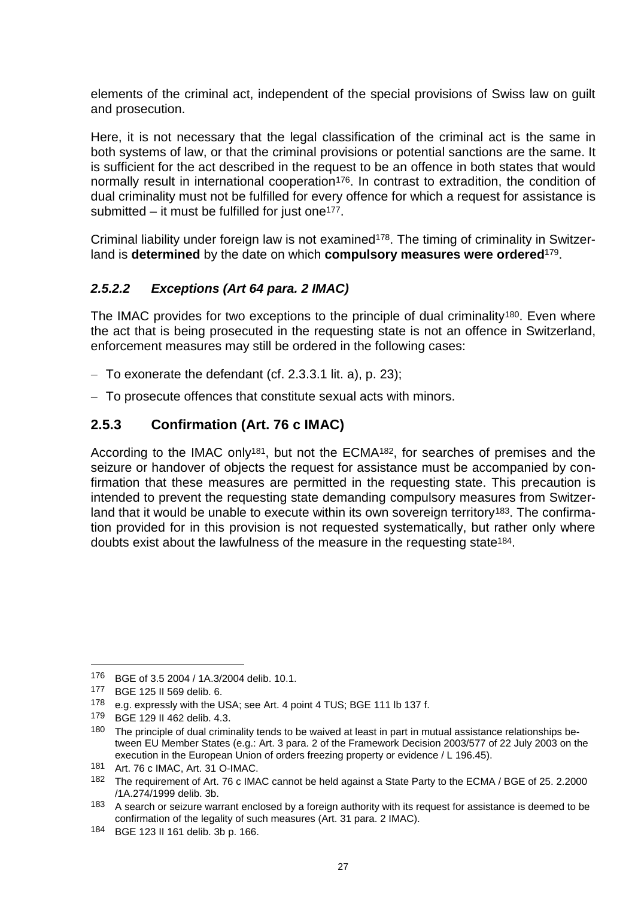elements of the criminal act, independent of the special provisions of Swiss law on guilt and prosecution.

Here, it is not necessary that the legal classification of the criminal act is the same in both systems of law, or that the criminal provisions or potential sanctions are the same. It is sufficient for the act described in the request to be an offence in both states that would normally result in international cooperation[176]. In contrast to extradition, the condition of dual criminality must not be fulfilled for every offence for which a request for assistance is submitted – it must be fulfilled for just one[177].

Criminal liability under foreign law is not examined[178]. The timing of criminality in Switzerland is **determined** by the date on which **compulsory measures were ordered**[179].

#### *2.5.2.2 Exceptions (Art 64 para. 2 IMAC)*

The IMAC provides for two exceptions to the principle of dual criminality[180]. Even where the act that is being prosecuted in the requesting state is not an offence in Switzerland, enforcement measures may still be ordered in the following cases:

- To exonerate the defendant (cf. 2.3.3.1 lit. a), p. 23);
- To prosecute offences that constitute sexual acts with minors.

### 2.5.3 Confirmation (Art. 76 c IMAC)

According to the IMAC only[181], but not the ECMA[182], for searches of premises and the seizure or handover of objects the request for assistance must be accompanied by confirmation that these measures are permitted in the requesting state. This precaution is intended to prevent the requesting state demanding compulsory measures from Switzerland that it would be unable to execute within its own sovereign territory[183]. The confirmation provided for in this provision is not requested systematically, but rather only where doubts exist about the lawfulness of the measure in the requesting state[184].

---

[176] BGE of 3.5 2004 / 1A.3/2004 delib. 10.1.

[177] BGE 125 II 569 delib. 6.

[178] e.g. expressly with the USA; see Art. 4 point 4 TUS; BGE 111 lb 137 f.

[179] BGE 129 II 462 delib. 4.3.

[180] The principle of dual criminality tends to be waived at least in part in mutual assistance relationships between EU Member States (e.g.: Art. 3 para. 2 of the Framework Decision 2003/577 of 22 July 2003 on the execution in the European Union of orders freezing property or evidence / L 196.45).

[181] Art. 76 c IMAC, Art. 31 O-IMAC.

[182] The requirement of Art. 76 c IMAC cannot be held against a State Party to the ECMA / BGE of 25. 2.2000 /1A.274/1999 delib. 3b.

[183] A search or seizure warrant enclosed by a foreign authority with its request for assistance is deemed to be confirmation of the legality of such measures (Art. 31 para. 2 IMAC).

[184] BGE 123 II 161 delib. 3b p. 166.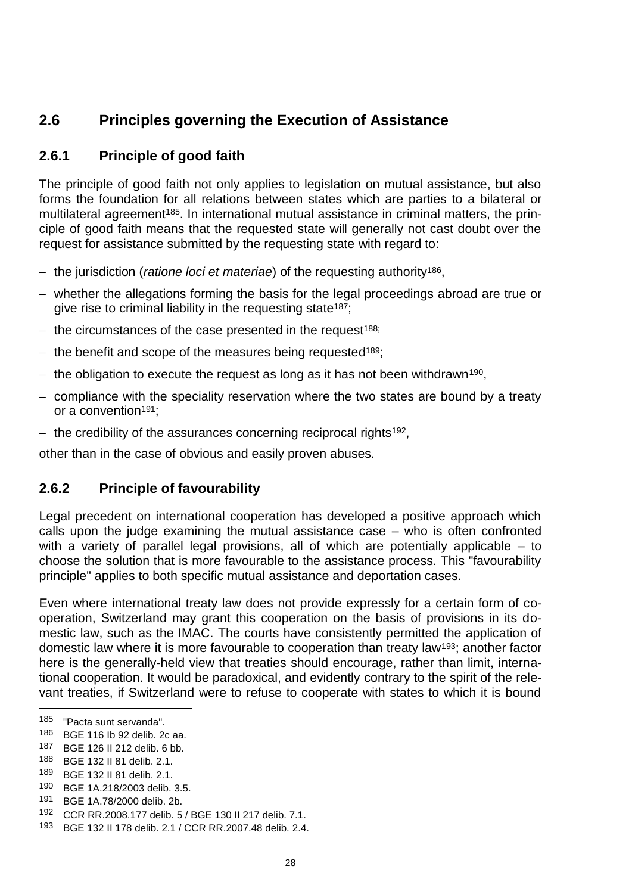## 2.6 Principles governing the Execution of Assistance

### 2.6.1 Principle of good faith

The principle of good faith not only applies to legislation on mutual assistance, but also forms the foundation for all relations between states which are parties to a bilateral or multilateral agreement[185]. In international mutual assistance in criminal matters, the principle of good faith means that the requested state will generally not cast doubt over the request for assistance submitted by the requesting state with regard to:

- the jurisdiction (*ratione loci et materiae*) of the requesting authority[186],
- whether the allegations forming the basis for the legal proceedings abroad are true or give rise to criminal liability in the requesting state[187];
- the circumstances of the case presented in the request[188];
- the benefit and scope of the measures being requested[189];
- the obligation to execute the request as long as it has not been withdrawn[190],
- compliance with the speciality reservation where the two states are bound by a treaty or a convention[191];
- the credibility of the assurances concerning reciprocal rights[192],

other than in the case of obvious and easily proven abuses.

### 2.6.2 Principle of favourability

Legal precedent on international cooperation has developed a positive approach which calls upon the judge examining the mutual assistance case – who is often confronted with a variety of parallel legal provisions, all of which are potentially applicable – to choose the solution that is more favourable to the assistance process. This "favourability principle" applies to both specific mutual assistance and deportation cases.

Even where international treaty law does not provide expressly for a certain form of cooperation, Switzerland may grant this cooperation on the basis of provisions in its domestic law, such as the IMAC. The courts have consistently permitted the application of domestic law where it is more favourable to cooperation than treaty law[193]; another factor here is the generally-held view that treaties should encourage, rather than limit, international cooperation. It would be paradoxical, and evidently contrary to the spirit of the relevant treaties, if Switzerland were to refuse to cooperate with states to which it is bound

---

[185] "Pacta sunt servanda".
[186] BGE 116 Ib 92 delib. 2c aa.
[187] BGE 126 II 212 delib. 6 bb.
[188] BGE 132 II 81 delib. 2.1.
[189] BGE 132 II 81 delib. 2.1.
[190] BGE 1A.218/2003 delib. 3.5.
[191] BGE 1A.78/2000 delib. 2b.
[192] CCR RR.2008.177 delib. 5 / BGE 130 II 217 delib. 7.1.
[193] BGE 132 II 178 delib. 2.1 / CCR RR.2007.48 delib. 2.4.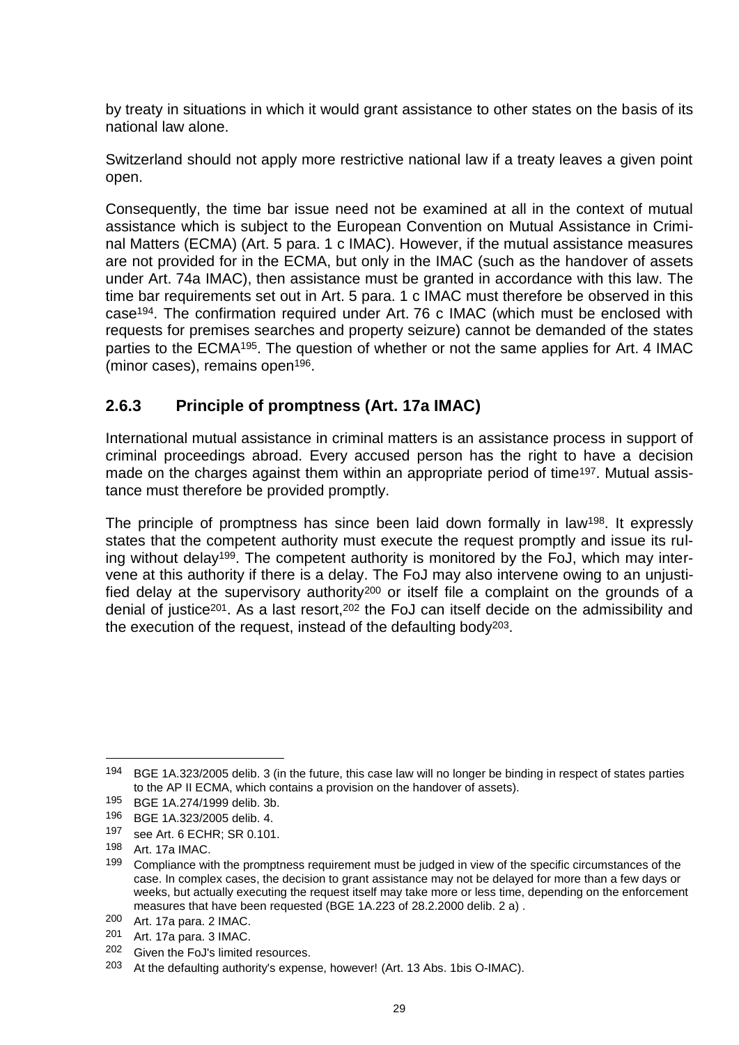by treaty in situations in which it would grant assistance to other states on the basis of its national law alone.

Switzerland should not apply more restrictive national law if a treaty leaves a given point open.

Consequently, the time bar issue need not be examined at all in the context of mutual assistance which is subject to the European Convention on Mutual Assistance in Criminal Matters (ECMA) (Art. 5 para. 1 c IMAC). However, if the mutual assistance measures are not provided for in the ECMA, but only in the IMAC (such as the handover of assets under Art. 74a IMAC), then assistance must be granted in accordance with this law. The time bar requirements set out in Art. 5 para. 1 c IMAC must therefore be observed in this case[194]. The confirmation required under Art. 76 c IMAC (which must be enclosed with requests for premises searches and property seizure) cannot be demanded of the states parties to the ECMA[195]. The question of whether or not the same applies for Art. 4 IMAC (minor cases), remains open[196].

### 2.6.3 Principle of promptness (Art. 17a IMAC)

International mutual assistance in criminal matters is an assistance process in support of criminal proceedings abroad. Every accused person has the right to have a decision made on the charges against them within an appropriate period of time[197]. Mutual assistance must therefore be provided promptly.

The principle of promptness has since been laid down formally in law[198]. It expressly states that the competent authority must execute the request promptly and issue its ruling without delay[199]. The competent authority is monitored by the FoJ, which may intervene at this authority if there is a delay. The FoJ may also intervene owing to an unjustified delay at the supervisory authority[200] or itself file a complaint on the grounds of a denial of justice[201]. As a last resort,[202] the FoJ can itself decide on the admissibility and the execution of the request, instead of the defaulting body[203].

---

[194] BGE 1A.323/2005 delib. 3 (in the future, this case law will no longer be binding in respect of states parties to the AP II ECMA, which contains a provision on the handover of assets).

[195] BGE 1A.274/1999 delib. 3b.

[196] BGE 1A.323/2005 delib. 4.

[197] see Art. 6 ECHR; SR 0.101.

[198] Art. 17a IMAC.

[199] Compliance with the promptness requirement must be judged in view of the specific circumstances of the case. In complex cases, the decision to grant assistance may not be delayed for more than a few days or weeks, but actually executing the request itself may take more or less time, depending on the enforcement measures that have been requested (BGE 1A.223 of 28.2.2000 delib. 2 a) .

[200] Art. 17a para. 2 IMAC.

[201] Art. 17a para. 3 IMAC.

[202] Given the FoJ's limited resources.

[203] At the defaulting authority's expense, however! (Art. 13 Abs. 1bis O-IMAC).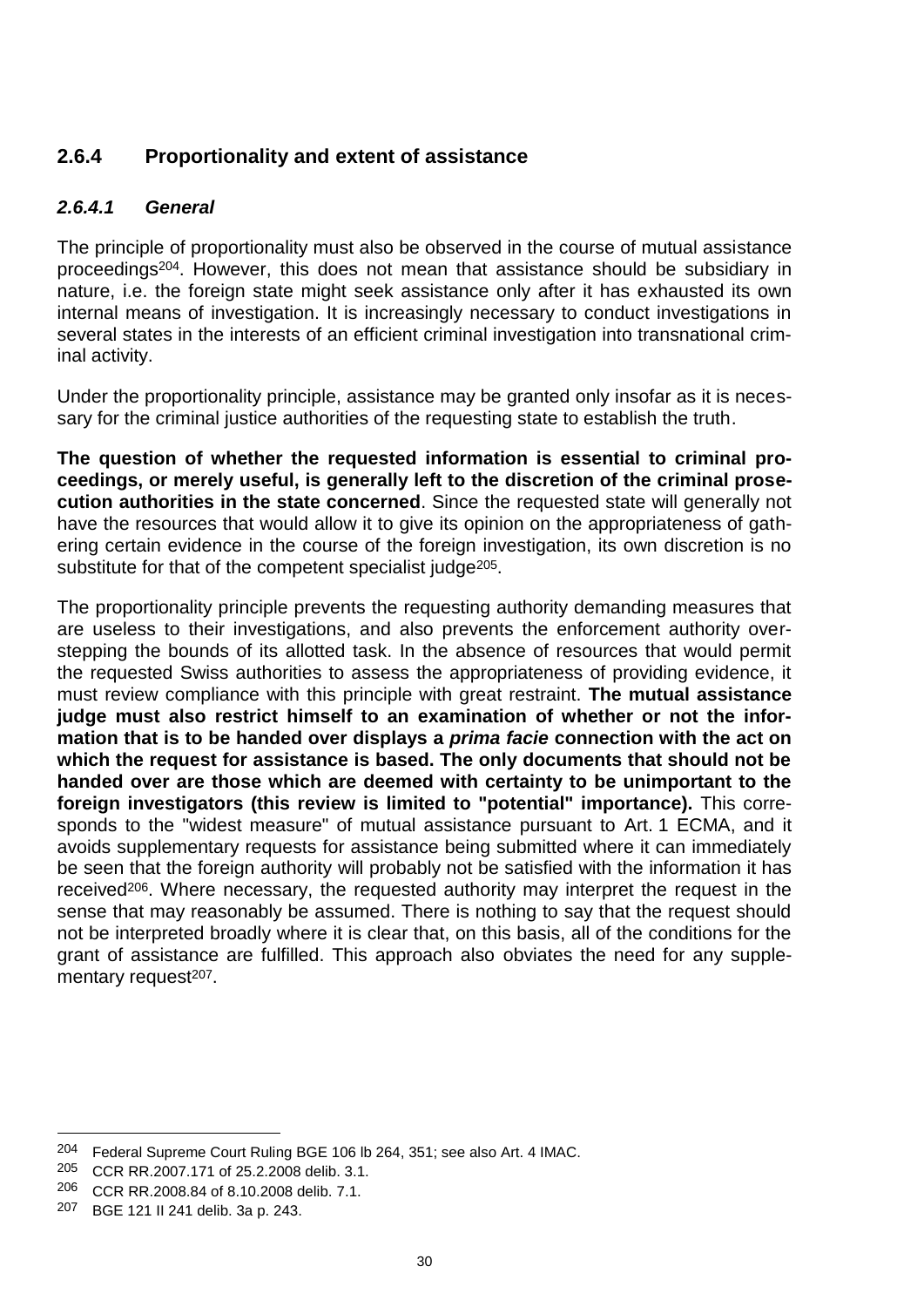### 2.6.4 Proportionality and extent of assistance

#### *2.6.4.1 General*

The principle of proportionality must also be observed in the course of mutual assistance proceedings[204]. However, this does not mean that assistance should be subsidiary in nature, i.e. the foreign state might seek assistance only after it has exhausted its own internal means of investigation. It is increasingly necessary to conduct investigations in several states in the interests of an efficient criminal investigation into transnational criminal activity.

Under the proportionality principle, assistance may be granted only insofar as it is necessary for the criminal justice authorities of the requesting state to establish the truth.

**The question of whether the requested information is essential to criminal proceedings, or merely useful, is generally left to the discretion of the criminal prosecution authorities in the state concerned**. Since the requested state will generally not have the resources that would allow it to give its opinion on the appropriateness of gathering certain evidence in the course of the foreign investigation, its own discretion is no substitute for that of the competent specialist judge[205].

The proportionality principle prevents the requesting authority demanding measures that are useless to their investigations, and also prevents the enforcement authority overstepping the bounds of its allotted task. In the absence of resources that would permit the requested Swiss authorities to assess the appropriateness of providing evidence, it must review compliance with this principle with great restraint. **The mutual assistance judge must also restrict himself to an examination of whether or not the information that is to be handed over displays a *prima facie* connection with the act on which the request for assistance is based. The only documents that should not be handed over are those which are deemed with certainty to be unimportant to the foreign investigators (this review is limited to "potential" importance).** This corresponds to the "widest measure" of mutual assistance pursuant to Art. 1 ECMA, and it avoids supplementary requests for assistance being submitted where it can immediately be seen that the foreign authority will probably not be satisfied with the information it has received[206]. Where necessary, the requested authority may interpret the request in the sense that may reasonably be assumed. There is nothing to say that the request should not be interpreted broadly where it is clear that, on this basis, all of the conditions for the grant of assistance are fulfilled. This approach also obviates the need for any supplementary request[207].

---

[204] Federal Supreme Court Ruling BGE 106 Ib 264, 351; see also Art. 4 IMAC.

[205] CCR RR.2007.171 of 25.2.2008 delib. 3.1.

[206] CCR RR.2008.84 of 8.10.2008 delib. 7.1.

[207] BGE 121 II 241 delib. 3a p. 243.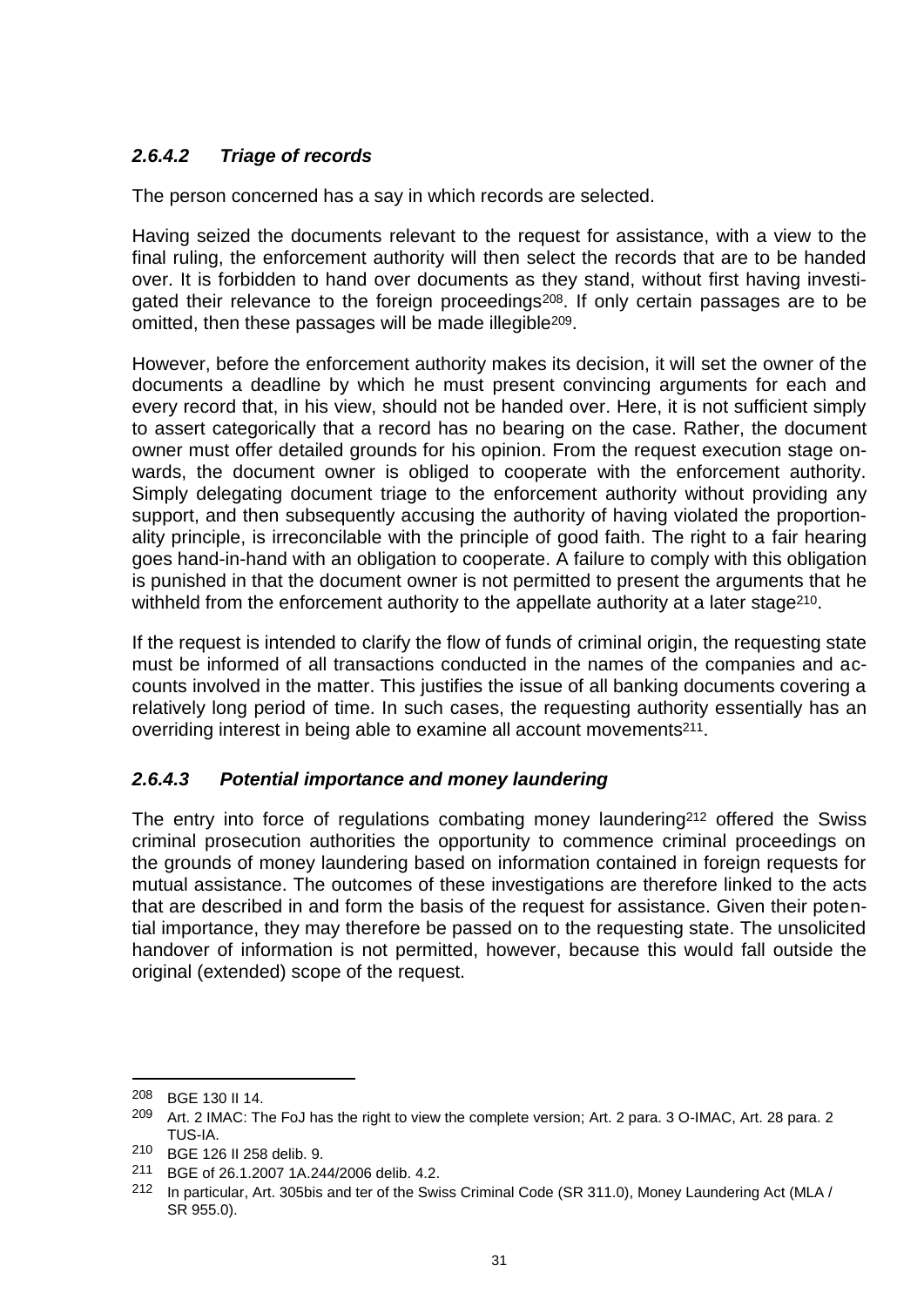#### *2.6.4.2 Triage of records*

The person concerned has a say in which records are selected.

Having seized the documents relevant to the request for assistance, with a view to the final ruling, the enforcement authority will then select the records that are to be handed over. It is forbidden to hand over documents as they stand, without first having investigated their relevance to the foreign proceedings[208]. If only certain passages are to be omitted, then these passages will be made illegible[209].

However, before the enforcement authority makes its decision, it will set the owner of the documents a deadline by which he must present convincing arguments for each and every record that, in his view, should not be handed over. Here, it is not sufficient simply to assert categorically that a record has no bearing on the case. Rather, the document owner must offer detailed grounds for his opinion. From the request execution stage onwards, the document owner is obliged to cooperate with the enforcement authority. Simply delegating document triage to the enforcement authority without providing any support, and then subsequently accusing the authority of having violated the proportionality principle, is irreconcilable with the principle of good faith. The right to a fair hearing goes hand-in-hand with an obligation to cooperate. A failure to comply with this obligation is punished in that the document owner is not permitted to present the arguments that he withheld from the enforcement authority to the appellate authority at a later stage[210].

If the request is intended to clarify the flow of funds of criminal origin, the requesting state must be informed of all transactions conducted in the names of the companies and accounts involved in the matter. This justifies the issue of all banking documents covering a relatively long period of time. In such cases, the requesting authority essentially has an overriding interest in being able to examine all account movements[211].

#### *2.6.4.3 Potential importance and money laundering*

The entry into force of regulations combating money laundering[212] offered the Swiss criminal prosecution authorities the opportunity to commence criminal proceedings on the grounds of money laundering based on information contained in foreign requests for mutual assistance. The outcomes of these investigations are therefore linked to the acts that are described in and form the basis of the request for assistance. Given their potential importance, they may therefore be passed on to the requesting state. The unsolicited handover of information is not permitted, however, because this would fall outside the original (extended) scope of the request.

---

[208] BGE 130 II 14.

[209] Art. 2 IMAC: The FoJ has the right to view the complete version; Art. 2 para. 3 O-IMAC, Art. 28 para. 2 TUS-IA.

[210] BGE 126 II 258 delib. 9.

[211] BGE of 26.1.2007 1A.244/2006 delib. 4.2.

[212] In particular, Art. 305bis and ter of the Swiss Criminal Code (SR 311.0), Money Laundering Act (MLA / SR 955.0).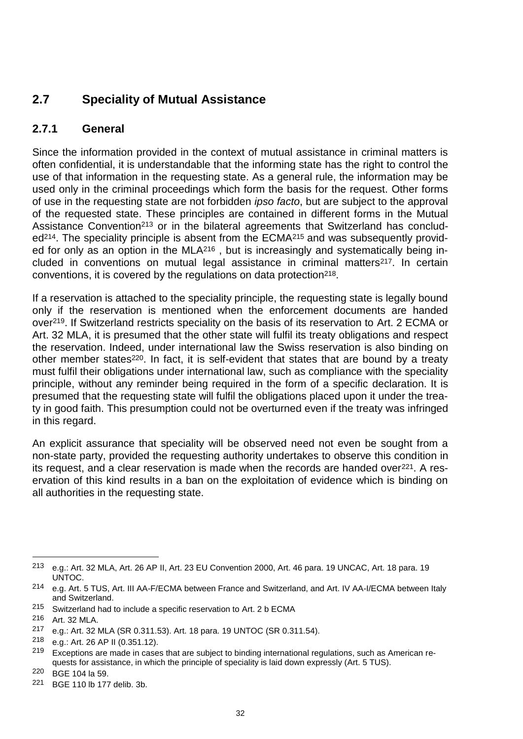## 2.7 Speciality of Mutual Assistance

### 2.7.1 General

Since the information provided in the context of mutual assistance in criminal matters is often confidential, it is understandable that the informing state has the right to control the use of that information in the requesting state. As a general rule, the information may be used only in the criminal proceedings which form the basis for the request. Other forms of use in the requesting state are not forbidden *ipso facto*, but are subject to the approval of the requested state. These principles are contained in different forms in the Mutual Assistance Convention[213] or in the bilateral agreements that Switzerland has concluded[214]. The speciality principle is absent from the ECMA[215] and was subsequently provided for only as an option in the MLA[216] , but is increasingly and systematically being included in conventions on mutual legal assistance in criminal matters[217]. In certain conventions, it is covered by the regulations on data protection[218].

If a reservation is attached to the speciality principle, the requesting state is legally bound only if the reservation is mentioned when the enforcement documents are handed over[219]. If Switzerland restricts speciality on the basis of its reservation to Art. 2 ECMA or Art. 32 MLA, it is presumed that the other state will fulfil its treaty obligations and respect the reservation. Indeed, under international law the Swiss reservation is also binding on other member states[220]. In fact, it is self-evident that states that are bound by a treaty must fulfil their obligations under international law, such as compliance with the speciality principle, without any reminder being required in the form of a specific declaration. It is presumed that the requesting state will fulfil the obligations placed upon it under the treaty in good faith. This presumption could not be overturned even if the treaty was infringed in this regard.

An explicit assurance that speciality will be observed need not even be sought from a non-state party, provided the requesting authority undertakes to observe this condition in its request, and a clear reservation is made when the records are handed over[221]. A reservation of this kind results in a ban on the exploitation of evidence which is binding on all authorities in the requesting state.

---

[213] e.g.: Art. 32 MLA, Art. 26 AP II, Art. 23 EU Convention 2000, Art. 46 para. 19 UNCAC, Art. 18 para. 19 UNTOC.

[214] e.g. Art. 5 TUS, Art. III AA-F/ECMA between France and Switzerland, and Art. IV AA-I/ECMA between Italy and Switzerland.

[215] Switzerland had to include a specific reservation to Art. 2 b ECMA

[216] Art. 32 MLA.

[217] e.g.: Art. 32 MLA (SR 0.311.53). Art. 18 para. 19 UNTOC (SR 0.311.54).

[218] e.g.: Art. 26 AP II (0.351.12).

[219] Exceptions are made in cases that are subject to binding international regulations, such as American requests for assistance, in which the principle of speciality is laid down expressly (Art. 5 TUS).

[220] BGE 104 Ia 59.

[221] BGE 110 Ib 177 delib. 3b.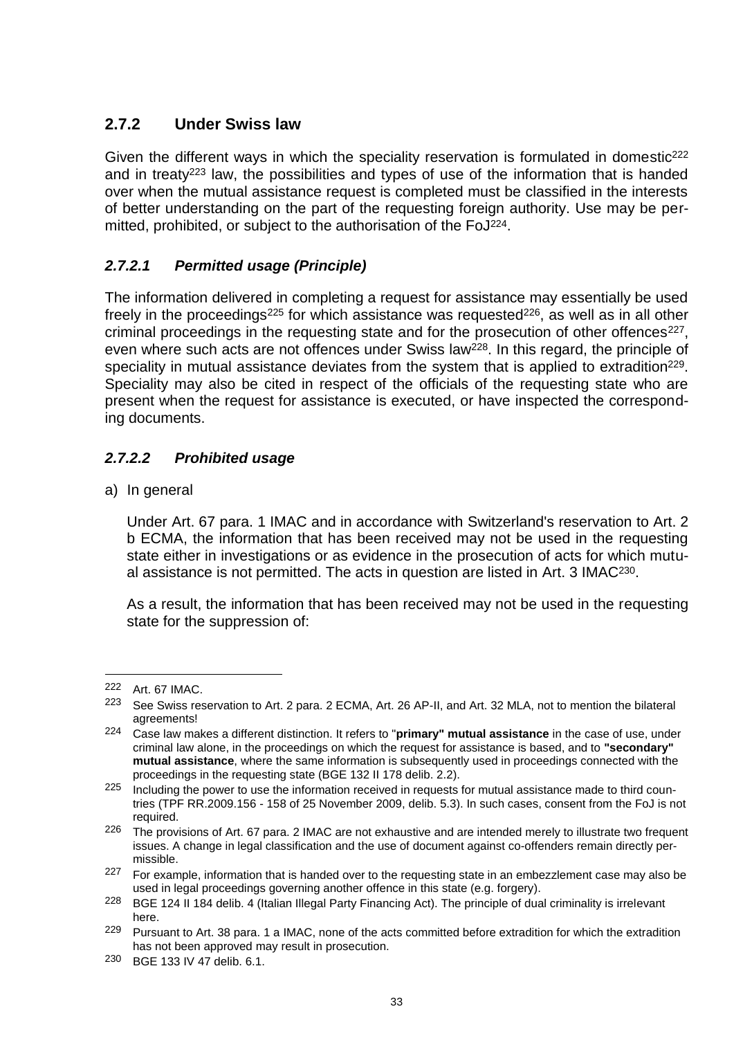### 2.7.2 Under Swiss law

Given the different ways in which the speciality reservation is formulated in domestic[222] and in treaty[223] law, the possibilities and types of use of the information that is handed over when the mutual assistance request is completed must be classified in the interests of better understanding on the part of the requesting foreign authority. Use may be permitted, prohibited, or subject to the authorisation of the FoJ[224].

#### *2.7.2.1 Permitted usage (Principle)*

The information delivered in completing a request for assistance may essentially be used freely in the proceedings[225] for which assistance was requested[226], as well as in all other criminal proceedings in the requesting state and for the prosecution of other offences[227], even where such acts are not offences under Swiss law[228]. In this regard, the principle of speciality in mutual assistance deviates from the system that is applied to extradition[229]. Speciality may also be cited in respect of the officials of the requesting state who are present when the request for assistance is executed, or have inspected the corresponding documents.

#### *2.7.2.2 Prohibited usage*

a) In general

Under Art. 67 para. 1 IMAC and in accordance with Switzerland's reservation to Art. 2 b ECMA, the information that has been received may not be used in the requesting state either in investigations or as evidence in the prosecution of acts for which mutual assistance is not permitted. The acts in question are listed in Art. 3 IMAC[230].

As a result, the information that has been received may not be used in the requesting state for the suppression of:

---

[222] Art. 67 IMAC.

[223] See Swiss reservation to Art. 2 para. 2 ECMA, Art. 26 AP-II, and Art. 32 MLA, not to mention the bilateral agreements!

[224] Case law makes a different distinction. It refers to "**primary" mutual assistance** in the case of use, under criminal law alone, in the proceedings on which the request for assistance is based, and to **"secondary" mutual assistance**, where the same information is subsequently used in proceedings connected with the proceedings in the requesting state (BGE 132 II 178 delib. 2.2).

[225] Including the power to use the information received in requests for mutual assistance made to third countries (TPF RR.2009.156 - 158 of 25 November 2009, delib. 5.3). In such cases, consent from the FoJ is not required.

[226] The provisions of Art. 67 para. 2 IMAC are not exhaustive and are intended merely to illustrate two frequent issues. A change in legal classification and the use of document against co-offenders remain directly permissible.

[227] For example, information that is handed over to the requesting state in an embezzlement case may also be used in legal proceedings governing another offence in this state (e.g. forgery).

[228] BGE 124 II 184 delib. 4 (Italian Illegal Party Financing Act). The principle of dual criminality is irrelevant here.

[229] Pursuant to Art. 38 para. 1 a IMAC, none of the acts committed before extradition for which the extradition has not been approved may result in prosecution.

[230] BGE 133 IV 47 delib. 6.1.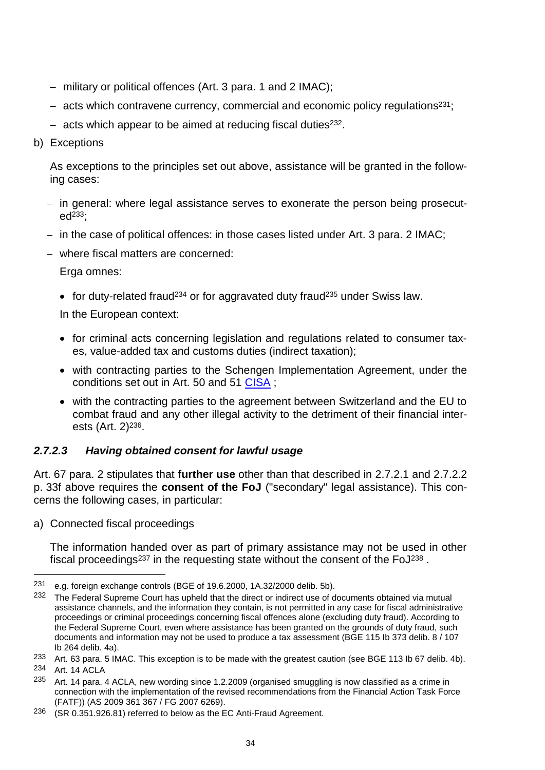- military or political offences (Art. 3 para. 1 and 2 IMAC);
- acts which contravene currency, commercial and economic policy regulations[231];
- acts which appear to be aimed at reducing fiscal duties[232].

b) Exceptions

As exceptions to the principles set out above, assistance will be granted in the following cases:

- in general: where legal assistance serves to exonerate the person being prosecuted[233];
- in the case of political offences: in those cases listed under Art. 3 para. 2 IMAC;
- where fiscal matters are concerned:

  Erga omnes:

  - for duty-related fraud[234] or for aggravated duty fraud[235] under Swiss law.

  In the European context:

  - for criminal acts concerning legislation and regulations related to consumer taxes, value-added tax and customs duties (indirect taxation);
  - with contracting parties to the Schengen Implementation Agreement, under the conditions set out in Art. 50 and 51 CISA ;
  - with the contracting parties to the agreement between Switzerland and the EU to combat fraud and any other illegal activity to the detriment of their financial interests (Art. 2)[236].

#### *2.7.2.3 Having obtained consent for lawful usage*

Art. 67 para. 2 stipulates that **further use** other than that described in 2.7.2.1 and 2.7.2.2 p. 33f above requires the **consent of the FoJ** ("secondary" legal assistance). This concerns the following cases, in particular:

a) Connected fiscal proceedings

The information handed over as part of primary assistance may not be used in other fiscal proceedings[237] in the requesting state without the consent of the FoJ[238] .

---

[231] e.g. foreign exchange controls (BGE of 19.6.2000, 1A.32/2000 delib. 5b).

[232] The Federal Supreme Court has upheld that the direct or indirect use of documents obtained via mutual assistance channels, and the information they contain, is not permitted in any case for fiscal administrative proceedings or criminal proceedings concerning fiscal offences alone (excluding duty fraud). According to the Federal Supreme Court, even where assistance has been granted on the grounds of duty fraud, such documents and information may not be used to produce a tax assessment (BGE 115 Ib 373 delib. 8 / 107 Ib 264 delib. 4a).

[233] Art. 63 para. 5 IMAC. This exception is to be made with the greatest caution (see BGE 113 Ib 67 delib. 4b).

[234] Art. 14 ACLA

[235] Art. 14 para. 4 ACLA, new wording since 1.2.2009 (organised smuggling is now classified as a crime in connection with the implementation of the revised recommendations from the Financial Action Task Force (FATF)) (AS 2009 361 367 / FG 2007 6269).

[236] (SR 0.351.926.81) referred to below as the EC Anti-Fraud Agreement.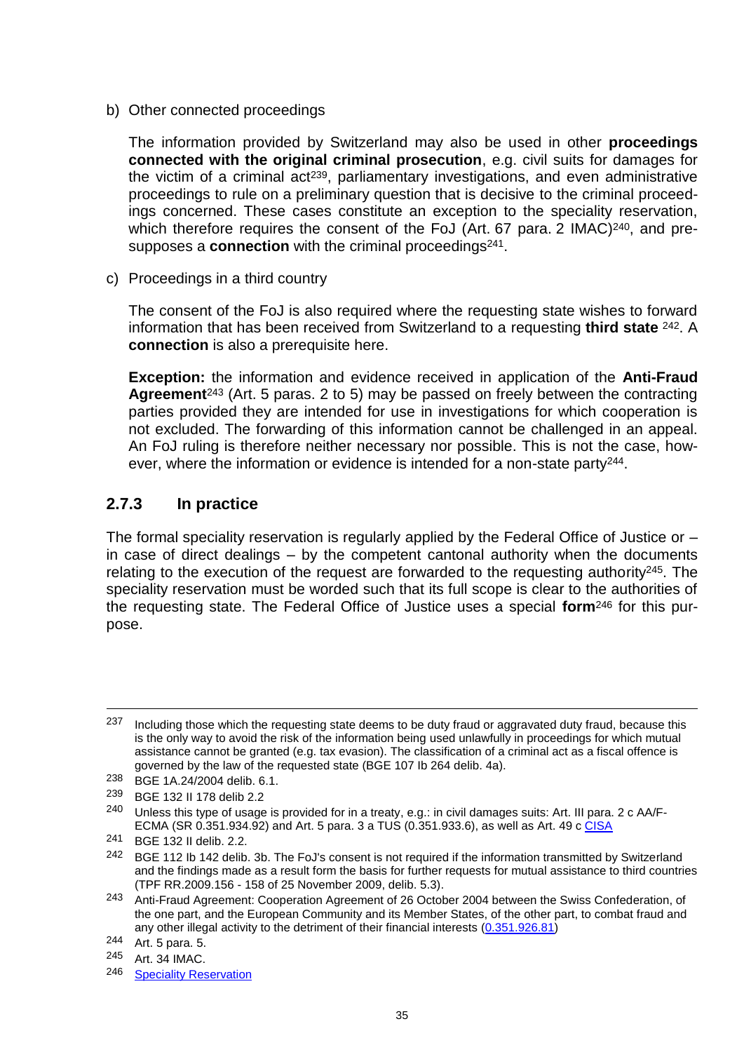b) Other connected proceedings

The information provided by Switzerland may also be used in other **proceedings connected with the original criminal prosecution**, e.g. civil suits for damages for the victim of a criminal act[239], parliamentary investigations, and even administrative proceedings to rule on a preliminary question that is decisive to the criminal proceedings concerned. These cases constitute an exception to the speciality reservation, which therefore requires the consent of the FoJ (Art. 67 para. 2 IMAC)[240], and presupposes a **connection** with the criminal proceedings[241].

c) Proceedings in a third country

The consent of the FoJ is also required where the requesting state wishes to forward information that has been received from Switzerland to a requesting **third state** [242]. A **connection** is also a prerequisite here.

**Exception:** the information and evidence received in application of the **Anti-Fraud Agreement**[243] (Art. 5 paras. 2 to 5) may be passed on freely between the contracting parties provided they are intended for use in investigations for which cooperation is not excluded. The forwarding of this information cannot be challenged in an appeal. An FoJ ruling is therefore neither necessary nor possible. This is not the case, however, where the information or evidence is intended for a non-state party[244].

### 2.7.3 In practice

The formal speciality reservation is regularly applied by the Federal Office of Justice or – in case of direct dealings – by the competent cantonal authority when the documents relating to the execution of the request are forwarded to the requesting authority[245]. The speciality reservation must be worded such that its full scope is clear to the authorities of the requesting state. The Federal Office of Justice uses a special **form**[246] for this purpose.

---

[237] Including those which the requesting state deems to be duty fraud or aggravated duty fraud, because this is the only way to avoid the risk of the information being used unlawfully in proceedings for which mutual assistance cannot be granted (e.g. tax evasion). The classification of a criminal act as a fiscal offence is governed by the law of the requested state (BGE 107 Ib 264 delib. 4a).

[238] BGE 1A.24/2004 delib. 6.1.

[239] BGE 132 II 178 delib 2.2

[240] Unless this type of usage is provided for in a treaty, e.g.: in civil damages suits: Art. III para. 2 c AA/F-ECMA (SR 0.351.934.92) and Art. 5 para. 3 a TUS (0.351.933.6), as well as Art. 49 c CISA

[241] BGE 132 II delib. 2.2.

[242] BGE 112 Ib 142 delib. 3b. The FoJ's consent is not required if the information transmitted by Switzerland and the findings made as a result form the basis for further requests for mutual assistance to third countries (TPF RR.2009.156 - 158 of 25 November 2009, delib. 5.3).

[243] Anti-Fraud Agreement: Cooperation Agreement of 26 October 2004 between the Swiss Confederation, of the one part, and the European Community and its Member States, of the other part, to combat fraud and any other illegal activity to the detriment of their financial interests (0.351.926.81)

[244] Art. 5 para. 5.

[245] Art. 34 IMAC.

[246] Speciality Reservation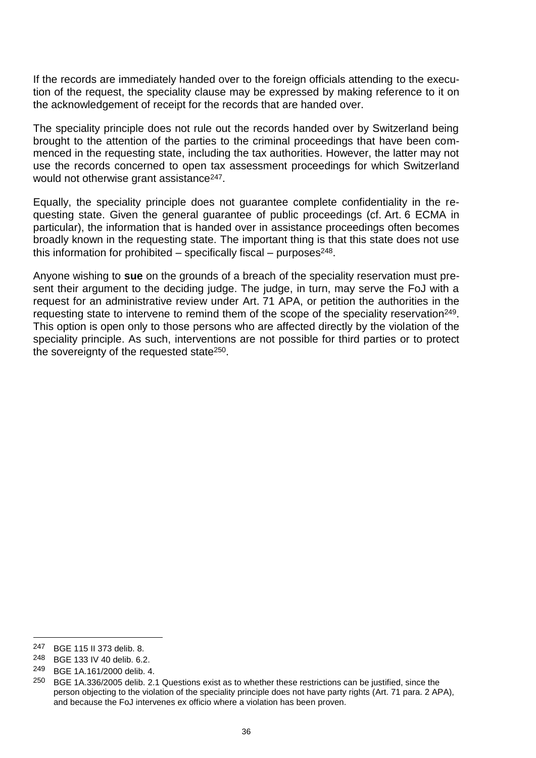If the records are immediately handed over to the foreign officials attending to the execution of the request, the speciality clause may be expressed by making reference to it on the acknowledgement of receipt for the records that are handed over.

The speciality principle does not rule out the records handed over by Switzerland being brought to the attention of the parties to the criminal proceedings that have been commenced in the requesting state, including the tax authorities. However, the latter may not use the records concerned to open tax assessment proceedings for which Switzerland would not otherwise grant assistance[247].

Equally, the speciality principle does not guarantee complete confidentiality in the requesting state. Given the general guarantee of public proceedings (cf. Art. 6 ECMA in particular), the information that is handed over in assistance proceedings often becomes broadly known in the requesting state. The important thing is that this state does not use this information for prohibited – specifically fiscal – purposes[248].

Anyone wishing to **sue** on the grounds of a breach of the speciality reservation must present their argument to the deciding judge. The judge, in turn, may serve the FoJ with a request for an administrative review under Art. 71 APA, or petition the authorities in the requesting state to intervene to remind them of the scope of the speciality reservation[249]. This option is open only to those persons who are affected directly by the violation of the speciality principle. As such, interventions are not possible for third parties or to protect the sovereignty of the requested state[250].

---

[247] BGE 115 II 373 delib. 8.

[248] BGE 133 IV 40 delib. 6.2.

[249] BGE 1A.161/2000 delib. 4.

[250] BGE 1A.336/2005 delib. 2.1 Questions exist as to whether these restrictions can be justified, since the person objecting to the violation of the speciality principle does not have party rights (Art. 71 para. 2 APA), and because the FoJ intervenes ex officio where a violation has been proven.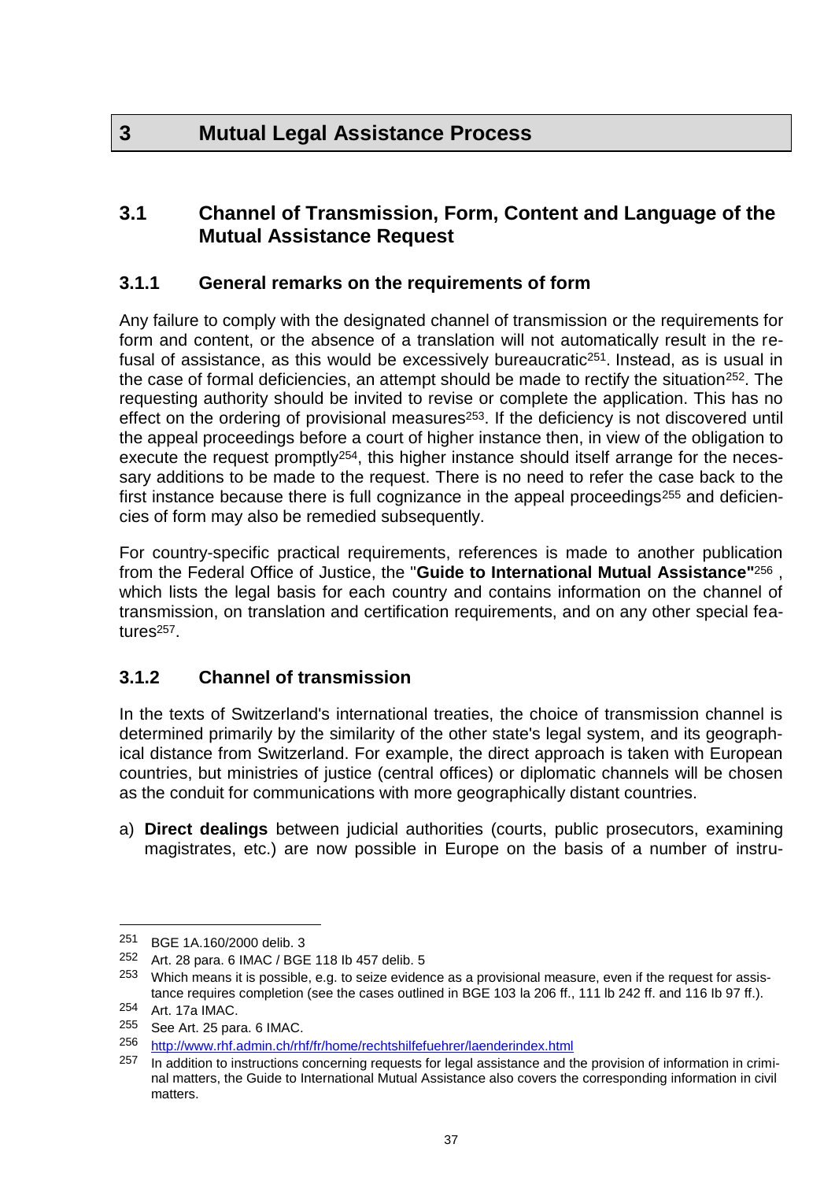# 3 Mutual Legal Assistance Process

## 3.1 Channel of Transmission, Form, Content and Language of the Mutual Assistance Request

### 3.1.1 General remarks on the requirements of form

Any failure to comply with the designated channel of transmission or the requirements for form and content, or the absence of a translation will not automatically result in the refusal of assistance, as this would be excessively bureaucratic[251]. Instead, as is usual in the case of formal deficiencies, an attempt should be made to rectify the situation[252]. The requesting authority should be invited to revise or complete the application. This has no effect on the ordering of provisional measures[253]. If the deficiency is not discovered until the appeal proceedings before a court of higher instance then, in view of the obligation to execute the request promptly[254], this higher instance should itself arrange for the necessary additions to be made to the request. There is no need to refer the case back to the first instance because there is full cognizance in the appeal proceedings[255] and deficiencies of form may also be remedied subsequently.

For country-specific practical requirements, references is made to another publication from the Federal Office of Justice, the "**Guide to International Mutual Assistance"**[256] , which lists the legal basis for each country and contains information on the channel of transmission, on translation and certification requirements, and on any other special features[257].

### 3.1.2 Channel of transmission

In the texts of Switzerland's international treaties, the choice of transmission channel is determined primarily by the similarity of the other state's legal system, and its geographical distance from Switzerland. For example, the direct approach is taken with European countries, but ministries of justice (central offices) or diplomatic channels will be chosen as the conduit for communications with more geographically distant countries.

a) **Direct dealings** between judicial authorities (courts, public prosecutors, examining magistrates, etc.) are now possible in Europe on the basis of a number of instru-

---

[251] BGE 1A.160/2000 delib. 3

[252] Art. 28 para. 6 IMAC / BGE 118 Ib 457 delib. 5

[253] Which means it is possible, e.g. to seize evidence as a provisional measure, even if the request for assistance requires completion (see the cases outlined in BGE 103 Ia 206 ff., 111 Ib 242 ff. and 116 Ib 97 ff.).

[254] Art. 17a IMAC.

[255] See Art. 25 para. 6 IMAC.

[256] http://www.rhf.admin.ch/rhf/fr/home/rechtshilfefuehrer/laenderindex.html

[257] In addition to instructions concerning requests for legal assistance and the provision of information in criminal matters, the Guide to International Mutual Assistance also covers the corresponding information in civil matters.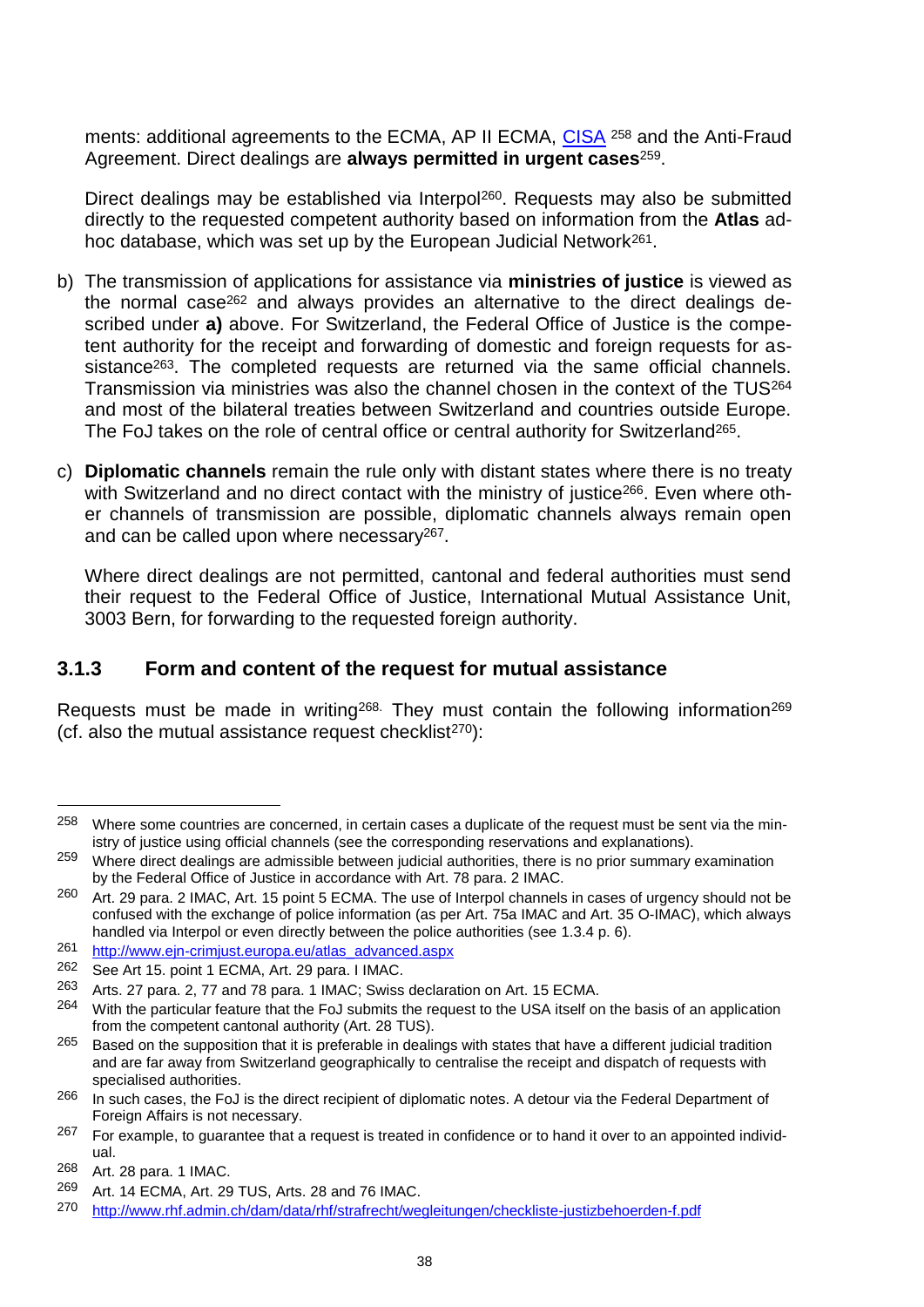ments: additional agreements to the ECMA, AP II ECMA, [CISA](#) [258] and the Anti-Fraud Agreement. Direct dealings are **always permitted in urgent cases**[259].

Direct dealings may be established via Interpol[260]. Requests may also be submitted directly to the requested competent authority based on information from the **Atlas** ad-hoc database, which was set up by the European Judicial Network[261].

b) The transmission of applications for assistance via **ministries of justice** is viewed as the normal case[262] and always provides an alternative to the direct dealings described under **a)** above. For Switzerland, the Federal Office of Justice is the competent authority for the receipt and forwarding of domestic and foreign requests for assistance[263]. The completed requests are returned via the same official channels. Transmission via ministries was also the channel chosen in the context of the TUS[264] and most of the bilateral treaties between Switzerland and countries outside Europe. The FoJ takes on the role of central office or central authority for Switzerland[265].

c) **Diplomatic channels** remain the rule only with distant states where there is no treaty with Switzerland and no direct contact with the ministry of justice[266]. Even where other channels of transmission are possible, diplomatic channels always remain open and can be called upon where necessary[267].

Where direct dealings are not permitted, cantonal and federal authorities must send their request to the Federal Office of Justice, International Mutual Assistance Unit, 3003 Bern, for forwarding to the requested foreign authority.

### 3.1.3 Form and content of the request for mutual assistance

Requests must be made in writing[268]. They must contain the following information[269] (cf. also the mutual assistance request checklist[270]):

---

[258] Where some countries are concerned, in certain cases a duplicate of the request must be sent via the ministry of justice using official channels (see the corresponding reservations and explanations).

[259] Where direct dealings are admissible between judicial authorities, there is no prior summary examination by the Federal Office of Justice in accordance with Art. 78 para. 2 IMAC.

[260] Art. 29 para. 2 IMAC, Art. 15 point 5 ECMA. The use of Interpol channels in cases of urgency should not be confused with the exchange of police information (as per Art. 75a IMAC and Art. 35 O-IMAC), which always handled via Interpol or even directly between the police authorities (see 1.3.4 p. 6).

[261] http://www.ejn-crimjust.europa.eu/atlas_advanced.aspx

[262] See Art 15. point 1 ECMA, Art. 29 para. I IMAC.

[263] Arts. 27 para. 2, 77 and 78 para. 1 IMAC; Swiss declaration on Art. 15 ECMA.

[264] With the particular feature that the FoJ submits the request to the USA itself on the basis of an application from the competent cantonal authority (Art. 28 TUS).

[265] Based on the supposition that it is preferable in dealings with states that have a different judicial tradition and are far away from Switzerland geographically to centralise the receipt and dispatch of requests with specialised authorities.

[266] In such cases, the FoJ is the direct recipient of diplomatic notes. A detour via the Federal Department of Foreign Affairs is not necessary.

[267] For example, to guarantee that a request is treated in confidence or to hand it over to an appointed individual.

[268] Art. 28 para. 1 IMAC.

[269] Art. 14 ECMA, Art. 29 TUS, Arts. 28 and 76 IMAC.

[270] http://www.rhf.admin.ch/dam/data/rhf/strafrecht/wegleitungen/checkliste-justizbehoerden-f.pdf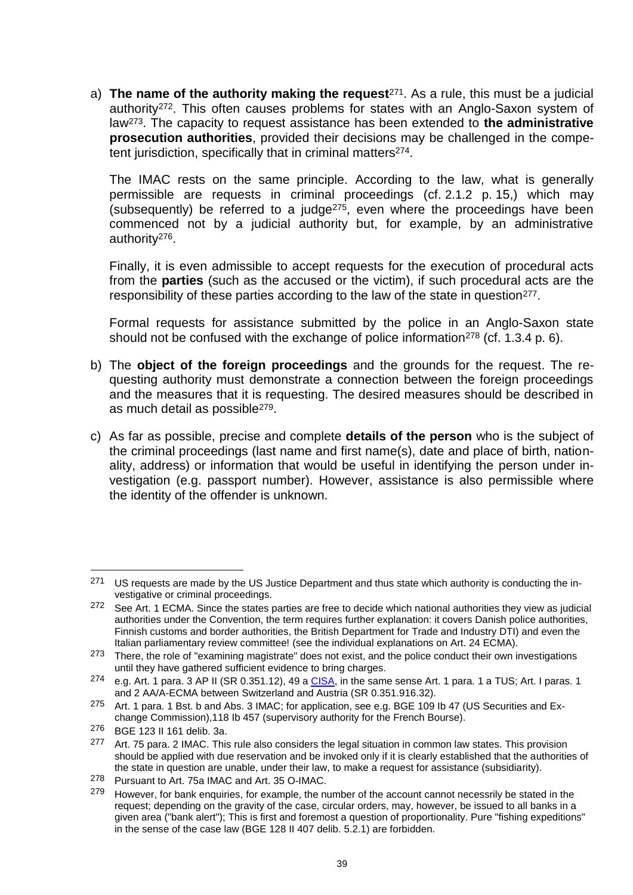a) **The name of the authority making the request**[271]. As a rule, this must be a judicial authority[272]. This often causes problems for states with an Anglo-Saxon system of law[273]. The capacity to request assistance has been extended to **the administrative prosecution authorities**, provided their decisions may be challenged in the competent jurisdiction, specifically that in criminal matters[274].

   The IMAC rests on the same principle. According to the law, what is generally permissible are requests in criminal proceedings (cf. 2.1.2 p. 15,) which may (subsequently) be referred to a judge[275], even where the proceedings have been commenced not by a judicial authority but, for example, by an administrative authority[276].

   Finally, it is even admissible to accept requests for the execution of procedural acts from the **parties** (such as the accused or the victim), if such procedural acts are the responsibility of these parties according to the law of the state in question[277].

   Formal requests for assistance submitted by the police in an Anglo-Saxon state should not be confused with the exchange of police information[278] (cf. 1.3.4 p. 6).

b) The **object of the foreign proceedings** and the grounds for the request. The requesting authority must demonstrate a connection between the foreign proceedings and the measures that it is requesting. The desired measures should be described in as much detail as possible[279].

c) As far as possible, precise and complete **details of the person** who is the subject of the criminal proceedings (last name and first name(s), date and place of birth, nationality, address) or information that would be useful in identifying the person under investigation (e.g. passport number). However, assistance is also permissible where the identity of the offender is unknown.

---

[271] US requests are made by the US Justice Department and thus state which authority is conducting the investigative or criminal proceedings.

[272] See Art. 1 ECMA. Since the states parties are free to decide which national authorities they view as judicial authorities under the Convention, the term requires further explanation: it covers Danish police authorities, Finnish customs and border authorities, the British Department for Trade and Industry DTI) and even the Italian parliamentary review committee! (see the individual explanations on Art. 24 ECMA).

[273] There, the role of "examining magistrate" does not exist, and the police conduct their own investigations until they have gathered sufficient evidence to bring charges.

[274] e.g. Art. 1 para. 3 AP II (SR 0.351.12), 49 a CISA, in the same sense Art. 1 para. 1 a TUS; Art. I paras. 1 and 2 AA/A-ECMA between Switzerland and Austria (SR 0.351.916.32).

[275] Art. 1 para. 1 Bst. b and Abs. 3 IMAC; for application, see e.g. BGE 109 Ib 47 (US Securities and Exchange Commission),118 Ib 457 (supervisory authority for the French Bourse).

[276] BGE 123 II 161 delib. 3a.

[277] Art. 75 para. 2 IMAC. This rule also considers the legal situation in common law states. This provision should be applied with due reservation and be invoked only if it is clearly established that the authorities of the state in question are unable, under their law, to make a request for assistance (subsidiarity).

[278] Pursuant to Art. 75a IMAC and Art. 35 O-IMAC.

[279] However, for bank enquiries, for example, the number of the account cannot necessrily be stated in the request; depending on the gravity of the case, circular orders, may, however, be issued to all banks in a given area ("bank alert"); This is first and foremost a question of proportionality. Pure "fishing expeditions" in the sense of the case law (BGE 128 II 407 delib. 5.2.1) are forbidden.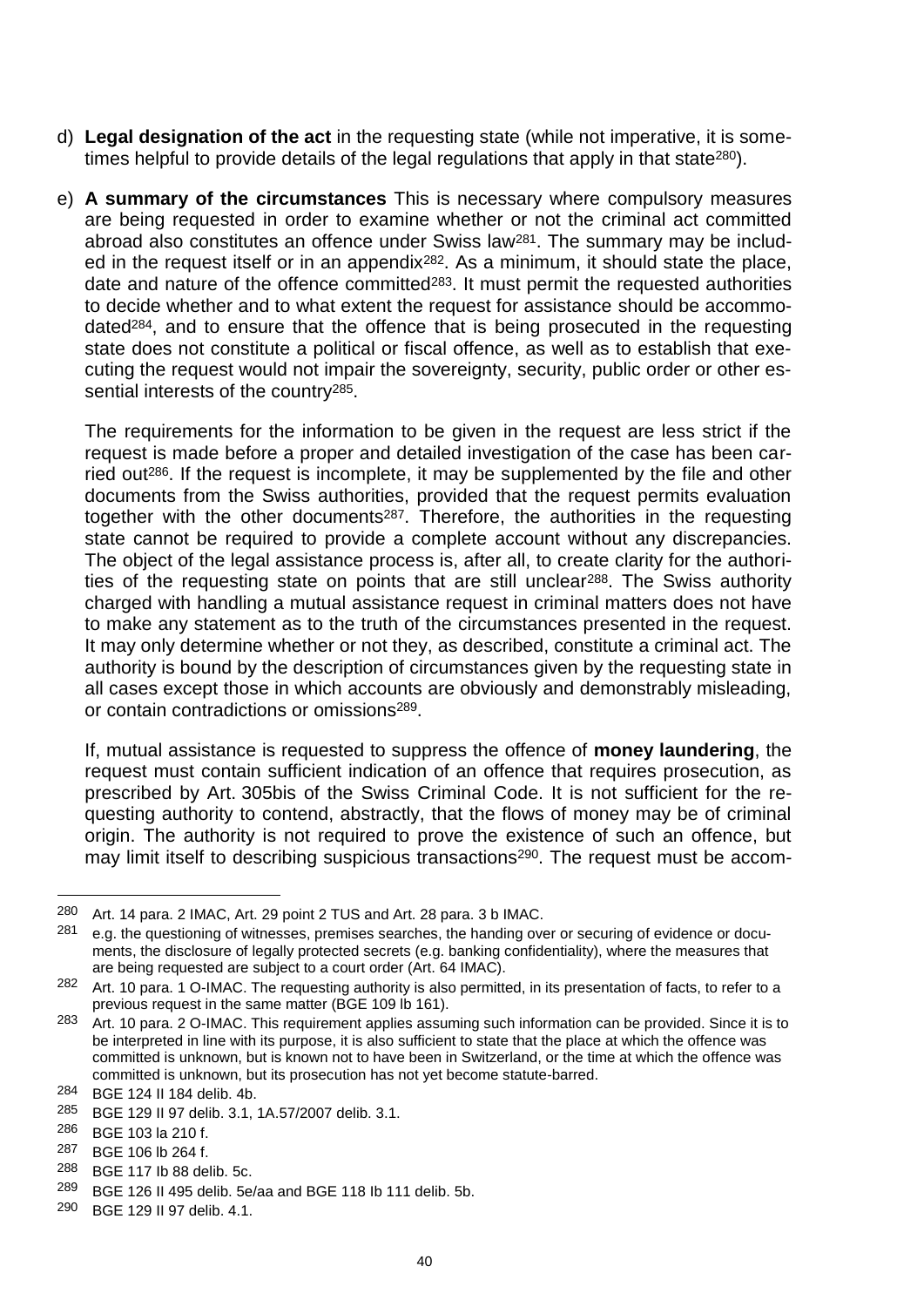d) **Legal designation of the act** in the requesting state (while not imperative, it is sometimes helpful to provide details of the legal regulations that apply in that state[280]).

e) **A summary of the circumstances** This is necessary where compulsory measures are being requested in order to examine whether or not the criminal act committed abroad also constitutes an offence under Swiss law[281]. The summary may be included in the request itself or in an appendix[282]. As a minimum, it should state the place, date and nature of the offence committed[283]. It must permit the requested authorities to decide whether and to what extent the request for assistance should be accommodated[284], and to ensure that the offence that is being prosecuted in the requesting state does not constitute a political or fiscal offence, as well as to establish that executing the request would not impair the sovereignty, security, public order or other essential interests of the country[285].

   The requirements for the information to be given in the request are less strict if the request is made before a proper and detailed investigation of the case has been carried out[286]. If the request is incomplete, it may be supplemented by the file and other documents from the Swiss authorities, provided that the request permits evaluation together with the other documents[287]. Therefore, the authorities in the requesting state cannot be required to provide a complete account without any discrepancies. The object of the legal assistance process is, after all, to create clarity for the authorities of the requesting state on points that are still unclear[288]. The Swiss authority charged with handling a mutual assistance request in criminal matters does not have to make any statement as to the truth of the circumstances presented in the request. It may only determine whether or not they, as described, constitute a criminal act. The authority is bound by the description of circumstances given by the requesting state in all cases except those in which accounts are obviously and demonstrably misleading, or contain contradictions or omissions[289].

   If, mutual assistance is requested to suppress the offence of **money laundering**, the request must contain sufficient indication of an offence that requires prosecution, as prescribed by Art. 305bis of the Swiss Criminal Code. It is not sufficient for the requesting authority to contend, abstractly, that the flows of money may be of criminal origin. The authority is not required to prove the existence of such an offence, but may limit itself to describing suspicious transactions[290]. The request must be accom-

---

280 Art. 14 para. 2 IMAC, Art. 29 point 2 TUS and Art. 28 para. 3 b IMAC.

281 e.g. the questioning of witnesses, premises searches, the handing over or securing of evidence or documents, the disclosure of legally protected secrets (e.g. banking confidentiality), where the measures that are being requested are subject to a court order (Art. 64 IMAC).

282 Art. 10 para. 1 O-IMAC. The requesting authority is also permitted, in its presentation of facts, to refer to a previous request in the same matter (BGE 109 Ib 161).

283 Art. 10 para. 2 O-IMAC. This requirement applies assuming such information can be provided. Since it is to be interpreted in line with its purpose, it is also sufficient to state that the place at which the offence was committed is unknown, but is known not to have been in Switzerland, or the time at which the offence was committed is unknown, but its prosecution has not yet become statute-barred.

284 BGE 124 II 184 delib. 4b.

285 BGE 129 II 97 delib. 3.1, 1A.57/2007 delib. 3.1.

286 BGE 103 Ia 210 f.

287 BGE 106 Ib 264 f.

288 BGE 117 Ib 88 delib. 5c.

289 BGE 126 II 495 delib. 5e/aa and BGE 118 Ib 111 delib. 5b.

290 BGE 129 II 97 delib. 4.1.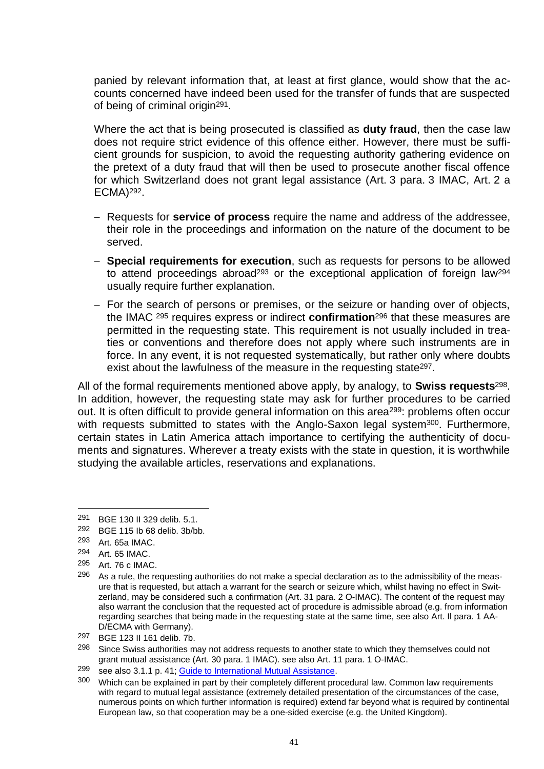panied by relevant information that, at least at first glance, would show that the accounts concerned have indeed been used for the transfer of funds that are suspected of being of criminal origin[291].

Where the act that is being prosecuted is classified as **duty fraud**, then the case law does not require strict evidence of this offence either. However, there must be sufficient grounds for suspicion, to avoid the requesting authority gathering evidence on the pretext of a duty fraud that will then be used to prosecute another fiscal offence for which Switzerland does not grant legal assistance (Art. 3 para. 3 IMAC, Art. 2 a ECMA)[292].

- Requests for **service of process** require the name and address of the addressee, their role in the proceedings and information on the nature of the document to be served.
- **Special requirements for execution**, such as requests for persons to be allowed to attend proceedings abroad[293] or the exceptional application of foreign law[294] usually require further explanation.
- For the search of persons or premises, or the seizure or handing over of objects, the IMAC [295] requires express or indirect **confirmation**[296] that these measures are permitted in the requesting state. This requirement is not usually included in treaties or conventions and therefore does not apply where such instruments are in force. In any event, it is not requested systematically, but rather only where doubts exist about the lawfulness of the measure in the requesting state[297].

All of the formal requirements mentioned above apply, by analogy, to **Swiss requests**[298]. In addition, however, the requesting state may ask for further procedures to be carried out. It is often difficult to provide general information on this area[299]: problems often occur with requests submitted to states with the Anglo-Saxon legal system[300]. Furthermore, certain states in Latin America attach importance to certifying the authenticity of documents and signatures. Wherever a treaty exists with the state in question, it is worthwhile studying the available articles, reservations and explanations.

---

[291] BGE 130 II 329 delib. 5.1.

[292] BGE 115 Ib 68 delib. 3b/bb.

[293] Art. 65a IMAC.

[294] Art. 65 IMAC.

[295] Art. 76 c IMAC.

[296] As a rule, the requesting authorities do not make a special declaration as to the admissibility of the measure that is requested, but attach a warrant for the search or seizure which, whilst having no effect in Switzerland, may be considered such a confirmation (Art. 31 para. 2 O-IMAC). The content of the request may also warrant the conclusion that the requested act of procedure is admissible abroad (e.g. from information regarding searches that being made in the requesting state at the same time, see also Art. II para. 1 AA-D/ECMA with Germany).

[297] BGE 123 II 161 delib. 7b.

[298] Since Swiss authorities may not address requests to another state to which they themselves could not grant mutual assistance (Art. 30 para. 1 IMAC). see also Art. 11 para. 1 O-IMAC.

[299] see also 3.1.1 p. 41; [Guide to International Mutual Assistance](Guide to International Mutual Assistance).

[300] Which can be explained in part by their completely different procedural law. Common law requirements with regard to mutual legal assistance (extremely detailed presentation of the circumstances of the case, numerous points on which further information is required) extend far beyond what is required by continental European law, so that cooperation may be a one-sided exercise (e.g. the United Kingdom).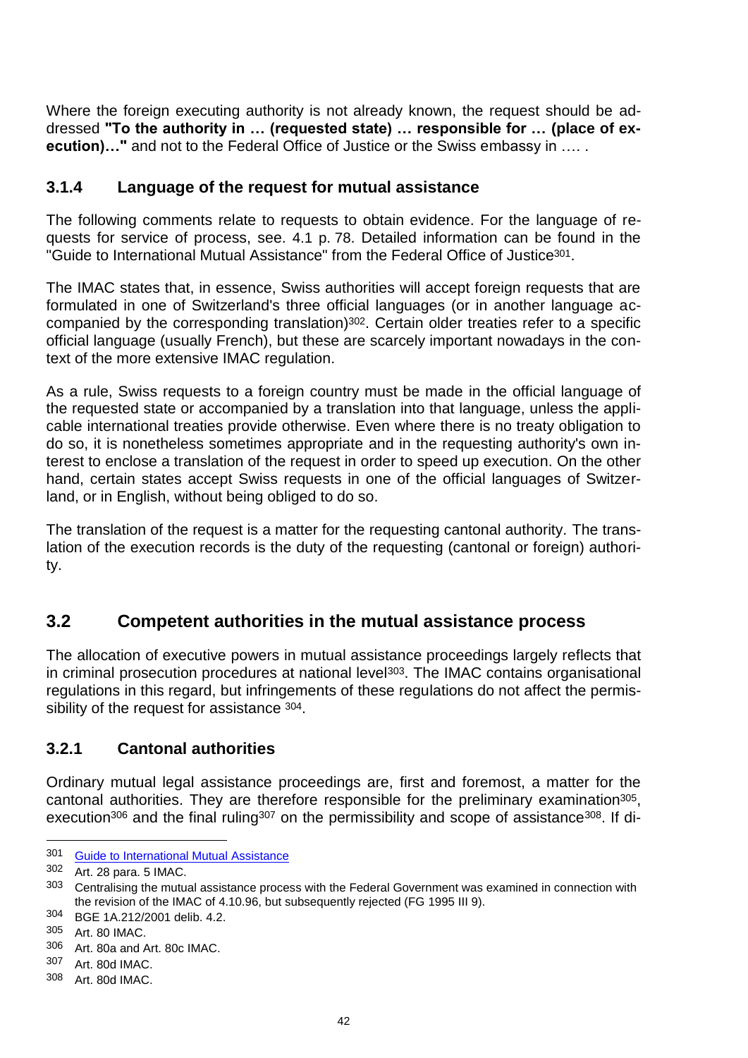Where the foreign executing authority is not already known, the request should be addressed **"To the authority in … (requested state) … responsible for … (place of execution)…"** and not to the Federal Office of Justice or the Swiss embassy in …. .

### 3.1.4 Language of the request for mutual assistance

The following comments relate to requests to obtain evidence. For the language of requests for service of process, see. 4.1 p. 78. Detailed information can be found in the "Guide to International Mutual Assistance" from the Federal Office of Justice[301].

The IMAC states that, in essence, Swiss authorities will accept foreign requests that are formulated in one of Switzerland's three official languages (or in another language accompanied by the corresponding translation)[302]. Certain older treaties refer to a specific official language (usually French), but these are scarcely important nowadays in the context of the more extensive IMAC regulation.

As a rule, Swiss requests to a foreign country must be made in the official language of the requested state or accompanied by a translation into that language, unless the applicable international treaties provide otherwise. Even where there is no treaty obligation to do so, it is nonetheless sometimes appropriate and in the requesting authority's own interest to enclose a translation of the request in order to speed up execution. On the other hand, certain states accept Swiss requests in one of the official languages of Switzerland, or in English, without being obliged to do so.

The translation of the request is a matter for the requesting cantonal authority. The translation of the execution records is the duty of the requesting (cantonal or foreign) authority.

## 3.2 Competent authorities in the mutual assistance process

The allocation of executive powers in mutual assistance proceedings largely reflects that in criminal prosecution procedures at national level[303]. The IMAC contains organisational regulations in this regard, but infringements of these regulations do not affect the permissibility of the request for assistance [304].

### 3.2.1 Cantonal authorities

Ordinary mutual legal assistance proceedings are, first and foremost, a matter for the cantonal authorities. They are therefore responsible for the preliminary examination[305], execution[306] and the final ruling[307] on the permissibility and scope of assistance[308]. If di-

---

[301] Guide to International Mutual Assistance

[302] Art. 28 para. 5 IMAC.

[303] Centralising the mutual assistance process with the Federal Government was examined in connection with the revision of the IMAC of 4.10.96, but subsequently rejected (FG 1995 III 9).

[304] BGE 1A.212/2001 delib. 4.2.

[305] Art. 80 IMAC.

[306] Art. 80a and Art. 80c IMAC.

[307] Art. 80d IMAC.

[308] Art. 80d IMAC.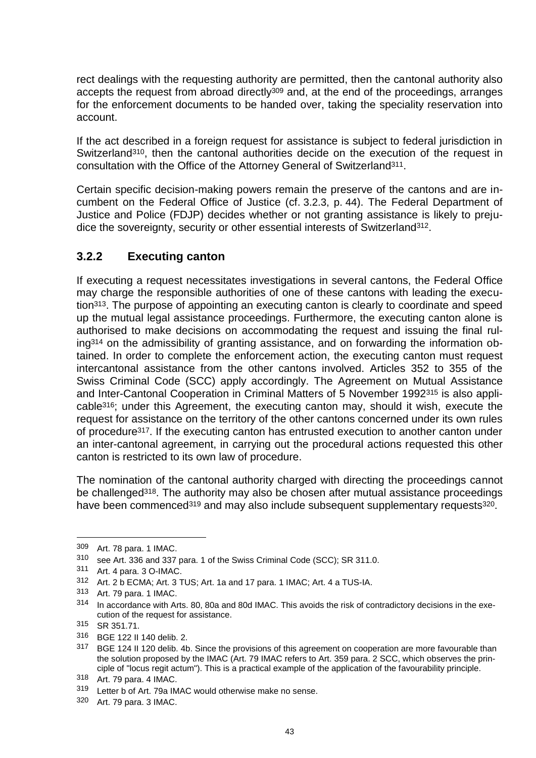rect dealings with the requesting authority are permitted, then the cantonal authority also accepts the request from abroad directly[309] and, at the end of the proceedings, arranges for the enforcement documents to be handed over, taking the speciality reservation into account.

If the act described in a foreign request for assistance is subject to federal jurisdiction in Switzerland[310], then the cantonal authorities decide on the execution of the request in consultation with the Office of the Attorney General of Switzerland[311].

Certain specific decision-making powers remain the preserve of the cantons and are incumbent on the Federal Office of Justice (cf. 3.2.3, p. 44). The Federal Department of Justice and Police (FDJP) decides whether or not granting assistance is likely to prejudice the sovereignty, security or other essential interests of Switzerland[312].

### 3.2.2 Executing canton

If executing a request necessitates investigations in several cantons, the Federal Office may charge the responsible authorities of one of these cantons with leading the execution[313]. The purpose of appointing an executing canton is clearly to coordinate and speed up the mutual legal assistance proceedings. Furthermore, the executing canton alone is authorised to make decisions on accommodating the request and issuing the final ruling[314] on the admissibility of granting assistance, and on forwarding the information obtained. In order to complete the enforcement action, the executing canton must request intercantonal assistance from the other cantons involved. Articles 352 to 355 of the Swiss Criminal Code (SCC) apply accordingly. The Agreement on Mutual Assistance and Inter-Cantonal Cooperation in Criminal Matters of 5 November 1992[315] is also applicable[316]; under this Agreement, the executing canton may, should it wish, execute the request for assistance on the territory of the other cantons concerned under its own rules of procedure[317]. If the executing canton has entrusted execution to another canton under an inter-cantonal agreement, in carrying out the procedural actions requested this other canton is restricted to its own law of procedure.

The nomination of the cantonal authority charged with directing the proceedings cannot be challenged[318]. The authority may also be chosen after mutual assistance proceedings have been commenced[319] and may also include subsequent supplementary requests[320].

---

309 Art. 78 para. 1 IMAC.

310 see Art. 336 and 337 para. 1 of the Swiss Criminal Code (SCC); SR 311.0.

311 Art. 4 para. 3 O-IMAC.

312 Art. 2 b ECMA; Art. 3 TUS; Art. 1a and 17 para. 1 IMAC; Art. 4 a TUS-IA.

313 Art. 79 para. 1 IMAC.

314 In accordance with Arts. 80, 80a and 80d IMAC. This avoids the risk of contradictory decisions in the execution of the request for assistance.

315 SR 351.71.

316 BGE 122 II 140 delib. 2.

317 BGE 124 II 120 delib. 4b. Since the provisions of this agreement on cooperation are more favourable than the solution proposed by the IMAC (Art. 79 IMAC refers to Art. 359 para. 2 SCC, which observes the principle of "locus regit actum"). This is a practical example of the application of the favourability principle.

318 Art. 79 para. 4 IMAC.

319 Letter b of Art. 79a IMAC would otherwise make no sense.

320 Art. 79 para. 3 IMAC.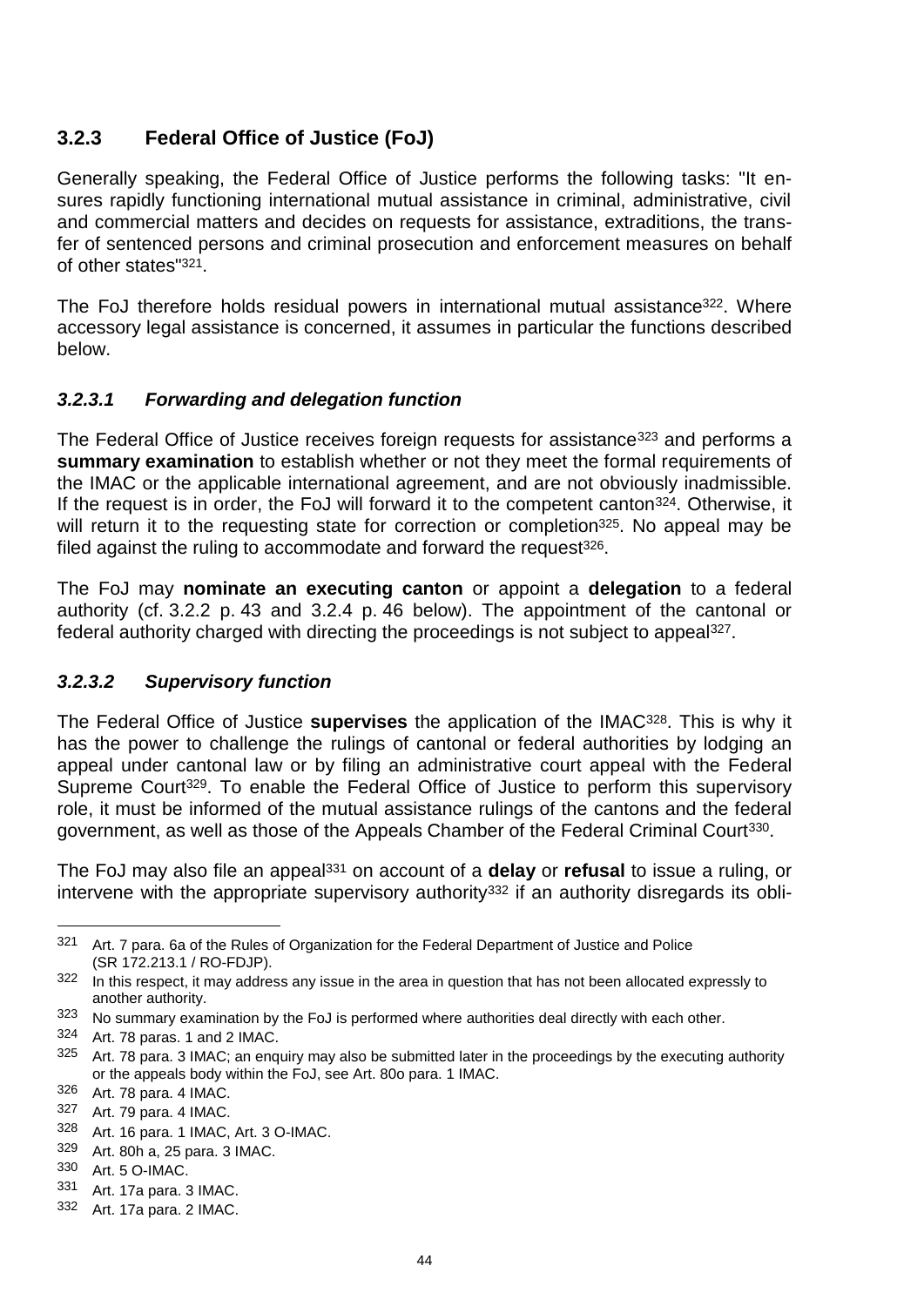### 3.2.3 Federal Office of Justice (FoJ)

Generally speaking, the Federal Office of Justice performs the following tasks: "It ensures rapidly functioning international mutual assistance in criminal, administrative, civil and commercial matters and decides on requests for assistance, extraditions, the transfer of sentenced persons and criminal prosecution and enforcement measures on behalf of other states"[321].

The FoJ therefore holds residual powers in international mutual assistance[322]. Where accessory legal assistance is concerned, it assumes in particular the functions described below.

#### *3.2.3.1 Forwarding and delegation function*

The Federal Office of Justice receives foreign requests for assistance[323] and performs a **summary examination** to establish whether or not they meet the formal requirements of the IMAC or the applicable international agreement, and are not obviously inadmissible. If the request is in order, the FoJ will forward it to the competent canton[324]. Otherwise, it will return it to the requesting state for correction or completion[325]. No appeal may be filed against the ruling to accommodate and forward the request[326].

The FoJ may **nominate an executing canton** or appoint a **delegation** to a federal authority (cf. 3.2.2 p. 43 and 3.2.4 p. 46 below). The appointment of the cantonal or federal authority charged with directing the proceedings is not subject to appeal[327].

#### *3.2.3.2 Supervisory function*

The Federal Office of Justice **supervises** the application of the IMAC[328]. This is why it has the power to challenge the rulings of cantonal or federal authorities by lodging an appeal under cantonal law or by filing an administrative court appeal with the Federal Supreme Court[329]. To enable the Federal Office of Justice to perform this supervisory role, it must be informed of the mutual assistance rulings of the cantons and the federal government, as well as those of the Appeals Chamber of the Federal Criminal Court[330].

The FoJ may also file an appeal[331] on account of a **delay** or **refusal** to issue a ruling, or intervene with the appropriate supervisory authority[332] if an authority disregards its obli-

---

[321] Art. 7 para. 6a of the Rules of Organization for the Federal Department of Justice and Police (SR 172.213.1 / RO-FDJP).

[322] In this respect, it may address any issue in the area in question that has not been allocated expressly to another authority.

[323] No summary examination by the FoJ is performed where authorities deal directly with each other.

[324] Art. 78 paras. 1 and 2 IMAC.

[325] Art. 78 para. 3 IMAC; an enquiry may also be submitted later in the proceedings by the executing authority or the appeals body within the FoJ, see Art. 80o para. 1 IMAC.

[326] Art. 78 para. 4 IMAC.

[327] Art. 79 para. 4 IMAC.

[328] Art. 16 para. 1 IMAC, Art. 3 O-IMAC.

[329] Art. 80h a, 25 para. 3 IMAC.

[330] Art. 5 O-IMAC.

[331] Art. 17a para. 3 IMAC.

[332] Art. 17a para. 2 IMAC.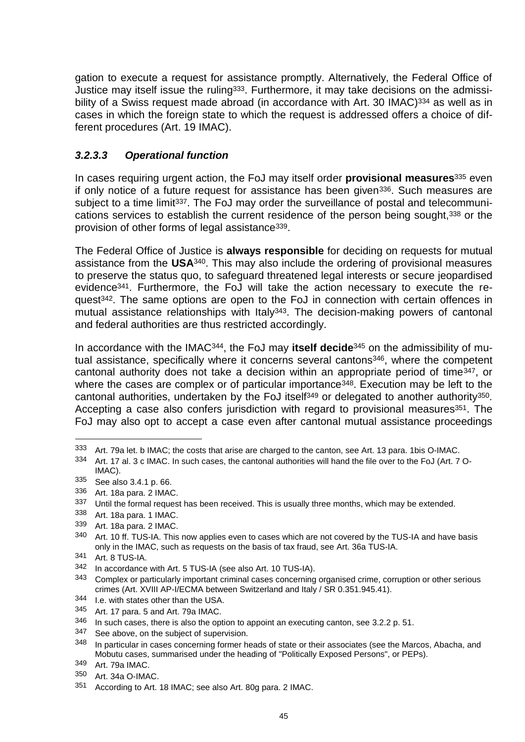gation to execute a request for assistance promptly. Alternatively, the Federal Office of Justice may itself issue the ruling[333]. Furthermore, it may take decisions on the admissibility of a Swiss request made abroad (in accordance with Art. 30 IMAC)[334] as well as in cases in which the foreign state to which the request is addressed offers a choice of different procedures (Art. 19 IMAC).

#### *3.2.3.3 Operational function*

In cases requiring urgent action, the FoJ may itself order **provisional measures**[335] even if only notice of a future request for assistance has been given[336]. Such measures are subject to a time limit[337]. The FoJ may order the surveillance of postal and telecommunications services to establish the current residence of the person being sought,[338] or the provision of other forms of legal assistance[339].

The Federal Office of Justice is **always responsible** for deciding on requests for mutual assistance from the **USA**[340]. This may also include the ordering of provisional measures to preserve the status quo, to safeguard threatened legal interests or secure jeopardised evidence[341]. Furthermore, the FoJ will take the action necessary to execute the request[342]. The same options are open to the FoJ in connection with certain offences in mutual assistance relationships with Italy[343]. The decision-making powers of cantonal and federal authorities are thus restricted accordingly.

In accordance with the IMAC[344], the FoJ may **itself decide**[345] on the admissibility of mutual assistance, specifically where it concerns several cantons[346], where the competent cantonal authority does not take a decision within an appropriate period of time[347], or where the cases are complex or of particular importance[348]. Execution may be left to the cantonal authorities, undertaken by the FoJ itself[349] or delegated to another authority[350]. Accepting a case also confers jurisdiction with regard to provisional measures[351]. The FoJ may also opt to accept a case even after cantonal mutual assistance proceedings

---

[333] Art. 79a let. b IMAC; the costs that arise are charged to the canton, see Art. 13 para. 1bis O-IMAC.

[334] Art. 17 al. 3 c IMAC. In such cases, the cantonal authorities will hand the file over to the FoJ (Art. 7 O-IMAC).

[335] See also 3.4.1 p. 66.

[336] Art. 18a para. 2 IMAC.

[337] Until the formal request has been received. This is usually three months, which may be extended.

[338] Art. 18a para. 1 IMAC.

[339] Art. 18a para. 2 IMAC.

[340] Art. 10 ff. TUS-IA. This now applies even to cases which are not covered by the TUS-IA and have basis only in the IMAC, such as requests on the basis of tax fraud, see Art. 36a TUS-IA.

[341] Art. 8 TUS-IA.

[342] In accordance with Art. 5 TUS-IA (see also Art. 10 TUS-IA).

[343] Complex or particularly important criminal cases concerning organised crime, corruption or other serious crimes (Art. XVIII AP-I/ECMA between Switzerland and Italy / SR 0.351.945.41).

[344] I.e. with states other than the USA.

[345] Art. 17 para. 5 and Art. 79a IMAC.

[346] In such cases, there is also the option to appoint an executing canton, see 3.2.2 p. 51.

[347] See above, on the subject of supervision.

[348] In particular in cases concerning former heads of state or their associates (see the Marcos, Abacha, and Mobutu cases, summarised under the heading of "Politically Exposed Persons", or PEPs).

[349] Art. 79a IMAC.

[350] Art. 34a O-IMAC.

[351] According to Art. 18 IMAC; see also Art. 80g para. 2 IMAC.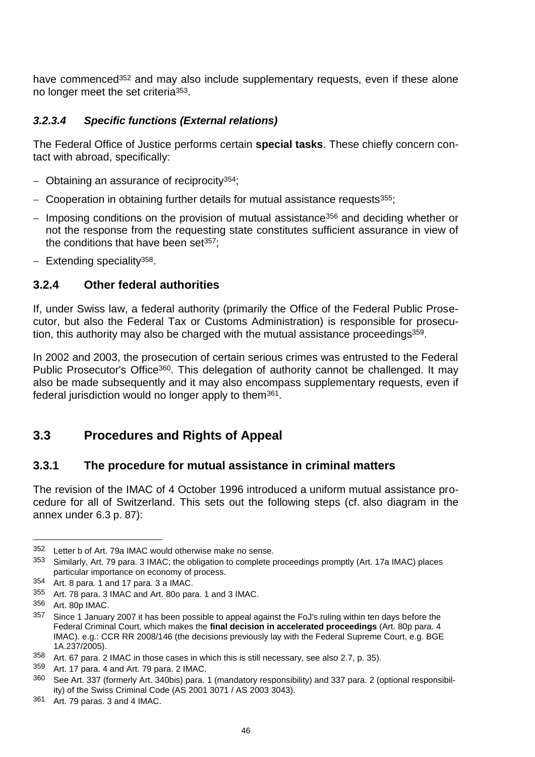have commenced[352] and may also include supplementary requests, even if these alone no longer meet the set criteria[353].

#### *3.2.3.4 Specific functions (External relations)*

The Federal Office of Justice performs certain **special tasks**. These chiefly concern contact with abroad, specifically:

- Obtaining an assurance of reciprocity[354];
- Cooperation in obtaining further details for mutual assistance requests[355];
- Imposing conditions on the provision of mutual assistance[356] and deciding whether or not the response from the requesting state constitutes sufficient assurance in view of the conditions that have been set[357];
- Extending speciality[358].

### 3.2.4 Other federal authorities

If, under Swiss law, a federal authority (primarily the Office of the Federal Public Prosecutor, but also the Federal Tax or Customs Administration) is responsible for prosecution, this authority may also be charged with the mutual assistance proceedings[359].

In 2002 and 2003, the prosecution of certain serious crimes was entrusted to the Federal Public Prosecutor's Office[360]. This delegation of authority cannot be challenged. It may also be made subsequently and it may also encompass supplementary requests, even if federal jurisdiction would no longer apply to them[361].

## 3.3 Procedures and Rights of Appeal

### 3.3.1 The procedure for mutual assistance in criminal matters

The revision of the IMAC of 4 October 1996 introduced a uniform mutual assistance procedure for all of Switzerland. This sets out the following steps (cf. also diagram in the annex under 6.3 p. 87):

---

352 Letter b of Art. 79a IMAC would otherwise make no sense.

353 Similarly, Art. 79 para. 3 IMAC; the obligation to complete proceedings promptly (Art. 17a IMAC) places particular importance on economy of process.

354 Art. 8 para. 1 and 17 para. 3 a IMAC.

355 Art. 78 para. 3 IMAC and Art. 80o para. 1 and 3 IMAC.

356 Art. 80p IMAC.

357 Since 1 January 2007 it has been possible to appeal against the FoJ's ruling within ten days before the Federal Criminal Court, which makes the **final decision in accelerated proceedings** (Art. 80p para. 4 IMAC). e.g.: CCR RR 2008/146 (the decisions previously lay with the Federal Supreme Court, e.g. BGE 1A.237/2005).

358 Art. 67 para. 2 IMAC in those cases in which this is still necessary, see also 2.7, p. 35).

359 Art. 17 para. 4 and Art. 79 para. 2 IMAC.

360 See Art. 337 (formerly Art. 340bis) para. 1 (mandatory responsibility) and 337 para. 2 (optional responsibility) of the Swiss Criminal Code (AS 2001 3071 / AS 2003 3043).

361 Art. 79 paras. 3 and 4 IMAC.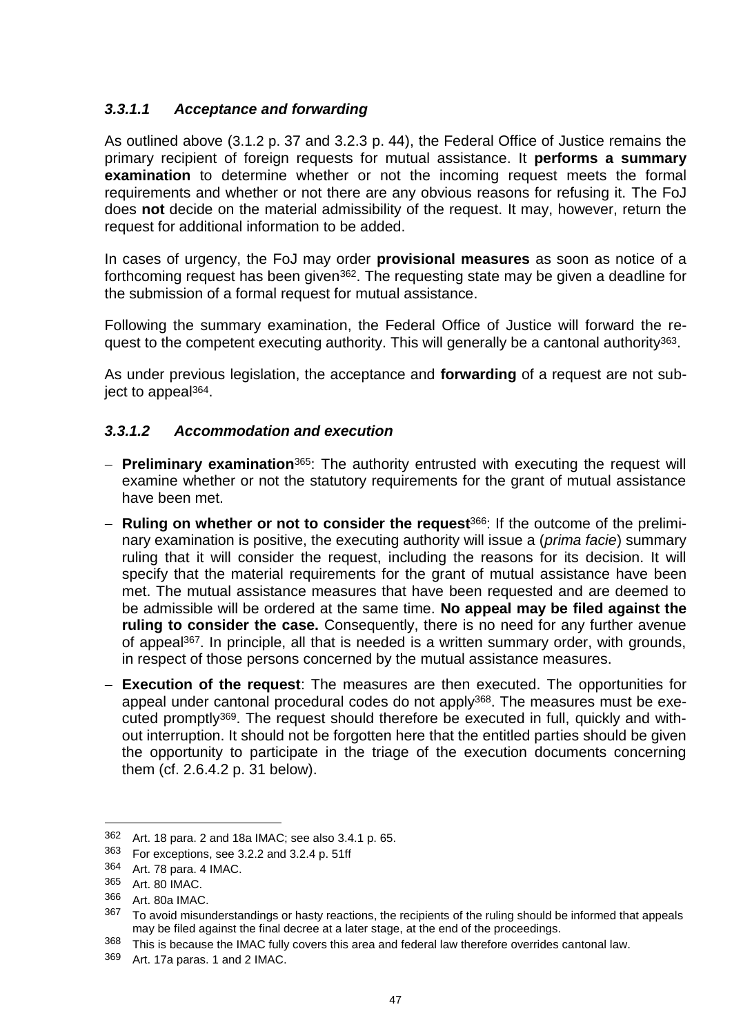#### *3.3.1.1 Acceptance and forwarding*

As outlined above (3.1.2 p. 37 and 3.2.3 p. 44), the Federal Office of Justice remains the primary recipient of foreign requests for mutual assistance. It **performs a summary examination** to determine whether or not the incoming request meets the formal requirements and whether or not there are any obvious reasons for refusing it. The FoJ does **not** decide on the material admissibility of the request. It may, however, return the request for additional information to be added.

In cases of urgency, the FoJ may order **provisional measures** as soon as notice of a forthcoming request has been given[362]. The requesting state may be given a deadline for the submission of a formal request for mutual assistance.

Following the summary examination, the Federal Office of Justice will forward the request to the competent executing authority. This will generally be a cantonal authority[363].

As under previous legislation, the acceptance and **forwarding** of a request are not subject to appeal[364].

#### *3.3.1.2 Accommodation and execution*

- **Preliminary examination**[365]: The authority entrusted with executing the request will examine whether or not the statutory requirements for the grant of mutual assistance have been met.
- **Ruling on whether or not to consider the request**[366]: If the outcome of the preliminary examination is positive, the executing authority will issue a (*prima facie*) summary ruling that it will consider the request, including the reasons for its decision. It will specify that the material requirements for the grant of mutual assistance have been met. The mutual assistance measures that have been requested and are deemed to be admissible will be ordered at the same time. **No appeal may be filed against the ruling to consider the case.** Consequently, there is no need for any further avenue of appeal[367]. In principle, all that is needed is a written summary order, with grounds, in respect of those persons concerned by the mutual assistance measures.
- **Execution of the request**: The measures are then executed. The opportunities for appeal under cantonal procedural codes do not apply[368]. The measures must be executed promptly[369]. The request should therefore be executed in full, quickly and without interruption. It should not be forgotten here that the entitled parties should be given the opportunity to participate in the triage of the execution documents concerning them (cf. 2.6.4.2 p. 31 below).

---

[362] Art. 18 para. 2 and 18a IMAC; see also 3.4.1 p. 65.

[363] For exceptions, see 3.2.2 and 3.2.4 p. 51ff

[364] Art. 78 para. 4 IMAC.

[365] Art. 80 IMAC.

[366] Art. 80a IMAC.

[367] To avoid misunderstandings or hasty reactions, the recipients of the ruling should be informed that appeals may be filed against the final decree at a later stage, at the end of the proceedings.

[368] This is because the IMAC fully covers this area and federal law therefore overrides cantonal law.

[369] Art. 17a paras. 1 and 2 IMAC.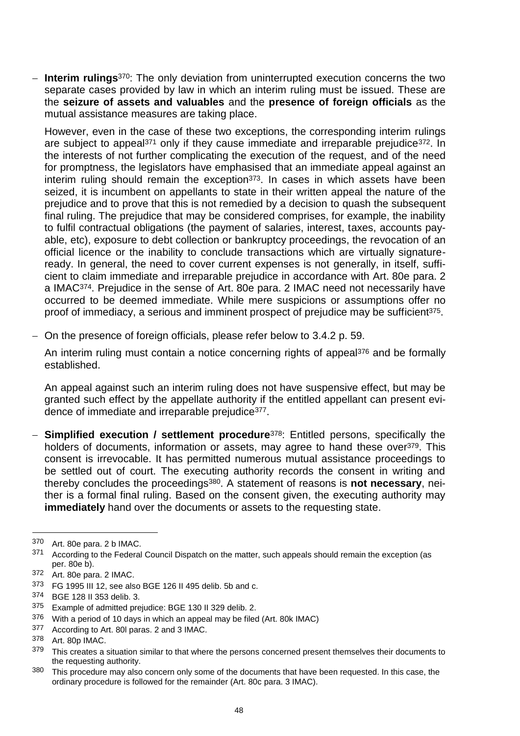- **Interim rulings**[370]: The only deviation from uninterrupted execution concerns the two separate cases provided by law in which an interim ruling must be issued. These are the **seizure of assets and valuables** and the **presence of foreign officials** as the mutual assistance measures are taking place.

  However, even in the case of these two exceptions, the corresponding interim rulings are subject to appeal[371] only if they cause immediate and irreparable prejudice[372]. In the interests of not further complicating the execution of the request, and of the need for promptness, the legislators have emphasised that an immediate appeal against an interim ruling should remain the exception[373]. In cases in which assets have been seized, it is incumbent on appellants to state in their written appeal the nature of the prejudice and to prove that this is not remedied by a decision to quash the subsequent final ruling. The prejudice that may be considered comprises, for example, the inability to fulfil contractual obligations (the payment of salaries, interest, taxes, accounts payable, etc), exposure to debt collection or bankruptcy proceedings, the revocation of an official licence or the inability to conclude transactions which are virtually signature-ready. In general, the need to cover current expenses is not generally, in itself, sufficient to claim immediate and irreparable prejudice in accordance with Art. 80e para. 2 a IMAC[374]. Prejudice in the sense of Art. 80e para. 2 IMAC need not necessarily have occurred to be deemed immediate. While mere suspicions or assumptions offer no proof of immediacy, a serious and imminent prospect of prejudice may be sufficient[375].

- On the presence of foreign officials, please refer below to 3.4.2 p. 59.

  An interim ruling must contain a notice concerning rights of appeal[376] and be formally established.

  An appeal against such an interim ruling does not have suspensive effect, but may be granted such effect by the appellate authority if the entitled appellant can present evidence of immediate and irreparable prejudice[377].

- **Simplified execution / settlement procedure**[378]: Entitled persons, specifically the holders of documents, information or assets, may agree to hand these over[379]. This consent is irrevocable. It has permitted numerous mutual assistance proceedings to be settled out of court. The executing authority records the consent in writing and thereby concludes the proceedings[380]. A statement of reasons is **not necessary**, neither is a formal final ruling. Based on the consent given, the executing authority may **immediately** hand over the documents or assets to the requesting state.

---

370 Art. 80e para. 2 b IMAC.

371 According to the Federal Council Dispatch on the matter, such appeals should remain the exception (as per. 80e b).

372 Art. 80e para. 2 IMAC.

373 FG 1995 III 12, see also BGE 126 II 495 delib. 5b and c.

374 BGE 128 II 353 delib. 3.

375 Example of admitted prejudice: BGE 130 II 329 delib. 2.

376 With a period of 10 days in which an appeal may be filed (Art. 80k IMAC)

377 According to Art. 80l paras. 2 and 3 IMAC.

378 Art. 80p IMAC.

379 This creates a situation similar to that where the persons concerned present themselves their documents to the requesting authority.

380 This procedure may also concern only some of the documents that have been requested. In this case, the ordinary procedure is followed for the remainder (Art. 80c para. 3 IMAC).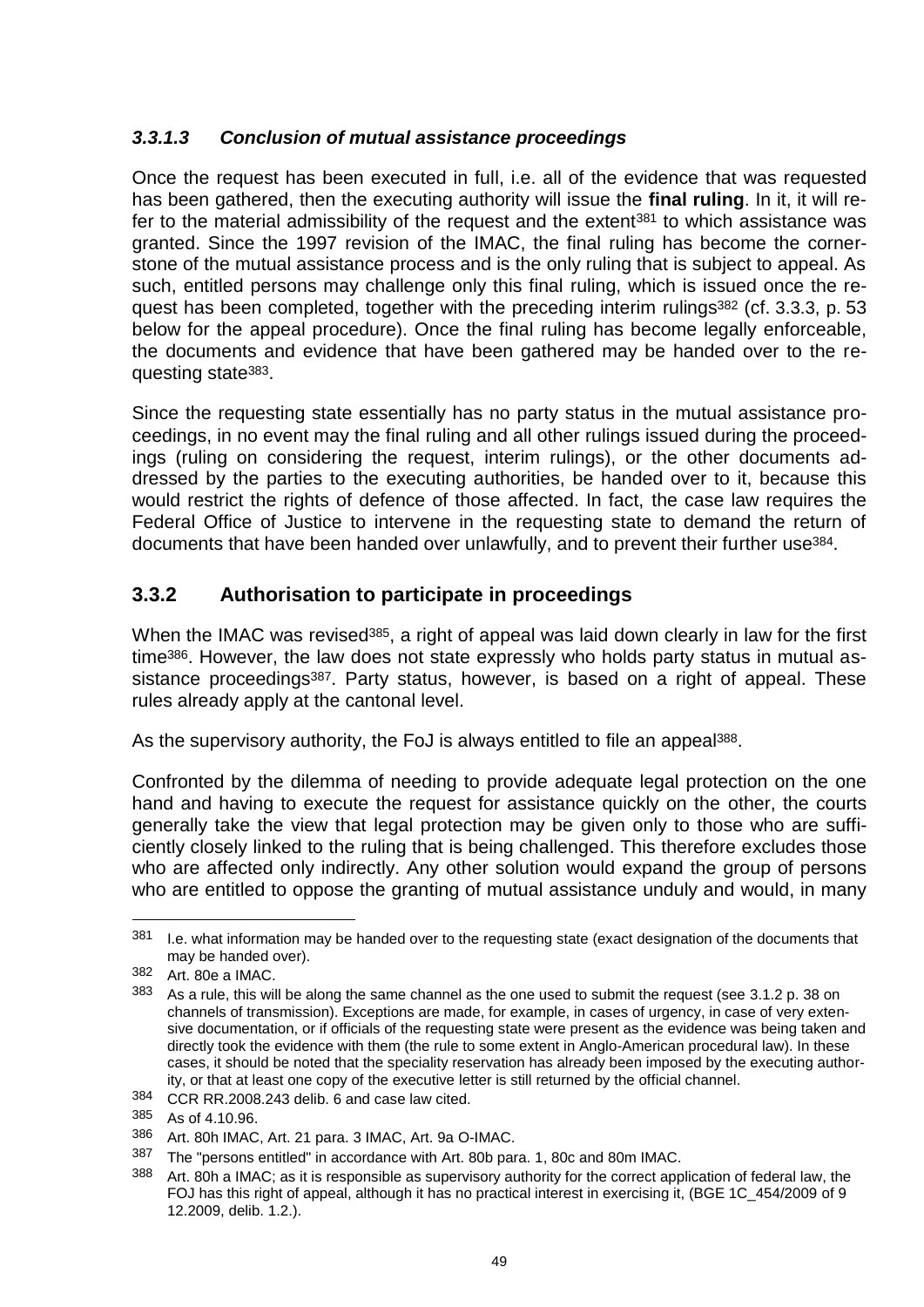#### *3.3.1.3 Conclusion of mutual assistance proceedings*

Once the request has been executed in full, i.e. all of the evidence that was requested has been gathered, then the executing authority will issue the **final ruling**. In it, it will refer to the material admissibility of the request and the extent[381] to which assistance was granted. Since the 1997 revision of the IMAC, the final ruling has become the cornerstone of the mutual assistance process and is the only ruling that is subject to appeal. As such, entitled persons may challenge only this final ruling, which is issued once the request has been completed, together with the preceding interim rulings[382] (cf. 3.3.3, p. 53 below for the appeal procedure). Once the final ruling has become legally enforceable, the documents and evidence that have been gathered may be handed over to the requesting state[383].

Since the requesting state essentially has no party status in the mutual assistance proceedings, in no event may the final ruling and all other rulings issued during the proceedings (ruling on considering the request, interim rulings), or the other documents addressed by the parties to the executing authorities, be handed over to it, because this would restrict the rights of defence of those affected. In fact, the case law requires the Federal Office of Justice to intervene in the requesting state to demand the return of documents that have been handed over unlawfully, and to prevent their further use[384].

### 3.3.2 Authorisation to participate in proceedings

When the IMAC was revised[385], a right of appeal was laid down clearly in law for the first time[386]. However, the law does not state expressly who holds party status in mutual assistance proceedings[387]. Party status, however, is based on a right of appeal. These rules already apply at the cantonal level.

As the supervisory authority, the FoJ is always entitled to file an appeal[388].

Confronted by the dilemma of needing to provide adequate legal protection on the one hand and having to execute the request for assistance quickly on the other, the courts generally take the view that legal protection may be given only to those who are sufficiently closely linked to the ruling that is being challenged. This therefore excludes those who are affected only indirectly. Any other solution would expand the group of persons who are entitled to oppose the granting of mutual assistance unduly and would, in many

---

381 I.e. what information may be handed over to the requesting state (exact designation of the documents that may be handed over).

382 Art. 80e a IMAC.

383 As a rule, this will be along the same channel as the one used to submit the request (see 3.1.2 p. 38 on channels of transmission). Exceptions are made, for example, in cases of urgency, in case of very extensive documentation, or if officials of the requesting state were present as the evidence was being taken and directly took the evidence with them (the rule to some extent in Anglo-American procedural law). In these cases, it should be noted that the speciality reservation has already been imposed by the executing authority, or that at least one copy of the executive letter is still returned by the official channel.

384 CCR RR.2008.243 delib. 6 and case law cited.

385 As of 4.10.96.

386 Art. 80h IMAC, Art. 21 para. 3 IMAC, Art. 9a O-IMAC.

387 The "persons entitled" in accordance with Art. 80b para. 1, 80c and 80m IMAC.

388 Art. 80h a IMAC; as it is responsible as supervisory authority for the correct application of federal law, the FOJ has this right of appeal, although it has no practical interest in exercising it, (BGE 1C_454/2009 of 9 12.2009, delib. 1.2.).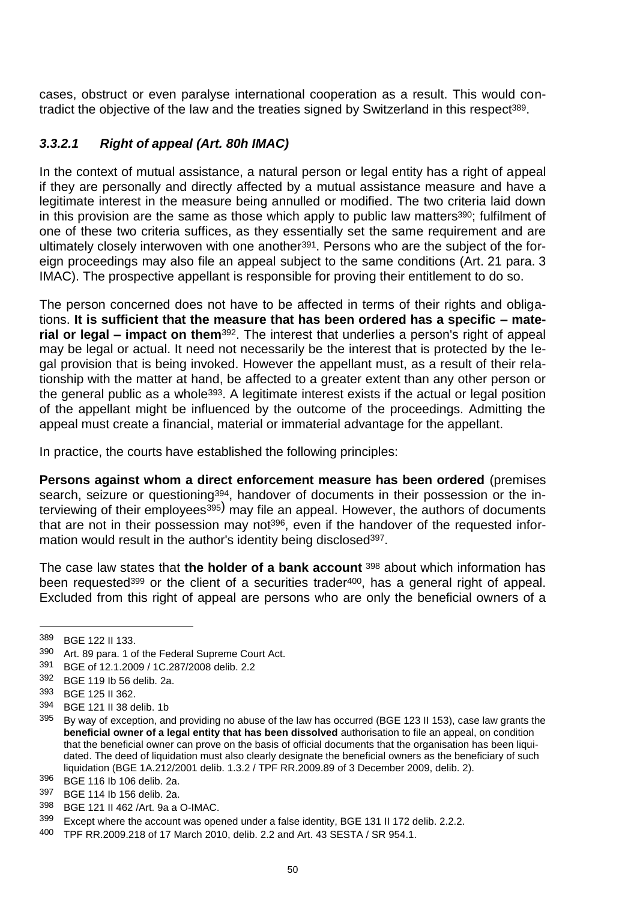cases, obstruct or even paralyse international cooperation as a result. This would contradict the objective of the law and the treaties signed by Switzerland in this respect[389].

### *3.3.2.1 Right of appeal (Art. 80h IMAC)*

In the context of mutual assistance, a natural person or legal entity has a right of appeal if they are personally and directly affected by a mutual assistance measure and have a legitimate interest in the measure being annulled or modified. The two criteria laid down in this provision are the same as those which apply to public law matters[390]; fulfilment of one of these two criteria suffices, as they essentially set the same requirement and are ultimately closely interwoven with one another[391]. Persons who are the subject of the foreign proceedings may also file an appeal subject to the same conditions (Art. 21 para. 3 IMAC). The prospective appellant is responsible for proving their entitlement to do so.

The person concerned does not have to be affected in terms of their rights and obligations. **It is sufficient that the measure that has been ordered has a specific – material or legal – impact on them**[392]. The interest that underlies a person's right of appeal may be legal or actual. It need not necessarily be the interest that is protected by the legal provision that is being invoked. However the appellant must, as a result of their relationship with the matter at hand, be affected to a greater extent than any other person or the general public as a whole[393]. A legitimate interest exists if the actual or legal position of the appellant might be influenced by the outcome of the proceedings. Admitting the appeal must create a financial, material or immaterial advantage for the appellant.

In practice, the courts have established the following principles:

**Persons against whom a direct enforcement measure has been ordered** (premises search, seizure or questioning[394], handover of documents in their possession or the interviewing of their employees[395]) may file an appeal. However, the authors of documents that are not in their possession may not[396], even if the handover of the requested information would result in the author's identity being disclosed[397].

The case law states that **the holder of a bank account** [398] about which information has been requested[399] or the client of a securities trader[400], has a general right of appeal. Excluded from this right of appeal are persons who are only the beneficial owners of a

---

389 BGE 122 II 133.

390 Art. 89 para. 1 of the Federal Supreme Court Act.

391 BGE of 12.1.2009 / 1C.287/2008 delib. 2.2

392 BGE 119 Ib 56 delib. 2a.

393 BGE 125 II 362.

394 BGE 121 II 38 delib. 1b

395 By way of exception, and providing no abuse of the law has occurred (BGE 123 II 153), case law grants the **beneficial owner of a legal entity that has been dissolved** authorisation to file an appeal, on condition that the beneficial owner can prove on the basis of official documents that the organisation has been liquidated. The deed of liquidation must also clearly designate the beneficial owners as the beneficiary of such liquidation (BGE 1A.212/2001 delib. 1.3.2 / TPF RR.2009.89 of 3 December 2009, delib. 2).

396 BGE 116 Ib 106 delib. 2a.

397 BGE 114 Ib 156 delib. 2a.

398 BGE 121 II 462 /Art. 9a a O-IMAC.

399 Except where the account was opened under a false identity, BGE 131 II 172 delib. 2.2.2.

400 TPF RR.2009.218 of 17 March 2010, delib. 2.2 and Art. 43 SESTA / SR 954.1.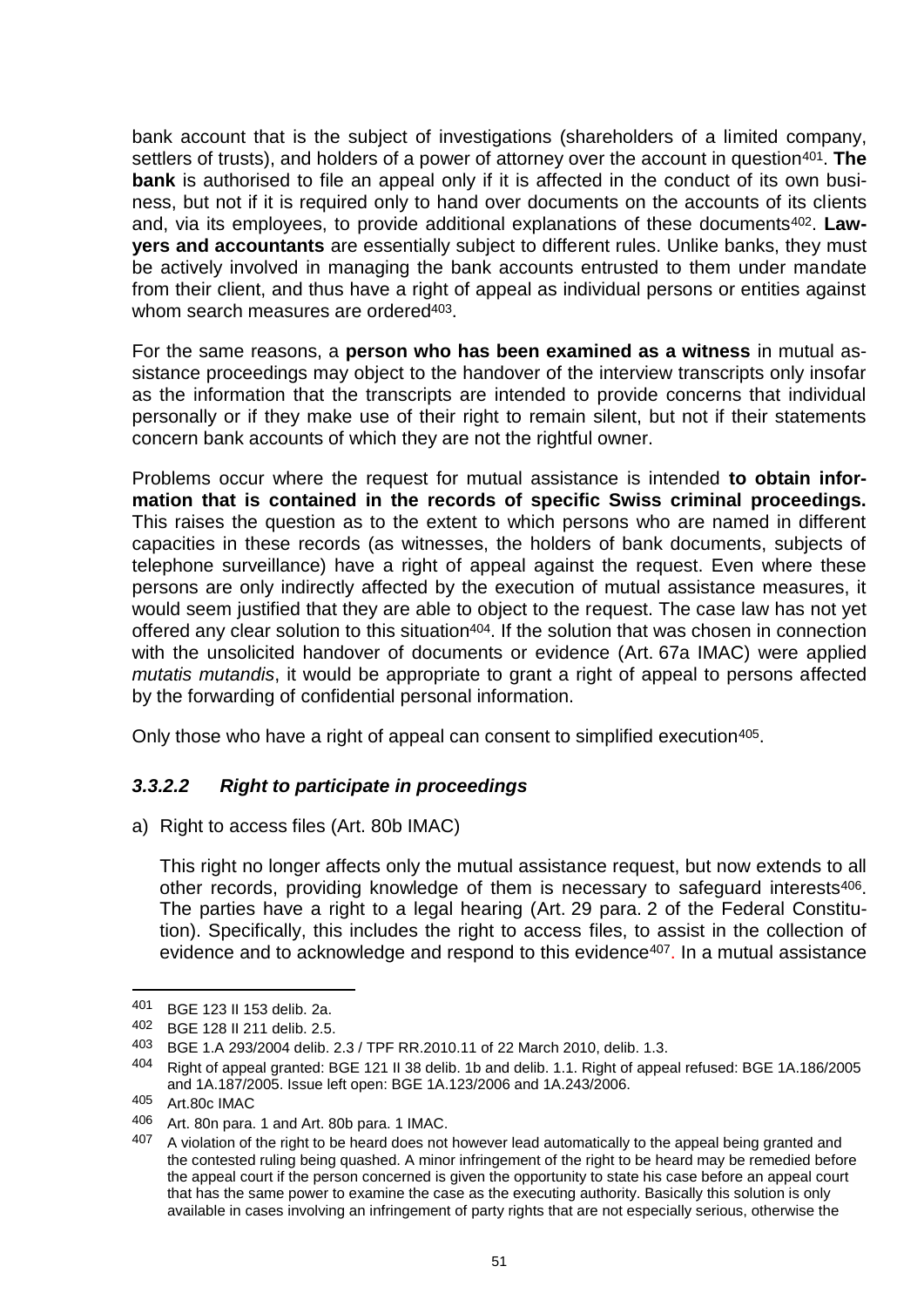bank account that is the subject of investigations (shareholders of a limited company, settlers of trusts), and holders of a power of attorney over the account in question[401]. **The bank** is authorised to file an appeal only if it is affected in the conduct of its own business, but not if it is required only to hand over documents on the accounts of its clients and, via its employees, to provide additional explanations of these documents[402]. **Lawyers and accountants** are essentially subject to different rules. Unlike banks, they must be actively involved in managing the bank accounts entrusted to them under mandate from their client, and thus have a right of appeal as individual persons or entities against whom search measures are ordered[403].

For the same reasons, a **person who has been examined as a witness** in mutual assistance proceedings may object to the handover of the interview transcripts only insofar as the information that the transcripts are intended to provide concerns that individual personally or if they make use of their right to remain silent, but not if their statements concern bank accounts of which they are not the rightful owner.

Problems occur where the request for mutual assistance is intended **to obtain information that is contained in the records of specific Swiss criminal proceedings.** This raises the question as to the extent to which persons who are named in different capacities in these records (as witnesses, the holders of bank documents, subjects of telephone surveillance) have a right of appeal against the request. Even where these persons are only indirectly affected by the execution of mutual assistance measures, it would seem justified that they are able to object to the request. The case law has not yet offered any clear solution to this situation[404]. If the solution that was chosen in connection with the unsolicited handover of documents or evidence (Art. 67a IMAC) were applied *mutatis mutandis*, it would be appropriate to grant a right of appeal to persons affected by the forwarding of confidential personal information.

Only those who have a right of appeal can consent to simplified execution[405].

#### *3.3.2.2 Right to participate in proceedings*

a) Right to access files (Art. 80b IMAC)

This right no longer affects only the mutual assistance request, but now extends to all other records, providing knowledge of them is necessary to safeguard interests[406]. The parties have a right to a legal hearing (Art. 29 para. 2 of the Federal Constitution). Specifically, this includes the right to access files, to assist in the collection of evidence and to acknowledge and respond to this evidence[407]. In a mutual assistance

---

[401] BGE 123 II 153 delib. 2a.

[402] BGE 128 II 211 delib. 2.5.

[403] BGE 1.A 293/2004 delib. 2.3 / TPF RR.2010.11 of 22 March 2010, delib. 1.3.

[404] Right of appeal granted: BGE 121 II 38 delib. 1b and delib. 1.1. Right of appeal refused: BGE 1A.186/2005 and 1A.187/2005. Issue left open: BGE 1A.123/2006 and 1A.243/2006.

[405] Art.80c IMAC

[406] Art. 80n para. 1 and Art. 80b para. 1 IMAC.

[407] A violation of the right to be heard does not however lead automatically to the appeal being granted and the contested ruling being quashed. A minor infringement of the right to be heard may be remedied before the appeal court if the person concerned is given the opportunity to state his case before an appeal court that has the same power to examine the case as the executing authority. Basically this solution is only available in cases involving an infringement of party rights that are not especially serious, otherwise the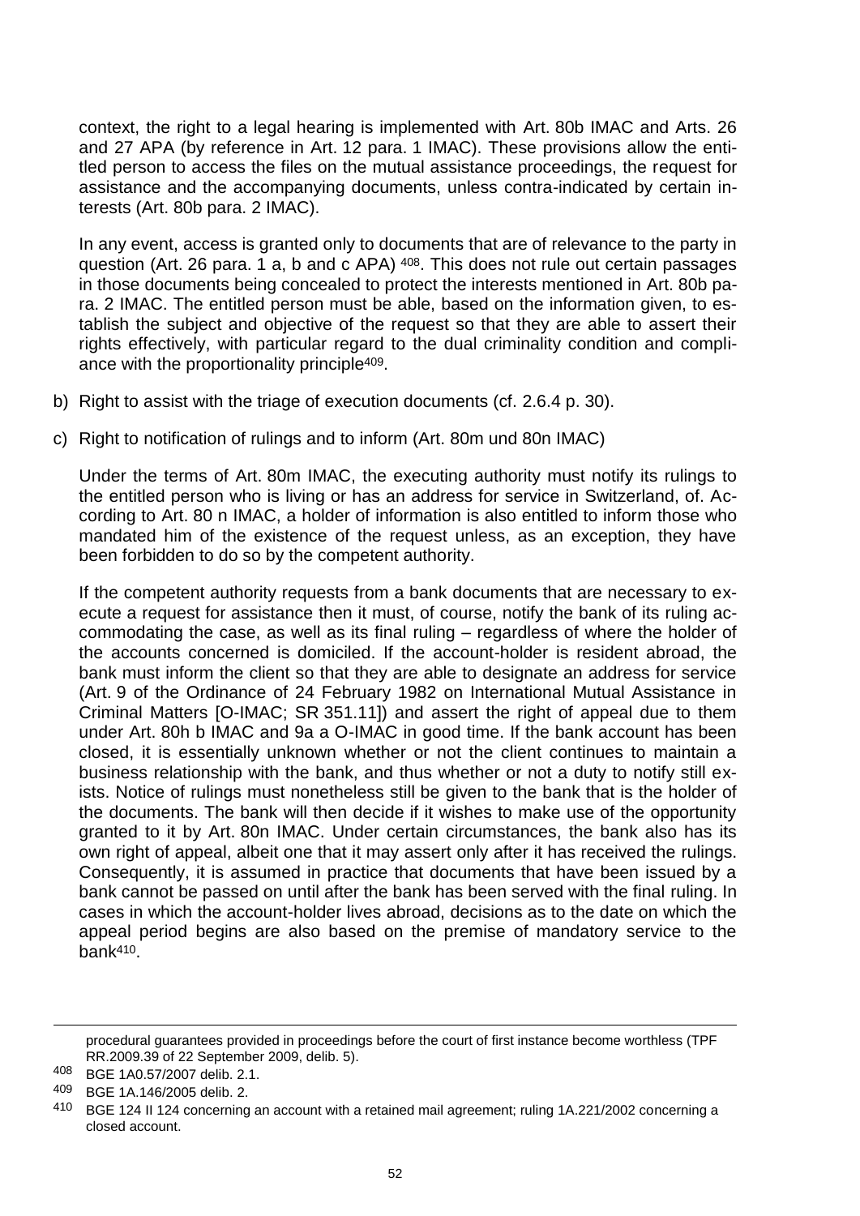context, the right to a legal hearing is implemented with Art. 80b IMAC and Arts. 26 and 27 APA (by reference in Art. 12 para. 1 IMAC). These provisions allow the entitled person to access the files on the mutual assistance proceedings, the request for assistance and the accompanying documents, unless contra-indicated by certain interests (Art. 80b para. 2 IMAC).

In any event, access is granted only to documents that are of relevance to the party in question (Art. 26 para. 1 a, b and c APA) [408]. This does not rule out certain passages in those documents being concealed to protect the interests mentioned in Art. 80b para. 2 IMAC. The entitled person must be able, based on the information given, to establish the subject and objective of the request so that they are able to assert their rights effectively, with particular regard to the dual criminality condition and compliance with the proportionality principle[409].

b) Right to assist with the triage of execution documents (cf. 2.6.4 p. 30).

c) Right to notification of rulings and to inform (Art. 80m und 80n IMAC)

   Under the terms of Art. 80m IMAC, the executing authority must notify its rulings to the entitled person who is living or has an address for service in Switzerland, of. According to Art. 80 n IMAC, a holder of information is also entitled to inform those who mandated him of the existence of the request unless, as an exception, they have been forbidden to do so by the competent authority.

   If the competent authority requests from a bank documents that are necessary to execute a request for assistance then it must, of course, notify the bank of its ruling accommodating the case, as well as its final ruling – regardless of where the holder of the accounts concerned is domiciled. If the account-holder is resident abroad, the bank must inform the client so that they are able to designate an address for service (Art. 9 of the Ordinance of 24 February 1982 on International Mutual Assistance in Criminal Matters [O-IMAC; SR 351.11]) and assert the right of appeal due to them under Art. 80h b IMAC and 9a a O-IMAC in good time. If the bank account has been closed, it is essentially unknown whether or not the client continues to maintain a business relationship with the bank, and thus whether or not a duty to notify still exists. Notice of rulings must nonetheless still be given to the bank that is the holder of the documents. The bank will then decide if it wishes to make use of the opportunity granted to it by Art. 80n IMAC. Under certain circumstances, the bank also has its own right of appeal, albeit one that it may assert only after it has received the rulings. Consequently, it is assumed in practice that documents that have been issued by a bank cannot be passed on until after the bank has been served with the final ruling. In cases in which the account-holder lives abroad, decisions as to the date on which the appeal period begins are also based on the premise of mandatory service to the bank[410].

---

procedural guarantees provided in proceedings before the court of first instance become worthless (TPF RR.2009.39 of 22 September 2009, delib. 5).

[408] BGE 1A0.57/2007 delib. 2.1.

[409] BGE 1A.146/2005 delib. 2.

[410] BGE 124 II 124 concerning an account with a retained mail agreement; ruling 1A.221/2002 concerning a closed account.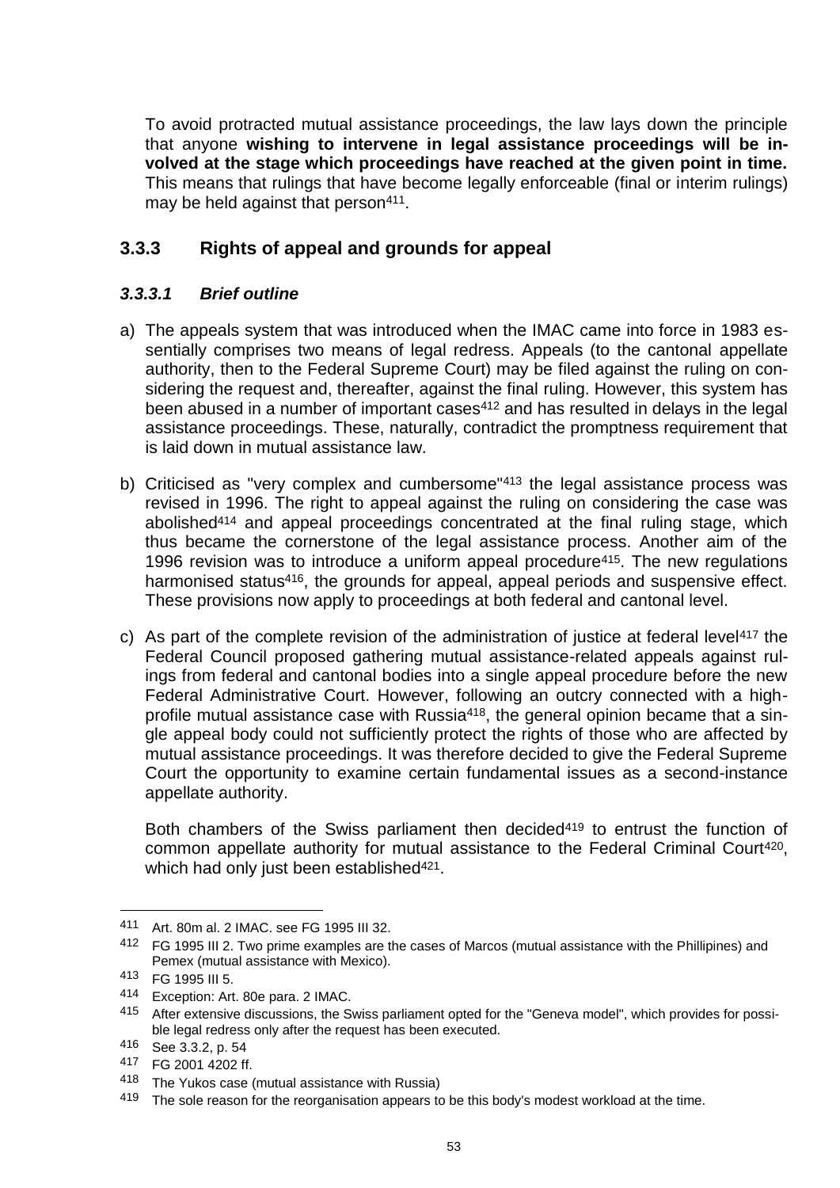To avoid protracted mutual assistance proceedings, the law lays down the principle that anyone **wishing to intervene in legal assistance proceedings will be involved at the stage which proceedings have reached at the given point in time.** This means that rulings that have become legally enforceable (final or interim rulings) may be held against that person[411].

### 3.3.3 Rights of appeal and grounds for appeal

#### *3.3.3.1 Brief outline*

a) The appeals system that was introduced when the IMAC came into force in 1983 essentially comprises two means of legal redress. Appeals (to the cantonal appellate authority, then to the Federal Supreme Court) may be filed against the ruling on considering the request and, thereafter, against the final ruling. However, this system has been abused in a number of important cases[412] and has resulted in delays in the legal assistance proceedings. These, naturally, contradict the promptness requirement that is laid down in mutual assistance law.

b) Criticised as "very complex and cumbersome"[413] the legal assistance process was revised in 1996. The right to appeal against the ruling on considering the case was abolished[414] and appeal proceedings concentrated at the final ruling stage, which thus became the cornerstone of the legal assistance process. Another aim of the 1996 revision was to introduce a uniform appeal procedure[415]. The new regulations harmonised status[416], the grounds for appeal, appeal periods and suspensive effect. These provisions now apply to proceedings at both federal and cantonal level.

c) As part of the complete revision of the administration of justice at federal level[417] the Federal Council proposed gathering mutual assistance-related appeals against rulings from federal and cantonal bodies into a single appeal procedure before the new Federal Administrative Court. However, following an outcry connected with a high-profile mutual assistance case with Russia[418], the general opinion became that a single appeal body could not sufficiently protect the rights of those who are affected by mutual assistance proceedings. It was therefore decided to give the Federal Supreme Court the opportunity to examine certain fundamental issues as a second-instance appellate authority.

   Both chambers of the Swiss parliament then decided[419] to entrust the function of common appellate authority for mutual assistance to the Federal Criminal Court[420], which had only just been established[421].

---

411 Art. 80m al. 2 IMAC. see FG 1995 III 32.

412 FG 1995 III 2. Two prime examples are the cases of Marcos (mutual assistance with the Phillipines) and Pemex (mutual assistance with Mexico).

413 FG 1995 III 5.

414 Exception: Art. 80e para. 2 IMAC.

415 After extensive discussions, the Swiss parliament opted for the "Geneva model", which provides for possible legal redress only after the request has been executed.

416 See 3.3.2, p. 54

417 FG 2001 4202 ff.

418 The Yukos case (mutual assistance with Russia)

419 The sole reason for the reorganisation appears to be this body's modest workload at the time.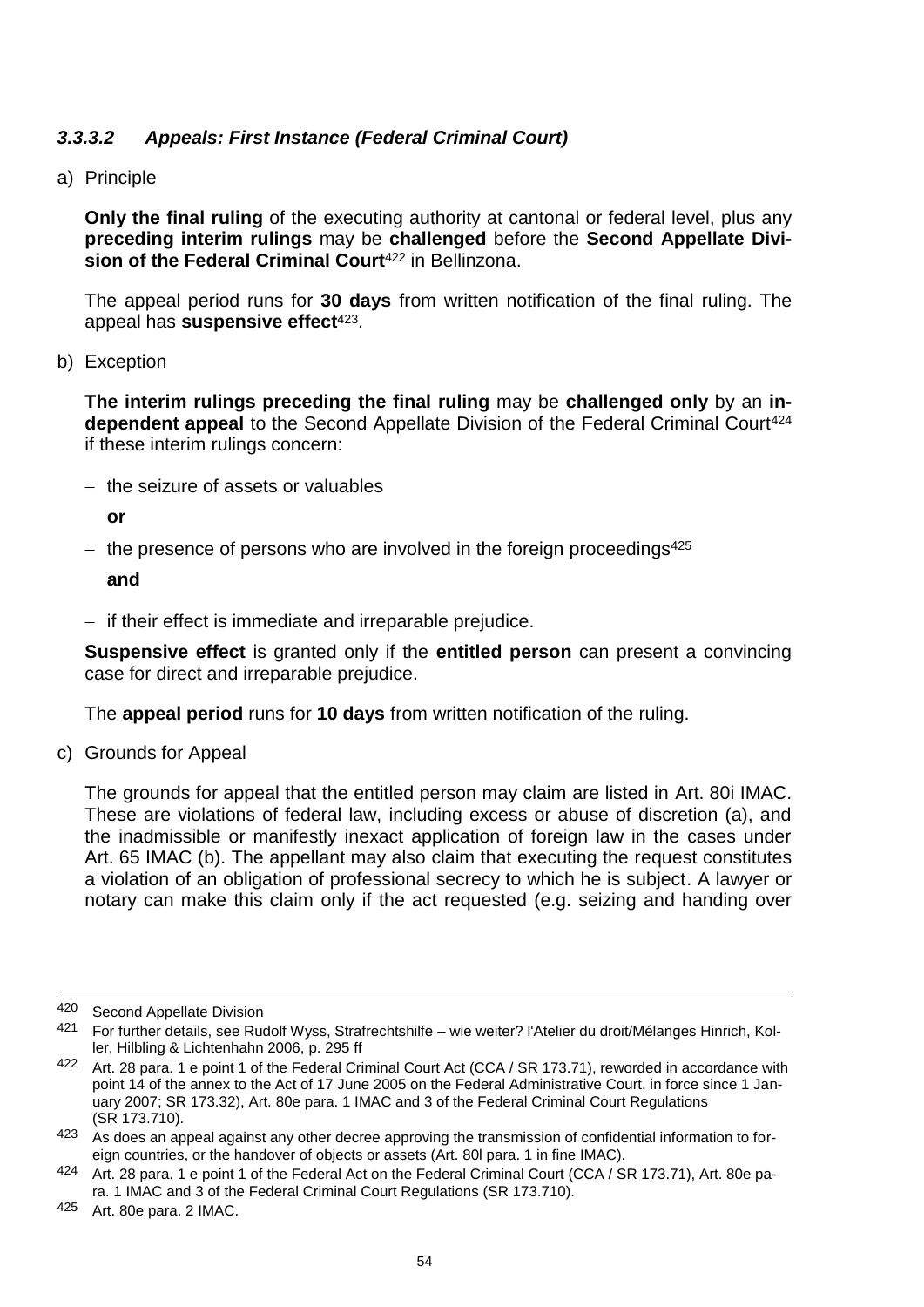#### *3.3.3.2 Appeals: First Instance (Federal Criminal Court)*

a) Principle

**Only the final ruling** of the executing authority at cantonal or federal level, plus any **preceding interim rulings** may be **challenged** before the **Second Appellate Division of the Federal Criminal Court**[422] in Bellinzona.

The appeal period runs for **30 days** from written notification of the final ruling. The appeal has **suspensive effect**[423].

b) Exception

**The interim rulings preceding the final ruling** may be **challenged only** by an **independent appeal** to the Second Appellate Division of the Federal Criminal Court[424] if these interim rulings concern:

- the seizure of assets or valuables

  **or**

- the presence of persons who are involved in the foreign proceedings[425]

  **and**

- if their effect is immediate and irreparable prejudice.

**Suspensive effect** is granted only if the **entitled person** can present a convincing case for direct and irreparable prejudice.

The **appeal period** runs for **10 days** from written notification of the ruling.

c) Grounds for Appeal

The grounds for appeal that the entitled person may claim are listed in Art. 80i IMAC. These are violations of federal law, including excess or abuse of discretion (a), and the inadmissible or manifestly inexact application of foreign law in the cases under Art. 65 IMAC (b). The appellant may also claim that executing the request constitutes a violation of an obligation of professional secrecy to which he is subject. A lawyer or notary can make this claim only if the act requested (e.g. seizing and handing over

---

420 Second Appellate Division

421 For further details, see Rudolf Wyss, Strafrechtshilfe – wie weiter? l'Atelier du droit/Mélanges Hinrich, Koller, Hilbling & Lichtenhahn 2006, p. 295 ff

422 Art. 28 para. 1 e point 1 of the Federal Criminal Court Act (CCA / SR 173.71), reworded in accordance with point 14 of the annex to the Act of 17 June 2005 on the Federal Administrative Court, in force since 1 January 2007; SR 173.32), Art. 80e para. 1 IMAC and 3 of the Federal Criminal Court Regulations (SR 173.710).

423 As does an appeal against any other decree approving the transmission of confidential information to foreign countries, or the handover of objects or assets (Art. 80l para. 1 in fine IMAC).

424 Art. 28 para. 1 e point 1 of the Federal Act on the Federal Criminal Court (CCA / SR 173.71), Art. 80e para. 1 IMAC and 3 of the Federal Criminal Court Regulations (SR 173.710).

425 Art. 80e para. 2 IMAC.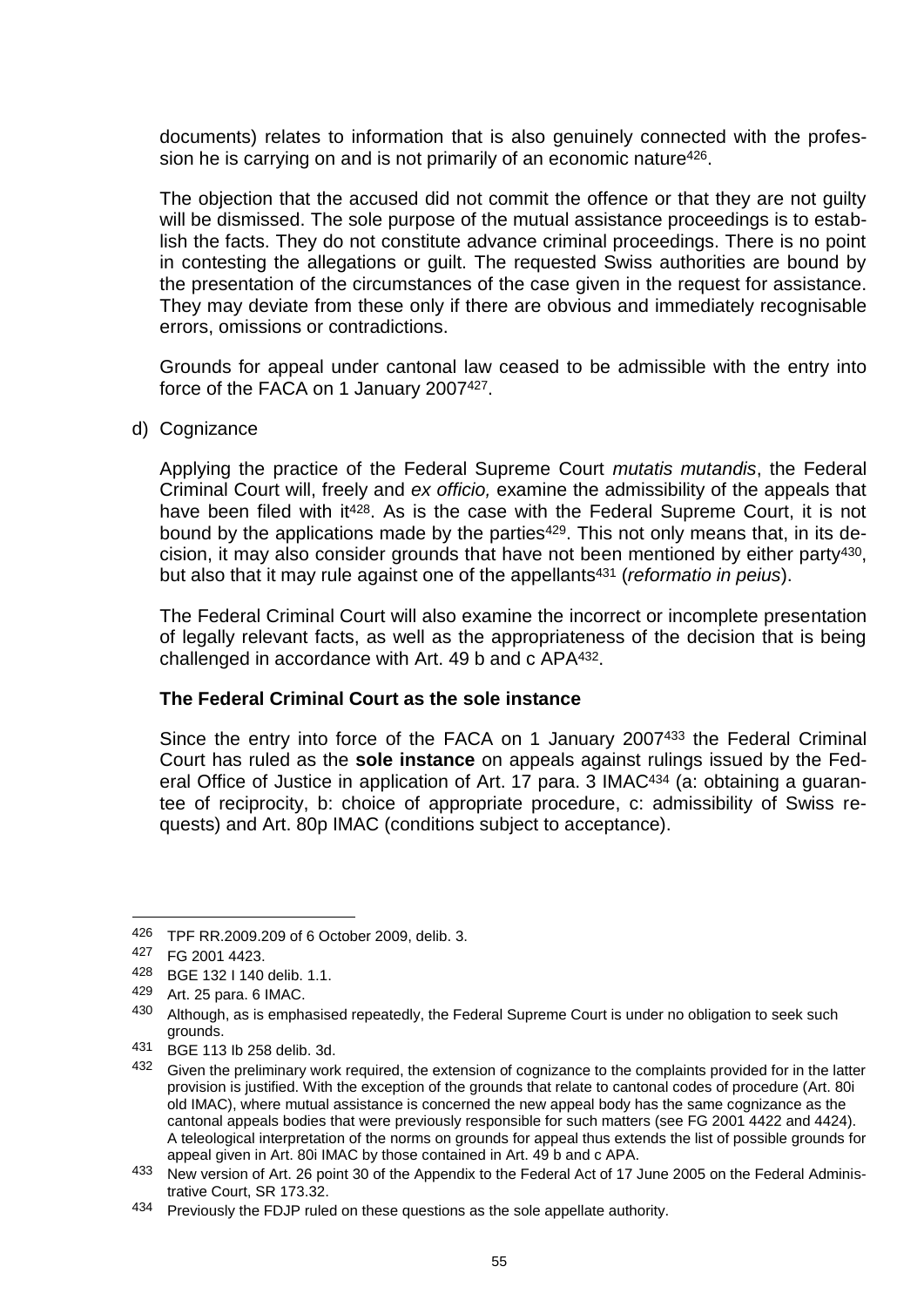documents) relates to information that is also genuinely connected with the profession he is carrying on and is not primarily of an economic nature[426].

The objection that the accused did not commit the offence or that they are not guilty will be dismissed. The sole purpose of the mutual assistance proceedings is to establish the facts. They do not constitute advance criminal proceedings. There is no point in contesting the allegations or guilt. The requested Swiss authorities are bound by the presentation of the circumstances of the case given in the request for assistance. They may deviate from these only if there are obvious and immediately recognisable errors, omissions or contradictions.

Grounds for appeal under cantonal law ceased to be admissible with the entry into force of the FACA on 1 January 2007[427].

d) Cognizance

Applying the practice of the Federal Supreme Court *mutatis mutandis*, the Federal Criminal Court will, freely and *ex officio,* examine the admissibility of the appeals that have been filed with it[428]. As is the case with the Federal Supreme Court, it is not bound by the applications made by the parties[429]. This not only means that, in its decision, it may also consider grounds that have not been mentioned by either party[430], but also that it may rule against one of the appellants[431] (*reformatio in peius*).

The Federal Criminal Court will also examine the incorrect or incomplete presentation of legally relevant facts, as well as the appropriateness of the decision that is being challenged in accordance with Art. 49 b and c APA[432].

**The Federal Criminal Court as the sole instance**

Since the entry into force of the FACA on 1 January 2007[433] the Federal Criminal Court has ruled as the **sole instance** on appeals against rulings issued by the Federal Office of Justice in application of Art. 17 para. 3 IMAC[434] (a: obtaining a guarantee of reciprocity, b: choice of appropriate procedure, c: admissibility of Swiss requests) and Art. 80p IMAC (conditions subject to acceptance).

---

426 TPF RR.2009.209 of 6 October 2009, delib. 3.

427 FG 2001 4423.

428 BGE 132 I 140 delib. 1.1.

429 Art. 25 para. 6 IMAC.

430 Although, as is emphasised repeatedly, the Federal Supreme Court is under no obligation to seek such grounds.

431 BGE 113 Ib 258 delib. 3d.

432 Given the preliminary work required, the extension of cognizance to the complaints provided for in the latter provision is justified. With the exception of the grounds that relate to cantonal codes of procedure (Art. 80i old IMAC), where mutual assistance is concerned the new appeal body has the same cognizance as the cantonal appeals bodies that were previously responsible for such matters (see FG 2001 4422 and 4424). A teleological interpretation of the norms on grounds for appeal thus extends the list of possible grounds for appeal given in Art. 80i IMAC by those contained in Art. 49 b and c APA.

433 New version of Art. 26 point 30 of the Appendix to the Federal Act of 17 June 2005 on the Federal Administrative Court, SR 173.32.

434 Previously the FDJP ruled on these questions as the sole appellate authority.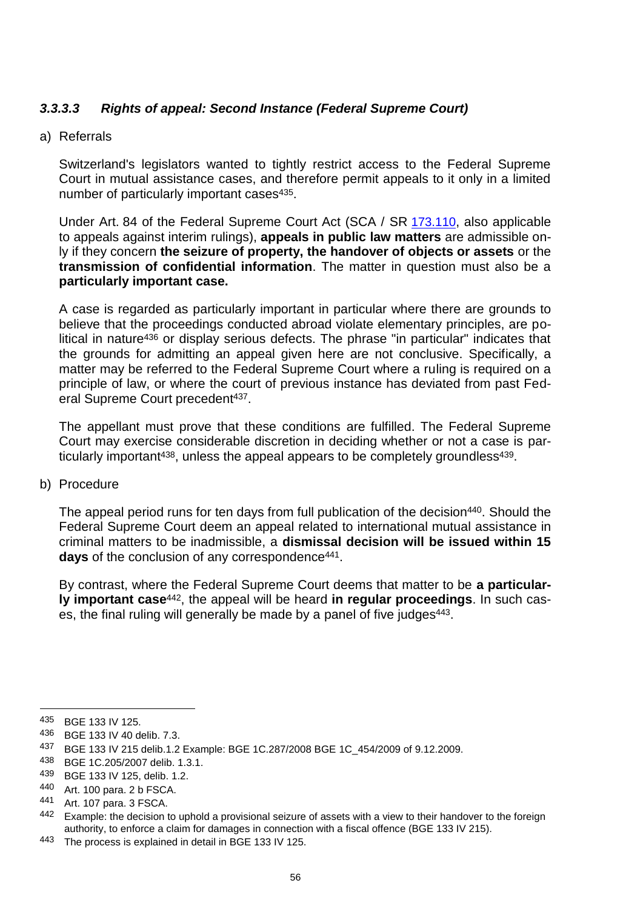#### *3.3.3.3 Rights of appeal: Second Instance (Federal Supreme Court)*

a) Referrals

Switzerland's legislators wanted to tightly restrict access to the Federal Supreme Court in mutual assistance cases, and therefore permit appeals to it only in a limited number of particularly important cases[435].

Under Art. 84 of the Federal Supreme Court Act (SCA / SR 173.110, also applicable to appeals against interim rulings), **appeals in public law matters** are admissible only if they concern **the seizure of property, the handover of objects or assets** or the **transmission of confidential information**. The matter in question must also be a **particularly important case.**

A case is regarded as particularly important in particular where there are grounds to believe that the proceedings conducted abroad violate elementary principles, are political in nature[436] or display serious defects. The phrase "in particular" indicates that the grounds for admitting an appeal given here are not conclusive. Specifically, a matter may be referred to the Federal Supreme Court where a ruling is required on a principle of law, or where the court of previous instance has deviated from past Federal Supreme Court precedent[437].

The appellant must prove that these conditions are fulfilled. The Federal Supreme Court may exercise considerable discretion in deciding whether or not a case is particularly important[438], unless the appeal appears to be completely groundless[439].

b) Procedure

The appeal period runs for ten days from full publication of the decision[440]. Should the Federal Supreme Court deem an appeal related to international mutual assistance in criminal matters to be inadmissible, a **dismissal decision will be issued within 15 days** of the conclusion of any correspondence[441].

By contrast, where the Federal Supreme Court deems that matter to be **a particularly important case**[442], the appeal will be heard **in regular proceedings**. In such cases, the final ruling will generally be made by a panel of five judges[443].

---

[435] BGE 133 IV 125.

[436] BGE 133 IV 40 delib. 7.3.

[437] BGE 133 IV 215 delib.1.2 Example: BGE 1C.287/2008 BGE 1C_454/2009 of 9.12.2009.

[438] BGE 1C.205/2007 delib. 1.3.1.

[439] BGE 133 IV 125, delib. 1.2.

[440] Art. 100 para. 2 b FSCA.

[441] Art. 107 para. 3 FSCA.

[442] Example: the decision to uphold a provisional seizure of assets with a view to their handover to the foreign authority, to enforce a claim for damages in connection with a fiscal offence (BGE 133 IV 215).

[443] The process is explained in detail in BGE 133 IV 125.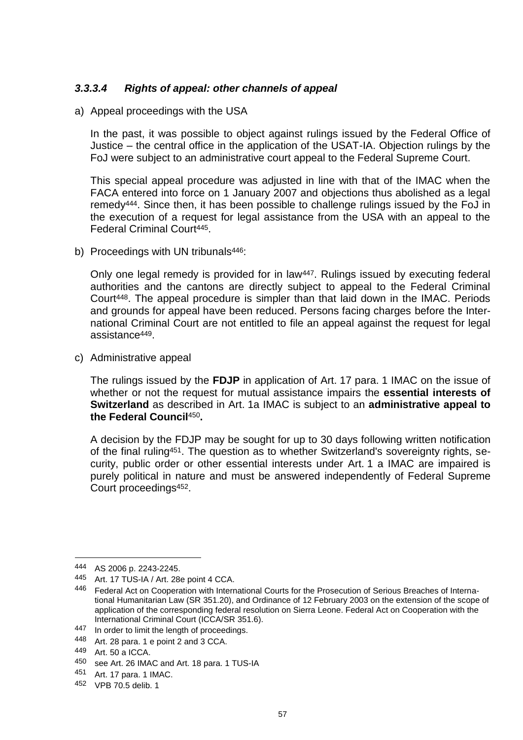### *3.3.3.4 Rights of appeal: other channels of appeal*

a) Appeal proceedings with the USA

In the past, it was possible to object against rulings issued by the Federal Office of Justice – the central office in the application of the USAT-IA. Objection rulings by the FoJ were subject to an administrative court appeal to the Federal Supreme Court.

This special appeal procedure was adjusted in line with that of the IMAC when the FACA entered into force on 1 January 2007 and objections thus abolished as a legal remedy[444]. Since then, it has been possible to challenge rulings issued by the FoJ in the execution of a request for legal assistance from the USA with an appeal to the Federal Criminal Court[445].

b) Proceedings with UN tribunals[446]:

Only one legal remedy is provided for in law[447]. Rulings issued by executing federal authorities and the cantons are directly subject to appeal to the Federal Criminal Court[448]. The appeal procedure is simpler than that laid down in the IMAC. Periods and grounds for appeal have been reduced. Persons facing charges before the International Criminal Court are not entitled to file an appeal against the request for legal assistance[449].

c) Administrative appeal

The rulings issued by the **FDJP** in application of Art. 17 para. 1 IMAC on the issue of whether or not the request for mutual assistance impairs the **essential interests of Switzerland** as described in Art. 1a IMAC is subject to an **administrative appeal to the Federal Council**[450]**.**

A decision by the FDJP may be sought for up to 30 days following written notification of the final ruling[451]. The question as to whether Switzerland's sovereignty rights, security, public order or other essential interests under Art. 1 a IMAC are impaired is purely political in nature and must be answered independently of Federal Supreme Court proceedings[452].

---

[444] AS 2006 p. 2243-2245.

[445] Art. 17 TUS-IA / Art. 28e point 4 CCA.

[446] Federal Act on Cooperation with International Courts for the Prosecution of Serious Breaches of International Humanitarian Law (SR 351.20), and Ordinance of 12 February 2003 on the extension of the scope of application of the corresponding federal resolution on Sierra Leone. Federal Act on Cooperation with the International Criminal Court (ICCA/SR 351.6).

[447] In order to limit the length of proceedings.

[448] Art. 28 para. 1 e point 2 and 3 CCA.

[449] Art. 50 a ICCA.

[450] see Art. 26 IMAC and Art. 18 para. 1 TUS-IA

[451] Art. 17 para. 1 IMAC.

[452] VPB 70.5 delib. 1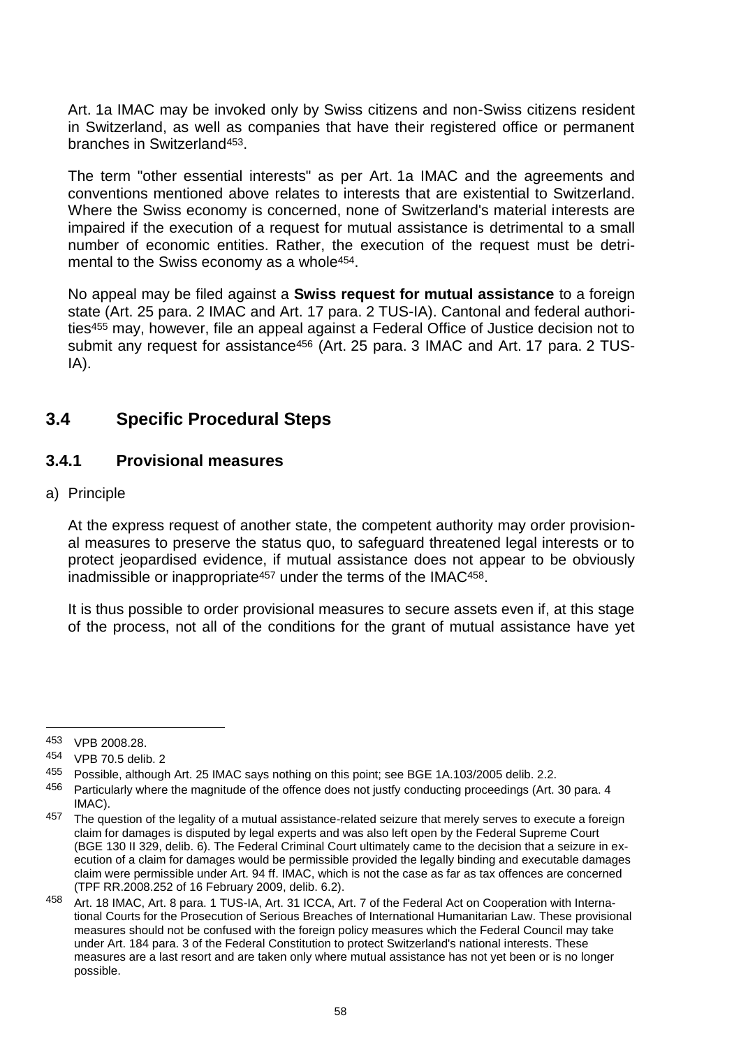Art. 1a IMAC may be invoked only by Swiss citizens and non-Swiss citizens resident in Switzerland, as well as companies that have their registered office or permanent branches in Switzerland[453].

The term "other essential interests" as per Art. 1a IMAC and the agreements and conventions mentioned above relates to interests that are existential to Switzerland. Where the Swiss economy is concerned, none of Switzerland's material interests are impaired if the execution of a request for mutual assistance is detrimental to a small number of economic entities. Rather, the execution of the request must be detrimental to the Swiss economy as a whole[454].

No appeal may be filed against a **Swiss request for mutual assistance** to a foreign state (Art. 25 para. 2 IMAC and Art. 17 para. 2 TUS-IA). Cantonal and federal authorities[455] may, however, file an appeal against a Federal Office of Justice decision not to submit any request for assistance[456] (Art. 25 para. 3 IMAC and Art. 17 para. 2 TUS-IA).

## 3.4 Specific Procedural Steps

### 3.4.1 Provisional measures

a) Principle

At the express request of another state, the competent authority may order provisional measures to preserve the status quo, to safeguard threatened legal interests or to protect jeopardised evidence, if mutual assistance does not appear to be obviously inadmissible or inappropriate[457] under the terms of the IMAC[458].

It is thus possible to order provisional measures to secure assets even if, at this stage of the process, not all of the conditions for the grant of mutual assistance have yet

---

[453] VPB 2008.28.

[454] VPB 70.5 delib. 2

[455] Possible, although Art. 25 IMAC says nothing on this point; see BGE 1A.103/2005 delib. 2.2.

[456] Particularly where the magnitude of the offence does not justfy conducting proceedings (Art. 30 para. 4 IMAC).

[457] The question of the legality of a mutual assistance-related seizure that merely serves to execute a foreign claim for damages is disputed by legal experts and was also left open by the Federal Supreme Court (BGE 130 II 329, delib. 6). The Federal Criminal Court ultimately came to the decision that a seizure in execution of a claim for damages would be permissible provided the legally binding and executable damages claim were permissible under Art. 94 ff. IMAC, which is not the case as far as tax offences are concerned (TPF RR.2008.252 of 16 February 2009, delib. 6.2).

[458] Art. 18 IMAC, Art. 8 para. 1 TUS-IA, Art. 31 ICCA, Art. 7 of the Federal Act on Cooperation with International Courts for the Prosecution of Serious Breaches of International Humanitarian Law. These provisional measures should not be confused with the foreign policy measures which the Federal Council may take under Art. 184 para. 3 of the Federal Constitution to protect Switzerland's national interests. These measures are a last resort and are taken only where mutual assistance has not yet been or is no longer possible.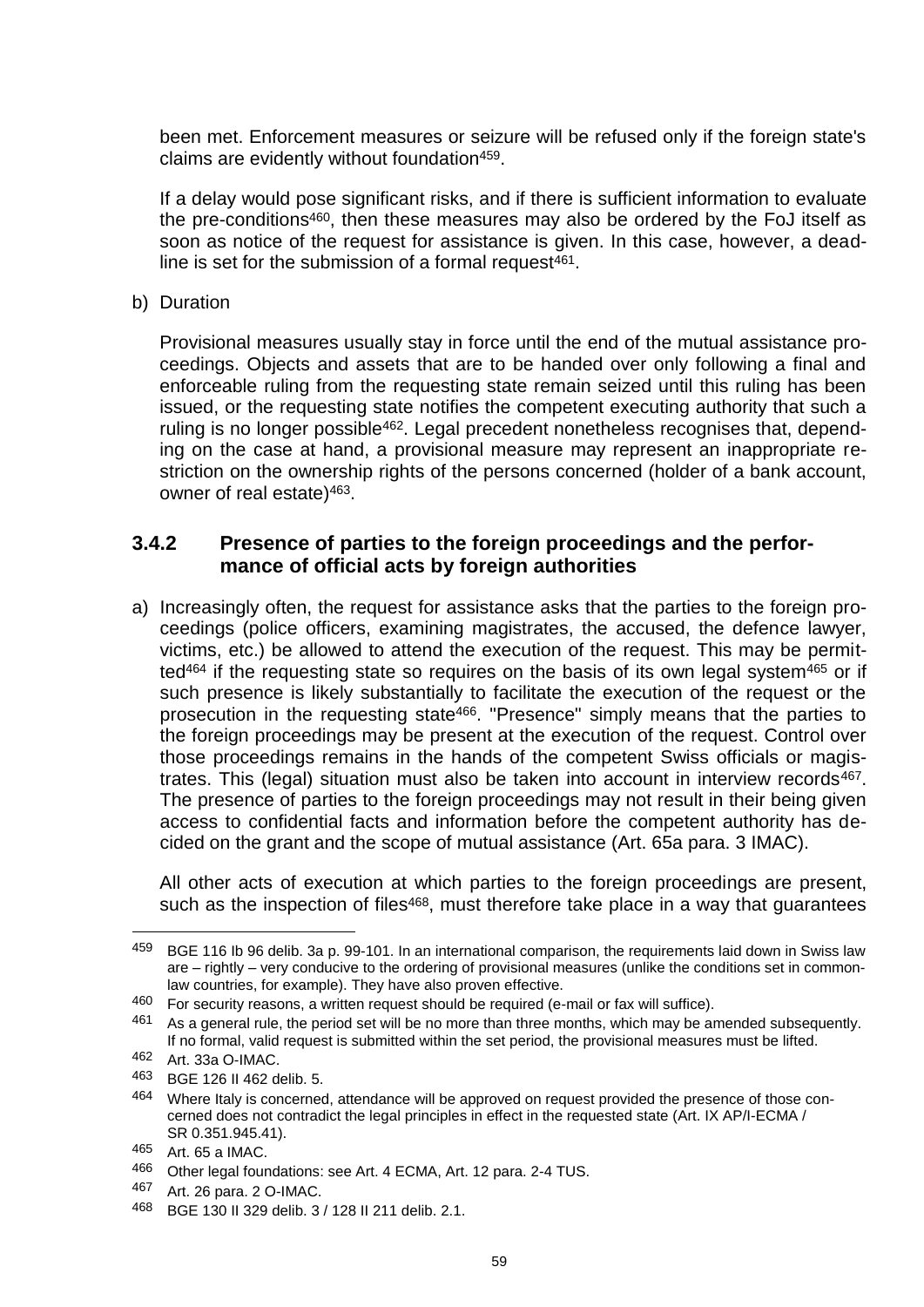been met. Enforcement measures or seizure will be refused only if the foreign state's claims are evidently without foundation[459].

If a delay would pose significant risks, and if there is sufficient information to evaluate the pre-conditions[460], then these measures may also be ordered by the FoJ itself as soon as notice of the request for assistance is given. In this case, however, a deadline is set for the submission of a formal request[461].

b) Duration

Provisional measures usually stay in force until the end of the mutual assistance proceedings. Objects and assets that are to be handed over only following a final and enforceable ruling from the requesting state remain seized until this ruling has been issued, or the requesting state notifies the competent executing authority that such a ruling is no longer possible[462]. Legal precedent nonetheless recognises that, depending on the case at hand, a provisional measure may represent an inappropriate restriction on the ownership rights of the persons concerned (holder of a bank account, owner of real estate)[463].

### 3.4.2 Presence of parties to the foreign proceedings and the performance of official acts by foreign authorities

a) Increasingly often, the request for assistance asks that the parties to the foreign proceedings (police officers, examining magistrates, the accused, the defence lawyer, victims, etc.) be allowed to attend the execution of the request. This may be permitted[464] if the requesting state so requires on the basis of its own legal system[465] or if such presence is likely substantially to facilitate the execution of the request or the prosecution in the requesting state[466]. "Presence" simply means that the parties to the foreign proceedings may be present at the execution of the request. Control over those proceedings remains in the hands of the competent Swiss officials or magistrates. This (legal) situation must also be taken into account in interview records[467]. The presence of parties to the foreign proceedings may not result in their being given access to confidential facts and information before the competent authority has decided on the grant and the scope of mutual assistance (Art. 65a para. 3 IMAC).

All other acts of execution at which parties to the foreign proceedings are present, such as the inspection of files[468], must therefore take place in a way that guarantees

---

459 BGE 116 Ib 96 delib. 3a p. 99-101. In an international comparison, the requirements laid down in Swiss law are – rightly – very conducive to the ordering of provisional measures (unlike the conditions set in common-law countries, for example). They have also proven effective.

460 For security reasons, a written request should be required (e-mail or fax will suffice).

461 As a general rule, the period set will be no more than three months, which may be amended subsequently. If no formal, valid request is submitted within the set period, the provisional measures must be lifted.

462 Art. 33a O-IMAC.

463 BGE 126 II 462 delib. 5.

464 Where Italy is concerned, attendance will be approved on request provided the presence of those concerned does not contradict the legal principles in effect in the requested state (Art. IX AP/I-ECMA / SR 0.351.945.41).

465 Art. 65 a IMAC.

466 Other legal foundations: see Art. 4 ECMA, Art. 12 para. 2-4 TUS.

467 Art. 26 para. 2 O-IMAC.

468 BGE 130 II 329 delib. 3 / 128 II 211 delib. 2.1.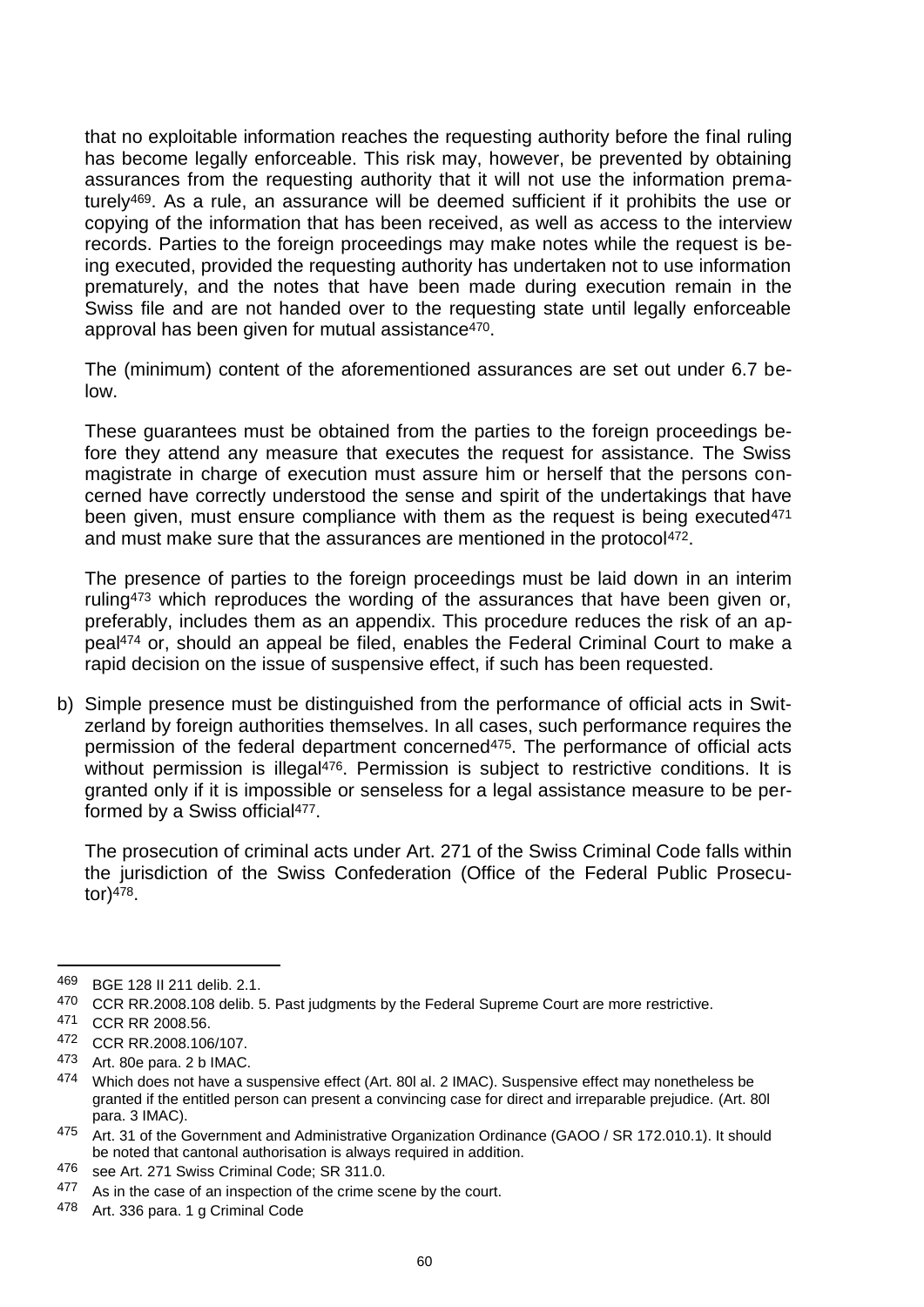that no exploitable information reaches the requesting authority before the final ruling has become legally enforceable. This risk may, however, be prevented by obtaining assurances from the requesting authority that it will not use the information prematurely[469]. As a rule, an assurance will be deemed sufficient if it prohibits the use or copying of the information that has been received, as well as access to the interview records. Parties to the foreign proceedings may make notes while the request is being executed, provided the requesting authority has undertaken not to use information prematurely, and the notes that have been made during execution remain in the Swiss file and are not handed over to the requesting state until legally enforceable approval has been given for mutual assistance[470].

The (minimum) content of the aforementioned assurances are set out under 6.7 below.

These guarantees must be obtained from the parties to the foreign proceedings before they attend any measure that executes the request for assistance. The Swiss magistrate in charge of execution must assure him or herself that the persons concerned have correctly understood the sense and spirit of the undertakings that have been given, must ensure compliance with them as the request is being executed[471] and must make sure that the assurances are mentioned in the protocol[472].

The presence of parties to the foreign proceedings must be laid down in an interim ruling[473] which reproduces the wording of the assurances that have been given or, preferably, includes them as an appendix. This procedure reduces the risk of an appeal[474] or, should an appeal be filed, enables the Federal Criminal Court to make a rapid decision on the issue of suspensive effect, if such has been requested.

b) Simple presence must be distinguished from the performance of official acts in Switzerland by foreign authorities themselves. In all cases, such performance requires the permission of the federal department concerned[475]. The performance of official acts without permission is illegal[476]. Permission is subject to restrictive conditions. It is granted only if it is impossible or senseless for a legal assistance measure to be performed by a Swiss official[477].

   The prosecution of criminal acts under Art. 271 of the Swiss Criminal Code falls within the jurisdiction of the Swiss Confederation (Office of the Federal Public Prosecutor)[478].

---

[469] BGE 128 II 211 delib. 2.1.

[470] CCR RR.2008.108 delib. 5. Past judgments by the Federal Supreme Court are more restrictive.

[471] CCR RR 2008.56.

[472] CCR RR.2008.106/107.

[473] Art. 80e para. 2 b IMAC.

[474] Which does not have a suspensive effect (Art. 80l al. 2 IMAC). Suspensive effect may nonetheless be granted if the entitled person can present a convincing case for direct and irreparable prejudice. (Art. 80l para. 3 IMAC).

[475] Art. 31 of the Government and Administrative Organization Ordinance (GAOO / SR 172.010.1). It should be noted that cantonal authorisation is always required in addition.

[476] see Art. 271 Swiss Criminal Code; SR 311.0.

[477] As in the case of an inspection of the crime scene by the court.

[478] Art. 336 para. 1 g Criminal Code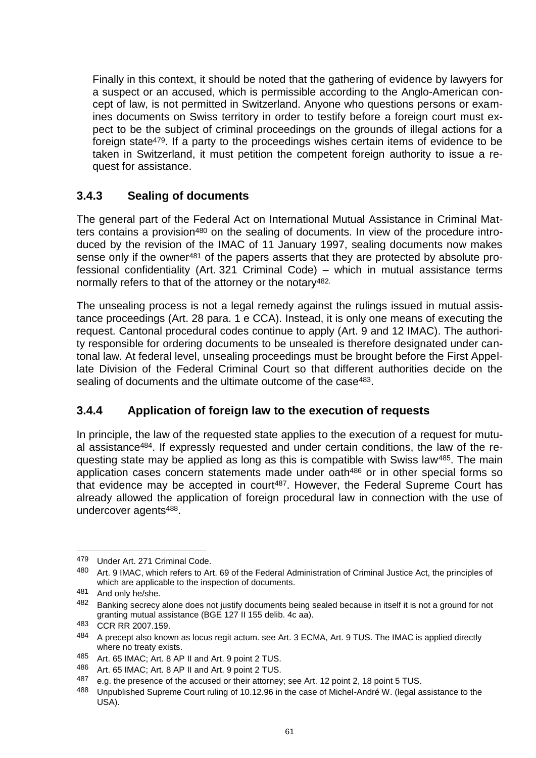Finally in this context, it should be noted that the gathering of evidence by lawyers for a suspect or an accused, which is permissible according to the Anglo-American concept of law, is not permitted in Switzerland. Anyone who questions persons or examines documents on Swiss territory in order to testify before a foreign court must expect to be the subject of criminal proceedings on the grounds of illegal actions for a foreign state[479]. If a party to the proceedings wishes certain items of evidence to be taken in Switzerland, it must petition the competent foreign authority to issue a request for assistance.

### 3.4.3 Sealing of documents

The general part of the Federal Act on International Mutual Assistance in Criminal Matters contains a provision[480] on the sealing of documents. In view of the procedure introduced by the revision of the IMAC of 11 January 1997, sealing documents now makes sense only if the owner[481] of the papers asserts that they are protected by absolute professional confidentiality (Art. 321 Criminal Code) – which in mutual assistance terms normally refers to that of the attorney or the notary[482].

The unsealing process is not a legal remedy against the rulings issued in mutual assistance proceedings (Art. 28 para. 1 e CCA). Instead, it is only one means of executing the request. Cantonal procedural codes continue to apply (Art. 9 and 12 IMAC). The authority responsible for ordering documents to be unsealed is therefore designated under cantonal law. At federal level, unsealing proceedings must be brought before the First Appellate Division of the Federal Criminal Court so that different authorities decide on the sealing of documents and the ultimate outcome of the case[483].

### 3.4.4 Application of foreign law to the execution of requests

In principle, the law of the requested state applies to the execution of a request for mutual assistance[484]. If expressly requested and under certain conditions, the law of the requesting state may be applied as long as this is compatible with Swiss law[485]. The main application cases concern statements made under oath[486] or in other special forms so that evidence may be accepted in court[487]. However, the Federal Supreme Court has already allowed the application of foreign procedural law in connection with the use of undercover agents[488].

---

479 Under Art. 271 Criminal Code.

480 Art. 9 IMAC, which refers to Art. 69 of the Federal Administration of Criminal Justice Act, the principles of which are applicable to the inspection of documents.

481 And only he/she.

482 Banking secrecy alone does not justify documents being sealed because in itself it is not a ground for not granting mutual assistance (BGE 127 II 155 delib. 4c aa).

483 CCR RR 2007.159.

484 A precept also known as locus regit actum. see Art. 3 ECMA, Art. 9 TUS. The IMAC is applied directly where no treaty exists.

485 Art. 65 IMAC; Art. 8 AP II and Art. 9 point 2 TUS.

486 Art. 65 IMAC; Art. 8 AP II and Art. 9 point 2 TUS.

487 e.g. the presence of the accused or their attorney; see Art. 12 point 2, 18 point 5 TUS.

488 Unpublished Supreme Court ruling of 10.12.96 in the case of Michel-André W. (legal assistance to the USA).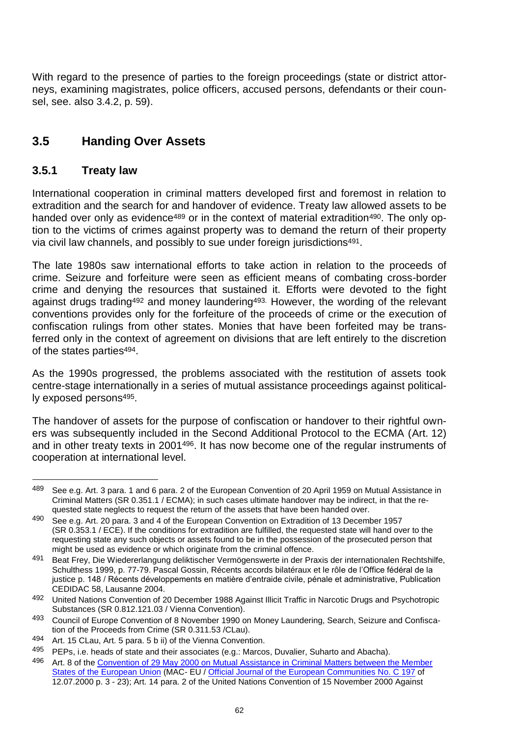With regard to the presence of parties to the foreign proceedings (state or district attorneys, examining magistrates, police officers, accused persons, defendants or their counsel, see. also 3.4.2, p. 59).

## 3.5 Handing Over Assets

### 3.5.1 Treaty law

International cooperation in criminal matters developed first and foremost in relation to extradition and the search for and handover of evidence. Treaty law allowed assets to be handed over only as evidence[489] or in the context of material extradition[490]. The only option to the victims of crimes against property was to demand the return of their property via civil law channels, and possibly to sue under foreign jurisdictions[491].

The late 1980s saw international efforts to take action in relation to the proceeds of crime. Seizure and forfeiture were seen as efficient means of combating cross-border crime and denying the resources that sustained it. Efforts were devoted to the fight against drugs trading[492] and money laundering[493]. However, the wording of the relevant conventions provides only for the forfeiture of the proceeds of crime or the execution of confiscation rulings from other states. Monies that have been forfeited may be transferred only in the context of agreement on divisions that are left entirely to the discretion of the states parties[494].

As the 1990s progressed, the problems associated with the restitution of assets took centre-stage internationally in a series of mutual assistance proceedings against politically exposed persons[495].

The handover of assets for the purpose of confiscation or handover to their rightful owners was subsequently included in the Second Additional Protocol to the ECMA (Art. 12) and in other treaty texts in 2001[496]. It has now become one of the regular instruments of cooperation at international level.

---

[489] See e.g. Art. 3 para. 1 and 6 para. 2 of the European Convention of 20 April 1959 on Mutual Assistance in Criminal Matters (SR 0.351.1 / ECMA); in such cases ultimate handover may be indirect, in that the requested state neglects to request the return of the assets that have been handed over.

[490] See e.g. Art. 20 para. 3 and 4 of the European Convention on Extradition of 13 December 1957 (SR 0.353.1 / ECE). If the conditions for extradition are fulfilled, the requested state will hand over to the requesting state any such objects or assets found to be in the possession of the prosecuted person that might be used as evidence or which originate from the criminal offence.

[491] Beat Frey, Die Wiedererlangung deliktischer Vermögenswerte in der Praxis der internationalen Rechtshilfe, Schulthess 1999, p. 77-79. Pascal Gossin, Récents accords bilatéraux et le rôle de l'Office fédéral de la justice p. 148 / Récents développements en matière d'entraide civile, pénale et administrative, Publication CEDIDAC 58, Lausanne 2004.

[492] United Nations Convention of 20 December 1988 Against Illicit Traffic in Narcotic Drugs and Psychotropic Substances (SR 0.812.121.03 / Vienna Convention).

[493] Council of Europe Convention of 8 November 1990 on Money Laundering, Search, Seizure and Confiscation of the Proceeds from Crime (SR 0.311.53 /CLau).

[494] Art. 15 CLau, Art. 5 para. 5 b ii) of the Vienna Convention.

[495] PEPs, i.e. heads of state and their associates (e.g.: Marcos, Duvalier, Suharto and Abacha).

[496] Art. 8 of the Convention of 29 May 2000 on Mutual Assistance in Criminal Matters between the Member States of the European Union (MAC- EU / Official Journal of the European Communities No. C 197 of 12.07.2000 p. 3 - 23); Art. 14 para. 2 of the United Nations Convention of 15 November 2000 Against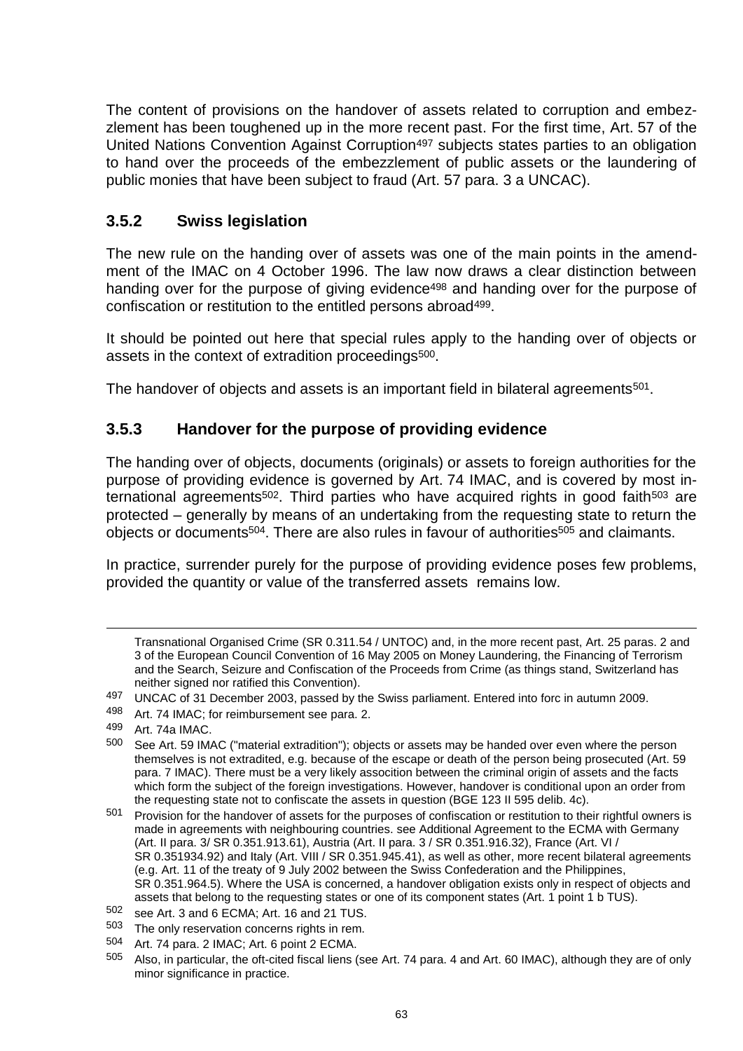The content of provisions on the handover of assets related to corruption and embezzlement has been toughened up in the more recent past. For the first time, Art. 57 of the United Nations Convention Against Corruption[497] subjects states parties to an obligation to hand over the proceeds of the embezzlement of public assets or the laundering of public monies that have been subject to fraud (Art. 57 para. 3 a UNCAC).

### 3.5.2 Swiss legislation

The new rule on the handing over of assets was one of the main points in the amendment of the IMAC on 4 October 1996. The law now draws a clear distinction between handing over for the purpose of giving evidence[498] and handing over for the purpose of confiscation or restitution to the entitled persons abroad[499].

It should be pointed out here that special rules apply to the handing over of objects or assets in the context of extradition proceedings[500].

The handover of objects and assets is an important field in bilateral agreements[501].

### 3.5.3 Handover for the purpose of providing evidence

The handing over of objects, documents (originals) or assets to foreign authorities for the purpose of providing evidence is governed by Art. 74 IMAC, and is covered by most international agreements[502]. Third parties who have acquired rights in good faith[503] are protected – generally by means of an undertaking from the requesting state to return the objects or documents[504]. There are also rules in favour of authorities[505] and claimants.

In practice, surrender purely for the purpose of providing evidence poses few problems, provided the quantity or value of the transferred assets remains low.

---

Transnational Organised Crime (SR 0.311.54 / UNTOC) and, in the more recent past, Art. 25 paras. 2 and 3 of the European Council Convention of 16 May 2005 on Money Laundering, the Financing of Terrorism and the Search, Seizure and Confiscation of the Proceeds from Crime (as things stand, Switzerland has neither signed nor ratified this Convention).

497 UNCAC of 31 December 2003, passed by the Swiss parliament. Entered into forc in autumn 2009.

498 Art. 74 IMAC; for reimbursement see para. 2.

499 Art. 74a IMAC.

500 See Art. 59 IMAC ("material extradition"); objects or assets may be handed over even where the person themselves is not extradited, e.g. because of the escape or death of the person being prosecuted (Art. 59 para. 7 IMAC). There must be a very likely associtin between the criminal origin of assets and the facts which form the subject of the foreign investigations. However, handover is conditional upon an order from the requesting state not to confiscate the assets in question (BGE 123 II 595 delib. 4c).

501 Provision for the handover of assets for the purposes of confiscation or restitution to their rightful owners is made in agreements with neighbouring countries. see Additional Agreement to the ECMA with Germany (Art. II para. 3/ SR 0.351.913.61), Austria (Art. II para. 3 / SR 0.351.916.32), France (Art. VI / SR 0.351934.92) and Italy (Art. VIII / SR 0.351.945.41), as well as other, more recent bilateral agreements (e.g. Art. 11 of the treaty of 9 July 2002 between the Swiss Confederation and the Philippines, SR 0.351.964.5). Where the USA is concerned, a handover obligation exists only in respect of objects and assets that belong to the requesting states or one of its component states (Art. 1 point 1 b TUS).

502 see Art. 3 and 6 ECMA; Art. 16 and 21 TUS.

503 The only reservation concerns rights in rem.

504 Art. 74 para. 2 IMAC; Art. 6 point 2 ECMA.

505 Also, in particular, the oft-cited fiscal liens (see Art. 74 para. 4 and Art. 60 IMAC), although they are of only minor significance in practice.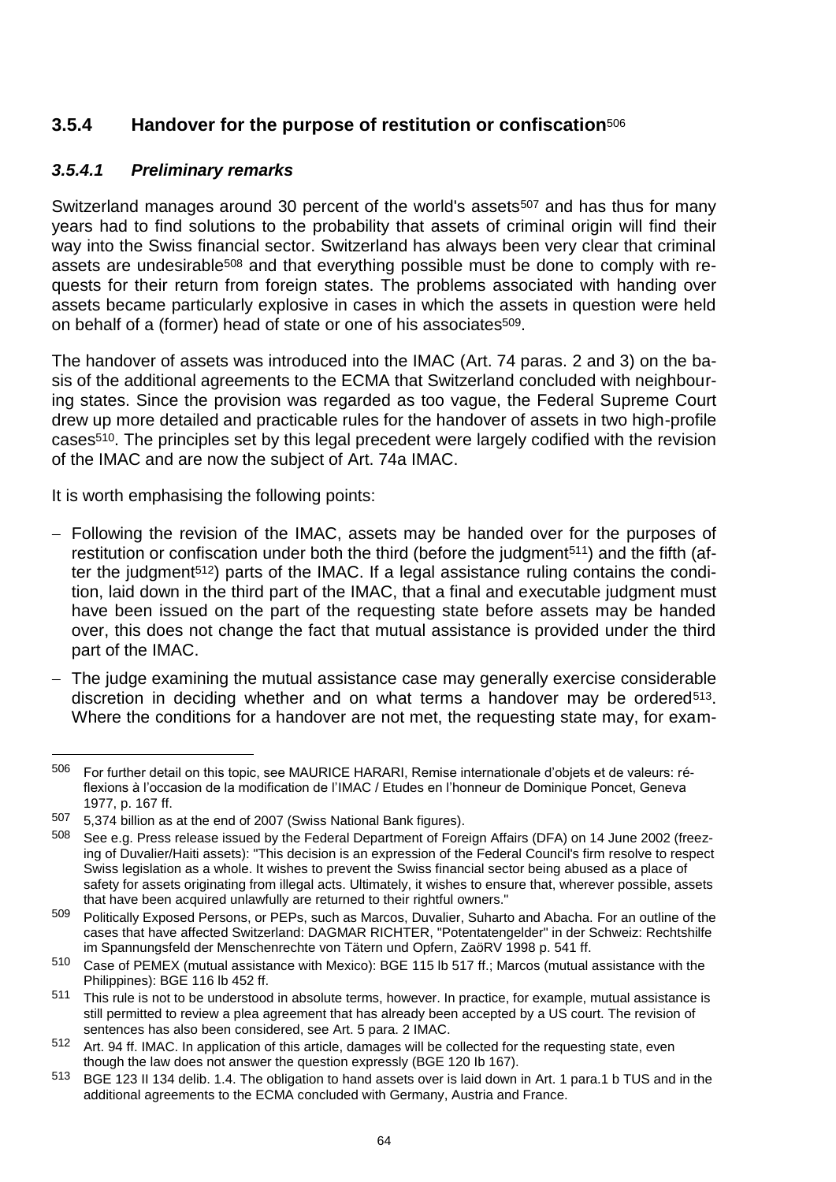### 3.5.4 Handover for the purpose of restitution or confiscation[506]

#### *3.5.4.1 Preliminary remarks*

Switzerland manages around 30 percent of the world's assets[507] and has thus for many years had to find solutions to the probability that assets of criminal origin will find their way into the Swiss financial sector. Switzerland has always been very clear that criminal assets are undesirable[508] and that everything possible must be done to comply with requests for their return from foreign states. The problems associated with handing over assets became particularly explosive in cases in which the assets in question were held on behalf of a (former) head of state or one of his associates[509].

The handover of assets was introduced into the IMAC (Art. 74 paras. 2 and 3) on the basis of the additional agreements to the ECMA that Switzerland concluded with neighbouring states. Since the provision was regarded as too vague, the Federal Supreme Court drew up more detailed and practicable rules for the handover of assets in two high-profile cases[510]. The principles set by this legal precedent were largely codified with the revision of the IMAC and are now the subject of Art. 74a IMAC.

It is worth emphasising the following points:

- Following the revision of the IMAC, assets may be handed over for the purposes of restitution or confiscation under both the third (before the judgment[511]) and the fifth (after the judgment[512]) parts of the IMAC. If a legal assistance ruling contains the condition, laid down in the third part of the IMAC, that a final and executable judgment must have been issued on the part of the requesting state before assets may be handed over, this does not change the fact that mutual assistance is provided under the third part of the IMAC.
- The judge examining the mutual assistance case may generally exercise considerable discretion in deciding whether and on what terms a handover may be ordered[513]. Where the conditions for a handover are not met, the requesting state may, for exam-

---

506 For further detail on this topic, see MAURICE HARARI, Remise internationale d'objets et de valeurs: réflexions à l'occasion de la modification de l'IMAC / Etudes en l'honneur de Dominique Poncet, Geneva 1977, p. 167 ff.

507 5,374 billion as at the end of 2007 (Swiss National Bank figures).

508 See e.g. Press release issued by the Federal Department of Foreign Affairs (DFA) on 14 June 2002 (freezing of Duvalier/Haiti assets): "This decision is an expression of the Federal Council's firm resolve to respect Swiss legislation as a whole. It wishes to prevent the Swiss financial sector being abused as a place of safety for assets originating from illegal acts. Ultimately, it wishes to ensure that, wherever possible, assets that have been acquired unlawfully are returned to their rightful owners."

509 Politically Exposed Persons, or PEPs, such as Marcos, Duvalier, Suharto and Abacha. For an outline of the cases that have affected Switzerland: DAGMAR RICHTER, "Potentatengelder" in der Schweiz: Rechtshilfe im Spannungsfeld der Menschenrechte von Tätern und Opfern, ZaöRV 1998 p. 541 ff.

510 Case of PEMEX (mutual assistance with Mexico): BGE 115 lb 517 ff.; Marcos (mutual assistance with the Philippines): BGE 116 lb 452 ff.

511 This rule is not to be understood in absolute terms, however. In practice, for example, mutual assistance is still permitted to review a plea agreement that has already been accepted by a US court. The revision of sentences has also been considered, see Art. 5 para. 2 IMAC.

512 Art. 94 ff. IMAC. In application of this article, damages will be collected for the requesting state, even though the law does not answer the question expressly (BGE 120 lb 167).

513 BGE 123 II 134 delib. 1.4. The obligation to hand assets over is laid down in Art. 1 para.1 b TUS and in the additional agreements to the ECMA concluded with Germany, Austria and France.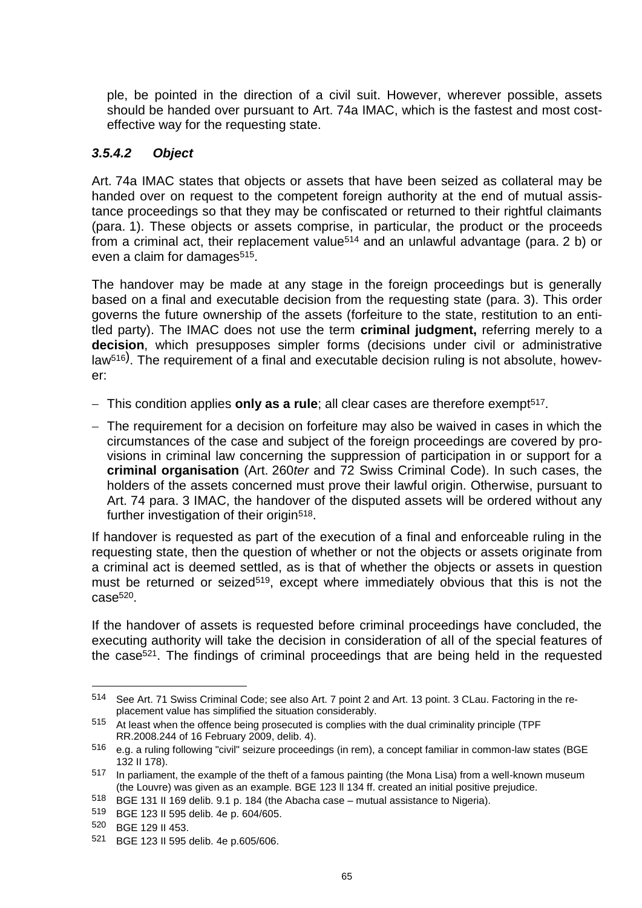ple, be pointed in the direction of a civil suit. However, wherever possible, assets should be handed over pursuant to Art. 74a IMAC, which is the fastest and most cost-effective way for the requesting state.

#### *3.5.4.2 Object*

Art. 74a IMAC states that objects or assets that have been seized as collateral may be handed over on request to the competent foreign authority at the end of mutual assistance proceedings so that they may be confiscated or returned to their rightful claimants (para. 1). These objects or assets comprise, in particular, the product or the proceeds from a criminal act, their replacement value[514] and an unlawful advantage (para. 2 b) or even a claim for damages[515].

The handover may be made at any stage in the foreign proceedings but is generally based on a final and executable decision from the requesting state (para. 3). This order governs the future ownership of the assets (forfeiture to the state, restitution to an entitled party). The IMAC does not use the term **criminal judgment,** referring merely to a **decision**, which presupposes simpler forms (decisions under civil or administrative law[516]). The requirement of a final and executable decision ruling is not absolute, however:

- This condition applies **only as a rule**; all clear cases are therefore exempt[517].
- The requirement for a decision on forfeiture may also be waived in cases in which the circumstances of the case and subject of the foreign proceedings are covered by provisions in criminal law concerning the suppression of participation in or support for a **criminal organisation** (Art. 260*ter* and 72 Swiss Criminal Code). In such cases, the holders of the assets concerned must prove their lawful origin. Otherwise, pursuant to Art. 74 para. 3 IMAC, the handover of the disputed assets will be ordered without any further investigation of their origin[518].

If handover is requested as part of the execution of a final and enforceable ruling in the requesting state, then the question of whether or not the objects or assets originate from a criminal act is deemed settled, as is that of whether the objects or assets in question must be returned or seized[519], except where immediately obvious that this is not the case[520].

If the handover of assets is requested before criminal proceedings have concluded, the executing authority will take the decision in consideration of all of the special features of the case[521]. The findings of criminal proceedings that are being held in the requested

---

514 See Art. 71 Swiss Criminal Code; see also Art. 7 point 2 and Art. 13 point. 3 CLau. Factoring in the replacement value has simplified the situation considerably.

515 At least when the offence being prosecuted is complies with the dual criminality principle (TPF RR.2008.244 of 16 February 2009, delib. 4).

516 e.g. a ruling following "civil" seizure proceedings (in rem), a concept familiar in common-law states (BGE 132 II 178).

517 In parliament, the example of the theft of a famous painting (the Mona Lisa) from a well-known museum (the Louvre) was given as an example. BGE 123 II 134 ff. created an initial positive prejudice.

518 BGE 131 II 169 delib. 9.1 p. 184 (the Abacha case – mutual assistance to Nigeria).

519 BGE 123 II 595 delib. 4e p. 604/605.

520 BGE 129 II 453.

521 BGE 123 II 595 delib. 4e p.605/606.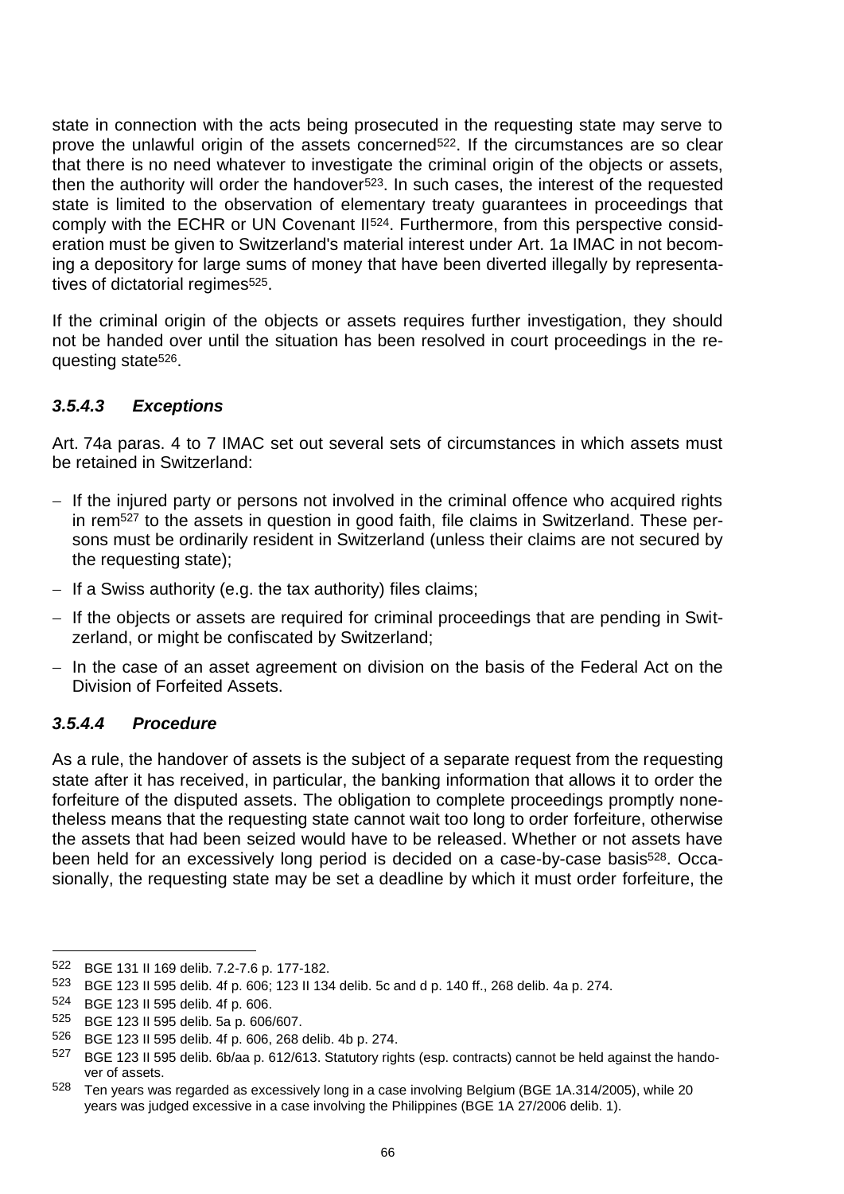state in connection with the acts being prosecuted in the requesting state may serve to prove the unlawful origin of the assets concerned[522]. If the circumstances are so clear that there is no need whatever to investigate the criminal origin of the objects or assets, then the authority will order the handover[523]. In such cases, the interest of the requested state is limited to the observation of elementary treaty guarantees in proceedings that comply with the ECHR or UN Covenant II[524]. Furthermore, from this perspective consideration must be given to Switzerland's material interest under Art. 1a IMAC in not becoming a depository for large sums of money that have been diverted illegally by representatives of dictatorial regimes[525].

If the criminal origin of the objects or assets requires further investigation, they should not be handed over until the situation has been resolved in court proceedings in the requesting state[526].

### *3.5.4.3 Exceptions*

Art. 74a paras. 4 to 7 IMAC set out several sets of circumstances in which assets must be retained in Switzerland:

- If the injured party or persons not involved in the criminal offence who acquired rights in rem[527] to the assets in question in good faith, file claims in Switzerland. These persons must be ordinarily resident in Switzerland (unless their claims are not secured by the requesting state);
- If a Swiss authority (e.g. the tax authority) files claims;
- If the objects or assets are required for criminal proceedings that are pending in Switzerland, or might be confiscated by Switzerland;
- In the case of an asset agreement on division on the basis of the Federal Act on the Division of Forfeited Assets.

### *3.5.4.4 Procedure*

As a rule, the handover of assets is the subject of a separate request from the requesting state after it has received, in particular, the banking information that allows it to order the forfeiture of the disputed assets. The obligation to complete proceedings promptly nonetheless means that the requesting state cannot wait too long to order forfeiture, otherwise the assets that had been seized would have to be released. Whether or not assets have been held for an excessively long period is decided on a case-by-case basis[528]. Occasionally, the requesting state may be set a deadline by which it must order forfeiture, the

---

[522] BGE 131 II 169 delib. 7.2-7.6 p. 177-182.

[523] BGE 123 II 595 delib. 4f p. 606; 123 II 134 delib. 5c and d p. 140 ff., 268 delib. 4a p. 274.

[524] BGE 123 II 595 delib. 4f p. 606.

[525] BGE 123 II 595 delib. 5a p. 606/607.

[526] BGE 123 II 595 delib. 4f p. 606, 268 delib. 4b p. 274.

[527] BGE 123 II 595 delib. 6b/aa p. 612/613. Statutory rights (esp. contracts) cannot be held against the handover of assets.

[528] Ten years was regarded as excessively long in a case involving Belgium (BGE 1A.314/2005), while 20 years was judged excessive in a case involving the Philippines (BGE 1A 27/2006 delib. 1).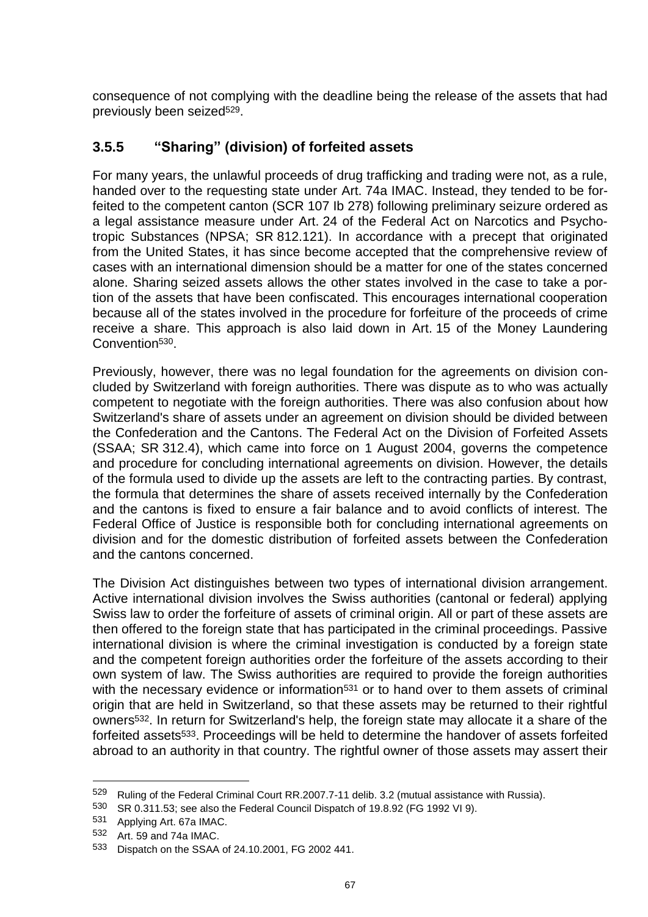consequence of not complying with the deadline being the release of the assets that had previously been seized[529].

### 3.5.5 "Sharing" (division) of forfeited assets

For many years, the unlawful proceeds of drug trafficking and trading were not, as a rule, handed over to the requesting state under Art. 74a IMAC. Instead, they tended to be forfeited to the competent canton (SCR 107 Ib 278) following preliminary seizure ordered as a legal assistance measure under Art. 24 of the Federal Act on Narcotics and Psychotropic Substances (NPSA; SR 812.121). In accordance with a precept that originated from the United States, it has since become accepted that the comprehensive review of cases with an international dimension should be a matter for one of the states concerned alone. Sharing seized assets allows the other states involved in the case to take a portion of the assets that have been confiscated. This encourages international cooperation because all of the states involved in the procedure for forfeiture of the proceeds of crime receive a share. This approach is also laid down in Art. 15 of the Money Laundering Convention[530].

Previously, however, there was no legal foundation for the agreements on division concluded by Switzerland with foreign authorities. There was dispute as to who was actually competent to negotiate with the foreign authorities. There was also confusion about how Switzerland's share of assets under an agreement on division should be divided between the Confederation and the Cantons. The Federal Act on the Division of Forfeited Assets (SSAA; SR 312.4), which came into force on 1 August 2004, governs the competence and procedure for concluding international agreements on division. However, the details of the formula used to divide up the assets are left to the contracting parties. By contrast, the formula that determines the share of assets received internally by the Confederation and the cantons is fixed to ensure a fair balance and to avoid conflicts of interest. The Federal Office of Justice is responsible both for concluding international agreements on division and for the domestic distribution of forfeited assets between the Confederation and the cantons concerned.

The Division Act distinguishes between two types of international division arrangement. Active international division involves the Swiss authorities (cantonal or federal) applying Swiss law to order the forfeiture of assets of criminal origin. All or part of these assets are then offered to the foreign state that has participated in the criminal proceedings. Passive international division is where the criminal investigation is conducted by a foreign state and the competent foreign authorities order the forfeiture of the assets according to their own system of law. The Swiss authorities are required to provide the foreign authorities with the necessary evidence or information[531] or to hand over to them assets of criminal origin that are held in Switzerland, so that these assets may be returned to their rightful owners[532]. In return for Switzerland's help, the foreign state may allocate it a share of the forfeited assets[533]. Proceedings will be held to determine the handover of assets forfeited abroad to an authority in that country. The rightful owner of those assets may assert their

---

529 Ruling of the Federal Criminal Court RR.2007.7-11 delib. 3.2 (mutual assistance with Russia).

530 SR 0.311.53; see also the Federal Council Dispatch of 19.8.92 (FG 1992 VI 9).

531 Applying Art. 67a IMAC.

532 Art. 59 and 74a IMAC.

533 Dispatch on the SSAA of 24.10.2001, FG 2002 441.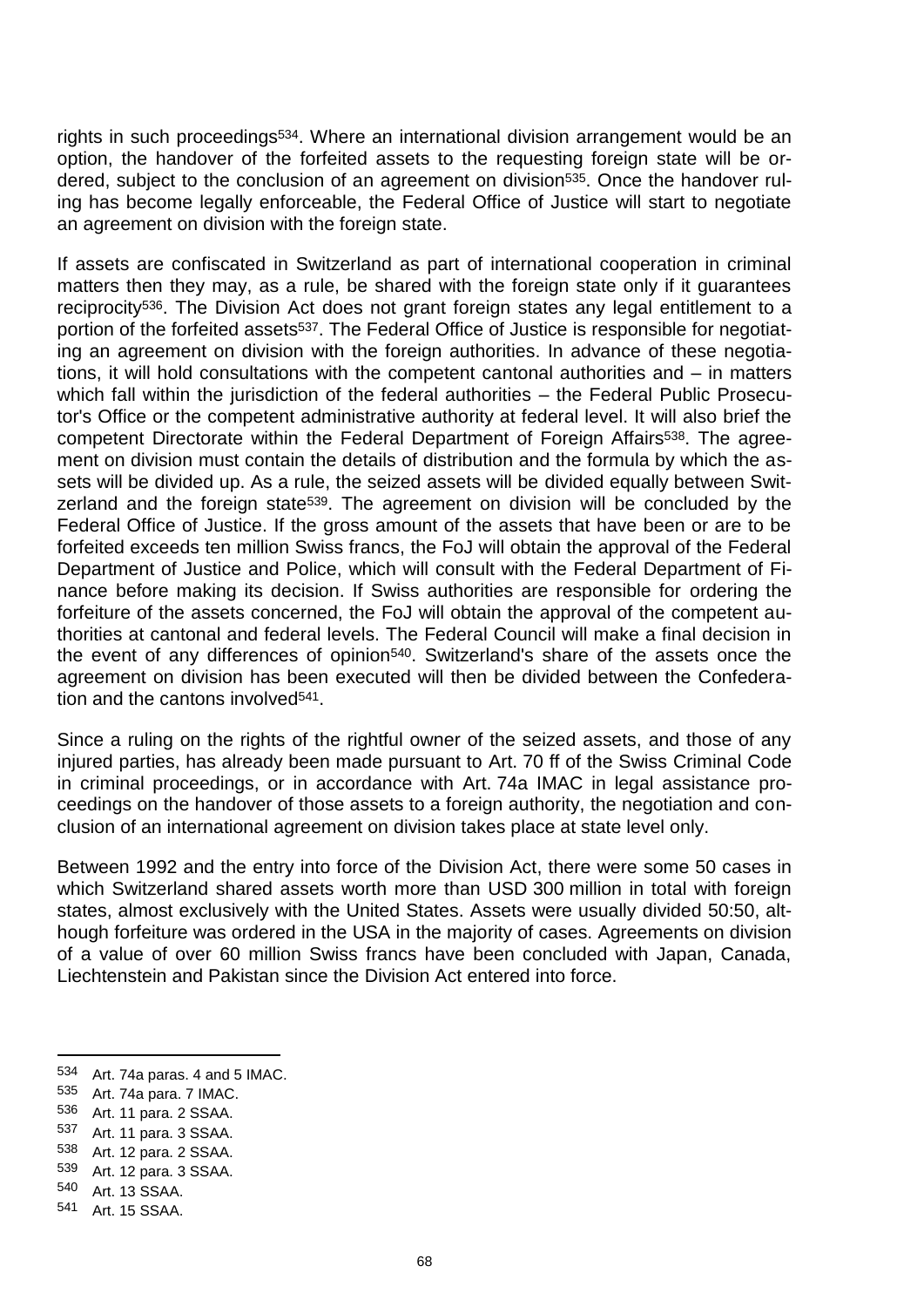rights in such proceedings[534]. Where an international division arrangement would be an option, the handover of the forfeited assets to the requesting foreign state will be ordered, subject to the conclusion of an agreement on division[535]. Once the handover ruling has become legally enforceable, the Federal Office of Justice will start to negotiate an agreement on division with the foreign state.

If assets are confiscated in Switzerland as part of international cooperation in criminal matters then they may, as a rule, be shared with the foreign state only if it guarantees reciprocity[536]. The Division Act does not grant foreign states any legal entitlement to a portion of the forfeited assets[537]. The Federal Office of Justice is responsible for negotiating an agreement on division with the foreign authorities. In advance of these negotiations, it will hold consultations with the competent cantonal authorities and – in matters which fall within the jurisdiction of the federal authorities – the Federal Public Prosecutor's Office or the competent administrative authority at federal level. It will also brief the competent Directorate within the Federal Department of Foreign Affairs[538]. The agreement on division must contain the details of distribution and the formula by which the assets will be divided up. As a rule, the seized assets will be divided equally between Switzerland and the foreign state[539]. The agreement on division will be concluded by the Federal Office of Justice. If the gross amount of the assets that have been or are to be forfeited exceeds ten million Swiss francs, the FoJ will obtain the approval of the Federal Department of Justice and Police, which will consult with the Federal Department of Finance before making its decision. If Swiss authorities are responsible for ordering the forfeiture of the assets concerned, the FoJ will obtain the approval of the competent authorities at cantonal and federal levels. The Federal Council will make a final decision in the event of any differences of opinion[540]. Switzerland's share of the assets once the agreement on division has been executed will then be divided between the Confederation and the cantons involved[541].

Since a ruling on the rights of the rightful owner of the seized assets, and those of any injured parties, has already been made pursuant to Art. 70 ff of the Swiss Criminal Code in criminal proceedings, or in accordance with Art. 74a IMAC in legal assistance proceedings on the handover of those assets to a foreign authority, the negotiation and conclusion of an international agreement on division takes place at state level only.

Between 1992 and the entry into force of the Division Act, there were some 50 cases in which Switzerland shared assets worth more than USD 300 million in total with foreign states, almost exclusively with the United States. Assets were usually divided 50:50, although forfeiture was ordered in the USA in the majority of cases. Agreements on division of a value of over 60 million Swiss francs have been concluded with Japan, Canada, Liechtenstein and Pakistan since the Division Act entered into force.

---

[534] Art. 74a paras. 4 and 5 IMAC.
[535] Art. 74a para. 7 IMAC.
[536] Art. 11 para. 2 SSAA.
[537] Art. 11 para. 3 SSAA.
[538] Art. 12 para. 2 SSAA.
[539] Art. 12 para. 3 SSAA.
[540] Art. 13 SSAA.
[541] Art. 15 SSAA.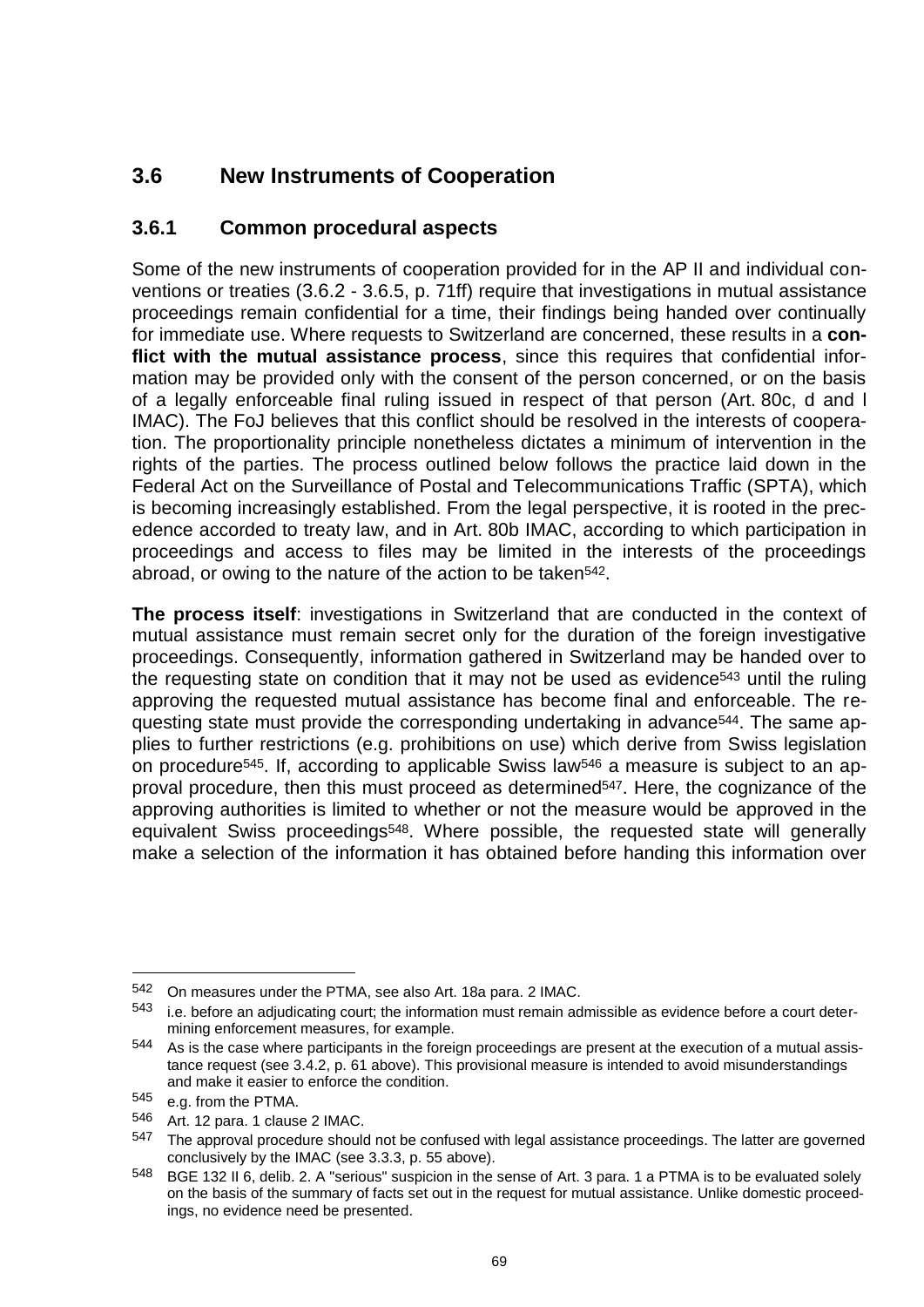## 3.6 New Instruments of Cooperation

### 3.6.1 Common procedural aspects

Some of the new instruments of cooperation provided for in the AP II and individual conventions or treaties (3.6.2 - 3.6.5, p. 71ff) require that investigations in mutual assistance proceedings remain confidential for a time, their findings being handed over continually for immediate use. Where requests to Switzerland are concerned, these results in a **conflict with the mutual assistance process**, since this requires that confidential information may be provided only with the consent of the person concerned, or on the basis of a legally enforceable final ruling issued in respect of that person (Art. 80c, d and l IMAC). The FoJ believes that this conflict should be resolved in the interests of cooperation. The proportionality principle nonetheless dictates a minimum of intervention in the rights of the parties. The process outlined below follows the practice laid down in the Federal Act on the Surveillance of Postal and Telecommunications Traffic (SPTA), which is becoming increasingly established. From the legal perspective, it is rooted in the precedence accorded to treaty law, and in Art. 80b IMAC, according to which participation in proceedings and access to files may be limited in the interests of the proceedings abroad, or owing to the nature of the action to be taken[542].

**The process itself**: investigations in Switzerland that are conducted in the context of mutual assistance must remain secret only for the duration of the foreign investigative proceedings. Consequently, information gathered in Switzerland may be handed over to the requesting state on condition that it may not be used as evidence[543] until the ruling approving the requested mutual assistance has become final and enforceable. The requesting state must provide the corresponding undertaking in advance[544]. The same applies to further restrictions (e.g. prohibitions on use) which derive from Swiss legislation on procedure[545]. If, according to applicable Swiss law[546] a measure is subject to an approval procedure, then this must proceed as determined[547]. Here, the cognizance of the approving authorities is limited to whether or not the measure would be approved in the equivalent Swiss proceedings[548]. Where possible, the requested state will generally make a selection of the information it has obtained before handing this information over

---

[542] On measures under the PTMA, see also Art. 18a para. 2 IMAC.

[543] i.e. before an adjudicating court; the information must remain admissible as evidence before a court determining enforcement measures, for example.

[544] As is the case where participants in the foreign proceedings are present at the execution of a mutual assistance request (see 3.4.2, p. 61 above). This provisional measure is intended to avoid misunderstandings and make it easier to enforce the condition.

[545] e.g. from the PTMA.

[546] Art. 12 para. 1 clause 2 IMAC.

[547] The approval procedure should not be confused with legal assistance proceedings. The latter are governed conclusively by the IMAC (see 3.3.3, p. 55 above).

[548] BGE 132 II 6, delib. 2. A "serious" suspicion in the sense of Art. 3 para. 1 a PTMA is to be evaluated solely on the basis of the summary of facts set out in the request for mutual assistance. Unlike domestic proceedings, no evidence need be presented.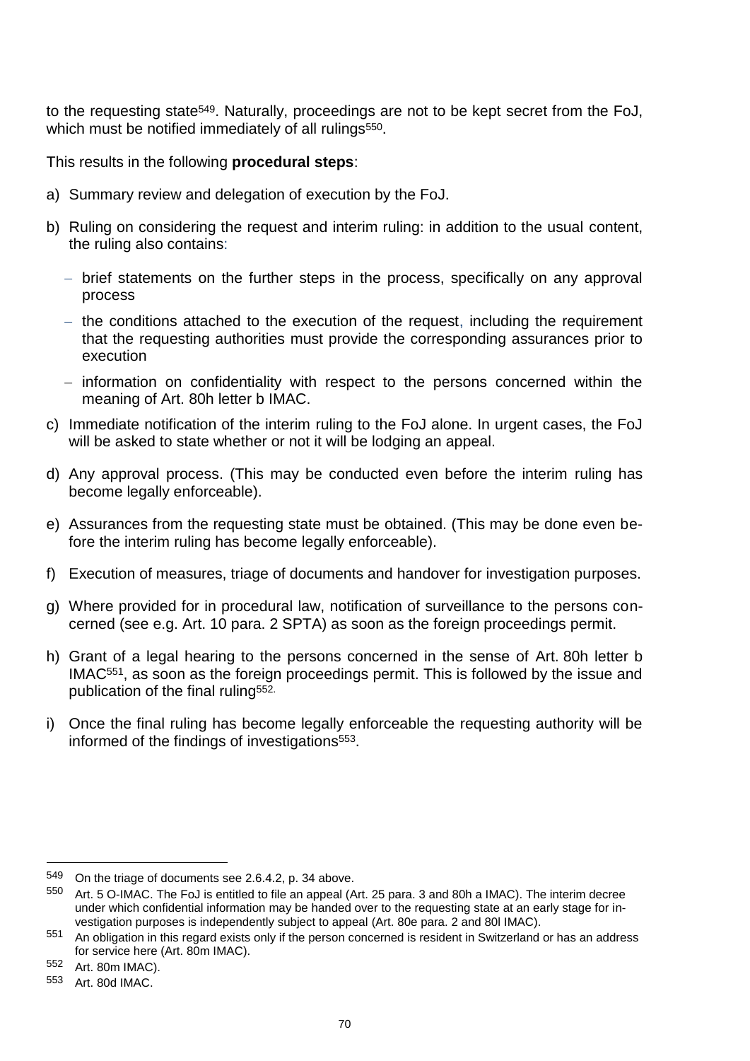to the requesting state[549]. Naturally, proceedings are not to be kept secret from the FoJ, which must be notified immediately of all rulings[550].

This results in the following **procedural steps**:

a) Summary review and delegation of execution by the FoJ.

b) Ruling on considering the request and interim ruling: in addition to the usual content, the ruling also contains:

   – brief statements on the further steps in the process, specifically on any approval process

   – the conditions attached to the execution of the request, including the requirement that the requesting authorities must provide the corresponding assurances prior to execution

   – information on confidentiality with respect to the persons concerned within the meaning of Art. 80h letter b IMAC.

c) Immediate notification of the interim ruling to the FoJ alone. In urgent cases, the FoJ will be asked to state whether or not it will be lodging an appeal.

d) Any approval process. (This may be conducted even before the interim ruling has become legally enforceable).

e) Assurances from the requesting state must be obtained. (This may be done even before the interim ruling has become legally enforceable).

f) Execution of measures, triage of documents and handover for investigation purposes.

g) Where provided for in procedural law, notification of surveillance to the persons concerned (see e.g. Art. 10 para. 2 SPTA) as soon as the foreign proceedings permit.

h) Grant of a legal hearing to the persons concerned in the sense of Art. 80h letter b IMAC[551], as soon as the foreign proceedings permit. This is followed by the issue and publication of the final ruling[552].

i) Once the final ruling has become legally enforceable the requesting authority will be informed of the findings of investigations[553].

---

[549] On the triage of documents see 2.6.4.2, p. 34 above.

[550] Art. 5 O-IMAC. The FoJ is entitled to file an appeal (Art. 25 para. 3 and 80h a IMAC). The interim decree under which confidential information may be handed over to the requesting state at an early stage for investigation purposes is independently subject to appeal (Art. 80e para. 2 and 80l IMAC).

[551] An obligation in this regard exists only if the person concerned is resident in Switzerland or has an address for service here (Art. 80m IMAC).

[552] Art. 80m IMAC).

[553] Art. 80d IMAC.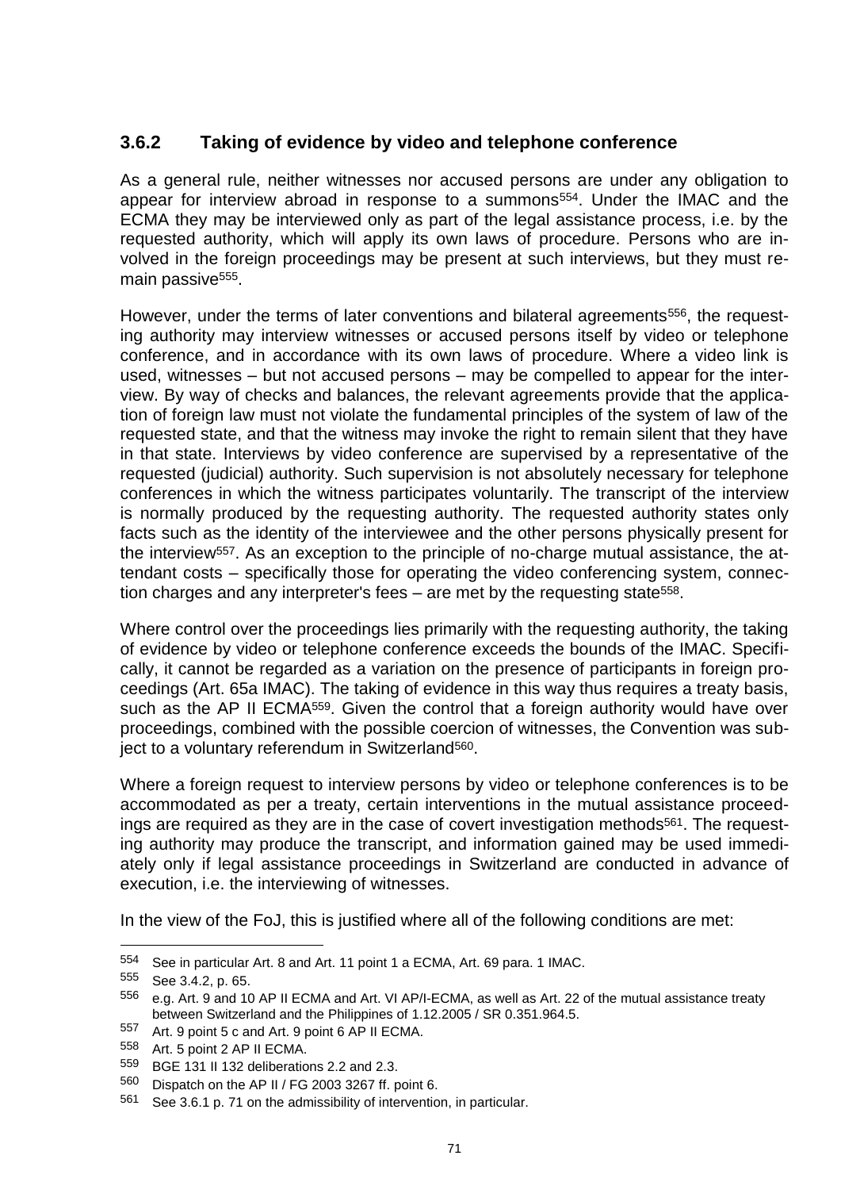### 3.6.2 Taking of evidence by video and telephone conference

As a general rule, neither witnesses nor accused persons are under any obligation to appear for interview abroad in response to a summons[554]. Under the IMAC and the ECMA they may be interviewed only as part of the legal assistance process, i.e. by the requested authority, which will apply its own laws of procedure. Persons who are involved in the foreign proceedings may be present at such interviews, but they must remain passive[555].

However, under the terms of later conventions and bilateral agreements[556], the requesting authority may interview witnesses or accused persons itself by video or telephone conference, and in accordance with its own laws of procedure. Where a video link is used, witnesses – but not accused persons – may be compelled to appear for the interview. By way of checks and balances, the relevant agreements provide that the application of foreign law must not violate the fundamental principles of the system of law of the requested state, and that the witness may invoke the right to remain silent that they have in that state. Interviews by video conference are supervised by a representative of the requested (judicial) authority. Such supervision is not absolutely necessary for telephone conferences in which the witness participates voluntarily. The transcript of the interview is normally produced by the requesting authority. The requested authority states only facts such as the identity of the interviewee and the other persons physically present for the interview[557]. As an exception to the principle of no-charge mutual assistance, the attendant costs – specifically those for operating the video conferencing system, connection charges and any interpreter's fees – are met by the requesting state[558].

Where control over the proceedings lies primarily with the requesting authority, the taking of evidence by video or telephone conference exceeds the bounds of the IMAC. Specifically, it cannot be regarded as a variation on the presence of participants in foreign proceedings (Art. 65a IMAC). The taking of evidence in this way thus requires a treaty basis, such as the AP II ECMA[559]. Given the control that a foreign authority would have over proceedings, combined with the possible coercion of witnesses, the Convention was subject to a voluntary referendum in Switzerland[560].

Where a foreign request to interview persons by video or telephone conferences is to be accommodated as per a treaty, certain interventions in the mutual assistance proceedings are required as they are in the case of covert investigation methods[561]. The requesting authority may produce the transcript, and information gained may be used immediately only if legal assistance proceedings in Switzerland are conducted in advance of execution, i.e. the interviewing of witnesses.

In the view of the FoJ, this is justified where all of the following conditions are met:

---

554 See in particular Art. 8 and Art. 11 point 1 a ECMA, Art. 69 para. 1 IMAC.

555 See 3.4.2, p. 65.

556 e.g. Art. 9 and 10 AP II ECMA and Art. VI AP/I-ECMA, as well as Art. 22 of the mutual assistance treaty between Switzerland and the Philippines of 1.12.2005 / SR 0.351.964.5.

557 Art. 9 point 5 c and Art. 9 point 6 AP II ECMA.

558 Art. 5 point 2 AP II ECMA.

559 BGE 131 II 132 deliberations 2.2 and 2.3.

560 Dispatch on the AP II / FG 2003 3267 ff. point 6.

561 See 3.6.1 p. 71 on the admissibility of intervention, in particular.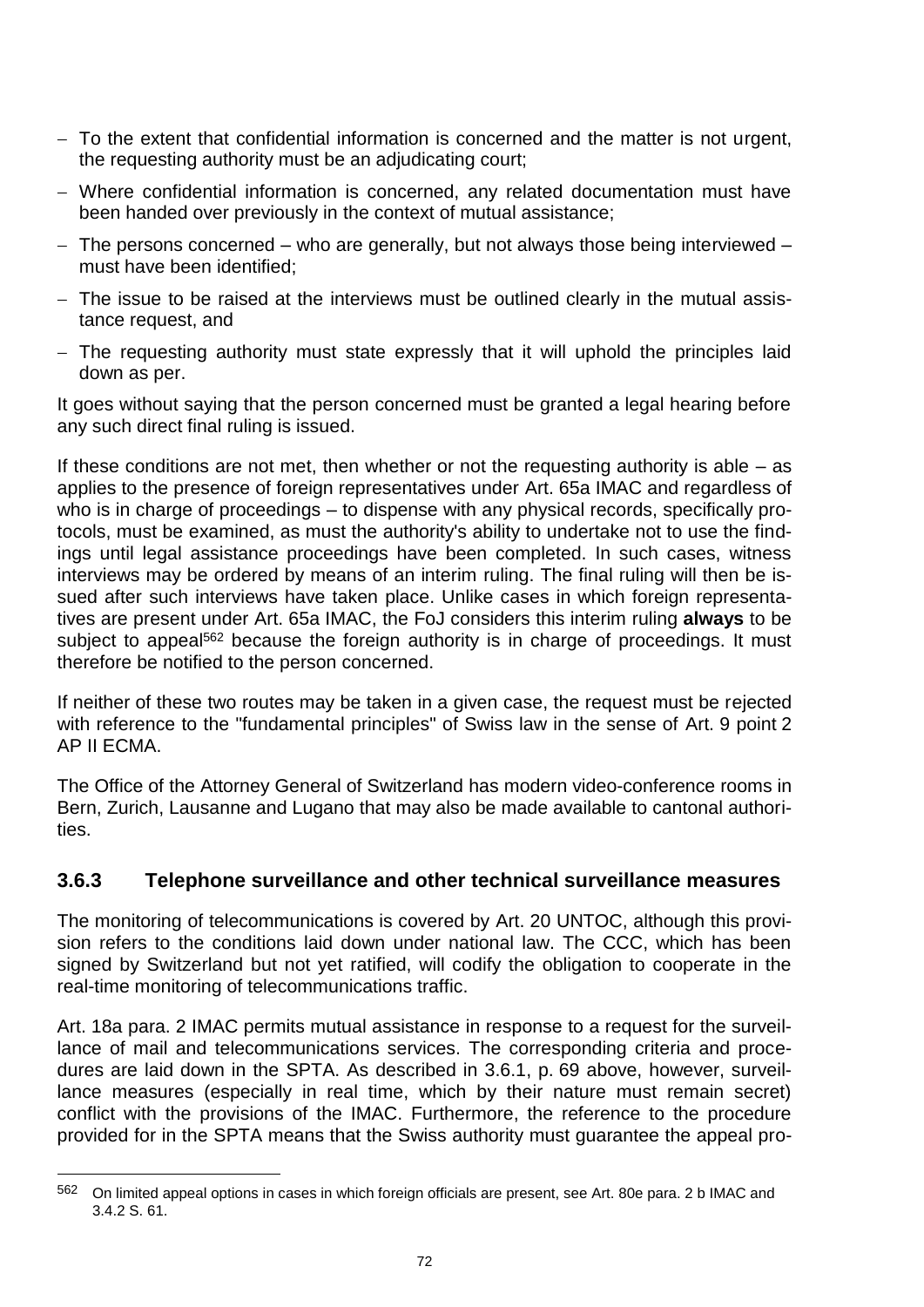- To the extent that confidential information is concerned and the matter is not urgent, the requesting authority must be an adjudicating court;
- Where confidential information is concerned, any related documentation must have been handed over previously in the context of mutual assistance;
- The persons concerned – who are generally, but not always those being interviewed – must have been identified;
- The issue to be raised at the interviews must be outlined clearly in the mutual assistance request, and
- The requesting authority must state expressly that it will uphold the principles laid down as per.

It goes without saying that the person concerned must be granted a legal hearing before any such direct final ruling is issued.

If these conditions are not met, then whether or not the requesting authority is able – as applies to the presence of foreign representatives under Art. 65a IMAC and regardless of who is in charge of proceedings – to dispense with any physical records, specifically protocols, must be examined, as must the authority's ability to undertake not to use the findings until legal assistance proceedings have been completed. In such cases, witness interviews may be ordered by means of an interim ruling. The final ruling will then be issued after such interviews have taken place. Unlike cases in which foreign representatives are present under Art. 65a IMAC, the FoJ considers this interim ruling **always** to be subject to appeal[562] because the foreign authority is in charge of proceedings. It must therefore be notified to the person concerned.

If neither of these two routes may be taken in a given case, the request must be rejected with reference to the "fundamental principles" of Swiss law in the sense of Art. 9 point 2 AP II ECMA.

The Office of the Attorney General of Switzerland has modern video-conference rooms in Bern, Zurich, Lausanne and Lugano that may also be made available to cantonal authorities.

### 3.6.3 Telephone surveillance and other technical surveillance measures

The monitoring of telecommunications is covered by Art. 20 UNTOC, although this provision refers to the conditions laid down under national law. The CCC, which has been signed by Switzerland but not yet ratified, will codify the obligation to cooperate in the real-time monitoring of telecommunications traffic.

Art. 18a para. 2 IMAC permits mutual assistance in response to a request for the surveillance of mail and telecommunications services. The corresponding criteria and procedures are laid down in the SPTA. As described in 3.6.1, p. 69 above, however, surveillance measures (especially in real time, which by their nature must remain secret) conflict with the provisions of the IMAC. Furthermore, the reference to the procedure provided for in the SPTA means that the Swiss authority must guarantee the appeal pro-

---

[562] On limited appeal options in cases in which foreign officials are present, see Art. 80e para. 2 b IMAC and 3.4.2 S. 61.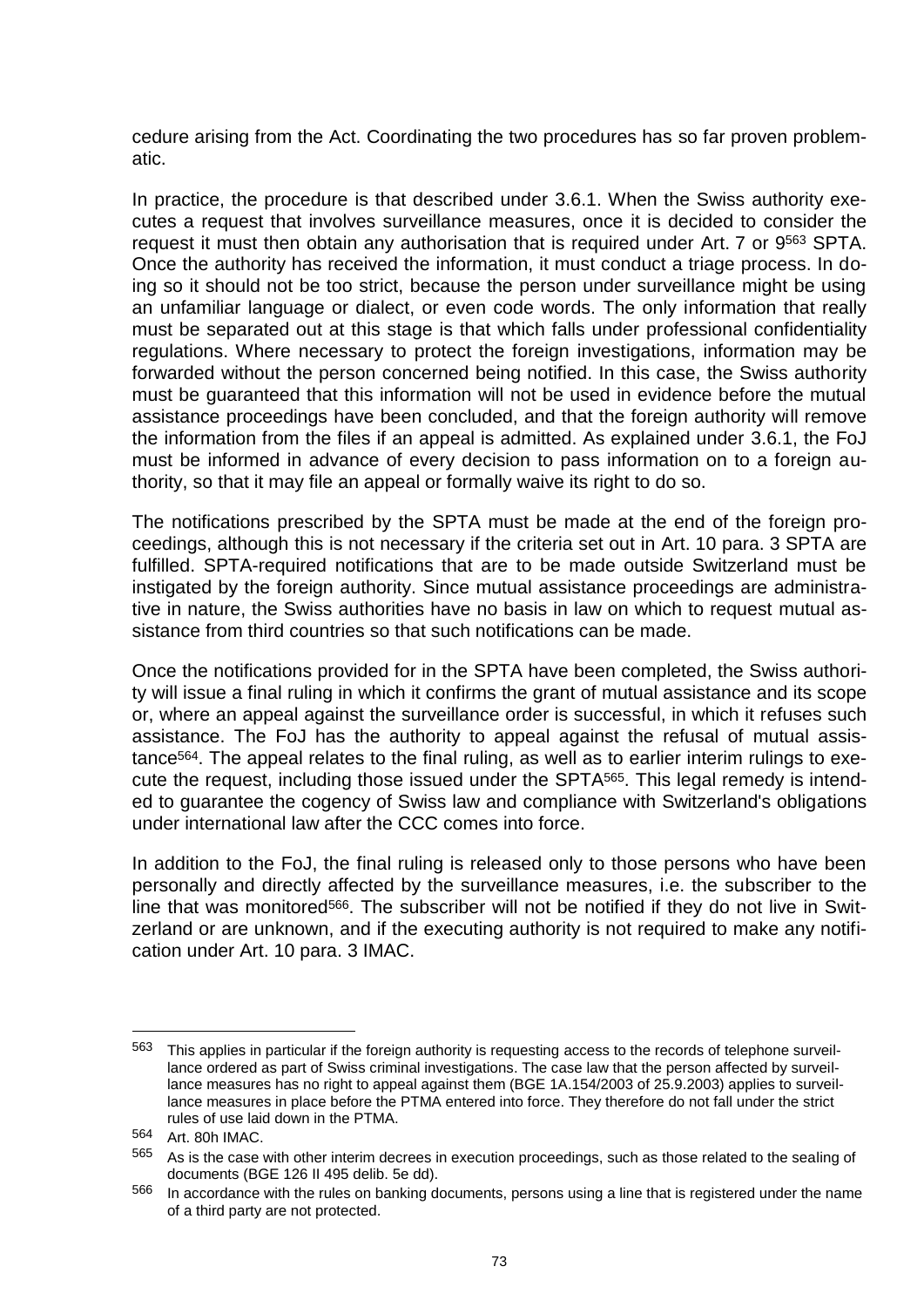cedure arising from the Act. Coordinating the two procedures has so far proven problematic.

In practice, the procedure is that described under 3.6.1. When the Swiss authority executes a request that involves surveillance measures, once it is decided to consider the request it must then obtain any authorisation that is required under Art. 7 or 9[563] SPTA. Once the authority has received the information, it must conduct a triage process. In doing so it should not be too strict, because the person under surveillance might be using an unfamiliar language or dialect, or even code words. The only information that really must be separated out at this stage is that which falls under professional confidentiality regulations. Where necessary to protect the foreign investigations, information may be forwarded without the person concerned being notified. In this case, the Swiss authority must be guaranteed that this information will not be used in evidence before the mutual assistance proceedings have been concluded, and that the foreign authority will remove the information from the files if an appeal is admitted. As explained under 3.6.1, the FoJ must be informed in advance of every decision to pass information on to a foreign authority, so that it may file an appeal or formally waive its right to do so.

The notifications prescribed by the SPTA must be made at the end of the foreign proceedings, although this is not necessary if the criteria set out in Art. 10 para. 3 SPTA are fulfilled. SPTA-required notifications that are to be made outside Switzerland must be instigated by the foreign authority. Since mutual assistance proceedings are administrative in nature, the Swiss authorities have no basis in law on which to request mutual assistance from third countries so that such notifications can be made.

Once the notifications provided for in the SPTA have been completed, the Swiss authority will issue a final ruling in which it confirms the grant of mutual assistance and its scope or, where an appeal against the surveillance order is successful, in which it refuses such assistance. The FoJ has the authority to appeal against the refusal of mutual assistance[564]. The appeal relates to the final ruling, as well as to earlier interim rulings to execute the request, including those issued under the SPTA[565]. This legal remedy is intended to guarantee the cogency of Swiss law and compliance with Switzerland's obligations under international law after the CCC comes into force.

In addition to the FoJ, the final ruling is released only to those persons who have been personally and directly affected by the surveillance measures, i.e. the subscriber to the line that was monitored[566]. The subscriber will not be notified if they do not live in Switzerland or are unknown, and if the executing authority is not required to make any notification under Art. 10 para. 3 IMAC.

---

[563] This applies in particular if the foreign authority is requesting access to the records of telephone surveillance ordered as part of Swiss criminal investigations. The case law that the person affected by surveillance measures has no right to appeal against them (BGE 1A.154/2003 of 25.9.2003) applies to surveillance measures in place before the PTMA entered into force. They therefore do not fall under the strict rules of use laid down in the PTMA.

[564] Art. 80h IMAC.

[565] As is the case with other interim decrees in execution proceedings, such as those related to the sealing of documents (BGE 126 II 495 delib. 5e dd).

[566] In accordance with the rules on banking documents, persons using a line that is registered under the name of a third party are not protected.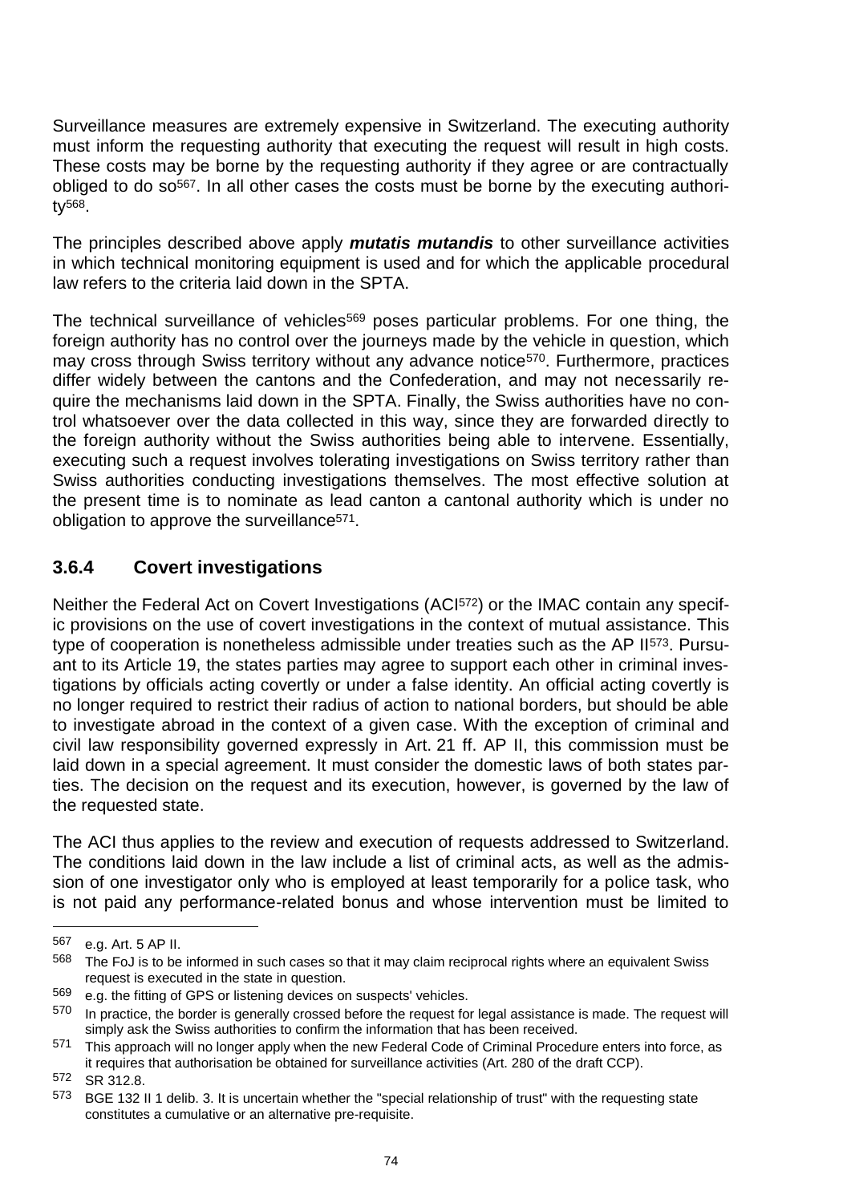Surveillance measures are extremely expensive in Switzerland. The executing authority must inform the requesting authority that executing the request will result in high costs. These costs may be borne by the requesting authority if they agree or are contractually obliged to do so[567]. In all other cases the costs must be borne by the executing authority[568].

The principles described above apply ***mutatis mutandis*** to other surveillance activities in which technical monitoring equipment is used and for which the applicable procedural law refers to the criteria laid down in the SPTA.

The technical surveillance of vehicles[569] poses particular problems. For one thing, the foreign authority has no control over the journeys made by the vehicle in question, which may cross through Swiss territory without any advance notice[570]. Furthermore, practices differ widely between the cantons and the Confederation, and may not necessarily require the mechanisms laid down in the SPTA. Finally, the Swiss authorities have no control whatsoever over the data collected in this way, since they are forwarded directly to the foreign authority without the Swiss authorities being able to intervene. Essentially, executing such a request involves tolerating investigations on Swiss territory rather than Swiss authorities conducting investigations themselves. The most effective solution at the present time is to nominate as lead canton a cantonal authority which is under no obligation to approve the surveillance[571].

### 3.6.4 Covert investigations

Neither the Federal Act on Covert Investigations (ACI[572]) or the IMAC contain any specific provisions on the use of covert investigations in the context of mutual assistance. This type of cooperation is nonetheless admissible under treaties such as the AP II[573]. Pursuant to its Article 19, the states parties may agree to support each other in criminal investigations by officials acting covertly or under a false identity. An official acting covertly is no longer required to restrict their radius of action to national borders, but should be able to investigate abroad in the context of a given case. With the exception of criminal and civil law responsibility governed expressly in Art. 21 ff. AP II, this commission must be laid down in a special agreement. It must consider the domestic laws of both states parties. The decision on the request and its execution, however, is governed by the law of the requested state.

The ACI thus applies to the review and execution of requests addressed to Switzerland. The conditions laid down in the law include a list of criminal acts, as well as the admission of one investigator only who is employed at least temporarily for a police task, who is not paid any performance-related bonus and whose intervention must be limited to

---

567 e.g. Art. 5 AP II.

568 The FoJ is to be informed in such cases so that it may claim reciprocal rights where an equivalent Swiss request is executed in the state in question.

569 e.g. the fitting of GPS or listening devices on suspects' vehicles.

570 In practice, the border is generally crossed before the request for legal assistance is made. The request will simply ask the Swiss authorities to confirm the information that has been received.

571 This approach will no longer apply when the new Federal Code of Criminal Procedure enters into force, as it requires that authorisation be obtained for surveillance activities (Art. 280 of the draft CCP).

572 SR 312.8.

573 BGE 132 II 1 delib. 3. It is uncertain whether the "special relationship of trust" with the requesting state constitutes a cumulative or an alternative pre-requisite.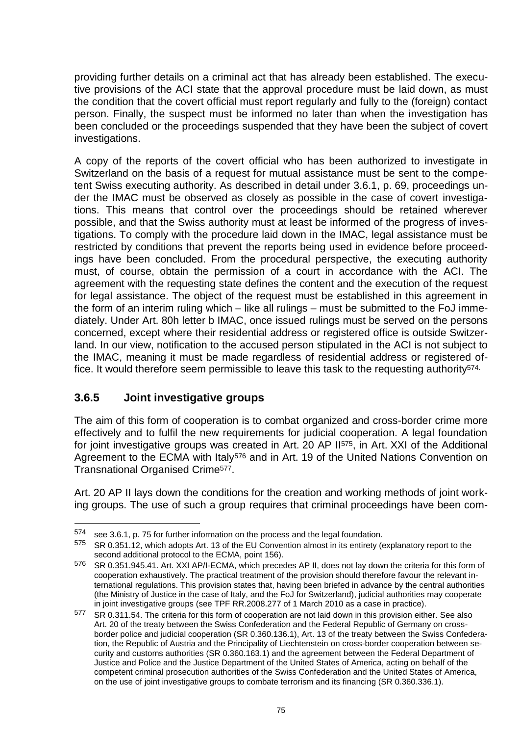providing further details on a criminal act that has already been established. The executive provisions of the ACI state that the approval procedure must be laid down, as must the condition that the covert official must report regularly and fully to the (foreign) contact person. Finally, the suspect must be informed no later than when the investigation has been concluded or the proceedings suspended that they have been the subject of covert investigations.

A copy of the reports of the covert official who has been authorized to investigate in Switzerland on the basis of a request for mutual assistance must be sent to the competent Swiss executing authority. As described in detail under 3.6.1, p. 69, proceedings under the IMAC must be observed as closely as possible in the case of covert investigations. This means that control over the proceedings should be retained wherever possible, and that the Swiss authority must at least be informed of the progress of investigations. To comply with the procedure laid down in the IMAC, legal assistance must be restricted by conditions that prevent the reports being used in evidence before proceedings have been concluded. From the procedural perspective, the executing authority must, of course, obtain the permission of a court in accordance with the ACI. The agreement with the requesting state defines the content and the execution of the request for legal assistance. The object of the request must be established in this agreement in the form of an interim ruling which – like all rulings – must be submitted to the FoJ immediately. Under Art. 80h letter b IMAC, once issued rulings must be served on the persons concerned, except where their residential address or registered office is outside Switzerland. In our view, notification to the accused person stipulated in the ACI is not subject to the IMAC, meaning it must be made regardless of residential address or registered office. It would therefore seem permissible to leave this task to the requesting authority[574].

### 3.6.5 Joint investigative groups

The aim of this form of cooperation is to combat organized and cross-border crime more effectively and to fulfil the new requirements for judicial cooperation. A legal foundation for joint investigative groups was created in Art. 20 AP II[575], in Art. XXI of the Additional Agreement to the ECMA with Italy[576] and in Art. 19 of the United Nations Convention on Transnational Organised Crime[577].

Art. 20 AP II lays down the conditions for the creation and working methods of joint working groups. The use of such a group requires that criminal proceedings have been com-

---

574 see 3.6.1, p. 75 for further information on the process and the legal foundation.

575 SR 0.351.12, which adopts Art. 13 of the EU Convention almost in its entirety (explanatory report to the second additional protocol to the ECMA, point 156).

576 SR 0.351.945.41. Art. XXI AP/I-ECMA, which precedes AP II, does not lay down the criteria for this form of cooperation exhaustively. The practical treatment of the provision should therefore favour the relevant international regulations. This provision states that, having been briefed in advance by the central authorities (the Ministry of Justice in the case of Italy, and the FoJ for Switzerland), judicial authorities may cooperate in joint investigative groups (see TPF RR.2008.277 of 1 March 2010 as a case in practice).

577 SR 0.311.54. The criteria for this form of cooperation are not laid down in this provision either. See also Art. 20 of the treaty between the Swiss Confederation and the Federal Republic of Germany on cross-border police and judicial cooperation (SR 0.360.136.1), Art. 13 of the treaty between the Swiss Confederation, the Republic of Austria and the Principality of Liechtenstein on cross-border cooperation between security and customs authorities (SR 0.360.163.1) and the agreement between the Federal Department of Justice and Police and the Justice Department of the United States of America, acting on behalf of the competent criminal prosecution authorities of the Swiss Confederation and the United States of America, on the use of joint investigative groups to combate terrorism and its financing (SR 0.360.336.1).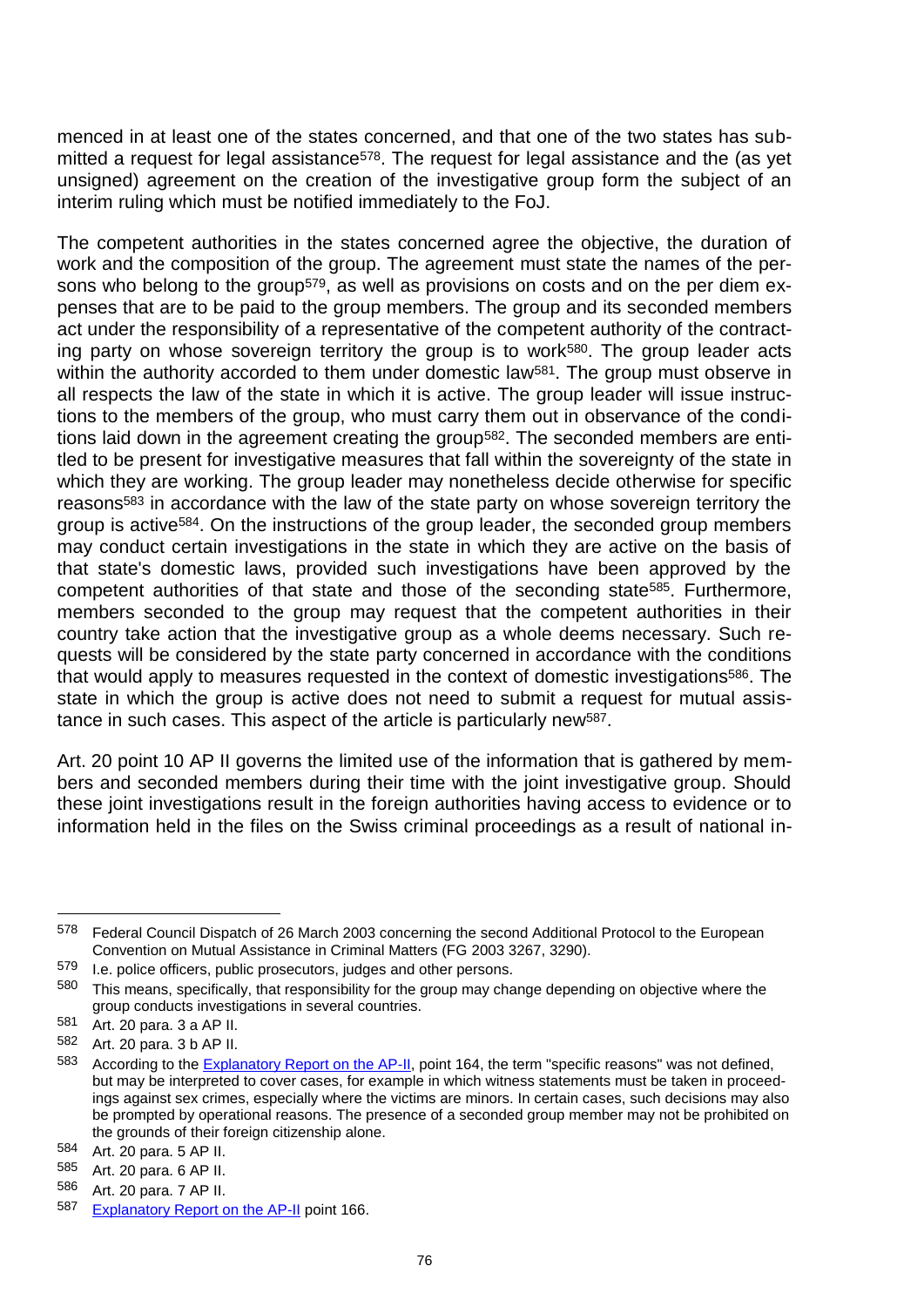menced in at least one of the states concerned, and that one of the two states has submitted a request for legal assistance[578]. The request for legal assistance and the (as yet unsigned) agreement on the creation of the investigative group form the subject of an interim ruling which must be notified immediately to the FoJ.

The competent authorities in the states concerned agree the objective, the duration of work and the composition of the group. The agreement must state the names of the persons who belong to the group[579], as well as provisions on costs and on the per diem expenses that are to be paid to the group members. The group and its seconded members act under the responsibility of a representative of the competent authority of the contracting party on whose sovereign territory the group is to work[580]. The group leader acts within the authority accorded to them under domestic law[581]. The group must observe in all respects the law of the state in which it is active. The group leader will issue instructions to the members of the group, who must carry them out in observance of the conditions laid down in the agreement creating the group[582]. The seconded members are entitled to be present for investigative measures that fall within the sovereignty of the state in which they are working. The group leader may nonetheless decide otherwise for specific reasons[583] in accordance with the law of the state party on whose sovereign territory the group is active[584]. On the instructions of the group leader, the seconded group members may conduct certain investigations in the state in which they are active on the basis of that state's domestic laws, provided such investigations have been approved by the competent authorities of that state and those of the seconding state[585]. Furthermore, members seconded to the group may request that the competent authorities in their country take action that the investigative group as a whole deems necessary. Such requests will be considered by the state party concerned in accordance with the conditions that would apply to measures requested in the context of domestic investigations[586]. The state in which the group is active does not need to submit a request for mutual assistance in such cases. This aspect of the article is particularly new[587].

Art. 20 point 10 AP II governs the limited use of the information that is gathered by members and seconded members during their time with the joint investigative group. Should these joint investigations result in the foreign authorities having access to evidence or to information held in the files on the Swiss criminal proceedings as a result of national in-

---

578 Federal Council Dispatch of 26 March 2003 concerning the second Additional Protocol to the European Convention on Mutual Assistance in Criminal Matters (FG 2003 3267, 3290).

579 I.e. police officers, public prosecutors, judges and other persons.

580 This means, specifically, that responsibility for the group may change depending on objective where the group conducts investigations in several countries.

581 Art. 20 para. 3 a AP II.

582 Art. 20 para. 3 b AP II.

583 According to the Explanatory Report on the AP-II, point 164, the term "specific reasons" was not defined, but may be interpreted to cover cases, for example in which witness statements must be taken in proceedings against sex crimes, especially where the victims are minors. In certain cases, such decisions may also be prompted by operational reasons. The presence of a seconded group member may not be prohibited on the grounds of their foreign citizenship alone.

584 Art. 20 para. 5 AP II.

585 Art. 20 para. 6 AP II.

586 Art. 20 para. 7 AP II.

587 Explanatory Report on the AP-II point 166.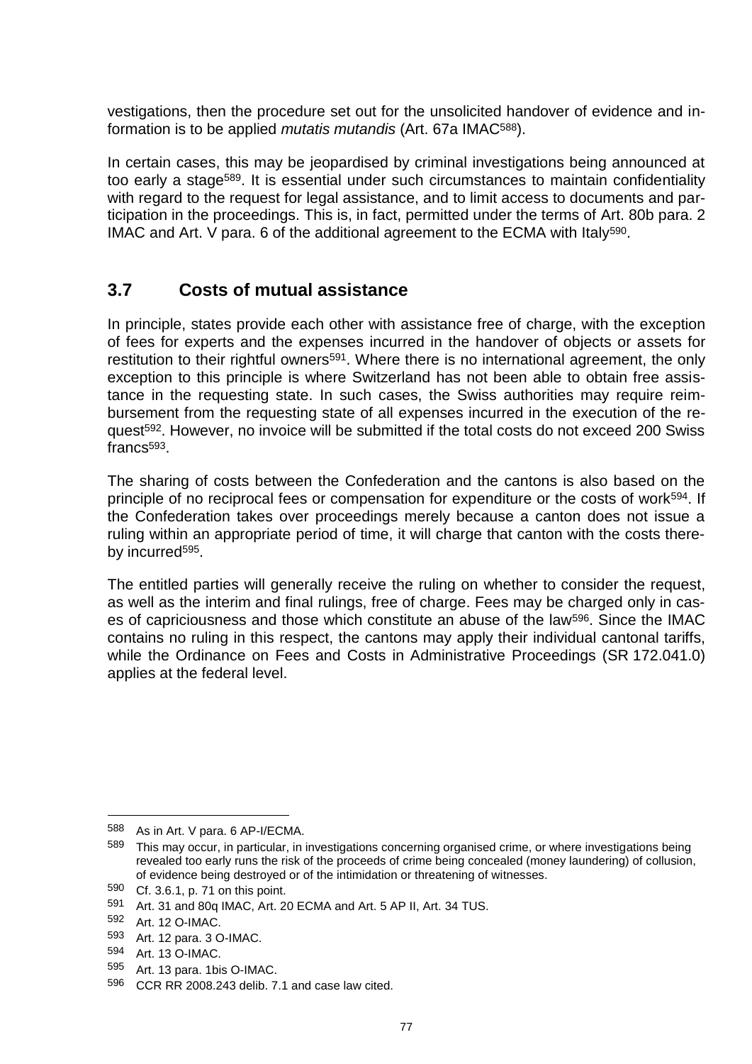vestigations, then the procedure set out for the unsolicited handover of evidence and information is to be applied *mutatis mutandis* (Art. 67a IMAC[588]).

In certain cases, this may be jeopardised by criminal investigations being announced at too early a stage[589]. It is essential under such circumstances to maintain confidentiality with regard to the request for legal assistance, and to limit access to documents and participation in the proceedings. This is, in fact, permitted under the terms of Art. 80b para. 2 IMAC and Art. V para. 6 of the additional agreement to the ECMA with Italy[590].

## 3.7 Costs of mutual assistance

In principle, states provide each other with assistance free of charge, with the exception of fees for experts and the expenses incurred in the handover of objects or assets for restitution to their rightful owners[591]. Where there is no international agreement, the only exception to this principle is where Switzerland has not been able to obtain free assistance in the requesting state. In such cases, the Swiss authorities may require reimbursement from the requesting state of all expenses incurred in the execution of the request[592]. However, no invoice will be submitted if the total costs do not exceed 200 Swiss francs[593].

The sharing of costs between the Confederation and the cantons is also based on the principle of no reciprocal fees or compensation for expenditure or the costs of work[594]. If the Confederation takes over proceedings merely because a canton does not issue a ruling within an appropriate period of time, it will charge that canton with the costs thereby incurred[595].

The entitled parties will generally receive the ruling on whether to consider the request, as well as the interim and final rulings, free of charge. Fees may be charged only in cases of capriciousness and those which constitute an abuse of the law[596]. Since the IMAC contains no ruling in this respect, the cantons may apply their individual cantonal tariffs, while the Ordinance on Fees and Costs in Administrative Proceedings (SR 172.041.0) applies at the federal level.

---

588 As in Art. V para. 6 AP-I/ECMA.

589 This may occur, in particular, in investigations concerning organised crime, or where investigations being revealed too early runs the risk of the proceeds of crime being concealed (money laundering) of collusion, of evidence being destroyed or of the intimidation or threatening of witnesses.

590 Cf. 3.6.1, p. 71 on this point.

591 Art. 31 and 80q IMAC, Art. 20 ECMA and Art. 5 AP II, Art. 34 TUS.

592 Art. 12 O-IMAC.

593 Art. 12 para. 3 O-IMAC.

594 Art. 13 O-IMAC.

595 Art. 13 para. 1bis O-IMAC.

596 CCR RR 2008.243 delib. 7.1 and case law cited.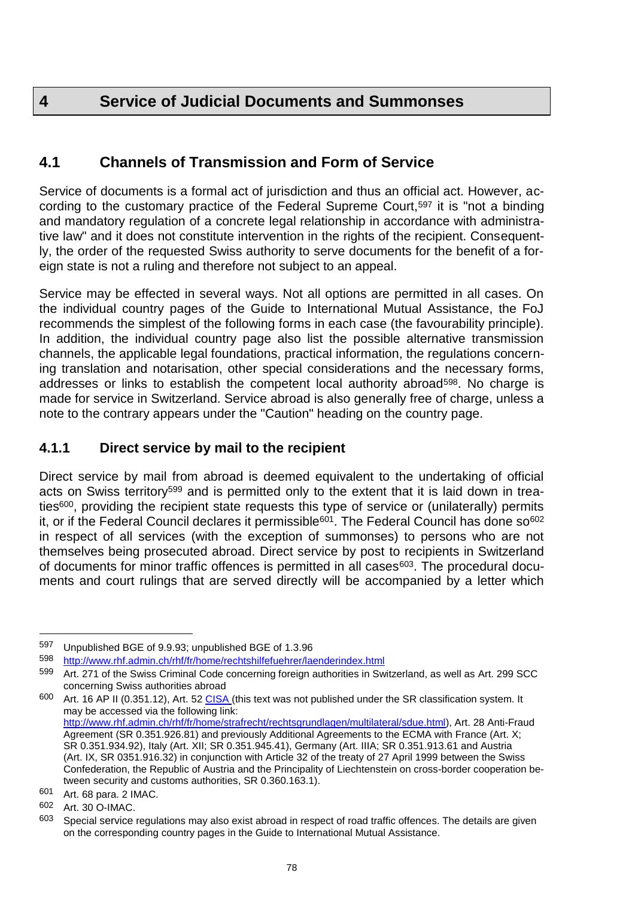# 4 Service of Judicial Documents and Summonses

## 4.1 Channels of Transmission and Form of Service

Service of documents is a formal act of jurisdiction and thus an official act. However, according to the customary practice of the Federal Supreme Court,[597] it is "not a binding and mandatory regulation of a concrete legal relationship in accordance with administrative law" and it does not constitute intervention in the rights of the recipient. Consequently, the order of the requested Swiss authority to serve documents for the benefit of a foreign state is not a ruling and therefore not subject to an appeal.

Service may be effected in several ways. Not all options are permitted in all cases. On the individual country pages of the Guide to International Mutual Assistance, the FoJ recommends the simplest of the following forms in each case (the favourability principle). In addition, the individual country page also list the possible alternative transmission channels, the applicable legal foundations, practical information, the regulations concerning translation and notarisation, other special considerations and the necessary forms, addresses or links to establish the competent local authority abroad[598]. No charge is made for service in Switzerland. Service abroad is also generally free of charge, unless a note to the contrary appears under the "Caution" heading on the country page.

### 4.1.1 Direct service by mail to the recipient

Direct service by mail from abroad is deemed equivalent to the undertaking of official acts on Swiss territory[599] and is permitted only to the extent that it is laid down in treaties[600], providing the recipient state requests this type of service or (unilaterally) permits it, or if the Federal Council declares it permissible[601]. The Federal Council has done so[602] in respect of all services (with the exception of summonses) to persons who are not themselves being prosecuted abroad. Direct service by post to recipients in Switzerland of documents for minor traffic offences is permitted in all cases[603]. The procedural documents and court rulings that are served directly will be accompanied by a letter which

---

[597] Unpublished BGE of 9.9.93; unpublished BGE of 1.3.96

[598] http://www.rhf.admin.ch/rhf/fr/home/rechtshilfefuehrer/laenderindex.html

[599] Art. 271 of the Swiss Criminal Code concerning foreign authorities in Switzerland, as well as Art. 299 SCC concerning Swiss authorities abroad

[600] Art. 16 AP II (0.351.12), Art. 52 CISA (this text was not published under the SR classification system. It may be accessed via the following link: http://www.rhf.admin.ch/rhf/fr/home/strafrecht/rechtsgrundlagen/multilateral/sdue.html), Art. 28 Anti-Fraud Agreement (SR 0.351.926.81) and previously Additional Agreements to the ECMA with France (Art. X; SR 0.351.934.92), Italy (Art. XII; SR 0.351.945.41), Germany (Art. IIIA; SR 0.351.913.61 and Austria (Art. IX, SR 0351.916.32) in conjunction with Article 32 of the treaty of 27 April 1999 between the Swiss Confederation, the Republic of Austria and the Principality of Liechtenstein on cross-border cooperation between security and customs authorities, SR 0.360.163.1).

[601] Art. 68 para. 2 IMAC.

[602] Art. 30 O-IMAC.

[603] Special service regulations may also exist abroad in respect of road traffic offences. The details are given on the corresponding country pages in the Guide to International Mutual Assistance.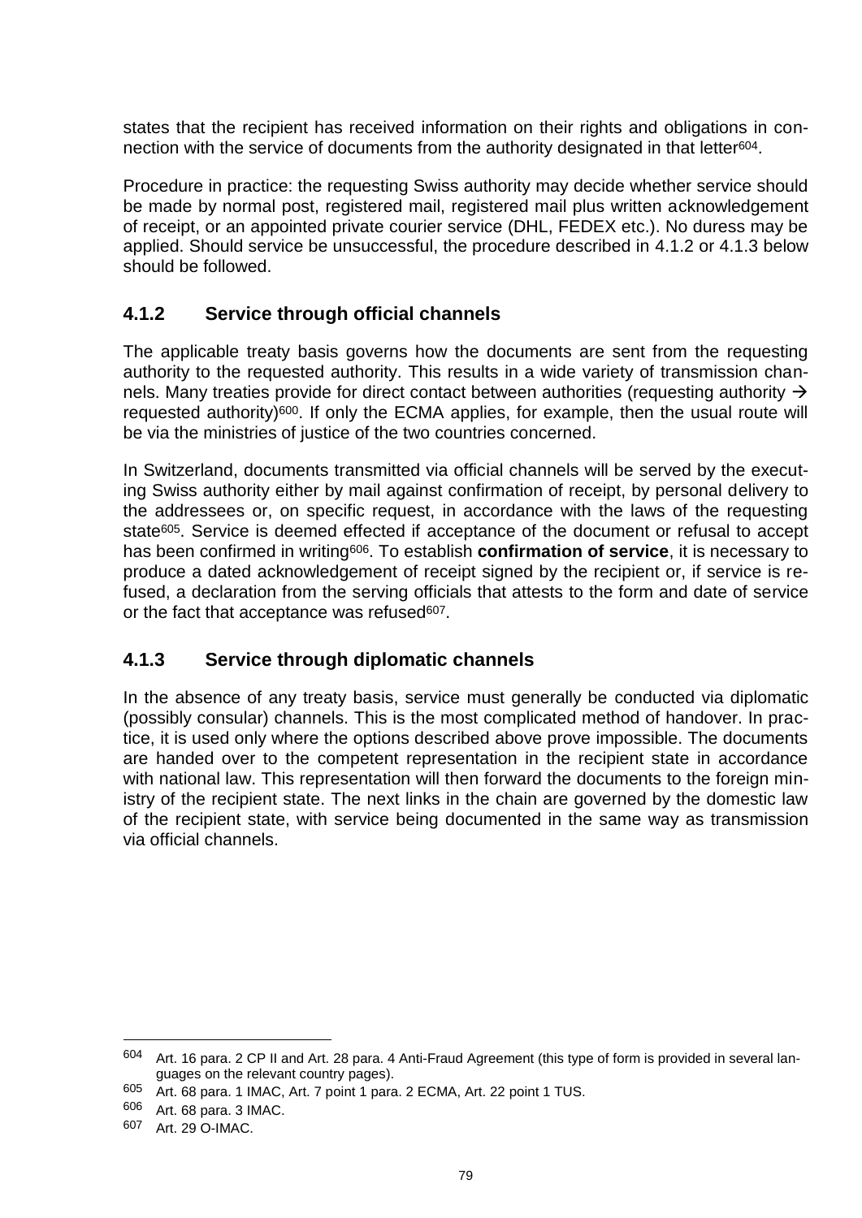states that the recipient has received information on their rights and obligations in connection with the service of documents from the authority designated in that letter[604].

Procedure in practice: the requesting Swiss authority may decide whether service should be made by normal post, registered mail, registered mail plus written acknowledgement of receipt, or an appointed private courier service (DHL, FEDEX etc.). No duress may be applied. Should service be unsuccessful, the procedure described in 4.1.2 or 4.1.3 below should be followed.

### 4.1.2 Service through official channels

The applicable treaty basis governs how the documents are sent from the requesting authority to the requested authority. This results in a wide variety of transmission channels. Many treaties provide for direct contact between authorities (requesting authority → requested authority)[600]. If only the ECMA applies, for example, then the usual route will be via the ministries of justice of the two countries concerned.

In Switzerland, documents transmitted via official channels will be served by the executing Swiss authority either by mail against confirmation of receipt, by personal delivery to the addressees or, on specific request, in accordance with the laws of the requesting state[605]. Service is deemed effected if acceptance of the document or refusal to accept has been confirmed in writing[606]. To establish **confirmation of service**, it is necessary to produce a dated acknowledgement of receipt signed by the recipient or, if service is refused, a declaration from the serving officials that attests to the form and date of service or the fact that acceptance was refused[607].

### 4.1.3 Service through diplomatic channels

In the absence of any treaty basis, service must generally be conducted via diplomatic (possibly consular) channels. This is the most complicated method of handover. In practice, it is used only where the options described above prove impossible. The documents are handed over to the competent representation in the recipient state in accordance with national law. This representation will then forward the documents to the foreign ministry of the recipient state. The next links in the chain are governed by the domestic law of the recipient state, with service being documented in the same way as transmission via official channels.

---

[604] Art. 16 para. 2 CP II and Art. 28 para. 4 Anti-Fraud Agreement (this type of form is provided in several languages on the relevant country pages).

[605] Art. 68 para. 1 IMAC, Art. 7 point 1 para. 2 ECMA, Art. 22 point 1 TUS.

[606] Art. 68 para. 3 IMAC.

[607] Art. 29 O-IMAC.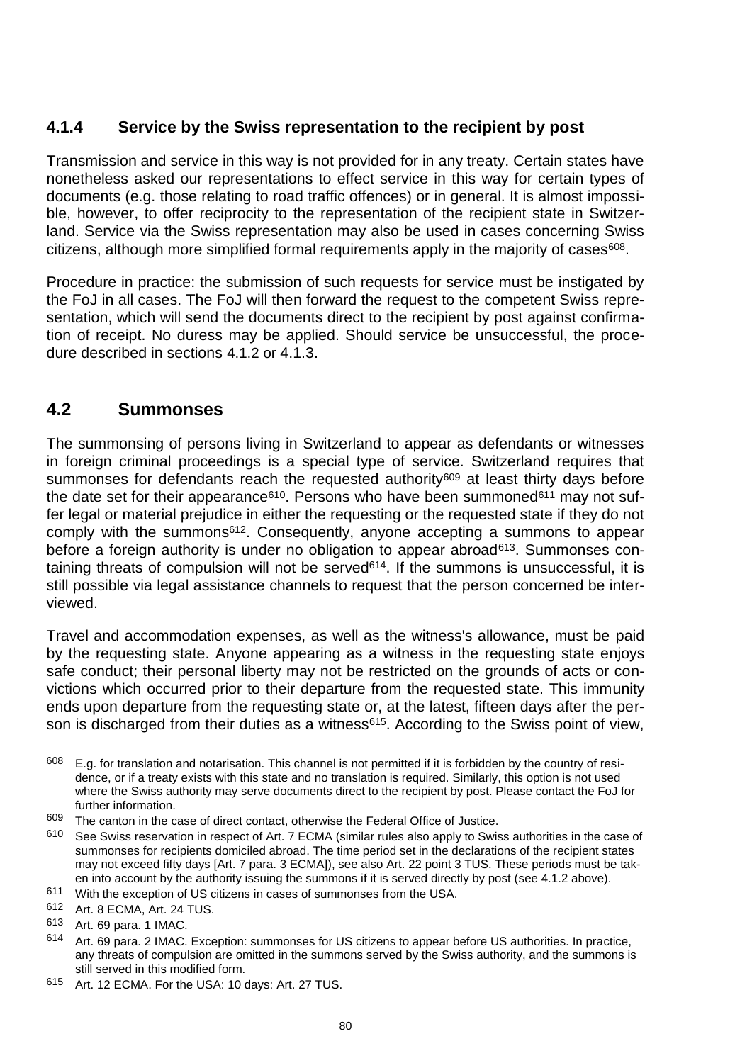### 4.1.4 Service by the Swiss representation to the recipient by post

Transmission and service in this way is not provided for in any treaty. Certain states have nonetheless asked our representations to effect service in this way for certain types of documents (e.g. those relating to road traffic offences) or in general. It is almost impossible, however, to offer reciprocity to the representation of the recipient state in Switzerland. Service via the Swiss representation may also be used in cases concerning Swiss citizens, although more simplified formal requirements apply in the majority of cases[608].

Procedure in practice: the submission of such requests for service must be instigated by the FoJ in all cases. The FoJ will then forward the request to the competent Swiss representation, which will send the documents direct to the recipient by post against confirmation of receipt. No duress may be applied. Should service be unsuccessful, the procedure described in sections 4.1.2 or 4.1.3.

## 4.2 Summonses

The summonsing of persons living in Switzerland to appear as defendants or witnesses in foreign criminal proceedings is a special type of service. Switzerland requires that summonses for defendants reach the requested authority[609] at least thirty days before the date set for their appearance[610]. Persons who have been summoned[611] may not suffer legal or material prejudice in either the requesting or the requested state if they do not comply with the summons[612]. Consequently, anyone accepting a summons to appear before a foreign authority is under no obligation to appear abroad[613]. Summonses containing threats of compulsion will not be served[614]. If the summons is unsuccessful, it is still possible via legal assistance channels to request that the person concerned be interviewed.

Travel and accommodation expenses, as well as the witness's allowance, must be paid by the requesting state. Anyone appearing as a witness in the requesting state enjoys safe conduct; their personal liberty may not be restricted on the grounds of acts or convictions which occurred prior to their departure from the requested state. This immunity ends upon departure from the requesting state or, at the latest, fifteen days after the person is discharged from their duties as a witness[615]. According to the Swiss point of view,

---

[608] E.g. for translation and notarisation. This channel is not permitted if it is forbidden by the country of residence, or if a treaty exists with this state and no translation is required. Similarly, this option is not used where the Swiss authority may serve documents direct to the recipient by post. Please contact the FoJ for further information.

[609] The canton in the case of direct contact, otherwise the Federal Office of Justice.

[610] See Swiss reservation in respect of Art. 7 ECMA (similar rules also apply to Swiss authorities in the case of summonses for recipients domiciled abroad. The time period set in the declarations of the recipient states may not exceed fifty days [Art. 7 para. 3 ECMA]), see also Art. 22 point 3 TUS. These periods must be taken into account by the authority issuing the summons if it is served directly by post (see 4.1.2 above).

[611] With the exception of US citizens in cases of summonses from the USA.

[612] Art. 8 ECMA, Art. 24 TUS.

[613] Art. 69 para. 1 IMAC.

[614] Art. 69 para. 2 IMAC. Exception: summonses for US citizens to appear before US authorities. In practice, any threats of compulsion are omitted in the summons served by the Swiss authority, and the summons is still served in this modified form.

[615] Art. 12 ECMA. For the USA: 10 days: Art. 27 TUS.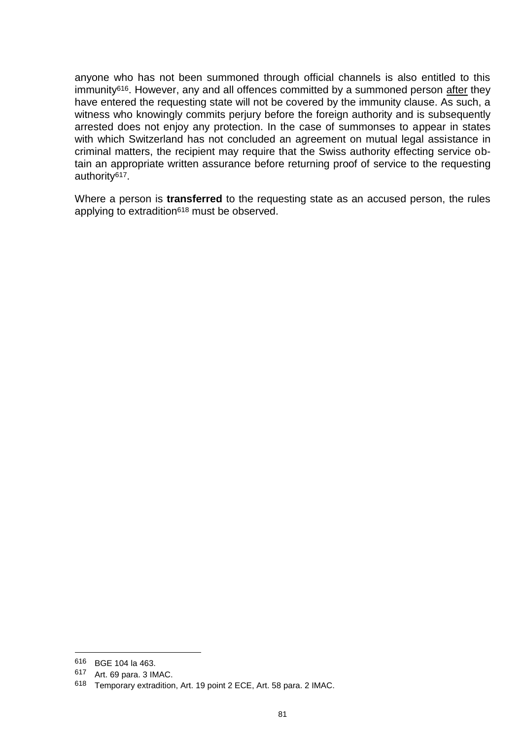anyone who has not been summoned through official channels is also entitled to this immunity[616]. However, any and all offences committed by a summoned person after they have entered the requesting state will not be covered by the immunity clause. As such, a witness who knowingly commits perjury before the foreign authority and is subsequently arrested does not enjoy any protection. In the case of summonses to appear in states with which Switzerland has not concluded an agreement on mutual legal assistance in criminal matters, the recipient may require that the Swiss authority effecting service obtain an appropriate written assurance before returning proof of service to the requesting authority[617].

Where a person is **transferred** to the requesting state as an accused person, the rules applying to extradition[618] must be observed.

---

[616] BGE 104 Ia 463.

[617] Art. 69 para. 3 IMAC.

[618] Temporary extradition, Art. 19 point 2 ECE, Art. 58 para. 2 IMAC.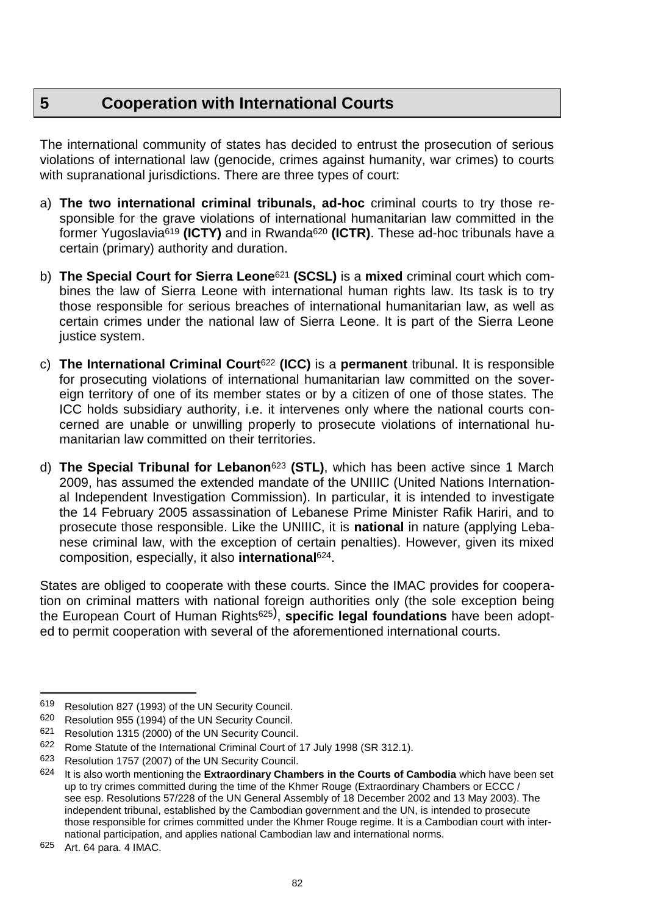## 5 Cooperation with International Courts

The international community of states has decided to entrust the prosecution of serious violations of international law (genocide, crimes against humanity, war crimes) to courts with supranational jurisdictions. There are three types of court:

a) **The two international criminal tribunals, ad-hoc** criminal courts to try those responsible for the grave violations of international humanitarian law committed in the former Yugoslavia[619] **(ICTY)** and in Rwanda[620] **(ICTR)**. These ad-hoc tribunals have a certain (primary) authority and duration.

b) **The Special Court for Sierra Leone**[621] **(SCSL)** is a **mixed** criminal court which combines the law of Sierra Leone with international human rights law. Its task is to try those responsible for serious breaches of international humanitarian law, as well as certain crimes under the national law of Sierra Leone. It is part of the Sierra Leone justice system.

c) **The International Criminal Court**[622] **(ICC)** is a **permanent** tribunal. It is responsible for prosecuting violations of international humanitarian law committed on the sovereign territory of one of its member states or by a citizen of one of those states. The ICC holds subsidiary authority, i.e. it intervenes only where the national courts concerned are unable or unwilling properly to prosecute violations of international humanitarian law committed on their territories.

d) **The Special Tribunal for Lebanon**[623] **(STL)**, which has been active since 1 March 2009, has assumed the extended mandate of the UNIIIC (United Nations International Independent Investigation Commission). In particular, it is intended to investigate the 14 February 2005 assassination of Lebanese Prime Minister Rafik Hariri, and to prosecute those responsible. Like the UNIIIC, it is **national** in nature (applying Lebanese criminal law, with the exception of certain penalties). However, given its mixed composition, especially, it also **international**[624].

States are obliged to cooperate with these courts. Since the IMAC provides for cooperation on criminal matters with national foreign authorities only (the sole exception being the European Court of Human Rights[625]), **specific legal foundations** have been adopted to permit cooperation with several of the aforementioned international courts.

---

619 Resolution 827 (1993) of the UN Security Council.

620 Resolution 955 (1994) of the UN Security Council.

621 Resolution 1315 (2000) of the UN Security Council.

622 Rome Statute of the International Criminal Court of 17 July 1998 (SR 312.1).

623 Resolution 1757 (2007) of the UN Security Council.

624 It is also worth mentioning the **Extraordinary Chambers in the Courts of Cambodia** which have been set up to try crimes committed during the time of the Khmer Rouge (Extraordinary Chambers or ECCC / see esp. Resolutions 57/228 of the UN General Assembly of 18 December 2002 and 13 May 2003). The independent tribunal, established by the Cambodian government and the UN, is intended to prosecute those responsible for crimes committed under the Khmer Rouge regime. It is a Cambodian court with international participation, and applies national Cambodian law and international norms.

625 Art. 64 para. 4 IMAC.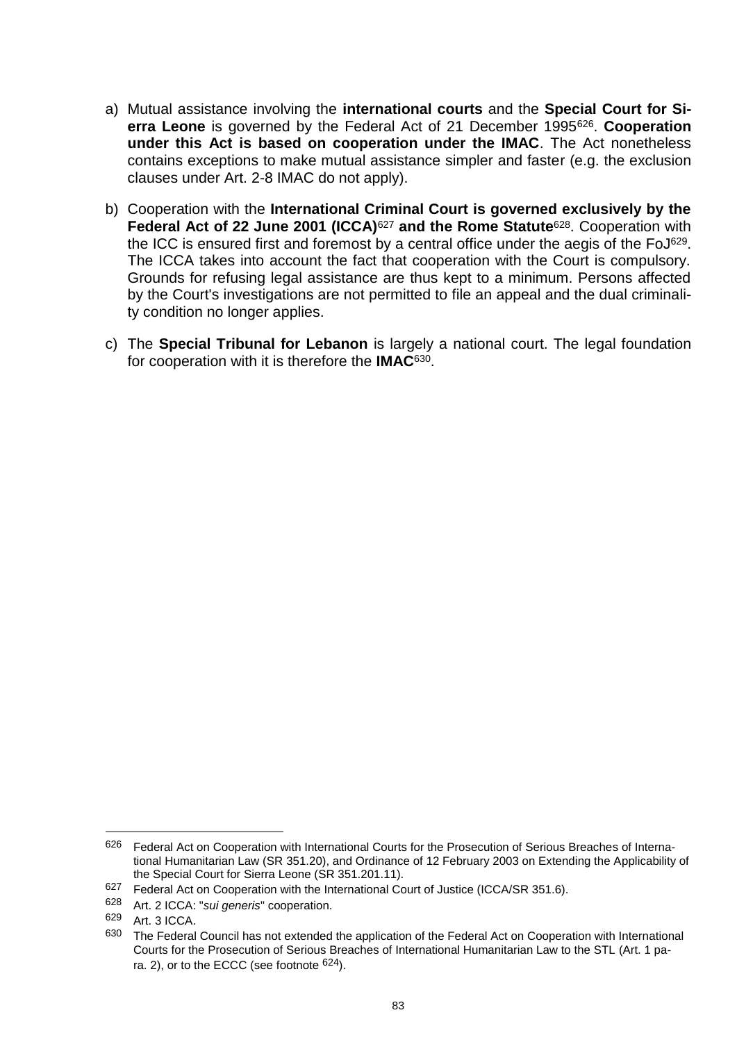a) Mutual assistance involving the **international courts** and the **Special Court for Sierra Leone** is governed by the Federal Act of 21 December 1995[626]. **Cooperation under this Act is based on cooperation under the IMAC**. The Act nonetheless contains exceptions to make mutual assistance simpler and faster (e.g. the exclusion clauses under Art. 2-8 IMAC do not apply).

b) Cooperation with the **International Criminal Court is governed exclusively by the Federal Act of 22 June 2001 (ICCA)**[627] **and the Rome Statute**[628]. Cooperation with the ICC is ensured first and foremost by a central office under the aegis of the FoJ[629]. The ICCA takes into account the fact that cooperation with the Court is compulsory. Grounds for refusing legal assistance are thus kept to a minimum. Persons affected by the Court's investigations are not permitted to file an appeal and the dual criminality condition no longer applies.

c) The **Special Tribunal for Lebanon** is largely a national court. The legal foundation for cooperation with it is therefore the **IMAC**[630].

---

[626] Federal Act on Cooperation with International Courts for the Prosecution of Serious Breaches of International Humanitarian Law (SR 351.20), and Ordinance of 12 February 2003 on Extending the Applicability of the Special Court for Sierra Leone (SR 351.201.11).

[627] Federal Act on Cooperation with the International Court of Justice (ICCA/SR 351.6).

[628] Art. 2 ICCA: "*sui generis*" cooperation.

[629] Art. 3 ICCA.

[630] The Federal Council has not extended the application of the Federal Act on Cooperation with International Courts for the Prosecution of Serious Breaches of International Humanitarian Law to the STL (Art. 1 para. 2), or to the ECCC (see footnote [624]).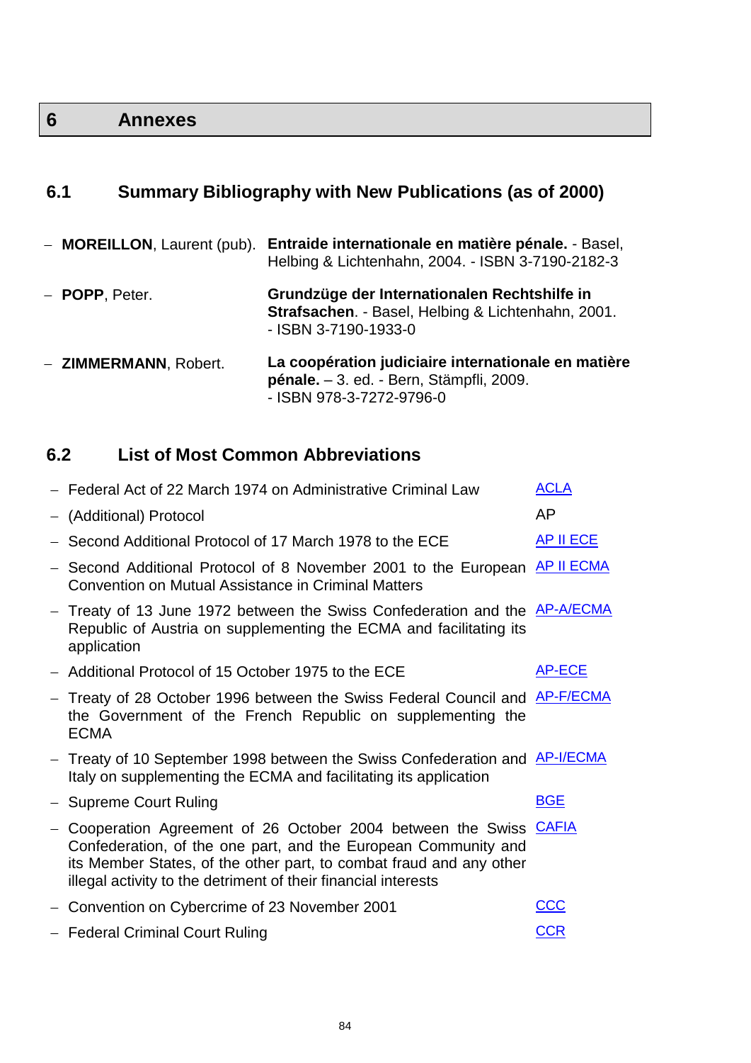# 6 Annexes

## 6.1 Summary Bibliography with New Publications (as of 2000)

- **MOREILLON**, Laurent (pub). **Entraide internationale en matière pénale.** - Basel, Helbing & Lichtenhahn, 2004. - ISBN 3-7190-2182-3
- **POPP**, Peter. **Grundzüge der Internationalen Rechtshilfe in Strafsachen**. - Basel, Helbing & Lichtenhahn, 2001. - ISBN 3-7190-1933-0
- **ZIMMERMANN**, Robert. **La coopération judiciaire internationale en matière pénale.** – 3. ed. - Bern, Stämpfli, 2009. - ISBN 978-3-7272-9796-0

## 6.2 List of Most Common Abbreviations

| Description | Abbreviation |
|---|---|
| Federal Act of 22 March 1974 on Administrative Criminal Law | ACLA |
| (Additional) Protocol | AP |
| Second Additional Protocol of 17 March 1978 to the ECE | AP II ECE |
| Second Additional Protocol of 8 November 2001 to the European Convention on Mutual Assistance in Criminal Matters | AP II ECMA |
| Treaty of 13 June 1972 between the Swiss Confederation and the Republic of Austria on supplementing the ECMA and facilitating its application | AP-A/ECMA |
| Additional Protocol of 15 October 1975 to the ECE | AP-ECE |
| Treaty of 28 October 1996 between the Swiss Federal Council and the Government of the French Republic on supplementing the ECMA | AP-F/ECMA |
| Treaty of 10 September 1998 between the Swiss Confederation and Italy on supplementing the ECMA and facilitating its application | AP-I/ECMA |
| Supreme Court Ruling | BGE |
| Cooperation Agreement of 26 October 2004 between the Swiss Confederation, of the one part, and the European Community and its Member States, of the other part, to combat fraud and any other illegal activity to the detriment of their financial interests | CAFIA |
| Convention on Cybercrime of 23 November 2001 | CCC |
| Federal Criminal Court Ruling | CCR |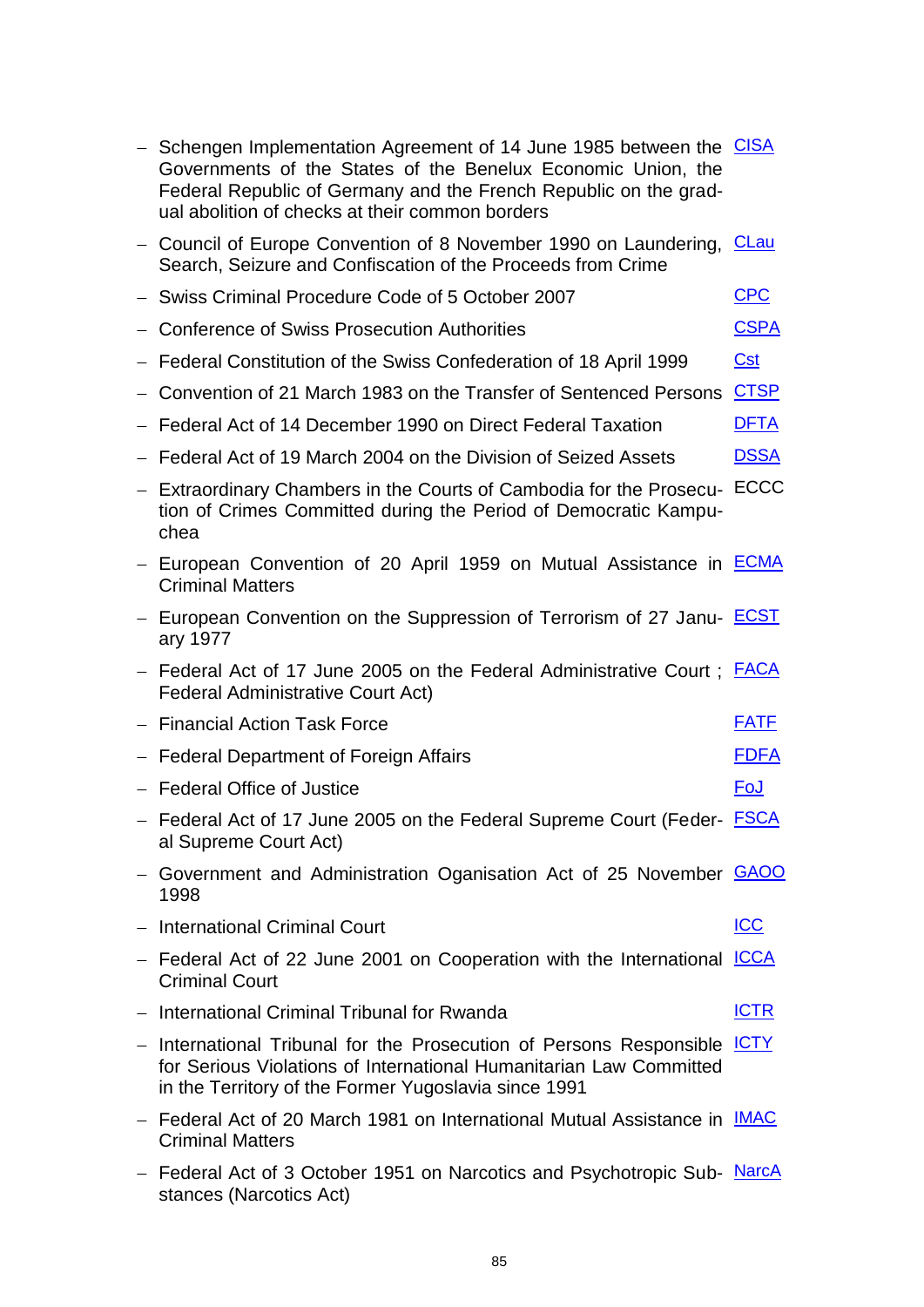- Schengen Implementation Agreement of 14 June 1985 between the Governments of the States of the Benelux Economic Union, the Federal Republic of Germany and the French Republic on the gradual abolition of checks at their common borders — CISA
- Council of Europe Convention of 8 November 1990 on Laundering, Search, Seizure and Confiscation of the Proceeds from Crime — CLau
- Swiss Criminal Procedure Code of 5 October 2007 — CPC
- Conference of Swiss Prosecution Authorities — CSPA
- Federal Constitution of the Swiss Confederation of 18 April 1999 — Cst
- Convention of 21 March 1983 on the Transfer of Sentenced Persons — CTSP
- Federal Act of 14 December 1990 on Direct Federal Taxation — DFTA
- Federal Act of 19 March 2004 on the Division of Seized Assets — DSSA
- Extraordinary Chambers in the Courts of Cambodia for the Prosecution of Crimes Committed during the Period of Democratic Kampuchea — ECCC
- European Convention of 20 April 1959 on Mutual Assistance in Criminal Matters — ECMA
- European Convention on the Suppression of Terrorism of 27 January 1977 — ECST
- Federal Act of 17 June 2005 on the Federal Administrative Court ; Federal Administrative Court Act) — FACA
- Financial Action Task Force — FATF
- Federal Department of Foreign Affairs — FDFA
- Federal Office of Justice — FoJ
- Federal Act of 17 June 2005 on the Federal Supreme Court (Federal Supreme Court Act) — FSCA
- Government and Administration Organisation Act of 25 November 1998 — GAOO
- International Criminal Court — ICC
- Federal Act of 22 June 2001 on Cooperation with the International Criminal Court — ICCA
- International Criminal Tribunal for Rwanda — ICTR
- International Tribunal for the Prosecution of Persons Responsible for Serious Violations of International Humanitarian Law Committed in the Territory of the Former Yugoslavia since 1991 — ICTY
- Federal Act of 20 March 1981 on International Mutual Assistance in Criminal Matters — IMAC
- Federal Act of 3 October 1951 on Narcotics and Psychotropic Substances (Narcotics Act) — NarcA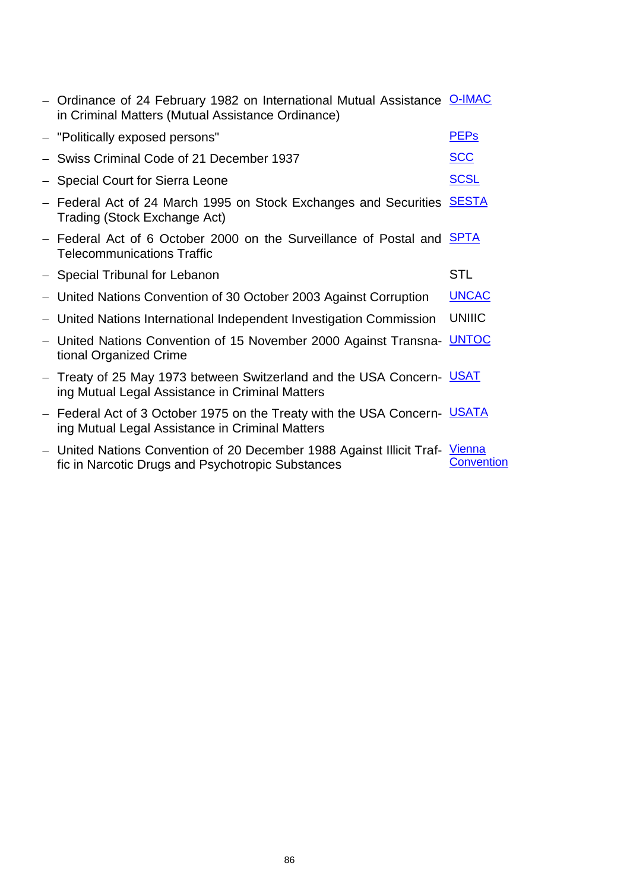- Ordinance of 24 February 1982 on International Mutual Assistance in Criminal Matters (Mutual Assistance Ordinance) — O-IMAC
- "Politically exposed persons" — PEPs
- Swiss Criminal Code of 21 December 1937 — SCC
- Special Court for Sierra Leone — SCSL
- Federal Act of 24 March 1995 on Stock Exchanges and Securities Trading (Stock Exchange Act) — SESTA
- Federal Act of 6 October 2000 on the Surveillance of Postal and Telecommunications Traffic — SPTA
- Special Tribunal for Lebanon — STL
- United Nations Convention of 30 October 2003 Against Corruption — UNCAC
- United Nations International Independent Investigation Commission — UNIIIC
- United Nations Convention of 15 November 2000 Against Transnational Organized Crime — UNTOC
- Treaty of 25 May 1973 between Switzerland and the USA Concerning Mutual Legal Assistance in Criminal Matters — USAT
- Federal Act of 3 October 1975 on the Treaty with the USA Concerning Mutual Legal Assistance in Criminal Matters — USATA
- United Nations Convention of 20 December 1988 Against Illicit Traffic in Narcotic Drugs and Psychotropic Substances — Vienna Convention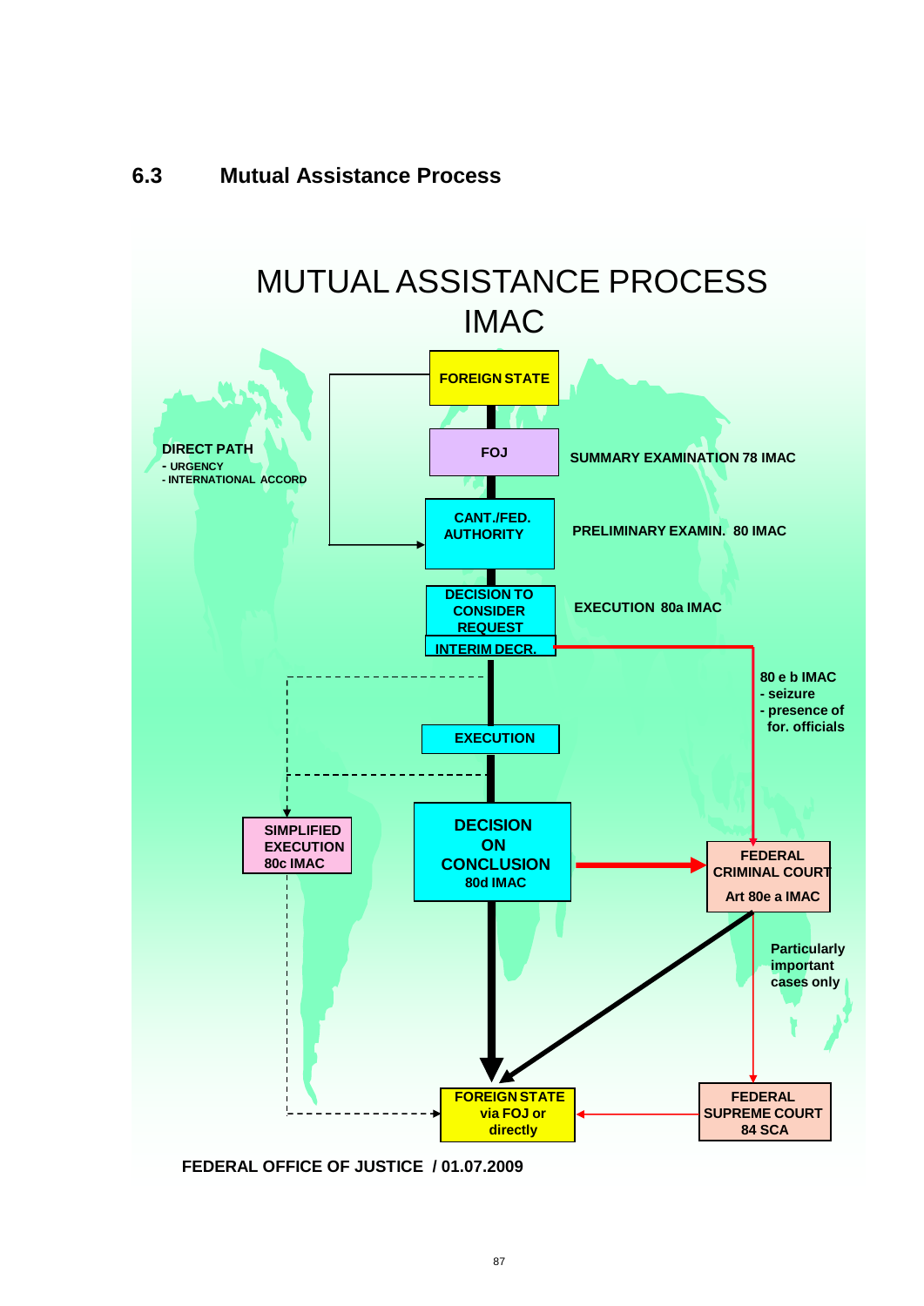## 6.3 Mutual Assistance Process

MUTUAL ASSISTANCE PROCESS
IMAC

FOREIGN STATE

FOJ — SUMMARY EXAMINATION 78 IMAC

DIRECT PATH
- URGENCY
- INTERNATIONAL ACCORD

CANT./FED. AUTHORITY — PRELIMINARY EXAMIN. 80 IMAC

DECISION TO CONSIDER REQUEST — EXECUTION 80a IMAC

INTERIM DECR.

80 e b IMAC
- seizure
- presence of for. officials

EXECUTION

SIMPLIFIED EXECUTION 80c IMAC

DECISION ON CONCLUSION 80d IMAC

FEDERAL CRIMINAL COURT Art 80e a IMAC

Particularly important cases only

FOREIGN STATE via FOJ or directly

FEDERAL SUPREME COURT 84 SCA

FEDERAL OFFICE OF JUSTICE / 01.07.2009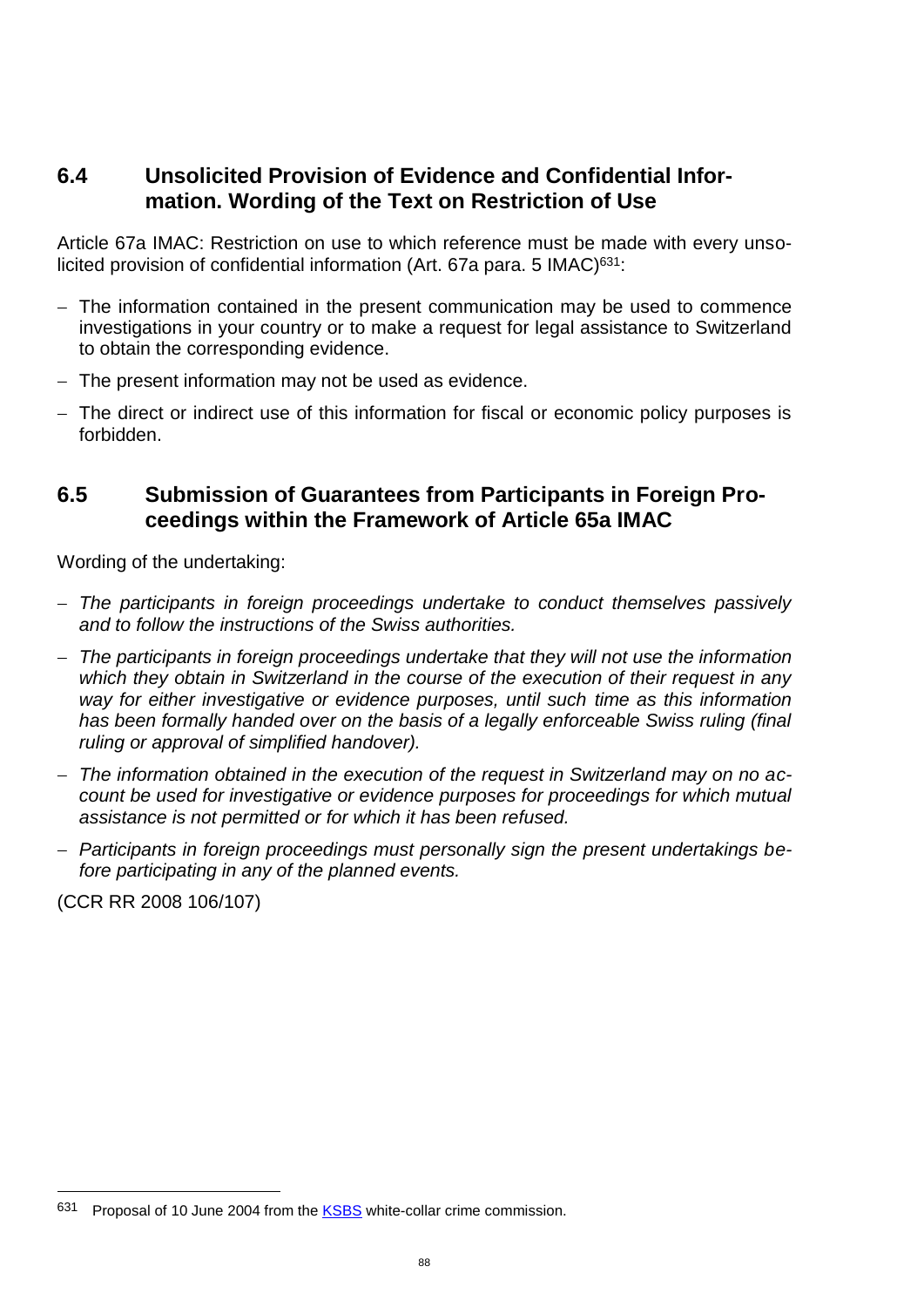## 6.4 Unsolicited Provision of Evidence and Confidential Information. Wording of the Text on Restriction of Use

Article 67a IMAC: Restriction on use to which reference must be made with every unsolicited provision of confidential information (Art. 67a para. 5 IMAC)[631]:

- The information contained in the present communication may be used to commence investigations in your country or to make a request for legal assistance to Switzerland to obtain the corresponding evidence.
- The present information may not be used as evidence.
- The direct or indirect use of this information for fiscal or economic policy purposes is forbidden.

## 6.5 Submission of Guarantees from Participants in Foreign Proceedings within the Framework of Article 65a IMAC

Wording of the undertaking:

- *The participants in foreign proceedings undertake to conduct themselves passively and to follow the instructions of the Swiss authorities.*
- *The participants in foreign proceedings undertake that they will not use the information which they obtain in Switzerland in the course of the execution of their request in any way for either investigative or evidence purposes, until such time as this information has been formally handed over on the basis of a legally enforceable Swiss ruling (final ruling or approval of simplified handover).*
- *The information obtained in the execution of the request in Switzerland may on no account be used for investigative or evidence purposes for proceedings for which mutual assistance is not permitted or for which it has been refused.*
- *Participants in foreign proceedings must personally sign the present undertakings before participating in any of the planned events.*

(CCR RR 2008 106/107)

---

[631] Proposal of 10 June 2004 from the KSBS white-collar crime commission.